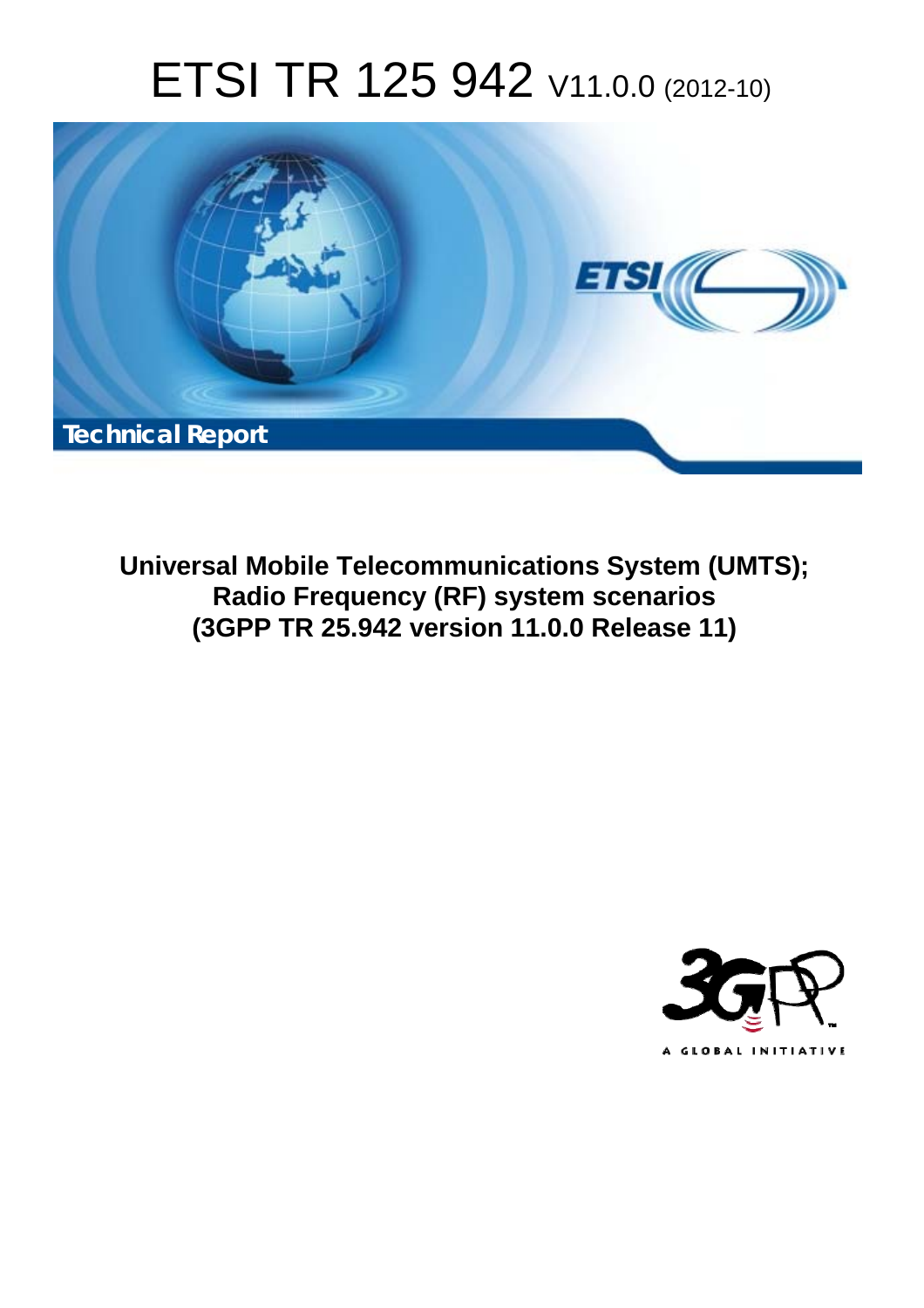# ETSI TR 125 942 V11.0.0 (2012-10)

**Technical Report**

**Universal Mobile Telecommunications System (UMTS); Radio Frequency (RF) system scenarios (3GPP TR 25.942 version 11.0.0 Release 11)**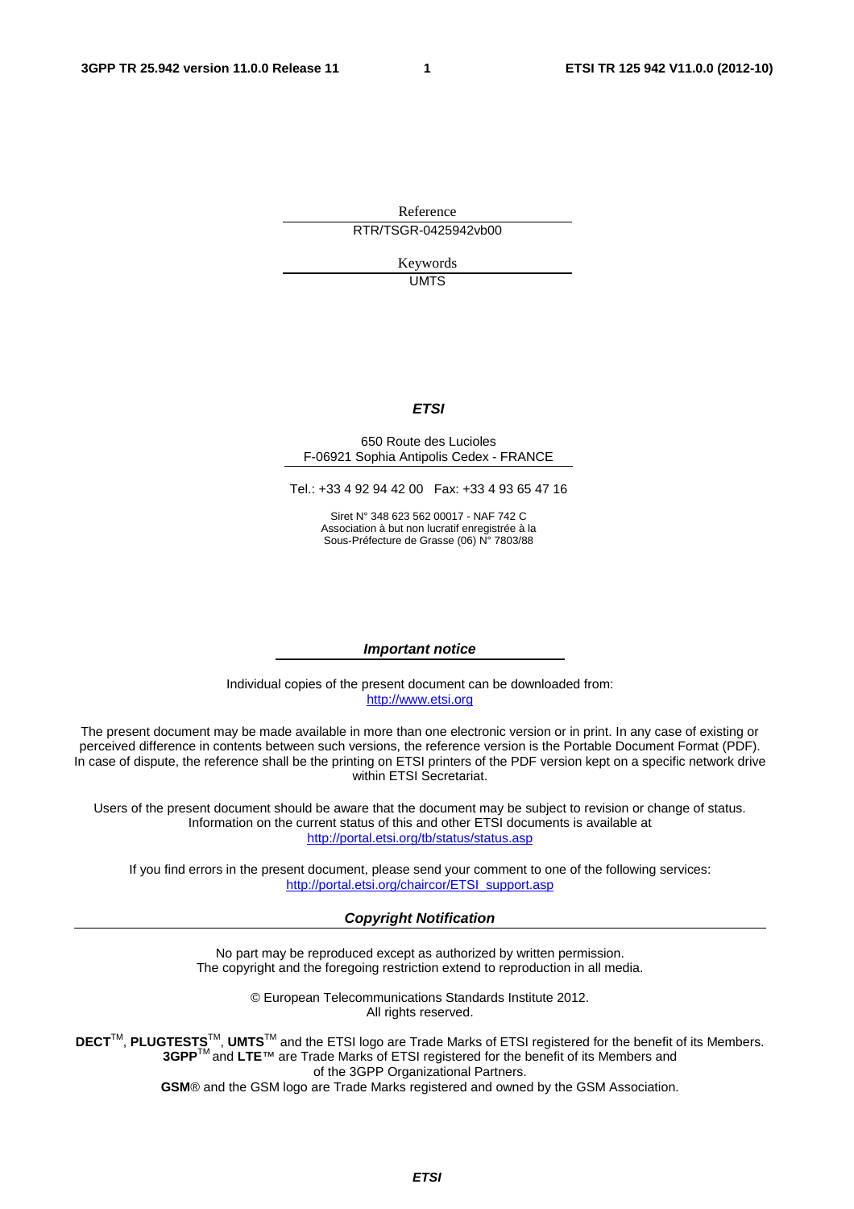Reference

RTR/TSGR-0425942vb00

Keywords

UMTS

***ETSI***

650 Route des Lucioles
F-06921 Sophia Antipolis Cedex - FRANCE

Tel.: +33 4 92 94 42 00 Fax: +33 4 93 65 47 16

Siret N° 348 623 562 00017 - NAF 742 C
Association à but non lucratif enregistrée à la
Sous-Préfecture de Grasse (06) N° 7803/88

***Important notice***

Individual copies of the present document can be downloaded from:
http://www.etsi.org

The present document may be made available in more than one electronic version or in print. In any case of existing or perceived difference in contents between such versions, the reference version is the Portable Document Format (PDF). In case of dispute, the reference shall be the printing on ETSI printers of the PDF version kept on a specific network drive within ETSI Secretariat.

Users of the present document should be aware that the document may be subject to revision or change of status. Information on the current status of this and other ETSI documents is available at
http://portal.etsi.org/tb/status/status.asp

If you find errors in the present document, please send your comment to one of the following services:
http://portal.etsi.org/chaircor/ETSI_support.asp

***Copyright Notification***

No part may be reproduced except as authorized by written permission.
The copyright and the foregoing restriction extend to reproduction in all media.

© European Telecommunications Standards Institute 2012.
All rights reserved.

**DECT**™, **PLUGTESTS**™, **UMTS**™ and the ETSI logo are Trade Marks of ETSI registered for the benefit of its Members.
**3GPP**™ and **LTE**™ are Trade Marks of ETSI registered for the benefit of its Members and
of the 3GPP Organizational Partners.
**GSM**® and the GSM logo are Trade Marks registered and owned by the GSM Association.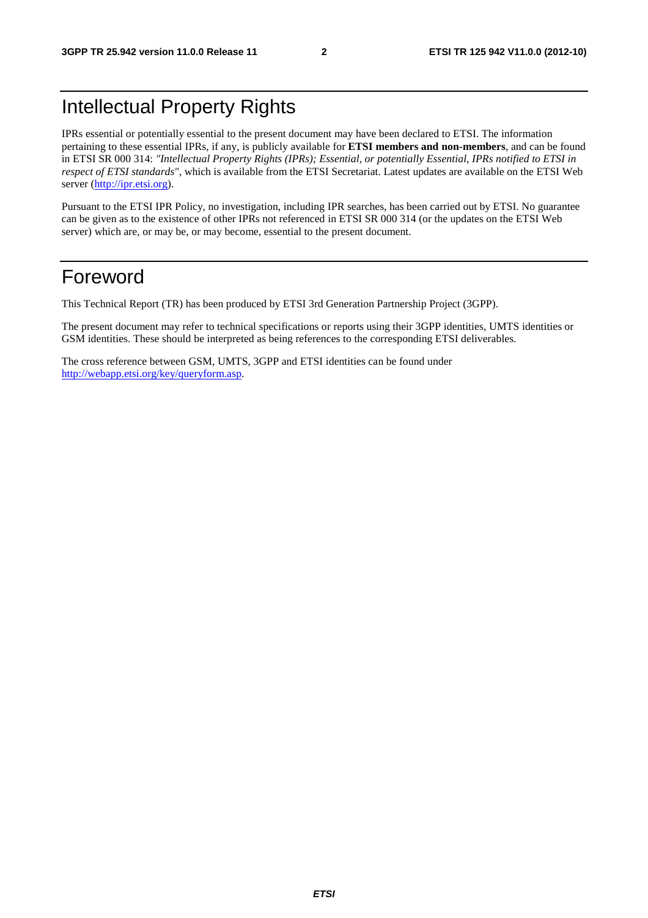# Intellectual Property Rights

IPRs essential or potentially essential to the present document may have been declared to ETSI. The information pertaining to these essential IPRs, if any, is publicly available for **ETSI members and non-members**, and can be found in ETSI SR 000 314: *"Intellectual Property Rights (IPRs); Essential, or potentially Essential, IPRs notified to ETSI in respect of ETSI standards"*, which is available from the ETSI Secretariat. Latest updates are available on the ETSI Web server (http://ipr.etsi.org).

Pursuant to the ETSI IPR Policy, no investigation, including IPR searches, has been carried out by ETSI. No guarantee can be given as to the existence of other IPRs not referenced in ETSI SR 000 314 (or the updates on the ETSI Web server) which are, or may be, or may become, essential to the present document.

# Foreword

This Technical Report (TR) has been produced by ETSI 3rd Generation Partnership Project (3GPP).

The present document may refer to technical specifications or reports using their 3GPP identities, UMTS identities or GSM identities. These should be interpreted as being references to the corresponding ETSI deliverables.

The cross reference between GSM, UMTS, 3GPP and ETSI identities can be found under http://webapp.etsi.org/key/queryform.asp.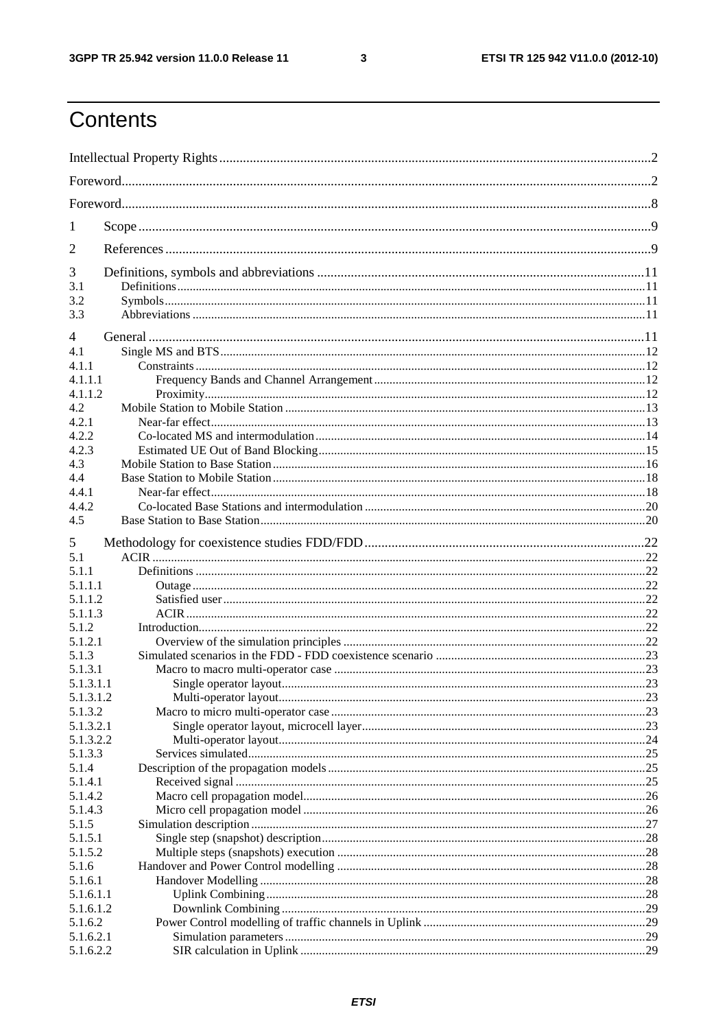# Contents

Intellectual Property Rights ..... 2

Foreword ..... 2

Foreword ..... 8

1 Scope ..... 9

2 References ..... 9

3 Definitions, symbols and abbreviations ..... 11
3.1 Definitions ..... 11
3.2 Symbols ..... 11
3.3 Abbreviations ..... 11

4 General ..... 11
4.1 Single MS and BTS ..... 12
4.1.1 Constraints ..... 12
4.1.1.1 Frequency Bands and Channel Arrangement ..... 12
4.1.1.2 Proximity ..... 12
4.2 Mobile Station to Mobile Station ..... 13
4.2.1 Near-far effect ..... 13
4.2.2 Co-located MS and intermodulation ..... 14
4.2.3 Estimated UE Out of Band Blocking ..... 15
4.3 Mobile Station to Base Station ..... 16
4.4 Base Station to Mobile Station ..... 18
4.4.1 Near-far effect ..... 18
4.4.2 Co-located Base Stations and intermodulation ..... 20
4.5 Base Station to Base Station ..... 20

5 Methodology for coexistence studies FDD/FDD ..... 22
5.1 ACIR ..... 22
5.1.1 Definitions ..... 22
5.1.1.1 Outage ..... 22
5.1.1.2 Satisfied user ..... 22
5.1.1.3 ACIR ..... 22
5.1.2 Introduction ..... 22
5.1.2.1 Overview of the simulation principles ..... 22
5.1.3 Simulated scenarios in the FDD - FDD coexistence scenario ..... 23
5.1.3.1 Macro to macro multi-operator case ..... 23
5.1.3.1.1 Single operator layout ..... 23
5.1.3.1.2 Multi-operator layout ..... 23
5.1.3.2 Macro to micro multi-operator case ..... 23
5.1.3.2.1 Single operator layout, microcell layer ..... 23
5.1.3.2.2 Multi-operator layout ..... 24
5.1.3.3 Services simulated ..... 25
5.1.4 Description of the propagation models ..... 25
5.1.4.1 Received signal ..... 25
5.1.4.2 Macro cell propagation model ..... 26
5.1.4.3 Micro cell propagation model ..... 26
5.1.5 Simulation description ..... 27
5.1.5.1 Single step (snapshot) description ..... 28
5.1.5.2 Multiple steps (snapshots) execution ..... 28
5.1.6 Handover and Power Control modelling ..... 28
5.1.6.1 Handover Modelling ..... 28
5.1.6.1.1 Uplink Combining ..... 28
5.1.6.1.2 Downlink Combining ..... 29
5.1.6.2 Power Control modelling of traffic channels in Uplink ..... 29
5.1.6.2.1 Simulation parameters ..... 29
5.1.6.2.2 SIR calculation in Uplink ..... 29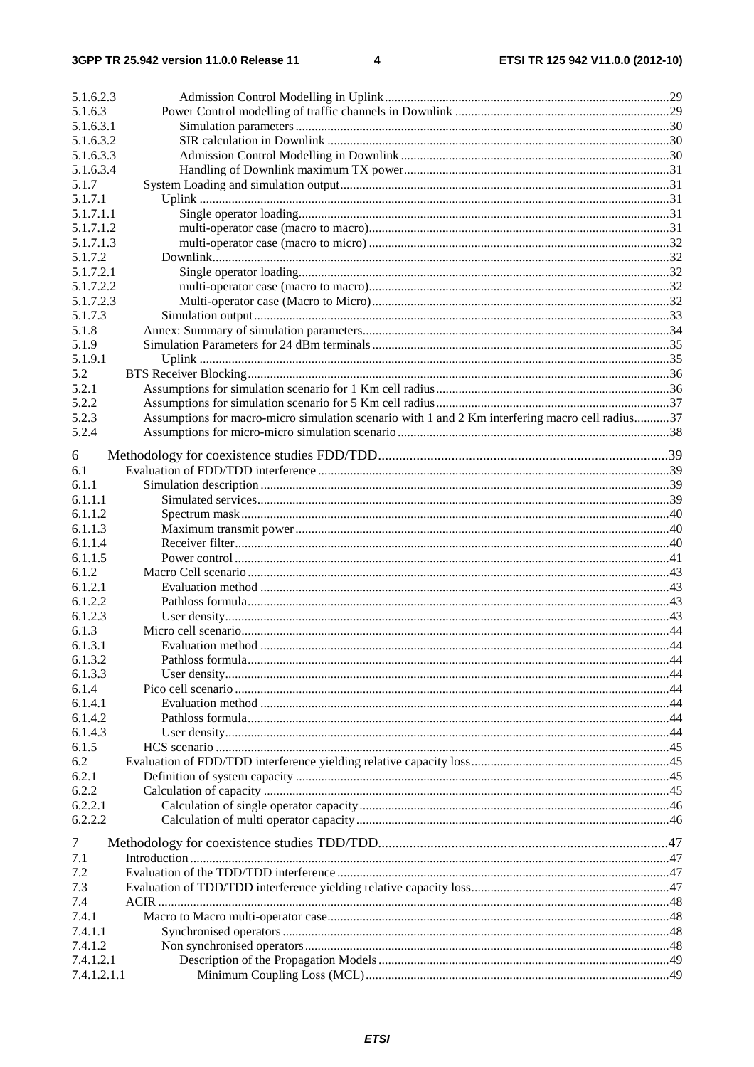5.1.6.2.3 Admission Control Modelling in Uplink ........................................................................................ 29
5.1.6.3 Power Control modelling of traffic channels in Downlink .................................................................. 29
5.1.6.3.1 Simulation parameters .................................................................................................... 30
5.1.6.3.2 SIR calculation in Downlink .......................................................................................... 30
5.1.6.3.3 Admission Control Modelling in Downlink ................................................................... 30
5.1.6.3.4 Handling of Downlink maximum TX power .................................................................. 31
5.1.7 System Loading and simulation output ...................................................................................................... 31
5.1.7.1 Uplink .................................................................................................................................................. 31
5.1.7.1.1 Single operator loading ................................................................................................... 31
5.1.7.1.2 multi-operator case (macro to macro) ............................................................................. 31
5.1.7.1.3 multi-operator case (macro to micro) ............................................................................. 32
5.1.7.2 Downlink .............................................................................................................................................. 32
5.1.7.2.1 Single operator loading ................................................................................................... 32
5.1.7.2.2 multi-operator case (macro to macro) ............................................................................. 32
5.1.7.2.3 Multi-operator case (Macro to Micro) ............................................................................ 32
5.1.7.3 Simulation output ................................................................................................................................. 33
5.1.8 Annex: Summary of simulation parameters ............................................................................................... 34
5.1.9 Simulation Parameters for 24 dBm terminals ............................................................................................ 35
5.1.9.1 Uplink .................................................................................................................................................. 35
5.2 BTS Receiver Blocking ................................................................................................................................... 36
5.2.1 Assumptions for simulation scenario for 1 Km cell radius ........................................................................ 36
5.2.2 Assumptions for simulation scenario for 5 Km cell radius ........................................................................ 37
5.2.3 Assumptions for macro-micro simulation scenario with 1 and 2 Km interfering macro cell radius ........... 37
5.2.4 Assumptions for micro-micro simulation scenario .................................................................................... 38

6 Methodology for coexistence studies FDD/TDD .................................................................................. 39
6.1 Evaluation of FDD/TDD interference ............................................................................................................. 39
6.1.1 Simulation description ............................................................................................................................... 39
6.1.1.1 Simulated services ............................................................................................................................... 39
6.1.1.2 Spectrum mask ..................................................................................................................................... 40
6.1.1.3 Maximum transmit power .................................................................................................................... 40
6.1.1.4 Receiver filter ....................................................................................................................................... 40
6.1.1.5 Power control ....................................................................................................................................... 41
6.1.2 Macro Cell scenario ................................................................................................................................... 43
6.1.2.1 Evaluation method ............................................................................................................................... 43
6.1.2.2 Pathloss formula ................................................................................................................................... 43
6.1.2.3 User density .......................................................................................................................................... 43
6.1.3 Micro cell scenario ..................................................................................................................................... 44
6.1.3.1 Evaluation method ............................................................................................................................... 44
6.1.3.2 Pathloss formula ................................................................................................................................... 44
6.1.3.3 User density .......................................................................................................................................... 44
6.1.4 Pico cell scenario ....................................................................................................................................... 44
6.1.4.1 Evaluation method ............................................................................................................................... 44
6.1.4.2 Pathloss formula ................................................................................................................................... 44
6.1.4.3 User density .......................................................................................................................................... 44
6.1.5 HCS scenario ............................................................................................................................................. 45
6.2 Evaluation of FDD/TDD interference yielding relative capacity loss ............................................................. 45
6.2.1 Definition of system capacity .................................................................................................................... 45
6.2.2 Calculation of capacity .............................................................................................................................. 45
6.2.2.1 Calculation of single operator capacity ................................................................................................ 46
6.2.2.2 Calculation of multi operator capacity ................................................................................................. 46

7 Methodology for coexistence studies TDD/TDD .................................................................................. 47
7.1 Introduction ..................................................................................................................................................... 47
7.2 Evaluation of the TDD/TDD interference ....................................................................................................... 47
7.3 Evaluation of TDD/TDD interference yielding relative capacity loss ............................................................. 47
7.4 ACIR ............................................................................................................................................................... 48
7.4.1 Macro to Macro multi-operator case .......................................................................................................... 48
7.4.1.1 Synchronised operators ........................................................................................................................ 48
7.4.1.2 Non synchronised operators ................................................................................................................. 48
7.4.1.2.1 Description of the Propagation Models .......................................................................... 49
7.4.1.2.1.1 Minimum Coupling Loss (MCL) ............................................................................... 49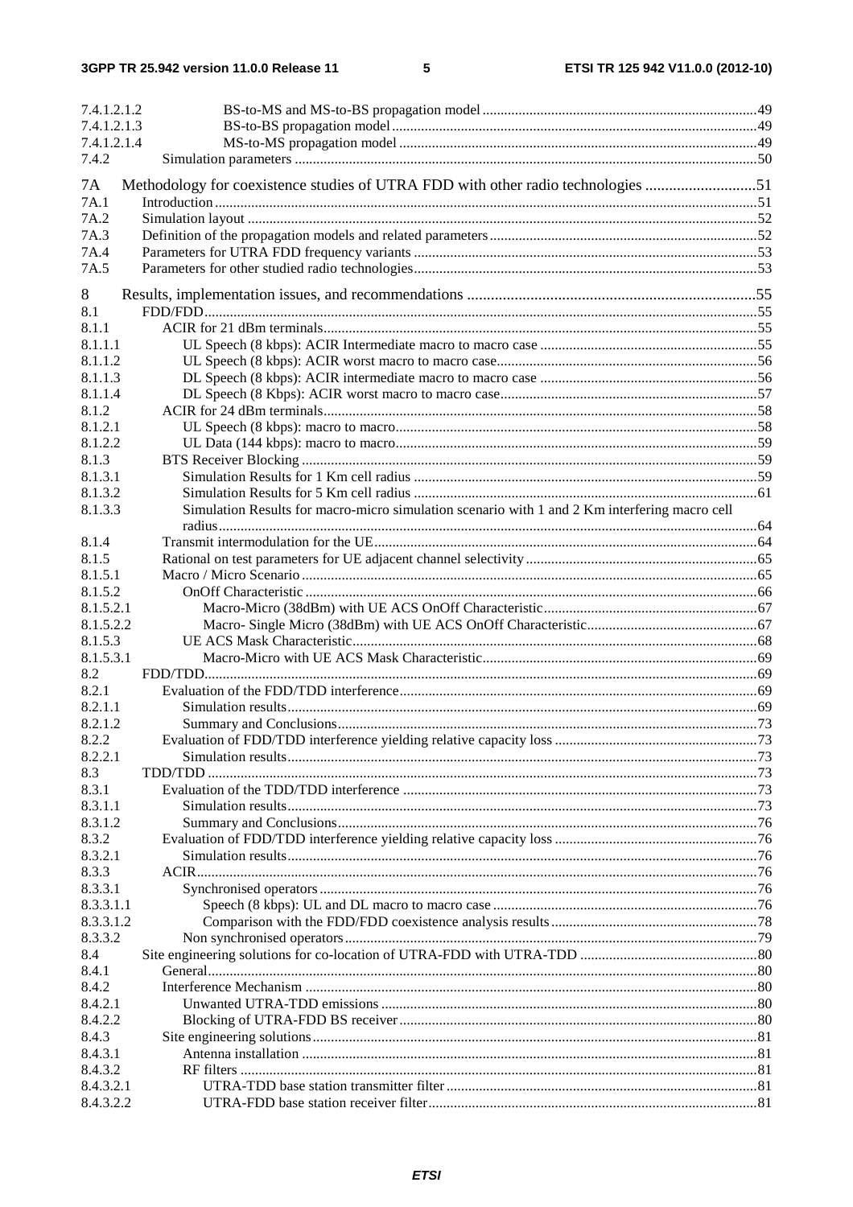7.4.1.2.1.2 BS-to-MS and MS-to-BS propagation model ....49
7.4.1.2.1.3 BS-to-BS propagation model ....49
7.4.1.2.1.4 MS-to-MS propagation model ....49
7.4.2 Simulation parameters ....50

7A Methodology for coexistence studies of UTRA FDD with other radio technologies ....51
7A.1 Introduction ....51
7A.2 Simulation layout ....52
7A.3 Definition of the propagation models and related parameters ....52
7A.4 Parameters for UTRA FDD frequency variants ....53
7A.5 Parameters for other studied radio technologies ....53

8 Results, implementation issues, and recommendations ....55
8.1 FDD/FDD ....55
8.1.1 ACIR for 21 dBm terminals ....55
8.1.1.1 UL Speech (8 kbps): ACIR Intermediate macro to macro case ....55
8.1.1.2 UL Speech (8 kbps): ACIR worst macro to macro case ....56
8.1.1.3 DL Speech (8 kbps): ACIR intermediate macro to macro case ....56
8.1.1.4 DL Speech (8 Kbps): ACIR worst macro to macro case ....57
8.1.2 ACIR for 24 dBm terminals ....58
8.1.2.1 UL Speech (8 kbps): macro to macro ....58
8.1.2.2 UL Data (144 kbps): macro to macro ....59
8.1.3 BTS Receiver Blocking ....59
8.1.3.1 Simulation Results for 1 Km cell radius ....59
8.1.3.2 Simulation Results for 5 Km cell radius ....61
8.1.3.3 Simulation Results for macro-micro simulation scenario with 1 and 2 Km interfering macro cell radius ....64
8.1.4 Transmit intermodulation for the UE ....64
8.1.5 Rational on test parameters for UE adjacent channel selectivity ....65
8.1.5.1 Macro / Micro Scenario ....65
8.1.5.2 OnOff Characteristic ....66
8.1.5.2.1 Macro-Micro (38dBm) with UE ACS OnOff Characteristic ....67
8.1.5.2.2 Macro- Single Micro (38dBm) with UE ACS OnOff Characteristic ....67
8.1.5.3 UE ACS Mask Characteristic ....68
8.1.5.3.1 Macro-Micro with UE ACS Mask Characteristic ....69
8.2 FDD/TDD ....69
8.2.1 Evaluation of the FDD/TDD interference ....69
8.2.1.1 Simulation results ....69
8.2.1.2 Summary and Conclusions ....73
8.2.2 Evaluation of FDD/TDD interference yielding relative capacity loss ....73
8.2.2.1 Simulation results ....73
8.3 TDD/TDD ....73
8.3.1 Evaluation of the TDD/TDD interference ....73
8.3.1.1 Simulation results ....73
8.3.1.2 Summary and Conclusions ....76
8.3.2 Evaluation of FDD/TDD interference yielding relative capacity loss ....76
8.3.2.1 Simulation results ....76
8.3.3 ACIR ....76
8.3.3.1 Synchronised operators ....76
8.3.3.1.1 Speech (8 kbps): UL and DL macro to macro case ....76
8.3.3.1.2 Comparison with the FDD/FDD coexistence analysis results ....78
8.3.3.2 Non synchronised operators ....79
8.4 Site engineering solutions for co-location of UTRA-FDD with UTRA-TDD ....80
8.4.1 General ....80
8.4.2 Interference Mechanism ....80
8.4.2.1 Unwanted UTRA-TDD emissions ....80
8.4.2.2 Blocking of UTRA-FDD BS receiver ....80
8.4.3 Site engineering solutions ....81
8.4.3.1 Antenna installation ....81
8.4.3.2 RF filters ....81
8.4.3.2.1 UTRA-TDD base station transmitter filter ....81
8.4.3.2.2 UTRA-FDD base station receiver filter ....81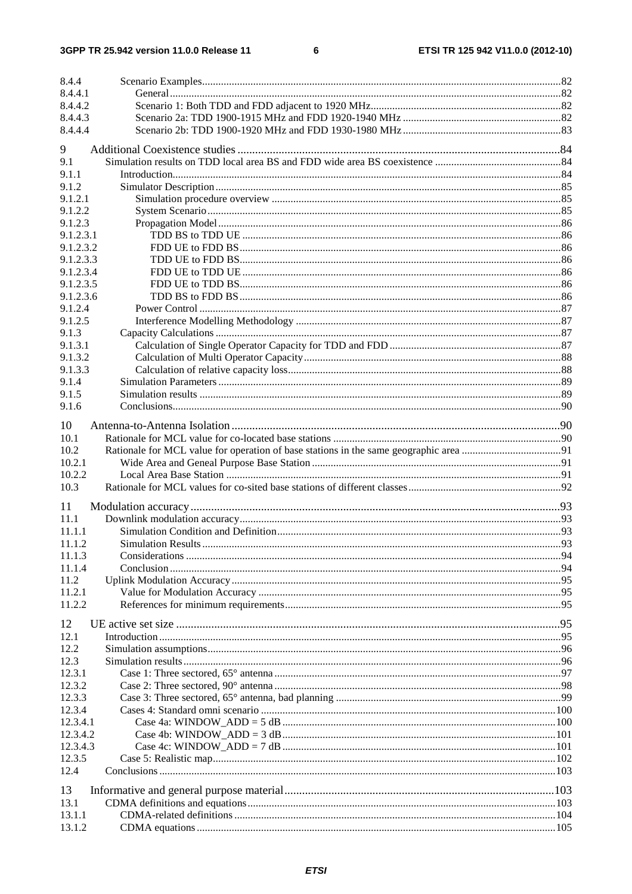8.4.4 Scenario Examples ..... 82
8.4.4.1 General ..... 82
8.4.4.2 Scenario 1: Both TDD and FDD adjacent to 1920 MHz ..... 82
8.4.4.3 Scenario 2a: TDD 1900-1915 MHz and FDD 1920-1940 MHz ..... 82
8.4.4.4 Scenario 2b: TDD 1900-1920 MHz and FDD 1930-1980 MHz ..... 83

9 Additional Coexistence studies ..... 84
9.1 Simulation results on TDD local area BS and FDD wide area BS coexistence ..... 84
9.1.1 Introduction ..... 84
9.1.2 Simulator Description ..... 85
9.1.2.1 Simulation procedure overview ..... 85
9.1.2.2 System Scenario ..... 85
9.1.2.3 Propagation Model ..... 86
9.1.2.3.1 TDD BS to TDD UE ..... 86
9.1.2.3.2 FDD UE to FDD BS ..... 86
9.1.2.3.3 TDD UE to FDD BS ..... 86
9.1.2.3.4 FDD UE to TDD UE ..... 86
9.1.2.3.5 FDD UE to TDD BS ..... 86
9.1.2.3.6 TDD BS to FDD BS ..... 86
9.1.2.4 Power Control ..... 87
9.1.2.5 Interference Modelling Methodology ..... 87
9.1.3 Capacity Calculations ..... 87
9.1.3.1 Calculation of Single Operator Capacity for TDD and FDD ..... 87
9.1.3.2 Calculation of Multi Operator Capacity ..... 88
9.1.3.3 Calculation of relative capacity loss ..... 88
9.1.4 Simulation Parameters ..... 89
9.1.5 Simulation results ..... 89
9.1.6 Conclusions ..... 90

10 Antenna-to-Antenna Isolation ..... 90
10.1 Rationale for MCL value for co-located base stations ..... 90
10.2 Rationale for MCL value for operation of base stations in the same geographic area ..... 91
10.2.1 Wide Area and Geneal Purpose Base Station ..... 91
10.2.2 Local Area Base Station ..... 91
10.3 Rationale for MCL values for co-sited base stations of different classes ..... 92

11 Modulation accuracy ..... 93
11.1 Downlink modulation accuracy ..... 93
11.1.1 Simulation Condition and Definition ..... 93
11.1.2 Simulation Results ..... 93
11.1.3 Considerations ..... 94
11.1.4 Conclusion ..... 94
11.2 Uplink Modulation Accuracy ..... 95
11.2.1 Value for Modulation Accuracy ..... 95
11.2.2 References for minimum requirements ..... 95

12 UE active set size ..... 95
12.1 Introduction ..... 95
12.2 Simulation assumptions ..... 96
12.3 Simulation results ..... 96
12.3.1 Case 1: Three sectored, 65° antenna ..... 97
12.3.2 Case 2: Three sectored, 90° antenna ..... 98
12.3.3 Case 3: Three sectored, 65° antenna, bad planning ..... 99
12.3.4 Cases 4: Standard omni scenario ..... 100
12.3.4.1 Case 4a: WINDOW_ADD = 5 dB ..... 100
12.3.4.2 Case 4b: WINDOW_ADD = 3 dB ..... 101
12.3.4.3 Case 4c: WINDOW_ADD = 7 dB ..... 101
12.3.5 Case 5: Realistic map ..... 102
12.4 Conclusions ..... 103

13 Informative and general purpose material ..... 103
13.1 CDMA definitions and equations ..... 103
13.1.1 CDMA-related definitions ..... 104
13.1.2 CDMA equations ..... 105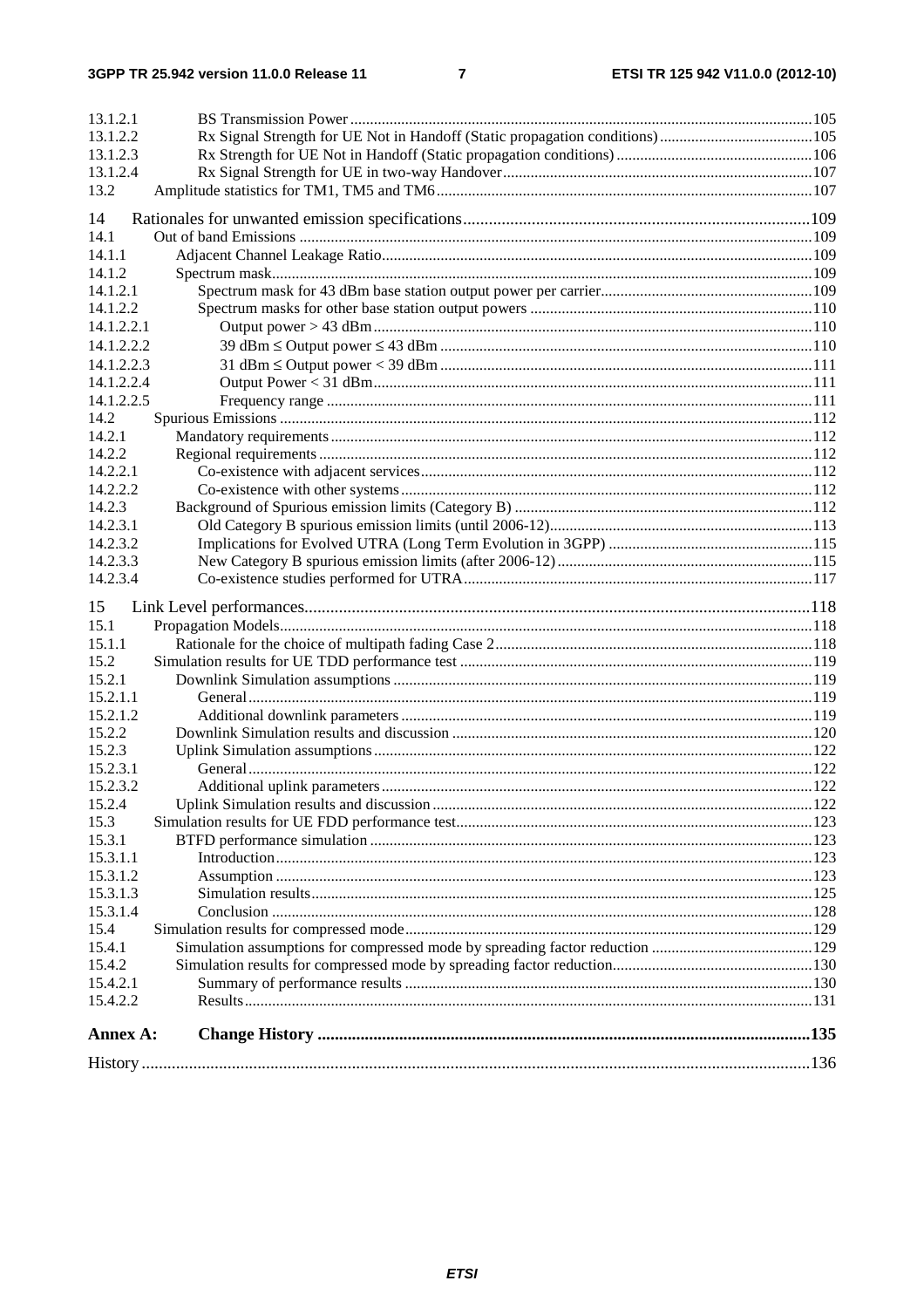13.1.2.1 BS Transmission Power ....................................................................................................................105
13.1.2.2 Rx Signal Strength for UE Not in Handoff (Static propagation conditions).......................................105
13.1.2.3 Rx Strength for UE Not in Handoff (Static propagation conditions).................................................106
13.1.2.4 Rx Signal Strength for UE in two-way Handover..............................................................................107
13.2 Amplitude statistics for TM1, TM5 and TM6...............................................................................................107

14 Rationales for unwanted emission specifications................................................................................109
14.1 Out of band Emissions .................................................................................................................................109
14.1.1 Adjacent Channel Leakage Ratio............................................................................................................109
14.1.2 Spectrum mask........................................................................................................................................109
14.1.2.1 Spectrum mask for 43 dBm base station output power per carrier.....................................................109
14.1.2.2 Spectrum masks for other base station output powers .......................................................................110
14.1.2.2.1 Output power > 43 dBm..............................................................................................................110
14.1.2.2.2 39 dBm ≤ Output power ≤ 43 dBm .............................................................................................110
14.1.2.2.3 31 dBm ≤ Output power < 39 dBm .............................................................................................111
14.1.2.2.4 Output Power < 31 dBm..............................................................................................................111
14.1.2.2.5 Frequency range ..........................................................................................................................111
14.2 Spurious Emissions ......................................................................................................................................112
14.2.1 Mandatory requirements..........................................................................................................................112
14.2.2 Regional requirements ............................................................................................................................112
14.2.2.1 Co-existence with adjacent services...................................................................................................112
14.2.2.2 Co-existence with other systems........................................................................................................112
14.2.3 Background of Spurious emission limits (Category B) ...........................................................................112
14.2.3.1 Old Category B spurious emission limits (until 2006-12)..................................................................113
14.2.3.2 Implications for Evolved UTRA (Long Term Evolution in 3GPP) ....................................................115
14.2.3.3 New Category B spurious emission limits (after 2006-12)................................................................115
14.2.3.4 Co-existence studies performed for UTRA........................................................................................117

15 Link Level performances.....................................................................................................................118
15.1 Propagation Models......................................................................................................................................118
15.1.1 Rationale for the choice of multipath fading Case 2................................................................................118
15.2 Simulation results for UE TDD performance test .........................................................................................119
15.2.1 Downlink Simulation assumptions .........................................................................................................119
15.2.1.1 General..............................................................................................................................................119
15.2.1.2 Additional downlink parameters........................................................................................................119
15.2.2 Downlink Simulation results and discussion ...........................................................................................120
15.2.3 Uplink Simulation assumptions ..............................................................................................................122
15.2.3.1 General..............................................................................................................................................122
15.2.3.2 Additional uplink parameters.............................................................................................................122
15.2.4 Uplink Simulation results and discussion ...............................................................................................122
15.3 Simulation results for UE FDD performance test..........................................................................................123
15.3.1 BTFD performance simulation ...............................................................................................................123
15.3.1.1 Introduction.......................................................................................................................................123
15.3.1.2 Assumption .......................................................................................................................................123
15.3.1.3 Simulation results..............................................................................................................................125
15.3.1.4 Conclusion ........................................................................................................................................128
15.4 Simulation results for compressed mode......................................................................................................129
15.4.1 Simulation assumptions for compressed mode by spreading factor reduction .........................................129
15.4.2 Simulation results for compressed mode by spreading factor reduction...................................................130
15.4.2.1 Summary of performance results ......................................................................................................130
15.4.2.2 Results...............................................................................................................................................131

**Annex A: Change History .................................................................................................................135**

History ..........................................................................................................................................................136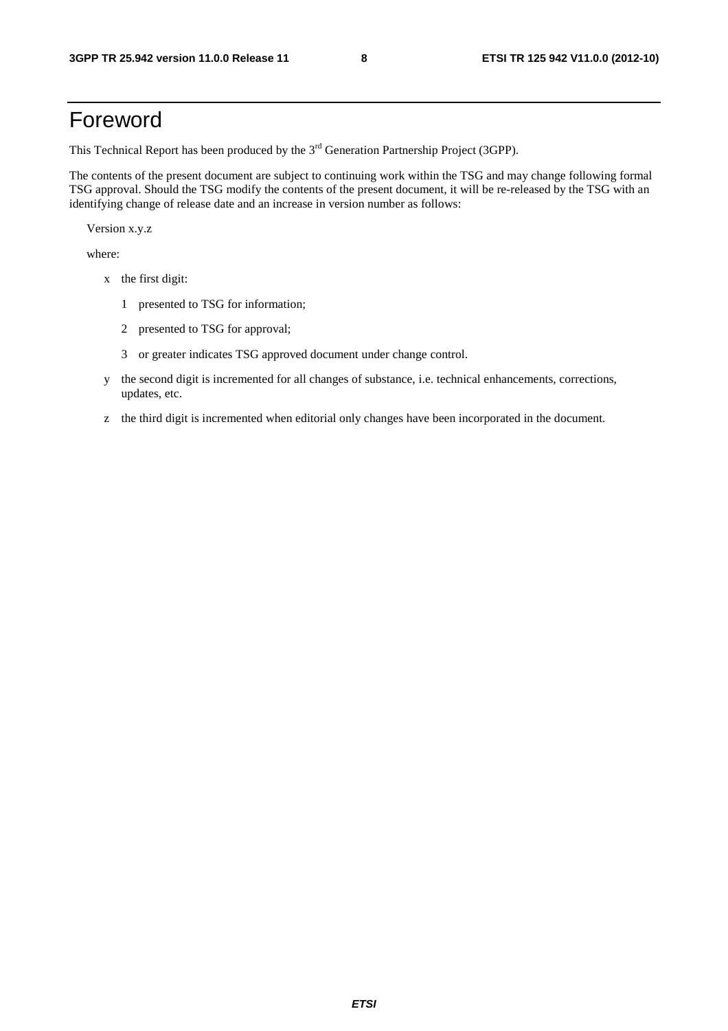# Foreword

This Technical Report has been produced by the 3rd Generation Partnership Project (3GPP).

The contents of the present document are subject to continuing work within the TSG and may change following formal TSG approval. Should the TSG modify the contents of the present document, it will be re-released by the TSG with an identifying change of release date and an increase in version number as follows:

Version x.y.z

where:

- x the first digit:
  - 1 presented to TSG for information;
  - 2 presented to TSG for approval;
  - 3 or greater indicates TSG approved document under change control.
- y the second digit is incremented for all changes of substance, i.e. technical enhancements, corrections, updates, etc.
- z the third digit is incremented when editorial only changes have been incorporated in the document.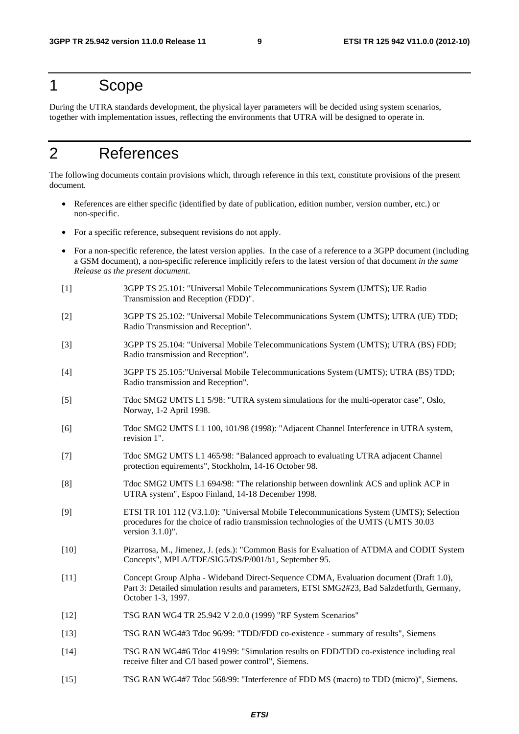# 1 Scope

During the UTRA standards development, the physical layer parameters will be decided using system scenarios, together with implementation issues, reflecting the environments that UTRA will be designed to operate in.

# 2 References

The following documents contain provisions which, through reference in this text, constitute provisions of the present document.

- References are either specific (identified by date of publication, edition number, version number, etc.) or non-specific.
- For a specific reference, subsequent revisions do not apply.
- For a non-specific reference, the latest version applies. In the case of a reference to a 3GPP document (including a GSM document), a non-specific reference implicitly refers to the latest version of that document *in the same Release as the present document*.

[1] 3GPP TS 25.101: "Universal Mobile Telecommunications System (UMTS); UE Radio Transmission and Reception (FDD)".

[2] 3GPP TS 25.102: "Universal Mobile Telecommunications System (UMTS); UTRA (UE) TDD; Radio Transmission and Reception".

[3] 3GPP TS 25.104: "Universal Mobile Telecommunications System (UMTS); UTRA (BS) FDD; Radio transmission and Reception".

[4] 3GPP TS 25.105:"Universal Mobile Telecommunications System (UMTS); UTRA (BS) TDD; Radio transmission and Reception".

[5] Tdoc SMG2 UMTS L1 5/98: "UTRA system simulations for the multi-operator case", Oslo, Norway, 1-2 April 1998.

[6] Tdoc SMG2 UMTS L1 100, 101/98 (1998): "Adjacent Channel Interference in UTRA system, revision 1".

[7] Tdoc SMG2 UMTS L1 465/98: "Balanced approach to evaluating UTRA adjacent Channel protection equirements", Stockholm, 14-16 October 98.

[8] Tdoc SMG2 UMTS L1 694/98: "The relationship between downlink ACS and uplink ACP in UTRA system", Espoo Finland, 14-18 December 1998.

[9] ETSI TR 101 112 (V3.1.0): "Universal Mobile Telecommunications System (UMTS); Selection procedures for the choice of radio transmission technologies of the UMTS (UMTS 30.03 version 3.1.0)".

[10] Pizarrosa, M., Jimenez, J. (eds.): "Common Basis for Evaluation of ATDMA and CODIT System Concepts", MPLA/TDE/SIG5/DS/P/001/b1, September 95.

[11] Concept Group Alpha - Wideband Direct-Sequence CDMA, Evaluation document (Draft 1.0), Part 3: Detailed simulation results and parameters, ETSI SMG2#23, Bad Salzdetfurth, Germany, October 1-3, 1997.

[12] TSG RAN WG4 TR 25.942 V 2.0.0 (1999) "RF System Scenarios"

[13] TSG RAN WG4#3 Tdoc 96/99: "TDD/FDD co-existence - summary of results", Siemens

[14] TSG RAN WG4#6 Tdoc 419/99: "Simulation results on FDD/TDD co-existence including real receive filter and C/I based power control", Siemens.

[15] TSG RAN WG4#7 Tdoc 568/99: "Interference of FDD MS (macro) to TDD (micro)", Siemens.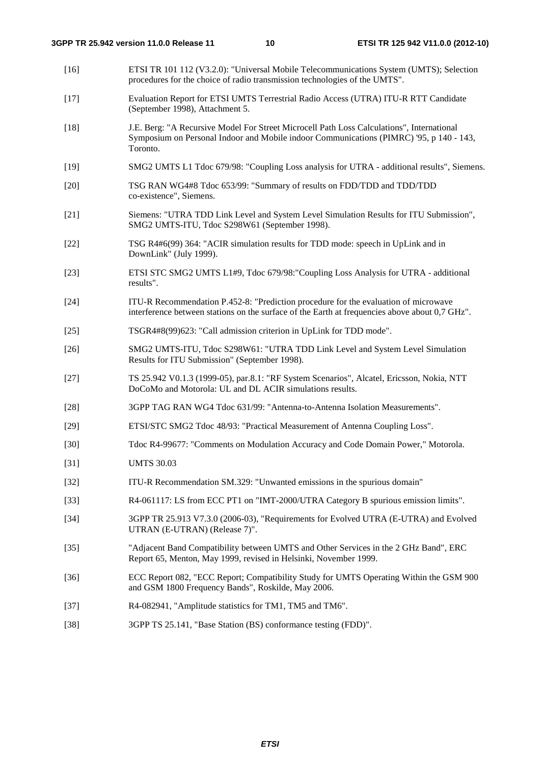[16] ETSI TR 101 112 (V3.2.0): "Universal Mobile Telecommunications System (UMTS); Selection procedures for the choice of radio transmission technologies of the UMTS".

[17] Evaluation Report for ETSI UMTS Terrestrial Radio Access (UTRA) ITU-R RTT Candidate (September 1998), Attachment 5.

[18] J.E. Berg: "A Recursive Model For Street Microcell Path Loss Calculations", International Symposium on Personal Indoor and Mobile indoor Communications (PIMRC) '95, p 140 - 143, Toronto.

[19] SMG2 UMTS L1 Tdoc 679/98: "Coupling Loss analysis for UTRA - additional results", Siemens.

[20] TSG RAN WG4#8 Tdoc 653/99: "Summary of results on FDD/TDD and TDD/TDD co-existence", Siemens.

[21] Siemens: "UTRA TDD Link Level and System Level Simulation Results for ITU Submission", SMG2 UMTS-ITU, Tdoc S298W61 (September 1998).

[22] TSG R4#6(99) 364: "ACIR simulation results for TDD mode: speech in UpLink and in DownLink" (July 1999).

[23] ETSI STC SMG2 UMTS L1#9, Tdoc 679/98:"Coupling Loss Analysis for UTRA - additional results".

[24] ITU-R Recommendation P.452-8: "Prediction procedure for the evaluation of microwave interference between stations on the surface of the Earth at frequencies above about 0,7 GHz".

[25] TSGR4#8(99)623: "Call admission criterion in UpLink for TDD mode".

[26] SMG2 UMTS-ITU, Tdoc S298W61: "UTRA TDD Link Level and System Level Simulation Results for ITU Submission" (September 1998).

[27] TS 25.942 V0.1.3 (1999-05), par.8.1: "RF System Scenarios", Alcatel, Ericsson, Nokia, NTT DoCoMo and Motorola: UL and DL ACIR simulations results.

[28] 3GPP TAG RAN WG4 Tdoc 631/99: "Antenna-to-Antenna Isolation Measurements".

[29] ETSI/STC SMG2 Tdoc 48/93: "Practical Measurement of Antenna Coupling Loss".

[30] Tdoc R4-99677: "Comments on Modulation Accuracy and Code Domain Power," Motorola.

[31] UMTS 30.03

[32] ITU-R Recommendation SM.329: "Unwanted emissions in the spurious domain"

[33] R4-061117: LS from ECC PT1 on "IMT-2000/UTRA Category B spurious emission limits".

[34] 3GPP TR 25.913 V7.3.0 (2006-03), "Requirements for Evolved UTRA (E-UTRA) and Evolved UTRAN (E-UTRAN) (Release 7)".

[35] "Adjacent Band Compatibility between UMTS and Other Services in the 2 GHz Band", ERC Report 65, Menton, May 1999, revised in Helsinki, November 1999.

[36] ECC Report 082, "ECC Report; Compatibility Study for UMTS Operating Within the GSM 900 and GSM 1800 Frequency Bands", Roskilde, May 2006.

[37] R4-082941, "Amplitude statistics for TM1, TM5 and TM6".

[38] 3GPP TS 25.141, "Base Station (BS) conformance testing (FDD)".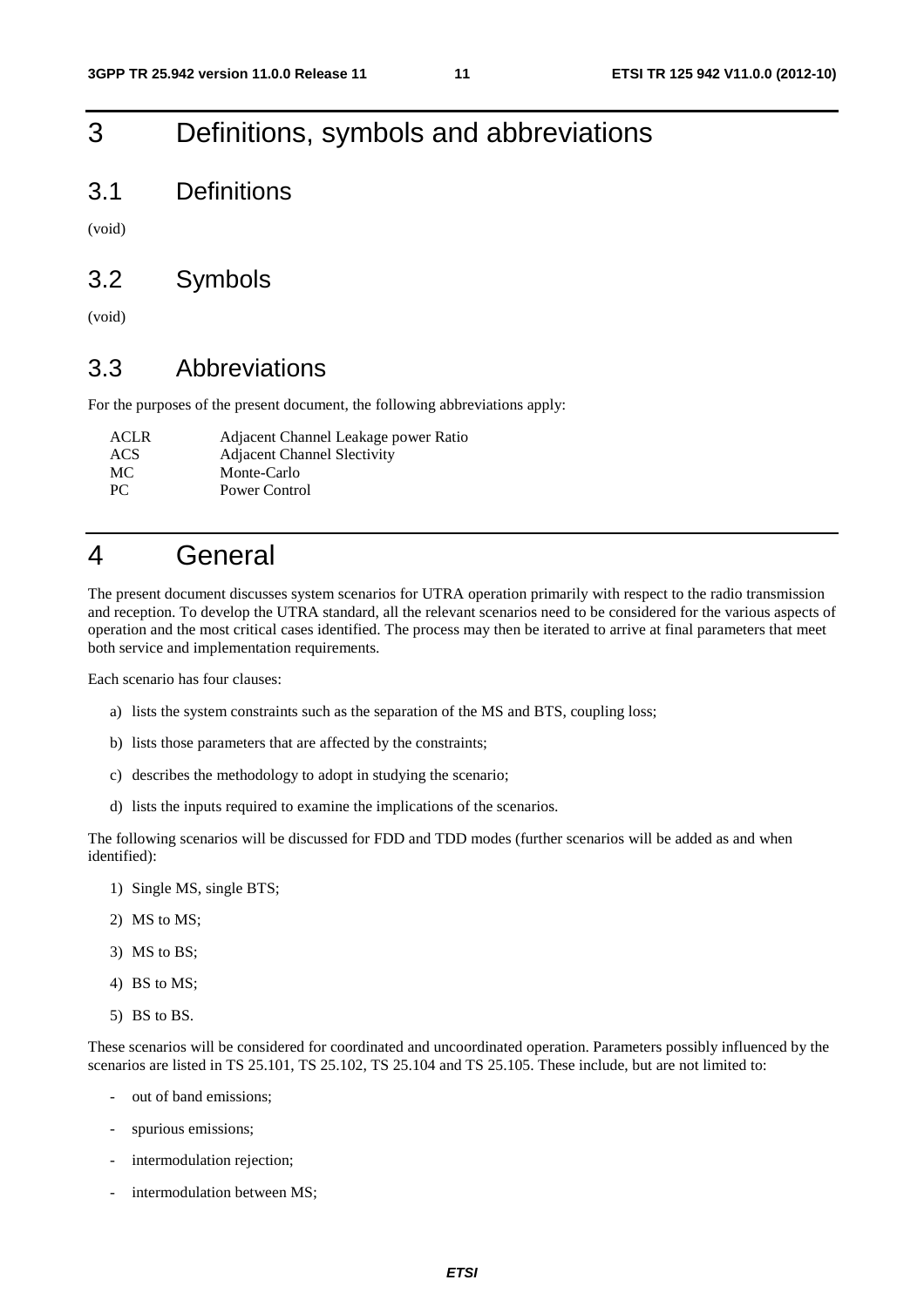# 3 Definitions, symbols and abbreviations

## 3.1 Definitions

(void)

## 3.2 Symbols

(void)

## 3.3 Abbreviations

For the purposes of the present document, the following abbreviations apply:

| | |
|---|---|
| ACLR | Adjacent Channel Leakage power Ratio |
| ACS | Adjacent Channel Slectivity |
| MC | Monte-Carlo |
| PC | Power Control |

# 4 General

The present document discusses system scenarios for UTRA operation primarily with respect to the radio transmission and reception. To develop the UTRA standard, all the relevant scenarios need to be considered for the various aspects of operation and the most critical cases identified. The process may then be iterated to arrive at final parameters that meet both service and implementation requirements.

Each scenario has four clauses:

a) lists the system constraints such as the separation of the MS and BTS, coupling loss;

b) lists those parameters that are affected by the constraints;

c) describes the methodology to adopt in studying the scenario;

d) lists the inputs required to examine the implications of the scenarios.

The following scenarios will be discussed for FDD and TDD modes (further scenarios will be added as and when identified):

1) Single MS, single BTS;

2) MS to MS;

3) MS to BS;

4) BS to MS;

5) BS to BS.

These scenarios will be considered for coordinated and uncoordinated operation. Parameters possibly influenced by the scenarios are listed in TS 25.101, TS 25.102, TS 25.104 and TS 25.105. These include, but are not limited to:

- out of band emissions;
- spurious emissions;
- intermodulation rejection;
- intermodulation between MS;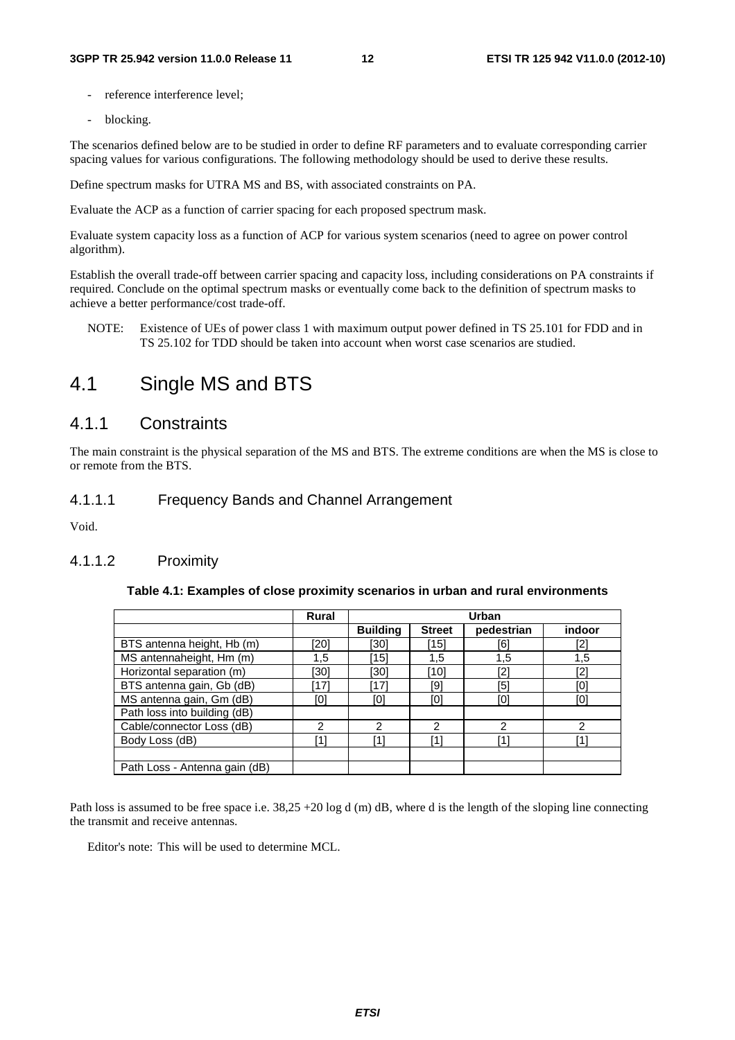- reference interference level;
- blocking.

The scenarios defined below are to be studied in order to define RF parameters and to evaluate corresponding carrier spacing values for various configurations. The following methodology should be used to derive these results.

Define spectrum masks for UTRA MS and BS, with associated constraints on PA.

Evaluate the ACP as a function of carrier spacing for each proposed spectrum mask.

Evaluate system capacity loss as a function of ACP for various system scenarios (need to agree on power control algorithm).

Establish the overall trade-off between carrier spacing and capacity loss, including considerations on PA constraints if required. Conclude on the optimal spectrum masks or eventually come back to the definition of spectrum masks to achieve a better performance/cost trade-off.

NOTE: Existence of UEs of power class 1 with maximum output power defined in TS 25.101 for FDD and in TS 25.102 for TDD should be taken into account when worst case scenarios are studied.

# 4.1 Single MS and BTS

## 4.1.1 Constraints

The main constraint is the physical separation of the MS and BTS. The extreme conditions are when the MS is close to or remote from the BTS.

### 4.1.1.1 Frequency Bands and Channel Arrangement

Void.

### 4.1.1.2 Proximity

**Table 4.1: Examples of close proximity scenarios in urban and rural environments**

| | Rural | Urban | | | |
|---|---|---|---|---|---|
| | | **Building** | **Street** | **pedestrian** | **indoor** |
| BTS antenna height, Hb (m) | [20] | [30] | [15] | [6] | [2] |
| MS antennaheight, Hm (m) | 1,5 | [15] | 1,5 | 1,5 | 1,5 |
| Horizontal separation (m) | [30] | [30] | [10] | [2] | [2] |
| BTS antenna gain, Gb (dB) | [17] | [17] | [9] | [5] | [0] |
| MS antenna gain, Gm (dB) | [0] | [0] | [0] | [0] | [0] |
| Path loss into building (dB) | | | | | |
| Cable/connector Loss (dB) | 2 | 2 | 2 | 2 | 2 |
| Body Loss (dB) | [1] | [1] | [1] | [1] | [1] |
| | | | | | |
| Path Loss - Antenna gain (dB) | | | | | |

Path loss is assumed to be free space i.e. 38,25 +20 log d (m) dB, where d is the length of the sloping line connecting the transmit and receive antennas.

Editor's note: This will be used to determine MCL.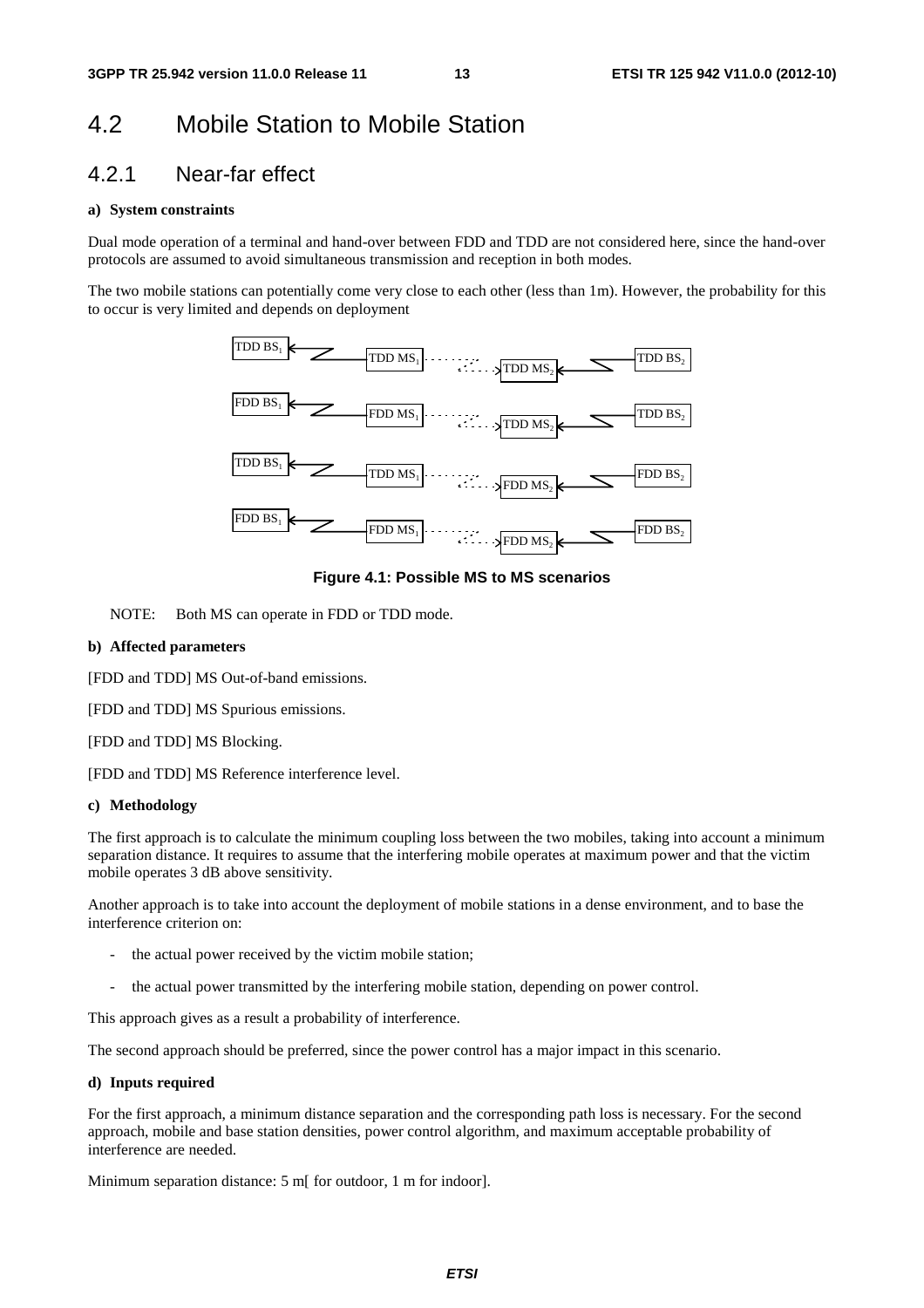## 4.2 Mobile Station to Mobile Station

### 4.2.1 Near-far effect

**a) System constraints**

Dual mode operation of a terminal and hand-over between FDD and TDD are not considered here, since the hand-over protocols are assumed to avoid simultaneous transmission and reception in both modes.

The two mobile stations can potentially come very close to each other (less than 1m). However, the probability for this to occur is very limited and depends on deployment

**Figure 4.1: Possible MS to MS scenarios**

NOTE: Both MS can operate in FDD or TDD mode.

**b) Affected parameters**

[FDD and TDD] MS Out-of-band emissions.

[FDD and TDD] MS Spurious emissions.

[FDD and TDD] MS Blocking.

[FDD and TDD] MS Reference interference level.

**c) Methodology**

The first approach is to calculate the minimum coupling loss between the two mobiles, taking into account a minimum separation distance. It requires to assume that the interfering mobile operates at maximum power and that the victim mobile operates 3 dB above sensitivity.

Another approach is to take into account the deployment of mobile stations in a dense environment, and to base the interference criterion on:

- the actual power received by the victim mobile station;
- the actual power transmitted by the interfering mobile station, depending on power control.

This approach gives as a result a probability of interference.

The second approach should be preferred, since the power control has a major impact in this scenario.

**d) Inputs required**

For the first approach, a minimum distance separation and the corresponding path loss is necessary. For the second approach, mobile and base station densities, power control algorithm, and maximum acceptable probability of interference are needed.

Minimum separation distance: 5 m[ for outdoor, 1 m for indoor].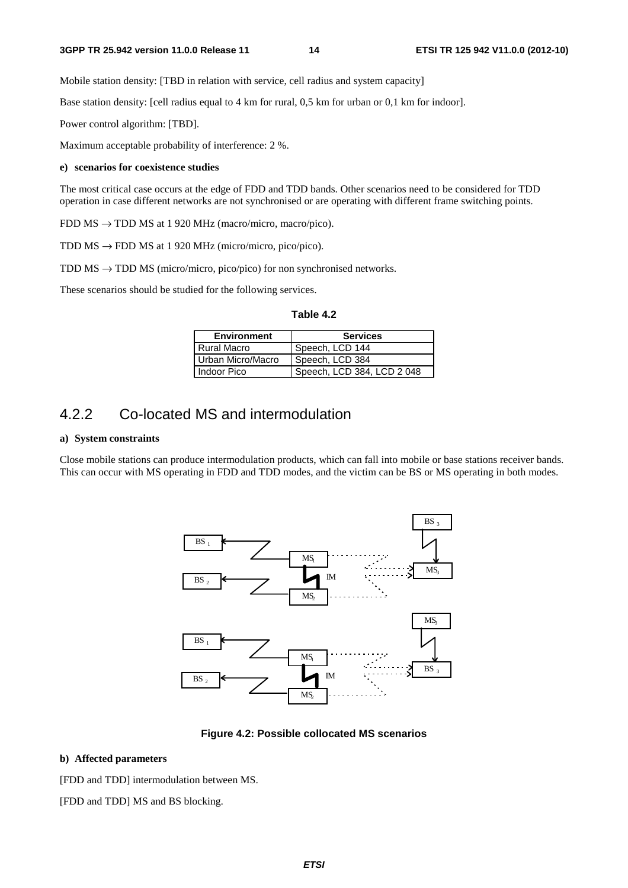Mobile station density: [TBD in relation with service, cell radius and system capacity]

Base station density: [cell radius equal to 4 km for rural, 0,5 km for urban or 0,1 km for indoor].

Power control algorithm: [TBD].

Maximum acceptable probability of interference: 2 %.

**e) scenarios for coexistence studies**

The most critical case occurs at the edge of FDD and TDD bands. Other scenarios need to be considered for TDD operation in case different networks are not synchronised or are operating with different frame switching points.

FDD MS → TDD MS at 1 920 MHz (macro/micro, macro/pico).

TDD MS → FDD MS at 1 920 MHz (micro/micro, pico/pico).

TDD MS → TDD MS (micro/micro, pico/pico) for non synchronised networks.

These scenarios should be studied for the following services.

**Table 4.2**

| Environment | Services |
|---|---|
| Rural Macro | Speech, LCD 144 |
| Urban Micro/Macro | Speech, LCD 384 |
| Indoor Pico | Speech, LCD 384, LCD 2 048 |

## 4.2.2 Co-located MS and intermodulation

**a) System constraints**

Close mobile stations can produce intermodulation products, which can fall into mobile or base stations receiver bands. This can occur with MS operating in FDD and TDD modes, and the victim can be BS or MS operating in both modes.

**Figure 4.2: Possible collocated MS scenarios**

**b) Affected parameters**

[FDD and TDD] intermodulation between MS.

[FDD and TDD] MS and BS blocking.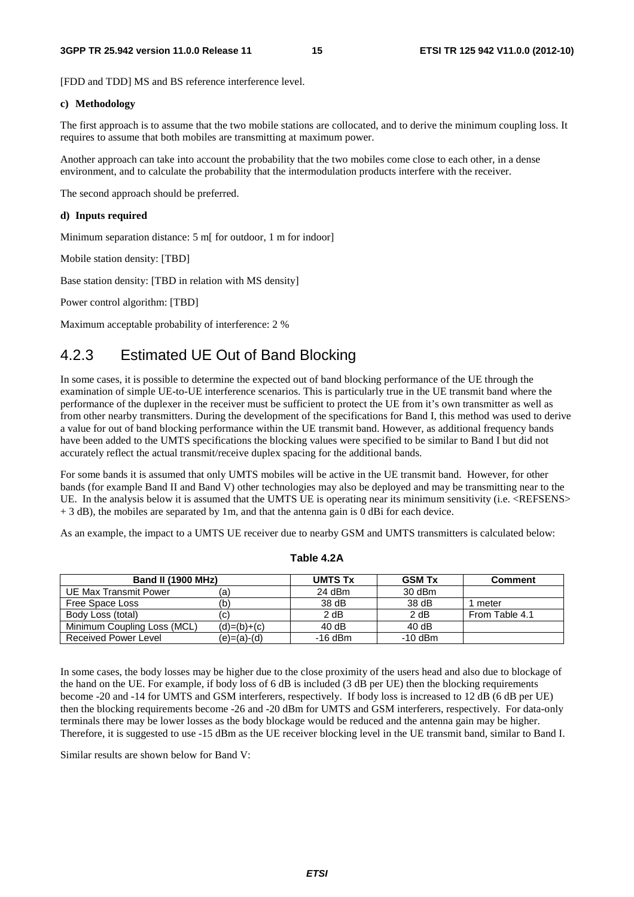[FDD and TDD] MS and BS reference interference level.

**c) Methodology**

The first approach is to assume that the two mobile stations are collocated, and to derive the minimum coupling loss. It requires to assume that both mobiles are transmitting at maximum power.

Another approach can take into account the probability that the two mobiles come close to each other, in a dense environment, and to calculate the probability that the intermodulation products interfere with the receiver.

The second approach should be preferred.

**d) Inputs required**

Minimum separation distance: 5 m[ for outdoor, 1 m for indoor]

Mobile station density: [TBD]

Base station density: [TBD in relation with MS density]

Power control algorithm: [TBD]

Maximum acceptable probability of interference: 2 %

## 4.2.3 Estimated UE Out of Band Blocking

In some cases, it is possible to determine the expected out of band blocking performance of the UE through the examination of simple UE-to-UE interference scenarios. This is particularly true in the UE transmit band where the performance of the duplexer in the receiver must be sufficient to protect the UE from it's own transmitter as well as from other nearby transmitters. During the development of the specifications for Band I, this method was used to derive a value for out of band blocking performance within the UE transmit band. However, as additional frequency bands have been added to the UMTS specifications the blocking values were specified to be similar to Band I but did not accurately reflect the actual transmit/receive duplex spacing for the additional bands.

For some bands it is assumed that only UMTS mobiles will be active in the UE transmit band. However, for other bands (for example Band II and Band V) other technologies may also be deployed and may be transmitting near to the UE. In the analysis below it is assumed that the UMTS UE is operating near its minimum sensitivity (i.e. <REFSENS> + 3 dB), the mobiles are separated by 1m, and that the antenna gain is 0 dBi for each device.

As an example, the impact to a UMTS UE receiver due to nearby GSM and UMTS transmitters is calculated below:

**Table 4.2A**

| Band II (1900 MHz) | | UMTS Tx | GSM Tx | Comment |
|---|---|---|---|---|
| UE Max Transmit Power | (a) | 24 dBm | 30 dBm | |
| Free Space Loss | (b) | 38 dB | 38 dB | 1 meter |
| Body Loss (total) | (c) | 2 dB | 2 dB | From Table 4.1 |
| Minimum Coupling Loss (MCL) | (d)=(b)+(c) | 40 dB | 40 dB | |
| Received Power Level | (e)=(a)-(d) | -16 dBm | -10 dBm | |

In some cases, the body losses may be higher due to the close proximity of the users head and also due to blockage of the hand on the UE. For example, if body loss of 6 dB is included (3 dB per UE) then the blocking requirements become -20 and -14 for UMTS and GSM interferers, respectively. If body loss is increased to 12 dB (6 dB per UE) then the blocking requirements become -26 and -20 dBm for UMTS and GSM interferers, respectively. For data-only terminals there may be lower losses as the body blockage would be reduced and the antenna gain may be higher. Therefore, it is suggested to use -15 dBm as the UE receiver blocking level in the UE transmit band, similar to Band I.

Similar results are shown below for Band V: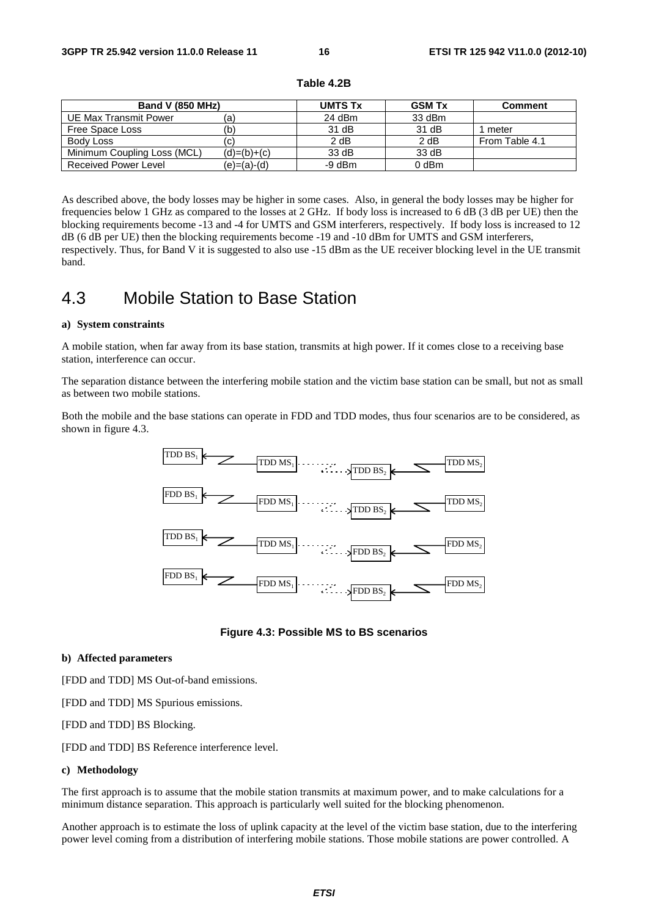**Table 4.2B**

| Band V (850 MHz) | | UMTS Tx | GSM Tx | Comment |
|---|---|---|---|---|
| UE Max Transmit Power | (a) | 24 dBm | 33 dBm | |
| Free Space Loss | (b) | 31 dB | 31 dB | 1 meter |
| Body Loss | (c) | 2 dB | 2 dB | From Table 4.1 |
| Minimum Coupling Loss (MCL) | (d)=(b)+(c) | 33 dB | 33 dB | |
| Received Power Level | (e)=(a)-(d) | -9 dBm | 0 dBm | |

As described above, the body losses may be higher in some cases. Also, in general the body losses may be higher for frequencies below 1 GHz as compared to the losses at 2 GHz. If body loss is increased to 6 dB (3 dB per UE) then the blocking requirements become -13 and -4 for UMTS and GSM interferers, respectively. If body loss is increased to 12 dB (6 dB per UE) then the blocking requirements become -19 and -10 dBm for UMTS and GSM interferers, respectively. Thus, for Band V it is suggested to also use -15 dBm as the UE receiver blocking level in the UE transmit band.

## 4.3 Mobile Station to Base Station

**a) System constraints**

A mobile station, when far away from its base station, transmits at high power. If it comes close to a receiving base station, interference can occur.

The separation distance between the interfering mobile station and the victim base station can be small, but not as small as between two mobile stations.

Both the mobile and the base stations can operate in FDD and TDD modes, thus four scenarios are to be considered, as shown in figure 4.3.

TDD $BS_1$ — TDD $MS_1$ ··· TDD $BS_2$ — TDD $MS_2$

FDD $BS_1$ — FDD $MS_1$ ··· TDD $BS_2$ — TDD $MS_2$

TDD $BS_1$ — TDD $MS_1$ ··· FDD $BS_2$ — FDD $MS_2$

FDD $BS_1$ — FDD $MS_1$ ··· FDD $BS_2$ — FDD $MS_2$

**Figure 4.3: Possible MS to BS scenarios**

**b) Affected parameters**

[FDD and TDD] MS Out-of-band emissions.

[FDD and TDD] MS Spurious emissions.

[FDD and TDD] BS Blocking.

[FDD and TDD] BS Reference interference level.

**c) Methodology**

The first approach is to assume that the mobile station transmits at maximum power, and to make calculations for a minimum distance separation. This approach is particularly well suited for the blocking phenomenon.

Another approach is to estimate the loss of uplink capacity at the level of the victim base station, due to the interfering power level coming from a distribution of interfering mobile stations. Those mobile stations are power controlled. A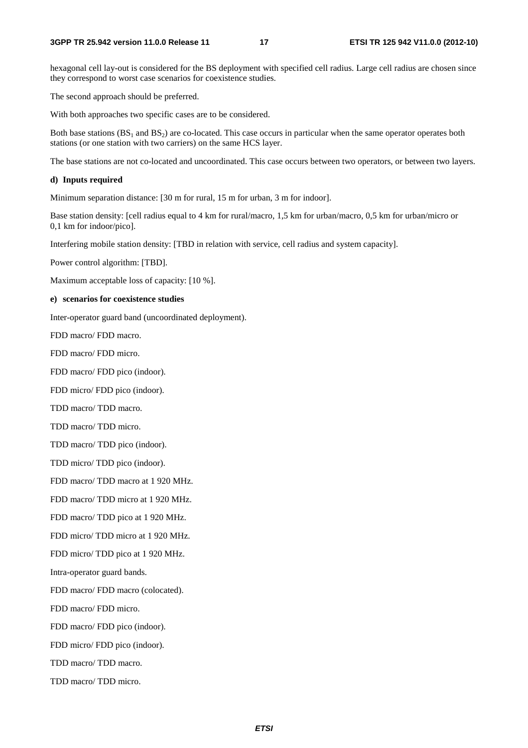hexagonal cell lay-out is considered for the BS deployment with specified cell radius. Large cell radius are chosen since they correspond to worst case scenarios for coexistence studies.

The second approach should be preferred.

With both approaches two specific cases are to be considered.

Both base stations ($BS_1$ and $BS_2$) are co-located. This case occurs in particular when the same operator operates both stations (or one station with two carriers) on the same HCS layer.

The base stations are not co-located and uncoordinated. This case occurs between two operators, or between two layers.

**d) Inputs required**

Minimum separation distance: [30 m for rural, 15 m for urban, 3 m for indoor].

Base station density: [cell radius equal to 4 km for rural/macro, 1,5 km for urban/macro, 0,5 km for urban/micro or 0,1 km for indoor/pico].

Interfering mobile station density: [TBD in relation with service, cell radius and system capacity].

Power control algorithm: [TBD].

Maximum acceptable loss of capacity: [10 %].

**e) scenarios for coexistence studies**

Inter-operator guard band (uncoordinated deployment).

FDD macro/ FDD macro.

FDD macro/ FDD micro.

FDD macro/ FDD pico (indoor).

FDD micro/ FDD pico (indoor).

TDD macro/ TDD macro.

TDD macro/ TDD micro.

TDD macro/ TDD pico (indoor).

TDD micro/ TDD pico (indoor).

FDD macro/ TDD macro at 1 920 MHz.

FDD macro/ TDD micro at 1 920 MHz.

FDD macro/ TDD pico at 1 920 MHz.

FDD micro/ TDD micro at 1 920 MHz.

FDD micro/ TDD pico at 1 920 MHz.

Intra-operator guard bands.

FDD macro/ FDD macro (colocated).

FDD macro/ FDD micro.

FDD macro/ FDD pico (indoor).

FDD micro/ FDD pico (indoor).

TDD macro/ TDD macro.

TDD macro/ TDD micro.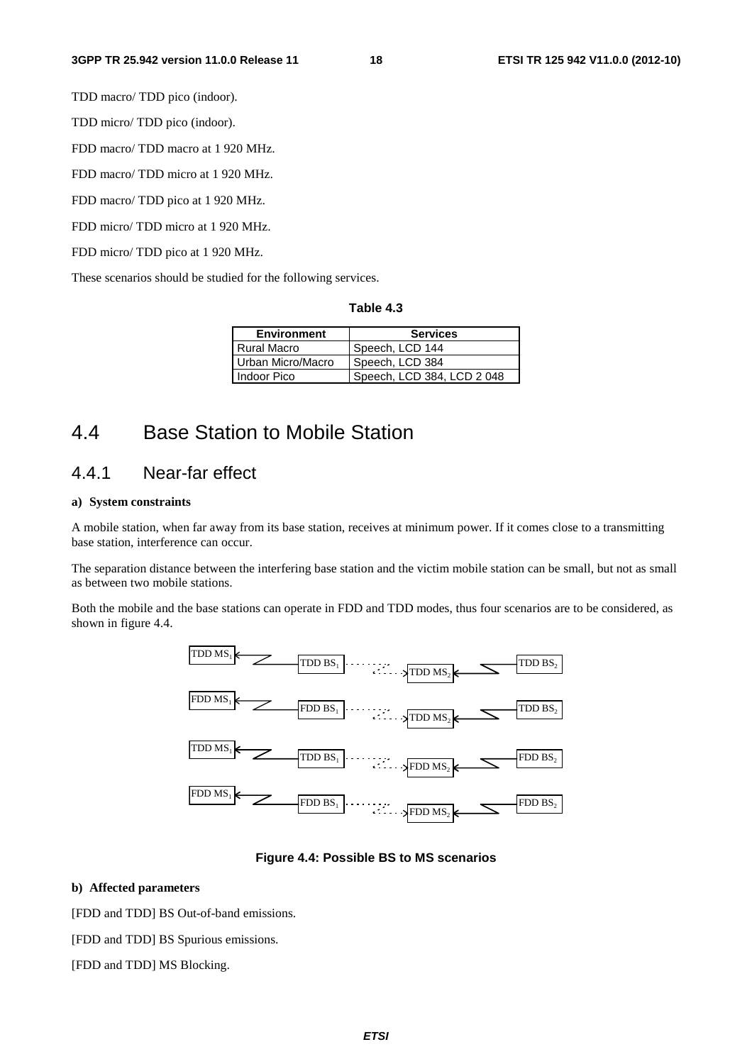TDD macro/ TDD pico (indoor).

TDD micro/ TDD pico (indoor).

FDD macro/ TDD macro at 1 920 MHz.

FDD macro/ TDD micro at 1 920 MHz.

FDD macro/ TDD pico at 1 920 MHz.

FDD micro/ TDD micro at 1 920 MHz.

FDD micro/ TDD pico at 1 920 MHz.

These scenarios should be studied for the following services.

**Table 4.3**

| Environment | Services |
|---|---|
| Rural Macro | Speech, LCD 144 |
| Urban Micro/Macro | Speech, LCD 384 |
| Indoor Pico | Speech, LCD 384, LCD 2 048 |

## 4.4 Base Station to Mobile Station

### 4.4.1 Near-far effect

**a) System constraints**

A mobile station, when far away from its base station, receives at minimum power. If it comes close to a transmitting base station, interference can occur.

The separation distance between the interfering base station and the victim mobile station can be small, but not as small as between two mobile stations.

Both the mobile and the base stations can operate in FDD and TDD modes, thus four scenarios are to be considered, as shown in figure 4.4.

TDD $MS_1$ ← TDD $BS_1$ ⇢ TDD $MS_2$ ← TDD $BS_2$

FDD $MS_1$ ← FDD $BS_1$ ⇢ TDD $MS_2$ ← TDD $BS_2$

TDD $MS_1$ ← TDD $BS_1$ ⇢ FDD $MS_2$ ← FDD $BS_2$

FDD $MS_1$ ← FDD $BS_1$ ⇢ FDD $MS_2$ ← FDD $BS_2$

**Figure 4.4: Possible BS to MS scenarios**

**b) Affected parameters**

[FDD and TDD] BS Out-of-band emissions.

[FDD and TDD] BS Spurious emissions.

[FDD and TDD] MS Blocking.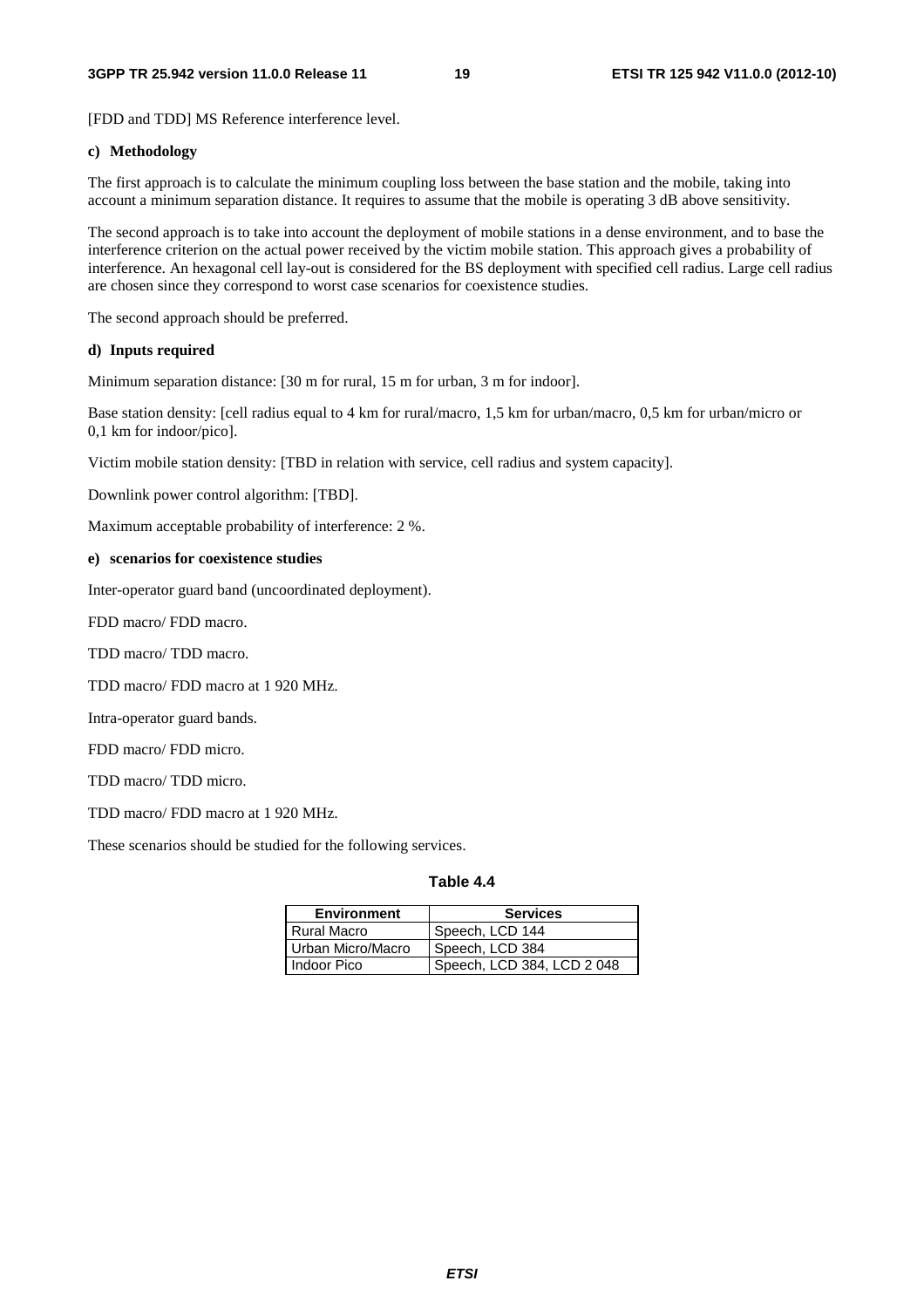[FDD and TDD] MS Reference interference level.

**c) Methodology**

The first approach is to calculate the minimum coupling loss between the base station and the mobile, taking into account a minimum separation distance. It requires to assume that the mobile is operating 3 dB above sensitivity.

The second approach is to take into account the deployment of mobile stations in a dense environment, and to base the interference criterion on the actual power received by the victim mobile station. This approach gives a probability of interference. An hexagonal cell lay-out is considered for the BS deployment with specified cell radius. Large cell radius are chosen since they correspond to worst case scenarios for coexistence studies.

The second approach should be preferred.

**d) Inputs required**

Minimum separation distance: [30 m for rural, 15 m for urban, 3 m for indoor].

Base station density: [cell radius equal to 4 km for rural/macro, 1,5 km for urban/macro, 0,5 km for urban/micro or 0,1 km for indoor/pico].

Victim mobile station density: [TBD in relation with service, cell radius and system capacity].

Downlink power control algorithm: [TBD].

Maximum acceptable probability of interference: 2 %.

**e) scenarios for coexistence studies**

Inter-operator guard band (uncoordinated deployment).

FDD macro/ FDD macro.

TDD macro/ TDD macro.

TDD macro/ FDD macro at 1 920 MHz.

Intra-operator guard bands.

FDD macro/ FDD micro.

TDD macro/ TDD micro.

TDD macro/ FDD macro at 1 920 MHz.

These scenarios should be studied for the following services.

**Table 4.4**

| Environment | Services |
|---|---|
| Rural Macro | Speech, LCD 144 |
| Urban Micro/Macro | Speech, LCD 384 |
| Indoor Pico | Speech, LCD 384, LCD 2 048 |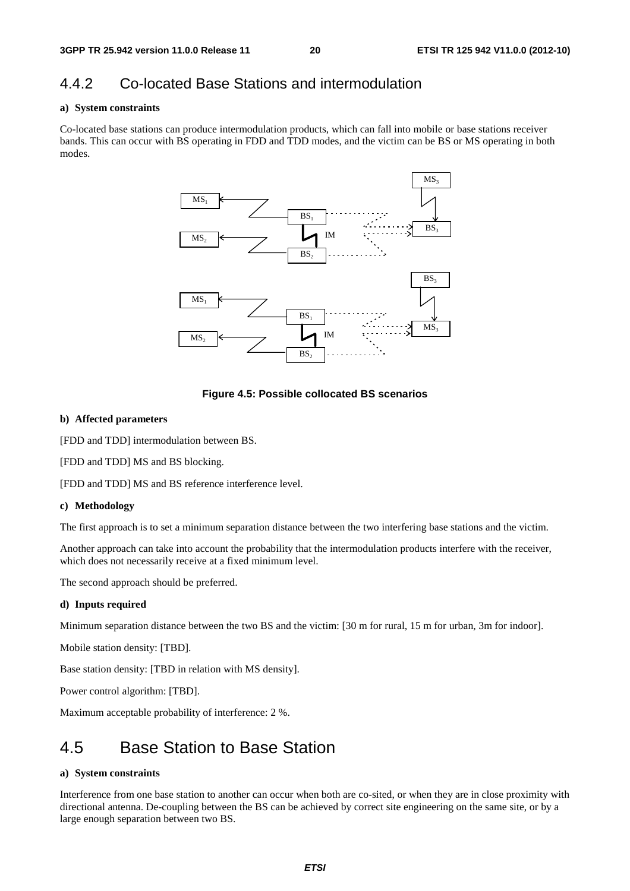## 4.4.2 Co-located Base Stations and intermodulation

**a) System constraints**

Co-located base stations can produce intermodulation products, which can fall into mobile or base stations receiver bands. This can occur with BS operating in FDD and TDD modes, and the victim can be BS or MS operating in both modes.

**Figure 4.5: Possible collocated BS scenarios**

**b) Affected parameters**

[FDD and TDD] intermodulation between BS.

[FDD and TDD] MS and BS blocking.

[FDD and TDD] MS and BS reference interference level.

**c) Methodology**

The first approach is to set a minimum separation distance between the two interfering base stations and the victim.

Another approach can take into account the probability that the intermodulation products interfere with the receiver, which does not necessarily receive at a fixed minimum level.

The second approach should be preferred.

**d) Inputs required**

Minimum separation distance between the two BS and the victim: [30 m for rural, 15 m for urban, 3m for indoor].

Mobile station density: [TBD].

Base station density: [TBD in relation with MS density].

Power control algorithm: [TBD].

Maximum acceptable probability of interference: 2 %.

# 4.5 Base Station to Base Station

**a) System constraints**

Interference from one base station to another can occur when both are co-sited, or when they are in close proximity with directional antenna. De-coupling between the BS can be achieved by correct site engineering on the same site, or by a large enough separation between two BS.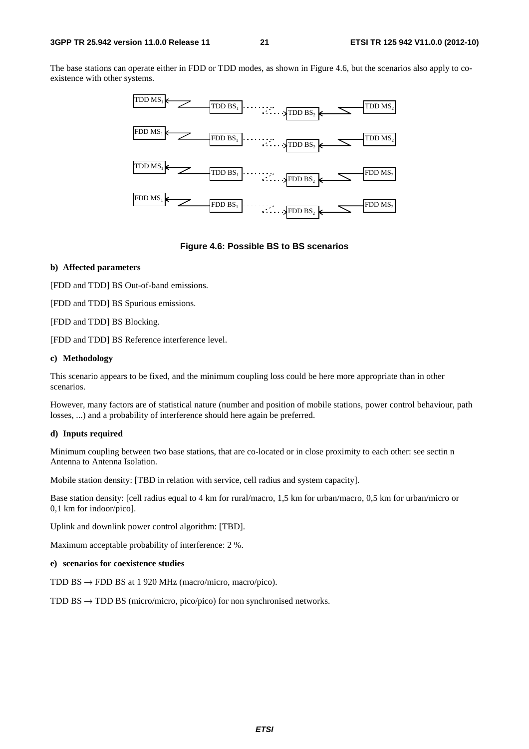The base stations can operate either in FDD or TDD modes, as shown in Figure 4.6, but the scenarios also apply to co-existence with other systems.

**Figure 4.6: Possible BS to BS scenarios**

**b) Affected parameters**

[FDD and TDD] BS Out-of-band emissions.

[FDD and TDD] BS Spurious emissions.

[FDD and TDD] BS Blocking.

[FDD and TDD] BS Reference interference level.

**c) Methodology**

This scenario appears to be fixed, and the minimum coupling loss could be here more appropriate than in other scenarios.

However, many factors are of statistical nature (number and position of mobile stations, power control behaviour, path losses, ...) and a probability of interference should here again be preferred.

**d) Inputs required**

Minimum coupling between two base stations, that are co-located or in close proximity to each other: see sectin n Antenna to Antenna Isolation.

Mobile station density: [TBD in relation with service, cell radius and system capacity].

Base station density: [cell radius equal to 4 km for rural/macro, 1,5 km for urban/macro, 0,5 km for urban/micro or 0,1 km for indoor/pico].

Uplink and downlink power control algorithm: [TBD].

Maximum acceptable probability of interference: 2 %.

**e) scenarios for coexistence studies**

TDD BS → FDD BS at 1 920 MHz (macro/micro, macro/pico).

TDD BS → TDD BS (micro/micro, pico/pico) for non synchronised networks.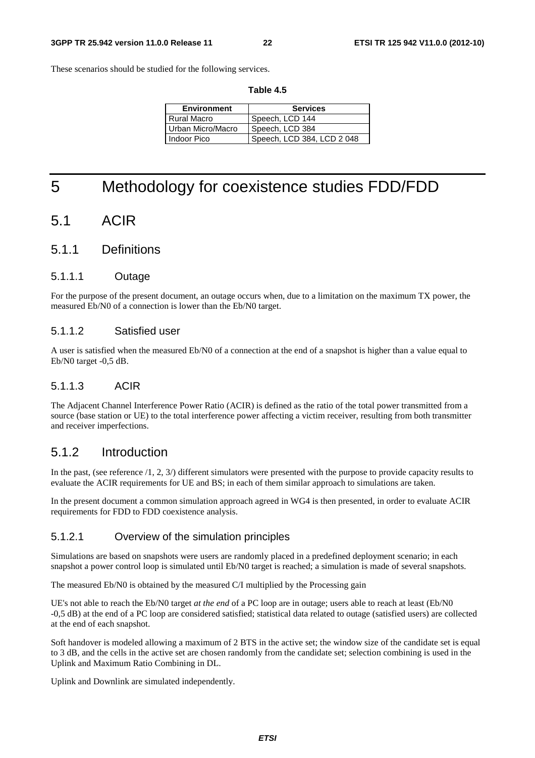These scenarios should be studied for the following services.

**Table 4.5**

| Environment | Services |
|---|---|
| Rural Macro | Speech, LCD 144 |
| Urban Micro/Macro | Speech, LCD 384 |
| Indoor Pico | Speech, LCD 384, LCD 2 048 |

# 5 Methodology for coexistence studies FDD/FDD

## 5.1 ACIR

### 5.1.1 Definitions

#### 5.1.1.1 Outage

For the purpose of the present document, an outage occurs when, due to a limitation on the maximum TX power, the measured Eb/N0 of a connection is lower than the Eb/N0 target.

#### 5.1.1.2 Satisfied user

A user is satisfied when the measured Eb/N0 of a connection at the end of a snapshot is higher than a value equal to Eb/N0 target -0,5 dB.

#### 5.1.1.3 ACIR

The Adjacent Channel Interference Power Ratio (ACIR) is defined as the ratio of the total power transmitted from a source (base station or UE) to the total interference power affecting a victim receiver, resulting from both transmitter and receiver imperfections.

### 5.1.2 Introduction

In the past, (see reference /1, 2, 3/) different simulators were presented with the purpose to provide capacity results to evaluate the ACIR requirements for UE and BS; in each of them similar approach to simulations are taken.

In the present document a common simulation approach agreed in WG4 is then presented, in order to evaluate ACIR requirements for FDD to FDD coexistence analysis.

#### 5.1.2.1 Overview of the simulation principles

Simulations are based on snapshots were users are randomly placed in a predefined deployment scenario; in each snapshot a power control loop is simulated until Eb/N0 target is reached; a simulation is made of several snapshots.

The measured Eb/N0 is obtained by the measured C/I multiplied by the Processing gain

UE's not able to reach the Eb/N0 target *at the end* of a PC loop are in outage; users able to reach at least (Eb/N0 -0,5 dB) at the end of a PC loop are considered satisfied; statistical data related to outage (satisfied users) are collected at the end of each snapshot.

Soft handover is modeled allowing a maximum of 2 BTS in the active set; the window size of the candidate set is equal to 3 dB, and the cells in the active set are chosen randomly from the candidate set; selection combining is used in the Uplink and Maximum Ratio Combining in DL.

Uplink and Downlink are simulated independently.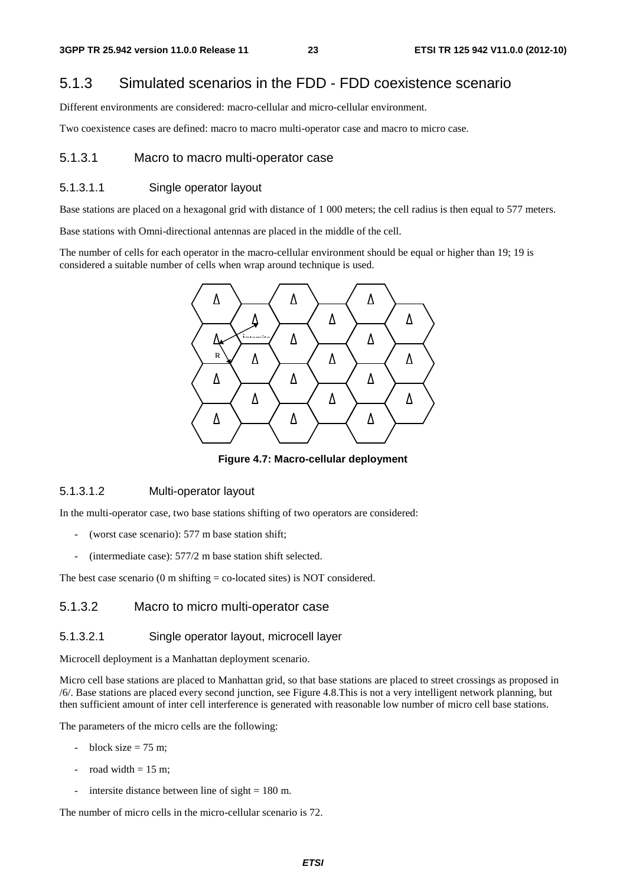### 5.1.3 Simulated scenarios in the FDD - FDD coexistence scenario

Different environments are considered: macro-cellular and micro-cellular environment.

Two coexistence cases are defined: macro to macro multi-operator case and macro to micro case.

#### 5.1.3.1 Macro to macro multi-operator case

##### 5.1.3.1.1 Single operator layout

Base stations are placed on a hexagonal grid with distance of 1 000 meters; the cell radius is then equal to 577 meters.

Base stations with Omni-directional antennas are placed in the middle of the cell.

The number of cells for each operator in the macro-cellular environment should be equal or higher than 19; 19 is considered a suitable number of cells when wrap around technique is used.

**Figure 4.7: Macro-cellular deployment**

##### 5.1.3.1.2 Multi-operator layout

In the multi-operator case, two base stations shifting of two operators are considered:

- (worst case scenario): 577 m base station shift;
- (intermediate case): 577/2 m base station shift selected.

The best case scenario (0 m shifting = co-located sites) is NOT considered.

#### 5.1.3.2 Macro to micro multi-operator case

##### 5.1.3.2.1 Single operator layout, microcell layer

Microcell deployment is a Manhattan deployment scenario.

Micro cell base stations are placed to Manhattan grid, so that base stations are placed to street crossings as proposed in /6/. Base stations are placed every second junction, see Figure 4.8.This is not a very intelligent network planning, but then sufficient amount of inter cell interference is generated with reasonable low number of micro cell base stations.

The parameters of the micro cells are the following:

- block size = 75 m;
- road width = 15 m;
- intersite distance between line of sight = 180 m.

The number of micro cells in the micro-cellular scenario is 72.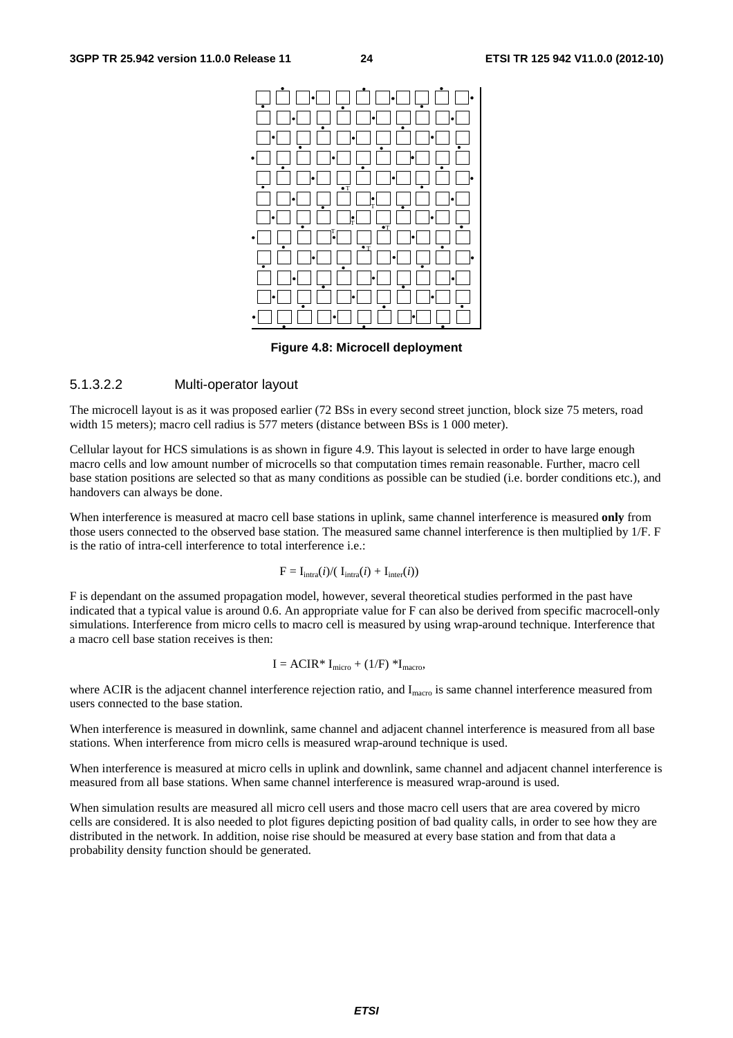Figure 4.8: Microcell deployment

#### 5.1.3.2.2 Multi-operator layout

The microcell layout is as it was proposed earlier (72 BSs in every second street junction, block size 75 meters, road width 15 meters); macro cell radius is 577 meters (distance between BSs is 1 000 meter).

Cellular layout for HCS simulations is as shown in figure 4.9. This layout is selected in order to have large enough macro cells and low amount number of microcells so that computation times remain reasonable. Further, macro cell base station positions are selected so that as many conditions as possible can be studied (i.e. border conditions etc.), and handovers can always be done.

When interference is measured at macro cell base stations in uplink, same channel interference is measured **only** from those users connected to the observed base station. The measured same channel interference is then multiplied by 1/F. F is the ratio of intra-cell interference to total interference i.e.:

$$F = I_{intra}(i)/( I_{intra}(i) + I_{inter}(i))$$

F is dependant on the assumed propagation model, however, several theoretical studies performed in the past have indicated that a typical value is around 0.6. An appropriate value for F can also be derived from specific macrocell-only simulations. Interference from micro cells to macro cell is measured by using wrap-around technique. Interference that a macro cell base station receives is then:

$$I = ACIR^* I_{micro} + (1/F) *I_{macro},$$

where ACIR is the adjacent channel interference rejection ratio, and $I_{macro}$ is same channel interference measured from users connected to the base station.

When interference is measured in downlink, same channel and adjacent channel interference is measured from all base stations. When interference from micro cells is measured wrap-around technique is used.

When interference is measured at micro cells in uplink and downlink, same channel and adjacent channel interference is measured from all base stations. When same channel interference is measured wrap-around is used.

When simulation results are measured all micro cell users and those macro cell users that are area covered by micro cells are considered. It is also needed to plot figures depicting position of bad quality calls, in order to see how they are distributed in the network. In addition, noise rise should be measured at every base station and from that data a probability density function should be generated.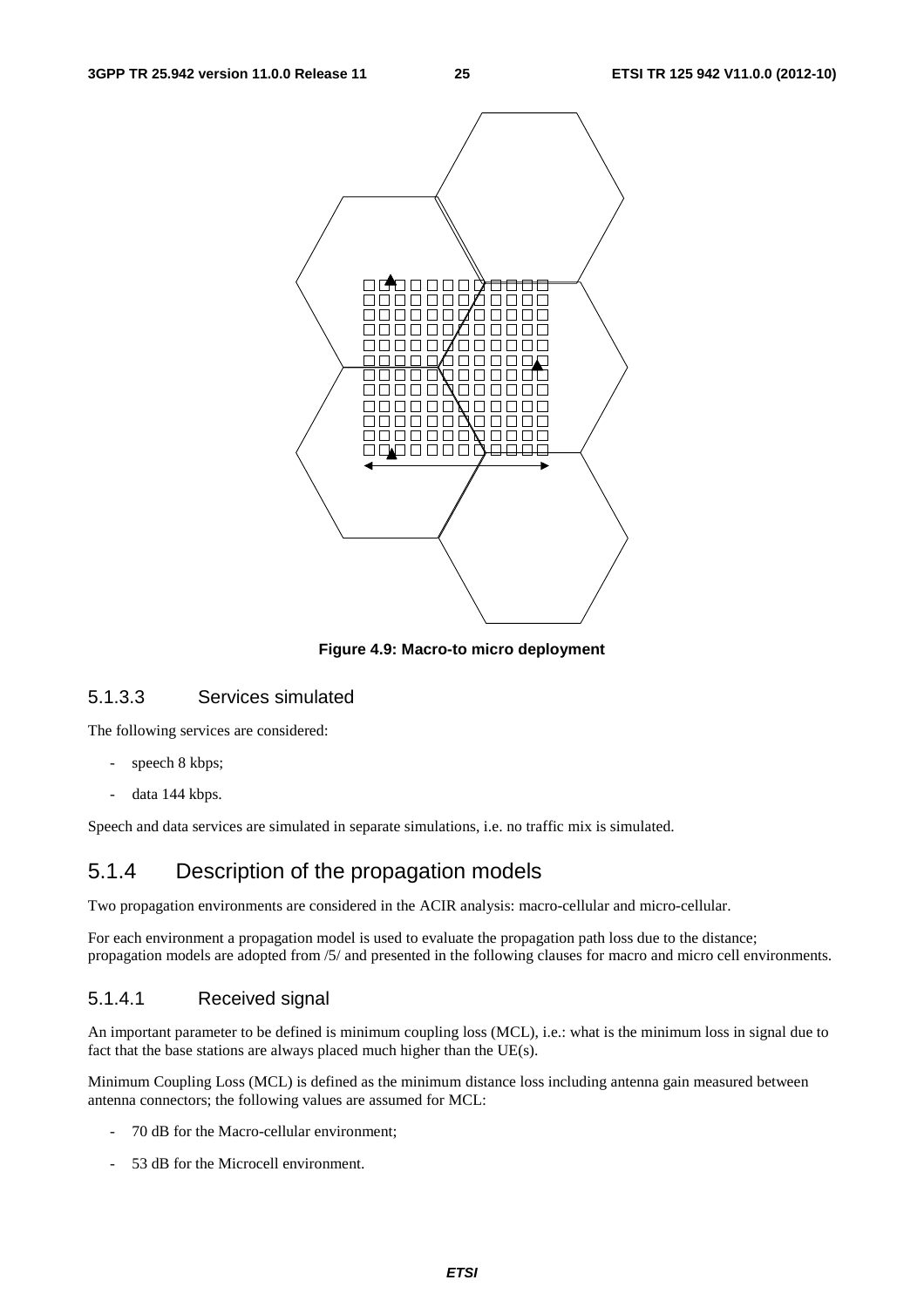**Figure 4.9: Macro-to micro deployment**

#### 5.1.3.3 Services simulated

The following services are considered:

- speech 8 kbps;
- data 144 kbps.

Speech and data services are simulated in separate simulations, i.e. no traffic mix is simulated.

### 5.1.4 Description of the propagation models

Two propagation environments are considered in the ACIR analysis: macro-cellular and micro-cellular.

For each environment a propagation model is used to evaluate the propagation path loss due to the distance; propagation models are adopted from /5/ and presented in the following clauses for macro and micro cell environments.

#### 5.1.4.1 Received signal

An important parameter to be defined is minimum coupling loss (MCL), i.e.: what is the minimum loss in signal due to fact that the base stations are always placed much higher than the UE(s).

Minimum Coupling Loss (MCL) is defined as the minimum distance loss including antenna gain measured between antenna connectors; the following values are assumed for MCL:

- 70 dB for the Macro-cellular environment;
- 53 dB for the Microcell environment.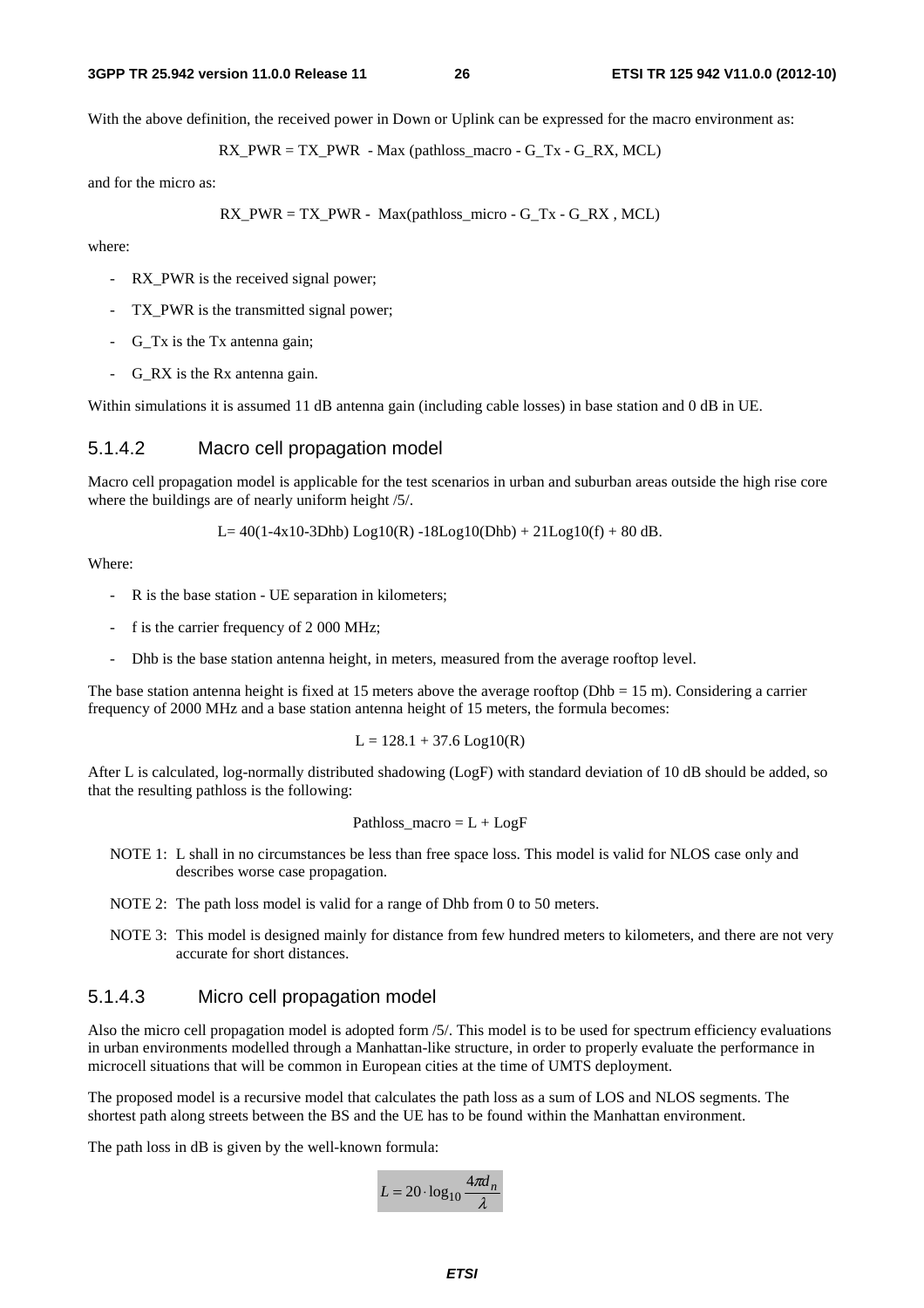With the above definition, the received power in Down or Uplink can be expressed for the macro environment as:

RX_PWR = TX_PWR - Max (pathloss_macro - G_Tx - G_RX, MCL)

and for the micro as:

RX_PWR = TX_PWR - Max(pathloss_micro - G_Tx - G_RX , MCL)

where:

- RX_PWR is the received signal power;
- TX_PWR is the transmitted signal power;
- G_Tx is the Tx antenna gain;
- G_RX is the Rx antenna gain.

Within simulations it is assumed 11 dB antenna gain (including cable losses) in base station and 0 dB in UE.

### 5.1.4.2 Macro cell propagation model

Macro cell propagation model is applicable for the test scenarios in urban and suburban areas outside the high rise core where the buildings are of nearly uniform height /5/.

L= 40(1-4x10-3Dhb) Log10(R) -18Log10(Dhb) + 21Log10(f) + 80 dB.

Where:

- R is the base station - UE separation in kilometers;
- f is the carrier frequency of 2 000 MHz;
- Dhb is the base station antenna height, in meters, measured from the average rooftop level.

The base station antenna height is fixed at 15 meters above the average rooftop (Dhb = 15 m). Considering a carrier frequency of 2000 MHz and a base station antenna height of 15 meters, the formula becomes:

L = 128.1 + 37.6 Log10(R)

After L is calculated, log-normally distributed shadowing (LogF) with standard deviation of 10 dB should be added, so that the resulting pathloss is the following:

Pathloss_macro = L + LogF

NOTE 1: L shall in no circumstances be less than free space loss. This model is valid for NLOS case only and describes worse case propagation.

NOTE 2: The path loss model is valid for a range of Dhb from 0 to 50 meters.

NOTE 3: This model is designed mainly for distance from few hundred meters to kilometers, and there are not very accurate for short distances.

### 5.1.4.3 Micro cell propagation model

Also the micro cell propagation model is adopted form /5/. This model is to be used for spectrum efficiency evaluations in urban environments modelled through a Manhattan-like structure, in order to properly evaluate the performance in microcell situations that will be common in European cities at the time of UMTS deployment.

The proposed model is a recursive model that calculates the path loss as a sum of LOS and NLOS segments. The shortest path along streets between the BS and the UE has to be found within the Manhattan environment.

The path loss in dB is given by the well-known formula:

$$L = 20 \cdot \log_{10} \frac{4\pi d_n}{\lambda}$$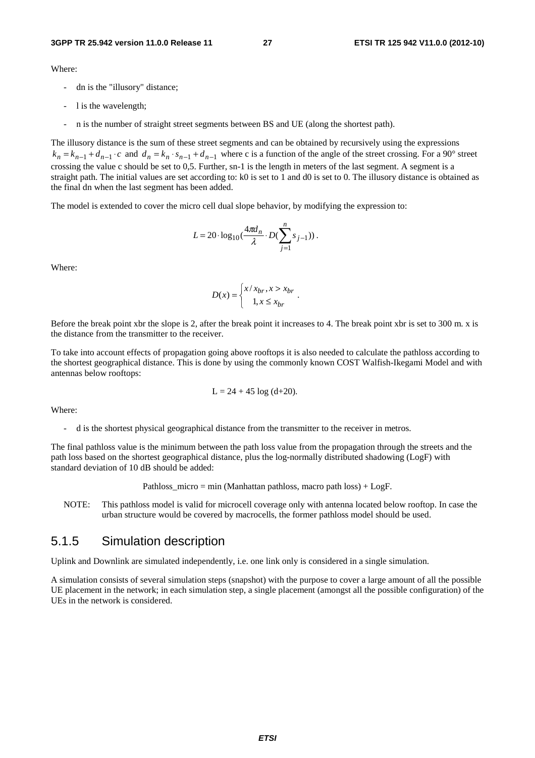Where:

- dn is the "illusory" distance;
- l is the wavelength;
- n is the number of straight street segments between BS and UE (along the shortest path).

The illusory distance is the sum of these street segments and can be obtained by recursively using the expressions $k_n = k_{n-1} + d_{n-1} \cdot c$ and $d_n = k_n \cdot s_{n-1} + d_{n-1}$ where c is a function of the angle of the street crossing. For a 90° street crossing the value c should be set to 0,5. Further, sn-1 is the length in meters of the last segment. A segment is a straight path. The initial values are set according to: k0 is set to 1 and d0 is set to 0. The illusory distance is obtained as the final dn when the last segment has been added.

The model is extended to cover the micro cell dual slope behavior, by modifying the expression to:

$$L = 20 \cdot \log_{10}\left(\frac{4\pi d_n}{\lambda} \cdot D\left(\sum_{j=1}^{n} s_{j-1}\right)\right).$$

Where:

$$D(x) = \begin{cases} x / x_{br}, x > x_{br} \\ 1, x \leq x_{br} \end{cases}.$$

Before the break point xbr the slope is 2, after the break point it increases to 4. The break point xbr is set to 300 m. x is the distance from the transmitter to the receiver.

To take into account effects of propagation going above rooftops it is also needed to calculate the pathloss according to the shortest geographical distance. This is done by using the commonly known COST Walfish-Ikegami Model and with antennas below rooftops:

$$L = 24 + 45 \log (d+20).$$

Where:

- d is the shortest physical geographical distance from the transmitter to the receiver in metros.

The final pathloss value is the minimum between the path loss value from the propagation through the streets and the path loss based on the shortest geographical distance, plus the log-normally distributed shadowing (LogF) with standard deviation of 10 dB should be added:

Pathloss_micro = min (Manhattan pathloss, macro path loss) + LogF.

NOTE: This pathloss model is valid for microcell coverage only with antenna located below rooftop. In case the urban structure would be covered by macrocells, the former pathloss model should be used.

## 5.1.5 Simulation description

Uplink and Downlink are simulated independently, i.e. one link only is considered in a single simulation.

A simulation consists of several simulation steps (snapshot) with the purpose to cover a large amount of all the possible UE placement in the network; in each simulation step, a single placement (amongst all the possible configuration) of the UEs in the network is considered.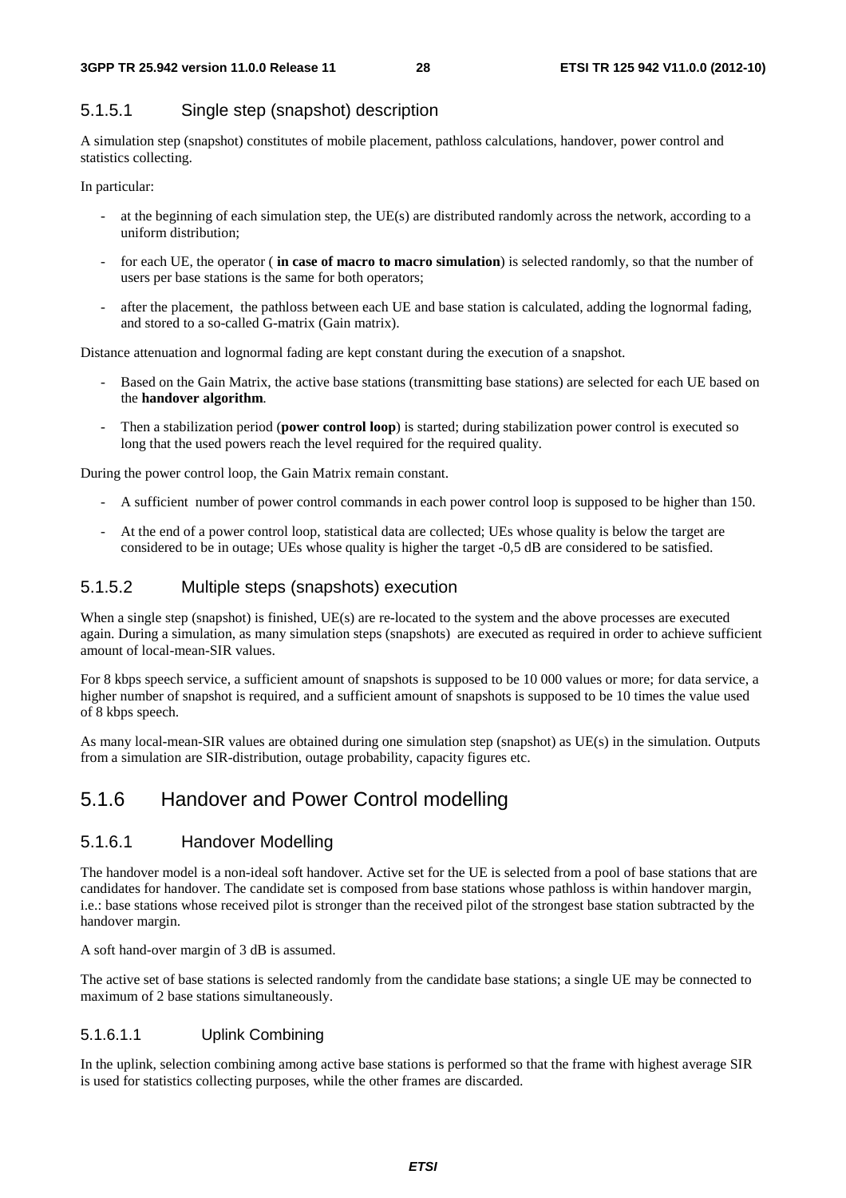#### 5.1.5.1 Single step (snapshot) description

A simulation step (snapshot) constitutes of mobile placement, pathloss calculations, handover, power control and statistics collecting.

In particular:

- at the beginning of each simulation step, the UE(s) are distributed randomly across the network, according to a uniform distribution;
- for each UE, the operator ( **in case of macro to macro simulation**) is selected randomly, so that the number of users per base stations is the same for both operators;
- after the placement, the pathloss between each UE and base station is calculated, adding the lognormal fading, and stored to a so-called G-matrix (Gain matrix).

Distance attenuation and lognormal fading are kept constant during the execution of a snapshot.

- Based on the Gain Matrix, the active base stations (transmitting base stations) are selected for each UE based on the **handover algorithm**.
- Then a stabilization period (**power control loop**) is started; during stabilization power control is executed so long that the used powers reach the level required for the required quality.

During the power control loop, the Gain Matrix remain constant.

- A sufficient number of power control commands in each power control loop is supposed to be higher than 150.
- At the end of a power control loop, statistical data are collected; UEs whose quality is below the target are considered to be in outage; UEs whose quality is higher the target -0,5 dB are considered to be satisfied.

#### 5.1.5.2 Multiple steps (snapshots) execution

When a single step (snapshot) is finished, UE(s) are re-located to the system and the above processes are executed again. During a simulation, as many simulation steps (snapshots) are executed as required in order to achieve sufficient amount of local-mean-SIR values.

For 8 kbps speech service, a sufficient amount of snapshots is supposed to be 10 000 values or more; for data service, a higher number of snapshot is required, and a sufficient amount of snapshots is supposed to be 10 times the value used of 8 kbps speech.

As many local-mean-SIR values are obtained during one simulation step (snapshot) as UE(s) in the simulation. Outputs from a simulation are SIR-distribution, outage probability, capacity figures etc.

### 5.1.6 Handover and Power Control modelling

#### 5.1.6.1 Handover Modelling

The handover model is a non-ideal soft handover. Active set for the UE is selected from a pool of base stations that are candidates for handover. The candidate set is composed from base stations whose pathloss is within handover margin, i.e.: base stations whose received pilot is stronger than the received pilot of the strongest base station subtracted by the handover margin.

A soft hand-over margin of 3 dB is assumed.

The active set of base stations is selected randomly from the candidate base stations; a single UE may be connected to maximum of 2 base stations simultaneously.

##### 5.1.6.1.1 Uplink Combining

In the uplink, selection combining among active base stations is performed so that the frame with highest average SIR is used for statistics collecting purposes, while the other frames are discarded.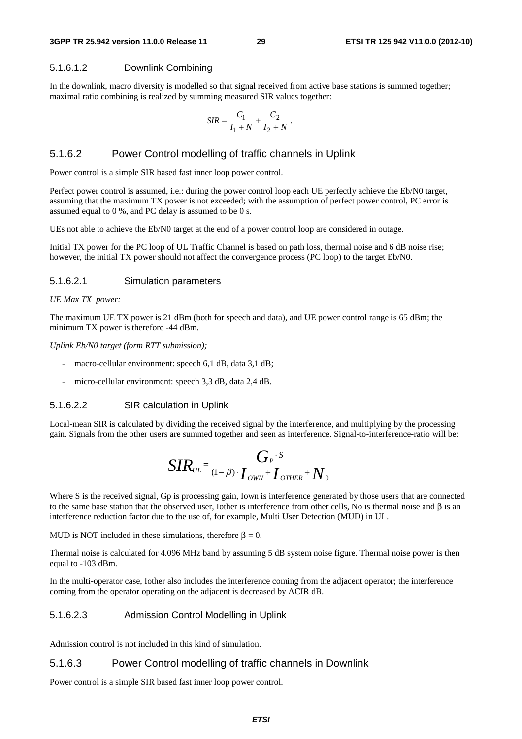#### 5.1.6.1.2 Downlink Combining

In the downlink, macro diversity is modelled so that signal received from active base stations is summed together; maximal ratio combining is realized by summing measured SIR values together:

$$SIR = \frac{C_1}{I_1 + N} + \frac{C_2}{I_2 + N}.$$

### 5.1.6.2 Power Control modelling of traffic channels in Uplink

Power control is a simple SIR based fast inner loop power control.

Perfect power control is assumed, i.e.: during the power control loop each UE perfectly achieve the Eb/N0 target, assuming that the maximum TX power is not exceeded; with the assumption of perfect power control, PC error is assumed equal to 0 %, and PC delay is assumed to be 0 s.

UEs not able to achieve the Eb/N0 target at the end of a power control loop are considered in outage.

Initial TX power for the PC loop of UL Traffic Channel is based on path loss, thermal noise and 6 dB noise rise; however, the initial TX power should not affect the convergence process (PC loop) to the target Eb/N0.

#### 5.1.6.2.1 Simulation parameters

*UE Max TX power:*

The maximum UE TX power is 21 dBm (both for speech and data), and UE power control range is 65 dBm; the minimum TX power is therefore -44 dBm.

*Uplink Eb/N0 target (form RTT submission);*

- macro-cellular environment: speech 6,1 dB, data 3,1 dB;
- micro-cellular environment: speech 3,3 dB, data 2,4 dB.

#### 5.1.6.2.2 SIR calculation in Uplink

Local-mean SIR is calculated by dividing the received signal by the interference, and multiplying by the processing gain. Signals from the other users are summed together and seen as interference. Signal-to-interference-ratio will be:

$$SIR_{UL} = \frac{G_P \cdot S}{(1-\beta) \cdot I_{OWN} + I_{OTHER} + N_0}$$

Where S is the received signal, Gp is processing gain, Iown is interference generated by those users that are connected to the same base station that the observed user, Iother is interference from other cells, No is thermal noise and $\beta$ is an interference reduction factor due to the use of, for example, Multi User Detection (MUD) in UL.

MUD is NOT included in these simulations, therefore $\beta = 0$.

Thermal noise is calculated for 4.096 MHz band by assuming 5 dB system noise figure. Thermal noise power is then equal to -103 dBm.

In the multi-operator case, Iother also includes the interference coming from the adjacent operator; the interference coming from the operator operating on the adjacent is decreased by ACIR dB.

#### 5.1.6.2.3 Admission Control Modelling in Uplink

Admission control is not included in this kind of simulation.

### 5.1.6.3 Power Control modelling of traffic channels in Downlink

Power control is a simple SIR based fast inner loop power control.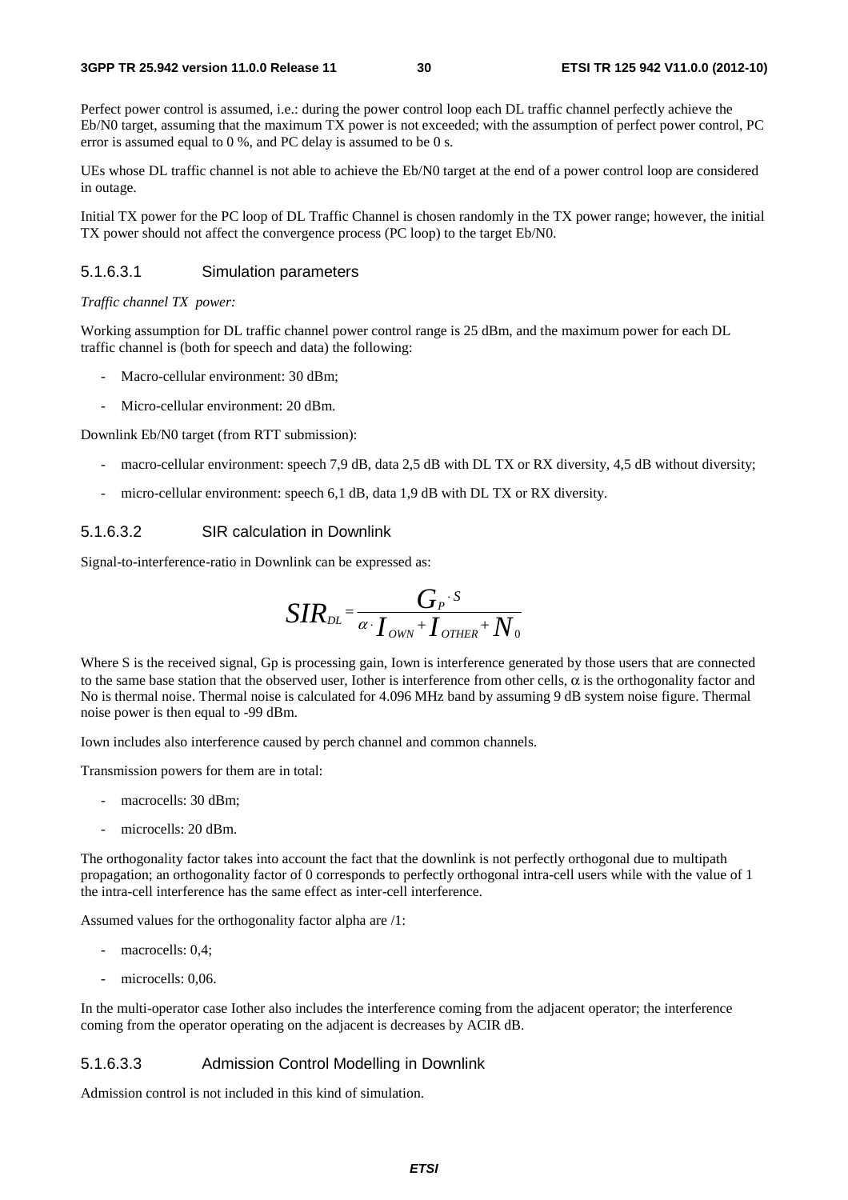Perfect power control is assumed, i.e.: during the power control loop each DL traffic channel perfectly achieve the Eb/N0 target, assuming that the maximum TX power is not exceeded; with the assumption of perfect power control, PC error is assumed equal to 0 %, and PC delay is assumed to be 0 s.

UEs whose DL traffic channel is not able to achieve the Eb/N0 target at the end of a power control loop are considered in outage.

Initial TX power for the PC loop of DL Traffic Channel is chosen randomly in the TX power range; however, the initial TX power should not affect the convergence process (PC loop) to the target Eb/N0.

#### 5.1.6.3.1 Simulation parameters

*Traffic channel TX power:*

Working assumption for DL traffic channel power control range is 25 dBm, and the maximum power for each DL traffic channel is (both for speech and data) the following:

- Macro-cellular environment: 30 dBm;
- Micro-cellular environment: 20 dBm.

Downlink Eb/N0 target (from RTT submission):

- macro-cellular environment: speech 7,9 dB, data 2,5 dB with DL TX or RX diversity, 4,5 dB without diversity;
- micro-cellular environment: speech 6,1 dB, data 1,9 dB with DL TX or RX diversity.

#### 5.1.6.3.2 SIR calculation in Downlink

Signal-to-interference-ratio in Downlink can be expressed as:

$$SIR_{DL} = \frac{G_P \cdot S}{\alpha \cdot I_{OWN} + I_{OTHER} + N_0}$$

Where S is the received signal, Gp is processing gain, Iown is interference generated by those users that are connected to the same base station that the observed user, Iother is interference from other cells, $\alpha$ is the orthogonality factor and No is thermal noise. Thermal noise is calculated for 4.096 MHz band by assuming 9 dB system noise figure. Thermal noise power is then equal to -99 dBm.

Iown includes also interference caused by perch channel and common channels.

Transmission powers for them are in total:

- macrocells: 30 dBm;
- microcells: 20 dBm.

The orthogonality factor takes into account the fact that the downlink is not perfectly orthogonal due to multipath propagation; an orthogonality factor of 0 corresponds to perfectly orthogonal intra-cell users while with the value of 1 the intra-cell interference has the same effect as inter-cell interference.

Assumed values for the orthogonality factor alpha are /1:

- macrocells: 0,4;
- microcells: 0,06.

In the multi-operator case Iother also includes the interference coming from the adjacent operator; the interference coming from the operator operating on the adjacent is decreases by ACIR dB.

#### 5.1.6.3.3 Admission Control Modelling in Downlink

Admission control is not included in this kind of simulation.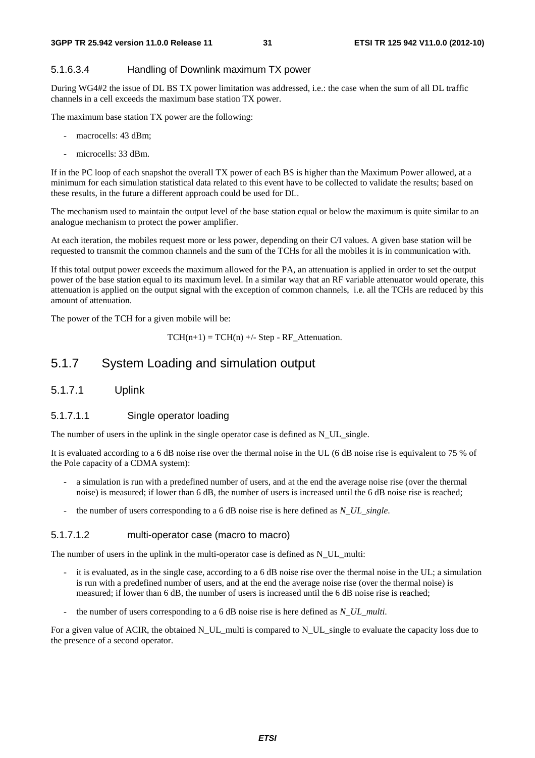#### 5.1.6.3.4 Handling of Downlink maximum TX power

During WG4#2 the issue of DL BS TX power limitation was addressed, i.e.: the case when the sum of all DL traffic channels in a cell exceeds the maximum base station TX power.

The maximum base station TX power are the following:

- macrocells: 43 dBm;
- microcells: 33 dBm.

If in the PC loop of each snapshot the overall TX power of each BS is higher than the Maximum Power allowed, at a minimum for each simulation statistical data related to this event have to be collected to validate the results; based on these results, in the future a different approach could be used for DL.

The mechanism used to maintain the output level of the base station equal or below the maximum is quite similar to an analogue mechanism to protect the power amplifier.

At each iteration, the mobiles request more or less power, depending on their C/I values. A given base station will be requested to transmit the common channels and the sum of the TCHs for all the mobiles it is in communication with.

If this total output power exceeds the maximum allowed for the PA, an attenuation is applied in order to set the output power of the base station equal to its maximum level. In a similar way that an RF variable attenuator would operate, this attenuation is applied on the output signal with the exception of common channels, i.e. all the TCHs are reduced by this amount of attenuation.

The power of the TCH for a given mobile will be:

$$TCH(n+1) = TCH(n) +/- Step - RF\_Attenuation.$$

## 5.1.7 System Loading and simulation output

### 5.1.7.1 Uplink

#### 5.1.7.1.1 Single operator loading

The number of users in the uplink in the single operator case is defined as N_UL_single.

It is evaluated according to a 6 dB noise rise over the thermal noise in the UL (6 dB noise rise is equivalent to 75 % of the Pole capacity of a CDMA system):

- a simulation is run with a predefined number of users, and at the end the average noise rise (over the thermal noise) is measured; if lower than 6 dB, the number of users is increased until the 6 dB noise rise is reached;
- the number of users corresponding to a 6 dB noise rise is here defined as *N_UL_single*.

#### 5.1.7.1.2 multi-operator case (macro to macro)

The number of users in the uplink in the multi-operator case is defined as N_UL_multi:

- it is evaluated, as in the single case, according to a 6 dB noise rise over the thermal noise in the UL; a simulation is run with a predefined number of users, and at the end the average noise rise (over the thermal noise) is measured; if lower than 6 dB, the number of users is increased until the 6 dB noise rise is reached;
- the number of users corresponding to a 6 dB noise rise is here defined as *N_UL_multi*.

For a given value of ACIR, the obtained N_UL_multi is compared to N_UL_single to evaluate the capacity loss due to the presence of a second operator.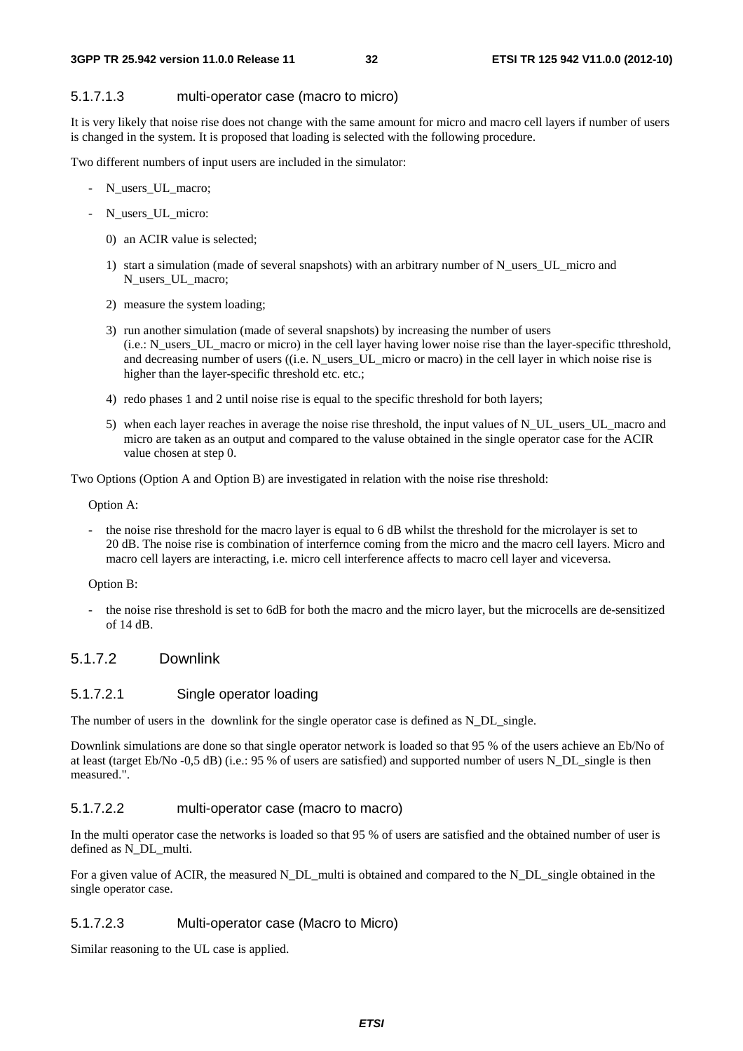#### 5.1.7.1.3 multi-operator case (macro to micro)

It is very likely that noise rise does not change with the same amount for micro and macro cell layers if number of users is changed in the system. It is proposed that loading is selected with the following procedure.

Two different numbers of input users are included in the simulator:

- N_users_UL_macro;
- N_users_UL_micro:
  0) an ACIR value is selected;
  1) start a simulation (made of several snapshots) with an arbitrary number of N_users_UL_micro and N_users_UL_macro;
  2) measure the system loading;
  3) run another simulation (made of several snapshots) by increasing the number of users (i.e.: N_users_UL_macro or micro) in the cell layer having lower noise rise than the layer-specific tthreshold, and decreasing number of users ((i.e. N_users_UL_micro or macro) in the cell layer in which noise rise is higher than the layer-specific threshold etc. etc.;
  4) redo phases 1 and 2 until noise rise is equal to the specific threshold for both layers;
  5) when each layer reaches in average the noise rise threshold, the input values of N_UL_users_UL_macro and micro are taken as an output and compared to the valuse obtained in the single operator case for the ACIR value chosen at step 0.

Two Options (Option A and Option B) are investigated in relation with the noise rise threshold:

Option A:

- the noise rise threshold for the macro layer is equal to 6 dB whilst the threshold for the microlayer is set to 20 dB. The noise rise is combination of interfernce coming from the micro and the macro cell layers. Micro and macro cell layers are interacting, i.e. micro cell interference affects to macro cell layer and viceversa.

Option B:

- the noise rise threshold is set to 6dB for both the macro and the micro layer, but the microcells are de-sensitized of 14 dB.

### 5.1.7.2 Downlink

#### 5.1.7.2.1 Single operator loading

The number of users in the downlink for the single operator case is defined as N_DL_single.

Downlink simulations are done so that single operator network is loaded so that 95 % of the users achieve an Eb/No of at least (target Eb/No -0,5 dB) (i.e.: 95 % of users are satisfied) and supported number of users N_DL_single is then measured.".

#### 5.1.7.2.2 multi-operator case (macro to macro)

In the multi operator case the networks is loaded so that 95 % of users are satisfied and the obtained number of user is defined as N_DL_multi.

For a given value of ACIR, the measured N_DL_multi is obtained and compared to the N_DL_single obtained in the single operator case.

#### 5.1.7.2.3 Multi-operator case (Macro to Micro)

Similar reasoning to the UL case is applied.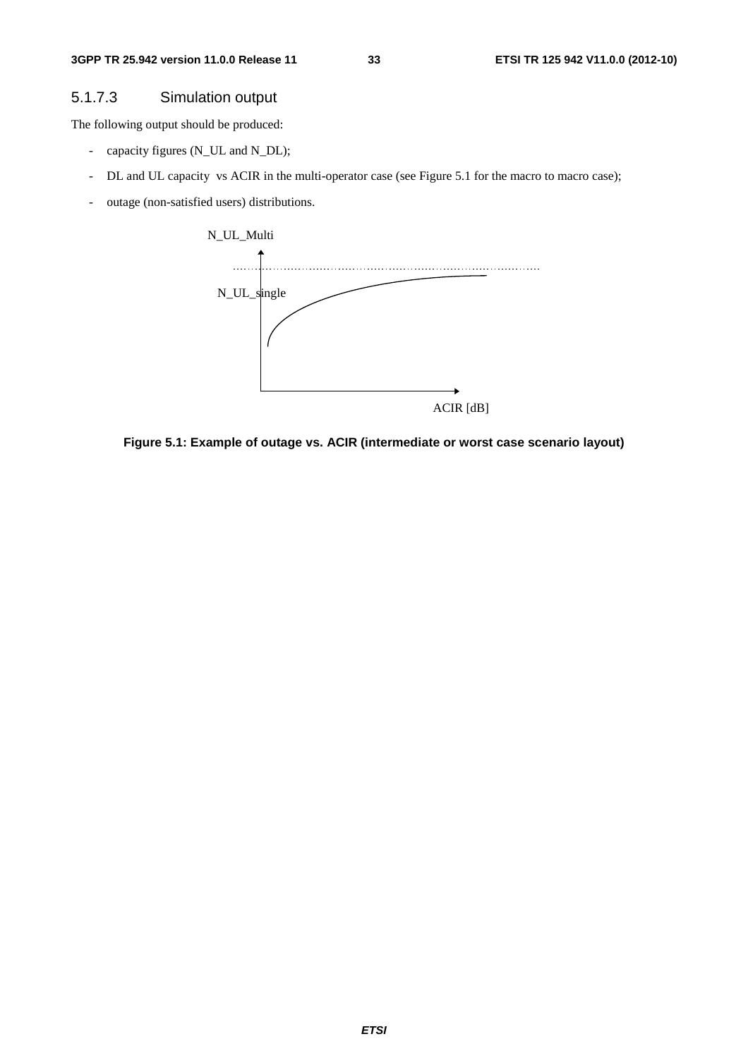### 5.1.7.3 Simulation output

The following output should be produced:

- capacity figures (N_UL and N_DL);
- DL and UL capacity vs ACIR in the multi-operator case (see Figure 5.1 for the macro to macro case);
- outage (non-satisfied users) distributions.

N_UL_Multi

N_UL_single

ACIR [dB]

**Figure 5.1: Example of outage vs. ACIR (intermediate or worst case scenario layout)**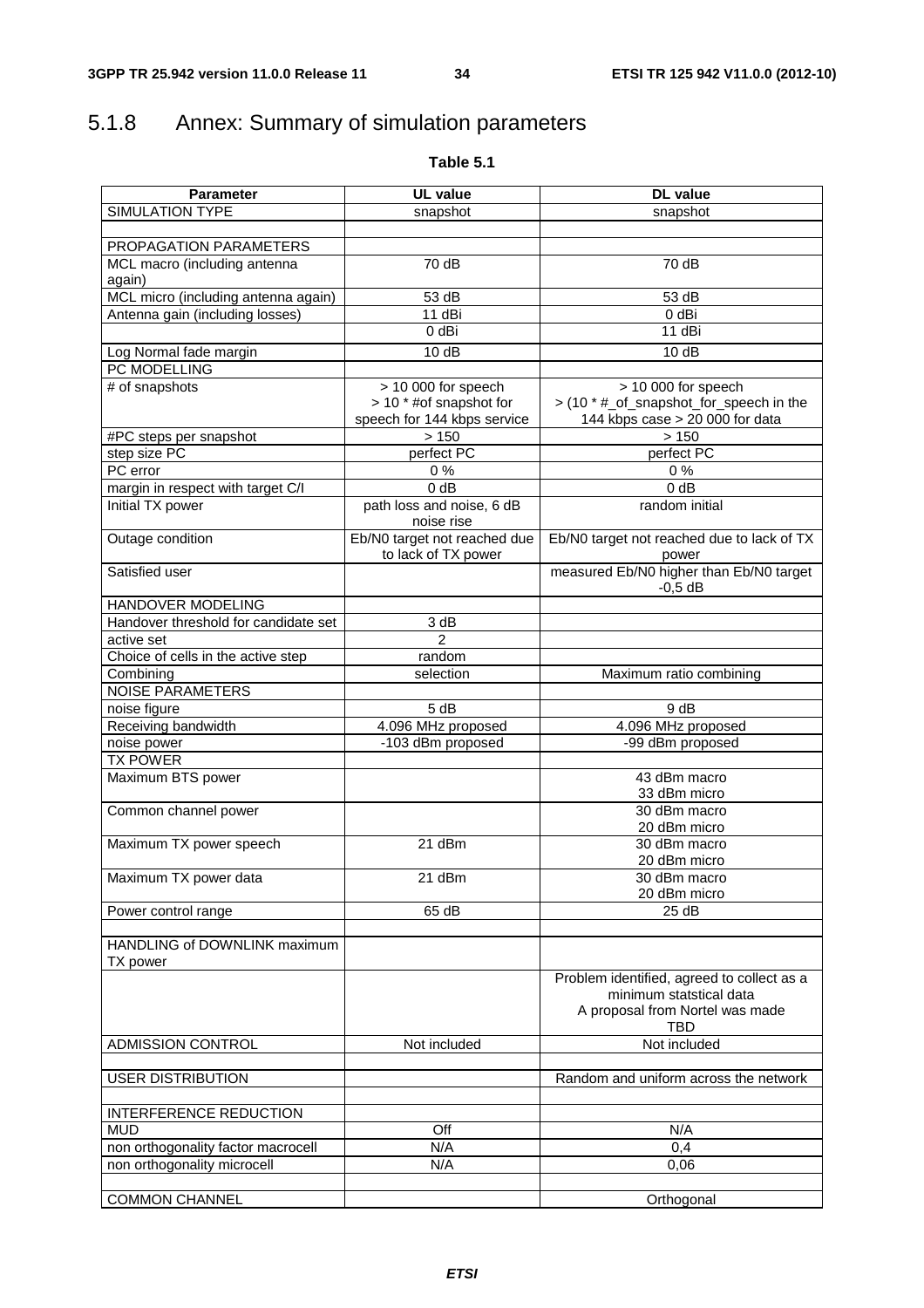## 5.1.8 Annex: Summary of simulation parameters

**Table 5.1**

| Parameter | UL value | DL value |
|---|---|---|
| SIMULATION TYPE | snapshot | snapshot |
| | | |
| PROPAGATION PARAMETERS | | |
| MCL macro (including antenna again) | 70 dB | 70 dB |
| MCL micro (including antenna again) | 53 dB | 53 dB |
| Antenna gain (including losses) | 11 dBi | 0 dBi |
| | 0 dBi | 11 dBi |
| Log Normal fade margin | 10 dB | 10 dB |
| PC MODELLING | | |
| # of snapshots | > 10 000 for speech<br>> 10 * #of snapshot for speech for 144 kbps service | > 10 000 for speech<br>> (10 * #_of_snapshot_for_speech in the 144 kbps case > 20 000 for data |
| #PC steps per snapshot | > 150 | > 150 |
| step size PC | perfect PC | perfect PC |
| PC error | 0 % | 0 % |
| margin in respect with target C/I | 0 dB | 0 dB |
| Initial TX power | path loss and noise, 6 dB noise rise | random initial |
| Outage condition | Eb/N0 target not reached due to lack of TX power | Eb/N0 target not reached due to lack of TX power |
| Satisfied user | | measured Eb/N0 higher than Eb/N0 target -0,5 dB |
| HANDOVER MODELING | | |
| Handover threshold for candidate set | 3 dB | |
| active set | 2 | |
| Choice of cells in the active step | random | |
| Combining | selection | Maximum ratio combining |
| NOISE PARAMETERS | | |
| noise figure | 5 dB | 9 dB |
| Receiving bandwidth | 4.096 MHz proposed | 4.096 MHz proposed |
| noise power | -103 dBm proposed | -99 dBm proposed |
| TX POWER | | |
| Maximum BTS power | | 43 dBm macro<br>33 dBm micro |
| Common channel power | | 30 dBm macro<br>20 dBm micro |
| Maximum TX power speech | 21 dBm | 30 dBm macro<br>20 dBm micro |
| Maximum TX power data | 21 dBm | 30 dBm macro<br>20 dBm micro |
| Power control range | 65 dB | 25 dB |
| | | |
| HANDLING of DOWNLINK maximum TX power | | |
| | | Problem identified, agreed to collect as a minimum statstical data<br>A proposal from Nortel was made<br>TBD |
| ADMISSION CONTROL | Not included | Not included |
| | | |
| USER DISTRIBUTION | | Random and uniform across the network |
| | | |
| INTERFERENCE REDUCTION | | |
| MUD | Off | N/A |
| non orthogonality factor macrocell | N/A | 0,4 |
| non orthogonality microcell | N/A | 0,06 |
| | | |
| COMMON CHANNEL | | Orthogonal |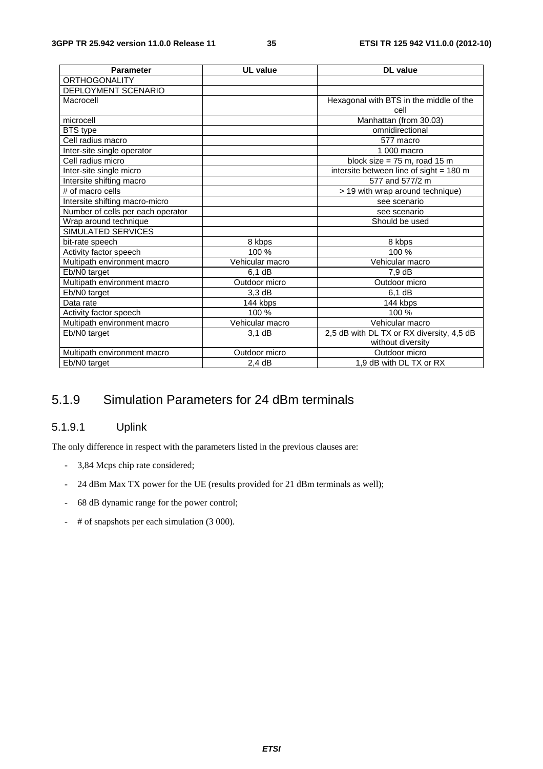| Parameter | UL value | DL value |
| --- | --- | --- |
| ORTHOGONALITY | | |
| DEPLOYMENT SCENARIO | | |
| Macrocell | | Hexagonal with BTS in the middle of the cell |
| microcell | | Manhattan (from 30.03) |
| BTS type | | omnidirectional |
| Cell radius macro | | 577 macro |
| Inter-site single operator | | 1 000 macro |
| Cell radius micro | | block size = 75 m, road 15 m |
| Inter-site single micro | | intersite between line of sight = 180 m |
| Intersite shifting macro | | 577 and 577/2 m |
| # of macro cells | | > 19 with wrap around technique) |
| Intersite shifting macro-micro | | see scenario |
| Number of cells per each operator | | see scenario |
| Wrap around technique | | Should be used |
| SIMULATED SERVICES | | |
| bit-rate speech | 8 kbps | 8 kbps |
| Activity factor speech | 100 % | 100 % |
| Multipath environment macro | Vehicular macro | Vehicular macro |
| Eb/N0 target | 6,1 dB | 7,9 dB |
| Multipath environment macro | Outdoor micro | Outdoor micro |
| Eb/N0 target | 3,3 dB | 6,1 dB |
| Data rate | 144 kbps | 144 kbps |
| Activity factor speech | 100 % | 100 % |
| Multipath environment macro | Vehicular macro | Vehicular macro |
| Eb/N0 target | 3,1 dB | 2,5 dB with DL TX or RX diversity, 4,5 dB without diversity |
| Multipath environment macro | Outdoor micro | Outdoor micro |
| Eb/N0 target | 2,4 dB | 1,9 dB with DL TX or RX |

## 5.1.9 Simulation Parameters for 24 dBm terminals

### 5.1.9.1 Uplink

The only difference in respect with the parameters listed in the previous clauses are:

- 3,84 Mcps chip rate considered;
- 24 dBm Max TX power for the UE (results provided for 21 dBm terminals as well);
- 68 dB dynamic range for the power control;
- # of snapshots per each simulation (3 000).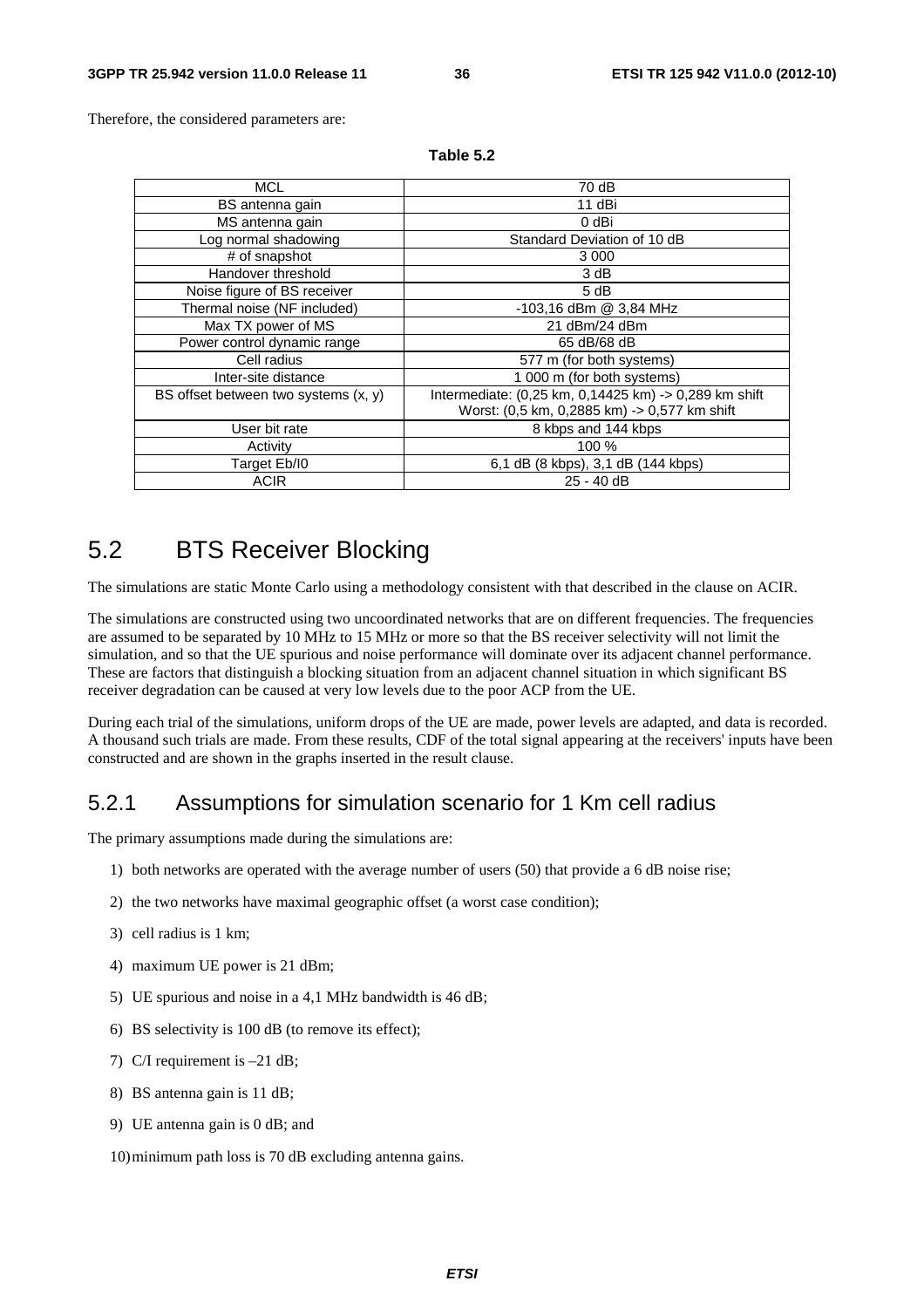Therefore, the considered parameters are:

**Table 5.2**

| MCL | 70 dB |
|---|---|
| BS antenna gain | 11 dBi |
| MS antenna gain | 0 dBi |
| Log normal shadowing | Standard Deviation of 10 dB |
| # of snapshot | 3 000 |
| Handover threshold | 3 dB |
| Noise figure of BS receiver | 5 dB |
| Thermal noise (NF included) | -103,16 dBm @ 3,84 MHz |
| Max TX power of MS | 21 dBm/24 dBm |
| Power control dynamic range | 65 dB/68 dB |
| Cell radius | 577 m (for both systems) |
| Inter-site distance | 1 000 m (for both systems) |
| BS offset between two systems (x, y) | Intermediate: (0,25 km, 0,14425 km) -> 0,289 km shift<br>Worst: (0,5 km, 0,2885 km) -> 0,577 km shift |
| User bit rate | 8 kbps and 144 kbps |
| Activity | 100 % |
| Target Eb/I0 | 6,1 dB (8 kbps), 3,1 dB (144 kbps) |
| ACIR | 25 - 40 dB |

## 5.2 BTS Receiver Blocking

The simulations are static Monte Carlo using a methodology consistent with that described in the clause on ACIR.

The simulations are constructed using two uncoordinated networks that are on different frequencies. The frequencies are assumed to be separated by 10 MHz to 15 MHz or more so that the BS receiver selectivity will not limit the simulation, and so that the UE spurious and noise performance will dominate over its adjacent channel performance. These are factors that distinguish a blocking situation from an adjacent channel situation in which significant BS receiver degradation can be caused at very low levels due to the poor ACP from the UE.

During each trial of the simulations, uniform drops of the UE are made, power levels are adapted, and data is recorded. A thousand such trials are made. From these results, CDF of the total signal appearing at the receivers' inputs have been constructed and are shown in the graphs inserted in the result clause.

### 5.2.1 Assumptions for simulation scenario for 1 Km cell radius

The primary assumptions made during the simulations are:

1) both networks are operated with the average number of users (50) that provide a 6 dB noise rise;
2) the two networks have maximal geographic offset (a worst case condition);
3) cell radius is 1 km;
4) maximum UE power is 21 dBm;
5) UE spurious and noise in a 4,1 MHz bandwidth is 46 dB;
6) BS selectivity is 100 dB (to remove its effect);
7) C/I requirement is –21 dB;
8) BS antenna gain is 11 dB;
9) UE antenna gain is 0 dB; and
10) minimum path loss is 70 dB excluding antenna gains.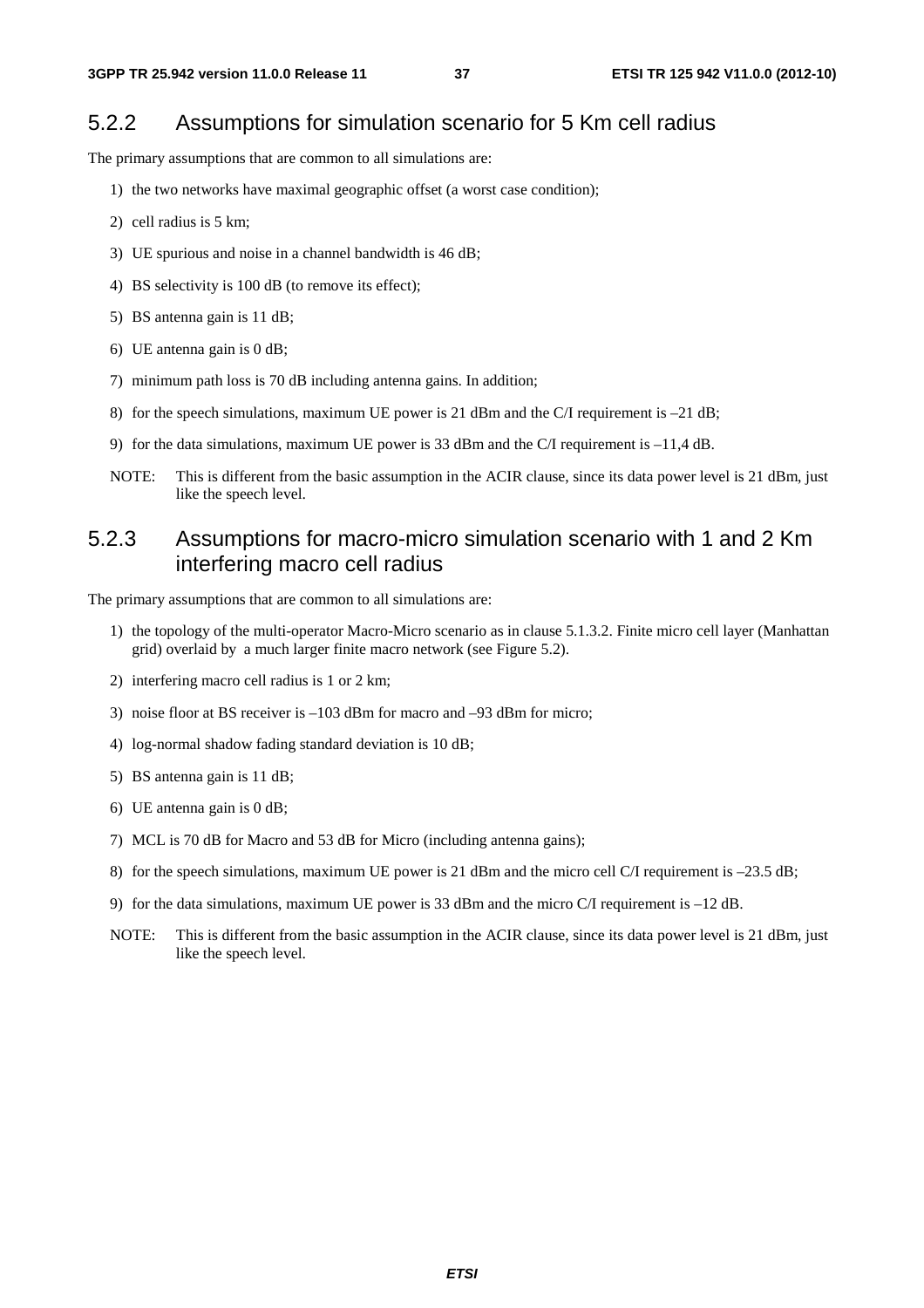### 5.2.2 Assumptions for simulation scenario for 5 Km cell radius

The primary assumptions that are common to all simulations are:

1) the two networks have maximal geographic offset (a worst case condition);
2) cell radius is 5 km;
3) UE spurious and noise in a channel bandwidth is 46 dB;
4) BS selectivity is 100 dB (to remove its effect);
5) BS antenna gain is 11 dB;
6) UE antenna gain is 0 dB;
7) minimum path loss is 70 dB including antenna gains. In addition;
8) for the speech simulations, maximum UE power is 21 dBm and the C/I requirement is –21 dB;
9) for the data simulations, maximum UE power is 33 dBm and the C/I requirement is –11,4 dB.

NOTE: This is different from the basic assumption in the ACIR clause, since its data power level is 21 dBm, just like the speech level.

### 5.2.3 Assumptions for macro-micro simulation scenario with 1 and 2 Km interfering macro cell radius

The primary assumptions that are common to all simulations are:

1) the topology of the multi-operator Macro-Micro scenario as in clause 5.1.3.2. Finite micro cell layer (Manhattan grid) overlaid by a much larger finite macro network (see Figure 5.2).
2) interfering macro cell radius is 1 or 2 km;
3) noise floor at BS receiver is –103 dBm for macro and –93 dBm for micro;
4) log-normal shadow fading standard deviation is 10 dB;
5) BS antenna gain is 11 dB;
6) UE antenna gain is 0 dB;
7) MCL is 70 dB for Macro and 53 dB for Micro (including antenna gains);
8) for the speech simulations, maximum UE power is 21 dBm and the micro cell C/I requirement is –23.5 dB;
9) for the data simulations, maximum UE power is 33 dBm and the micro C/I requirement is –12 dB.

NOTE: This is different from the basic assumption in the ACIR clause, since its data power level is 21 dBm, just like the speech level.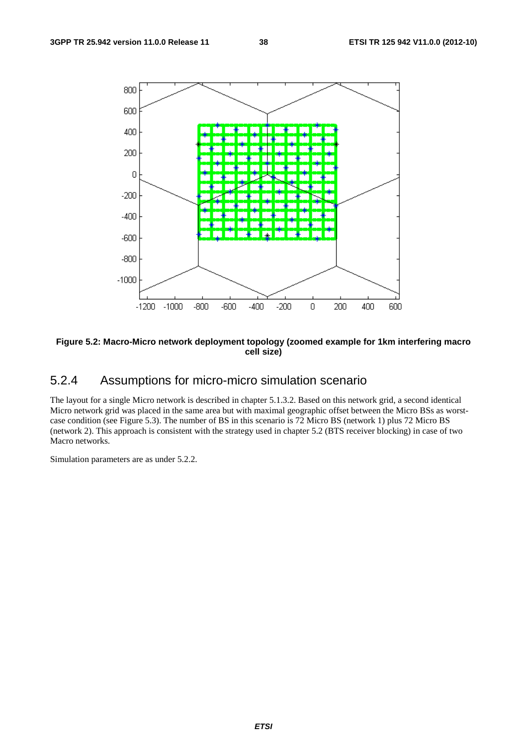**Figure 5.2: Macro-Micro network deployment topology (zoomed example for 1km interfering macro cell size)**

### 5.2.4 Assumptions for micro-micro simulation scenario

The layout for a single Micro network is described in chapter 5.1.3.2. Based on this network grid, a second identical Micro network grid was placed in the same area but with maximal geographic offset between the Micro BSs as worst-case condition (see Figure 5.3). The number of BS in this scenario is 72 Micro BS (network 1) plus 72 Micro BS (network 2). This approach is consistent with the strategy used in chapter 5.2 (BTS receiver blocking) in case of two Macro networks.

Simulation parameters are as under 5.2.2.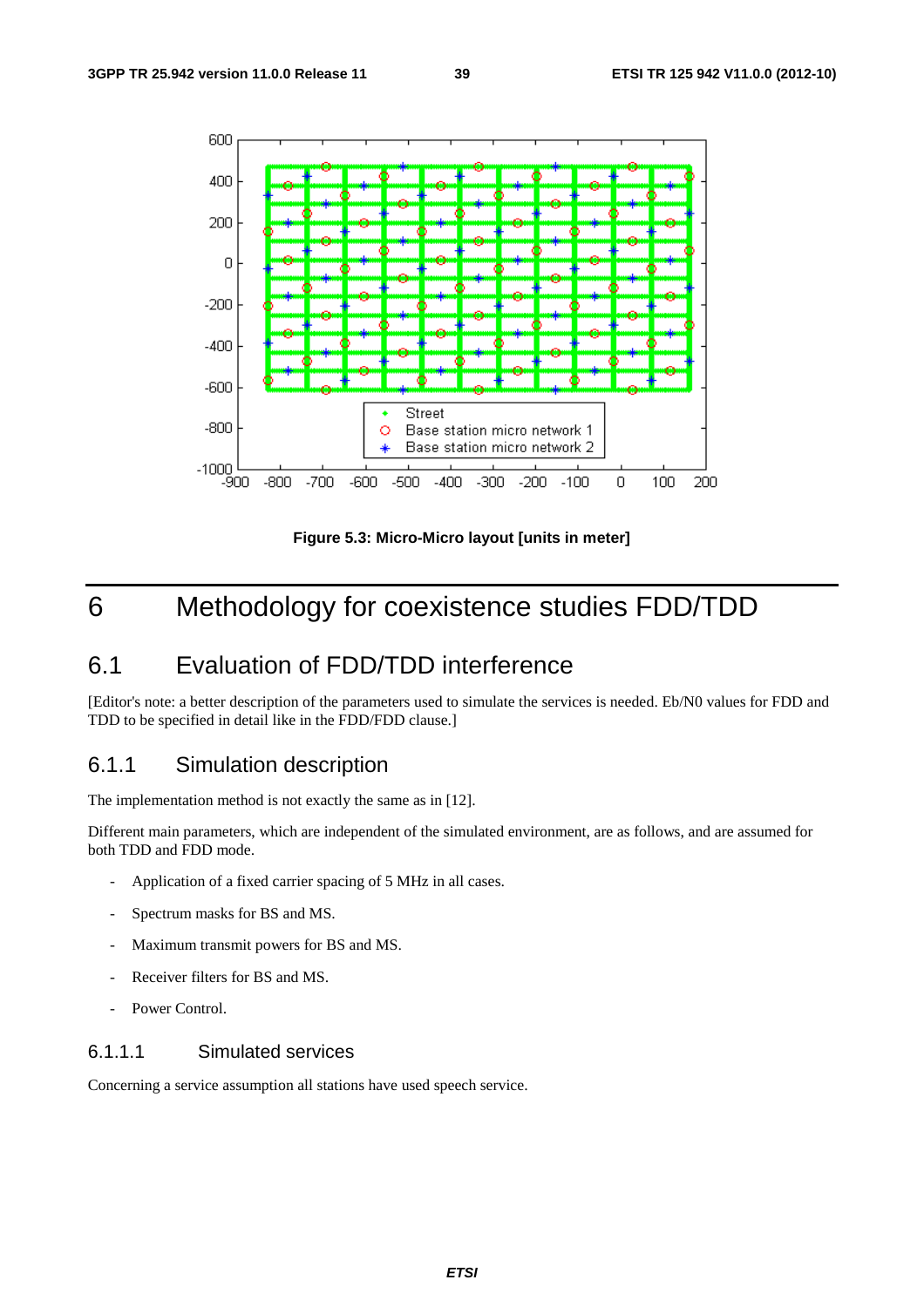**Figure 5.3: Micro-Micro layout [units in meter]**

# 6 Methodology for coexistence studies FDD/TDD

## 6.1 Evaluation of FDD/TDD interference

[Editor's note: a better description of the parameters used to simulate the services is needed. Eb/N0 values for FDD and TDD to be specified in detail like in the FDD/FDD clause.]

### 6.1.1 Simulation description

The implementation method is not exactly the same as in [12].

Different main parameters, which are independent of the simulated environment, are as follows, and are assumed for both TDD and FDD mode.

- Application of a fixed carrier spacing of 5 MHz in all cases.
- Spectrum masks for BS and MS.
- Maximum transmit powers for BS and MS.
- Receiver filters for BS and MS.
- Power Control.

#### 6.1.1.1 Simulated services

Concerning a service assumption all stations have used speech service.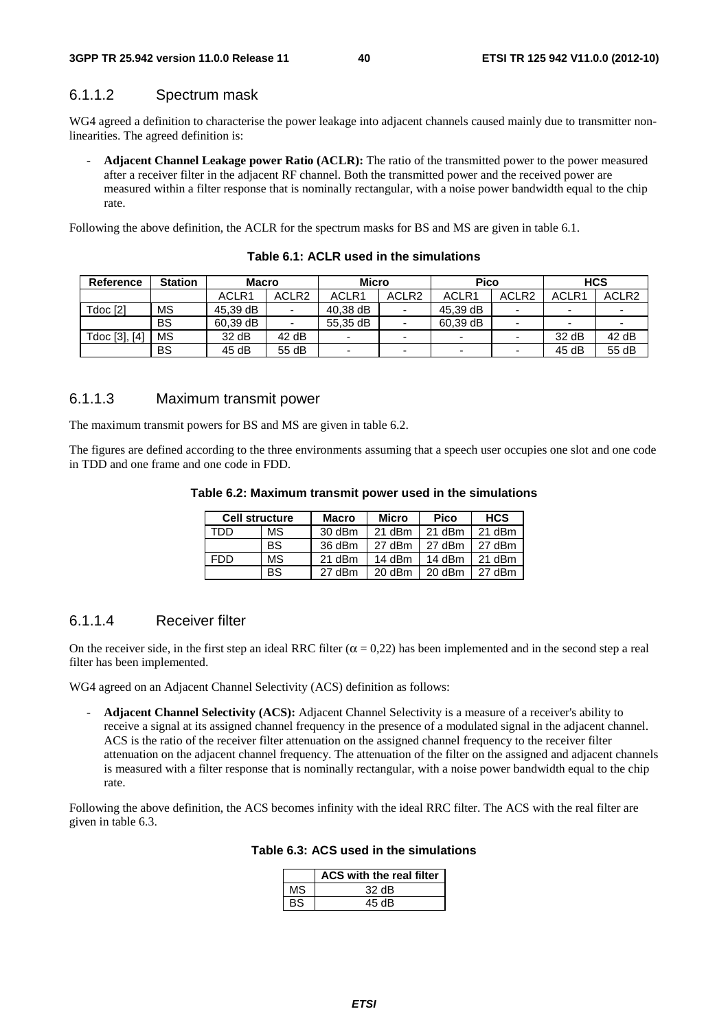#### 6.1.1.2 Spectrum mask

WG4 agreed a definition to characterise the power leakage into adjacent channels caused mainly due to transmitter non-linearities. The agreed definition is:

- **Adjacent Channel Leakage power Ratio (ACLR):** The ratio of the transmitted power to the power measured after a receiver filter in the adjacent RF channel. Both the transmitted power and the received power are measured within a filter response that is nominally rectangular, with a noise power bandwidth equal to the chip rate.

Following the above definition, the ACLR for the spectrum masks for BS and MS are given in table 6.1.

**Table 6.1: ACLR used in the simulations**

| Reference | Station | Macro | | Micro | | Pico | | HCS | |
|---|---|---|---|---|---|---|---|---|---|
| | | ACLR1 | ACLR2 | ACLR1 | ACLR2 | ACLR1 | ACLR2 | ACLR1 | ACLR2 |
| Tdoc [2] | MS | 45,39 dB | - | 40,38 dB | - | 45,39 dB | - | - | - |
| | BS | 60,39 dB | - | 55,35 dB | - | 60,39 dB | - | - | - |
| Tdoc [3], [4] | MS | 32 dB | 42 dB | - | - | - | - | 32 dB | 42 dB |
| | BS | 45 dB | 55 dB | - | - | - | - | 45 dB | 55 dB |

#### 6.1.1.3 Maximum transmit power

The maximum transmit powers for BS and MS are given in table 6.2.

The figures are defined according to the three environments assuming that a speech user occupies one slot and one code in TDD and one frame and one code in FDD.

**Table 6.2: Maximum transmit power used in the simulations**

| Cell structure | | Macro | Micro | Pico | HCS |
|---|---|---|---|---|---|
| TDD | MS | 30 dBm | 21 dBm | 21 dBm | 21 dBm |
| | BS | 36 dBm | 27 dBm | 27 dBm | 27 dBm |
| FDD | MS | 21 dBm | 14 dBm | 14 dBm | 21 dBm |
| | BS | 27 dBm | 20 dBm | 20 dBm | 27 dBm |

#### 6.1.1.4 Receiver filter

On the receiver side, in the first step an ideal RRC filter ($\alpha = 0{,}22$) has been implemented and in the second step a real filter has been implemented.

WG4 agreed on an Adjacent Channel Selectivity (ACS) definition as follows:

- **Adjacent Channel Selectivity (ACS):** Adjacent Channel Selectivity is a measure of a receiver's ability to receive a signal at its assigned channel frequency in the presence of a modulated signal in the adjacent channel. ACS is the ratio of the receiver filter attenuation on the assigned channel frequency to the receiver filter attenuation on the adjacent channel frequency. The attenuation of the filter on the assigned and adjacent channels is measured with a filter response that is nominally rectangular, with a noise power bandwidth equal to the chip rate.

Following the above definition, the ACS becomes infinity with the ideal RRC filter. The ACS with the real filter are given in table 6.3.

**Table 6.3: ACS used in the simulations**

| | ACS with the real filter |
|---|---|
| MS | 32 dB |
| BS | 45 dB |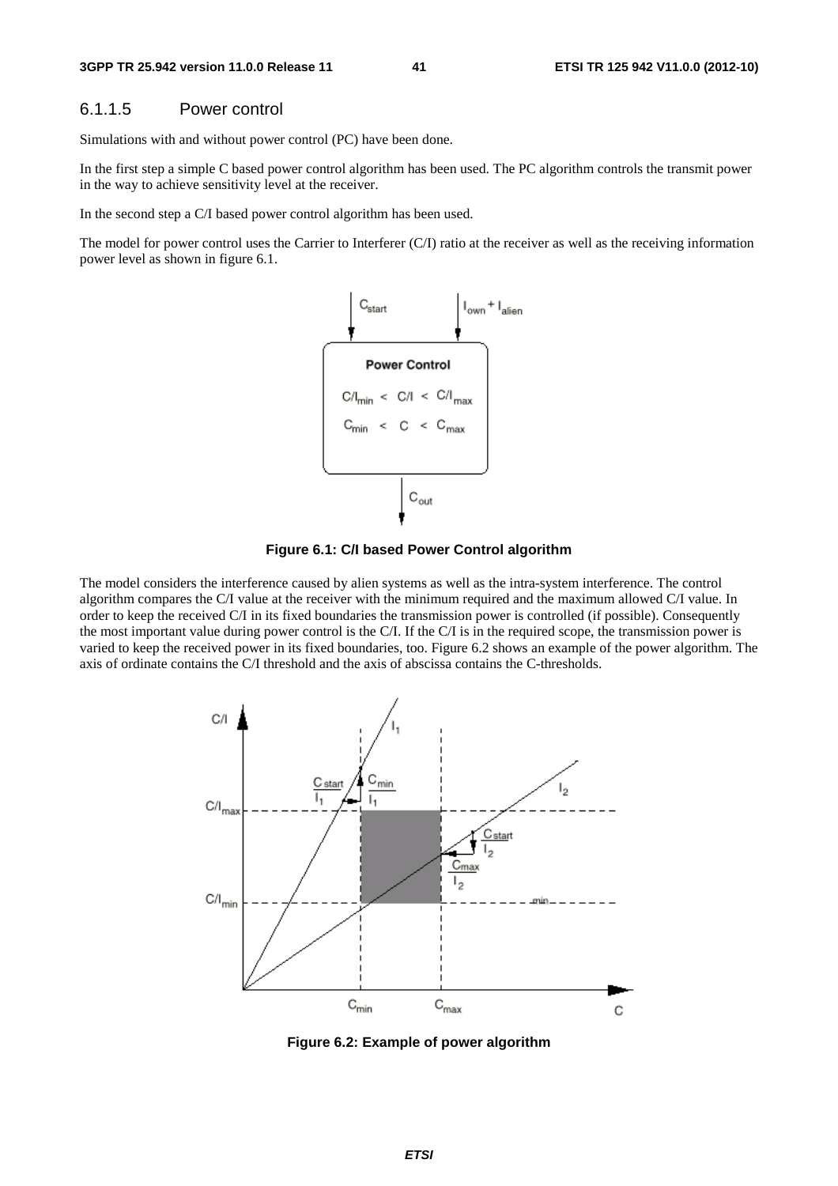#### 6.1.1.5 Power control

Simulations with and without power control (PC) have been done.

In the first step a simple C based power control algorithm has been used. The PC algorithm controls the transmit power in the way to achieve sensitivity level at the receiver.

In the second step a C/I based power control algorithm has been used.

The model for power control uses the Carrier to Interferer (C/I) ratio at the receiver as well as the receiving information power level as shown in figure 6.1.

**Figure 6.1: C/I based Power Control algorithm**

The model considers the interference caused by alien systems as well as the intra-system interference. The control algorithm compares the C/I value at the receiver with the minimum required and the maximum allowed C/I value. In order to keep the received C/I in its fixed boundaries the transmission power is controlled (if possible). Consequently the most important value during power control is the C/I. If the C/I is in the required scope, the transmission power is varied to keep the received power in its fixed boundaries, too. Figure 6.2 shows an example of the power algorithm. The axis of ordinate contains the C/I threshold and the axis of abscissa contains the C-thresholds.

**Figure 6.2: Example of power algorithm**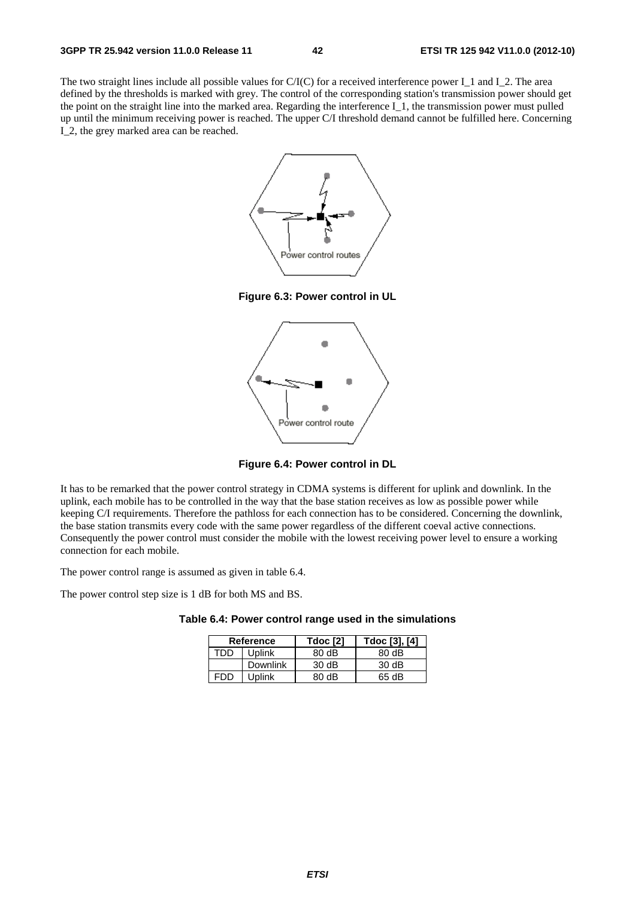The two straight lines include all possible values for C/I(C) for a received interference power I_1 and I_2. The area defined by the thresholds is marked with grey. The control of the corresponding station's transmission power should get the point on the straight line into the marked area. Regarding the interference I_1, the transmission power must pulled up until the minimum receiving power is reached. The upper C/I threshold demand cannot be fulfilled here. Concerning I_2, the grey marked area can be reached.

**Figure 6.3: Power control in UL**

**Figure 6.4: Power control in DL**

It has to be remarked that the power control strategy in CDMA systems is different for uplink and downlink. In the uplink, each mobile has to be controlled in the way that the base station receives as low as possible power while keeping C/I requirements. Therefore the pathloss for each connection has to be considered. Concerning the downlink, the base station transmits every code with the same power regardless of the different coeval active connections. Consequently the power control must consider the mobile with the lowest receiving power level to ensure a working connection for each mobile.

The power control range is assumed as given in table 6.4.

The power control step size is 1 dB for both MS and BS.

**Table 6.4: Power control range used in the simulations**

| Reference | | Tdoc [2] | Tdoc [3], [4] |
|---|---|---|---|
| TDD | Uplink | 80 dB | 80 dB |
| | Downlink | 30 dB | 30 dB |
| FDD | Uplink | 80 dB | 65 dB |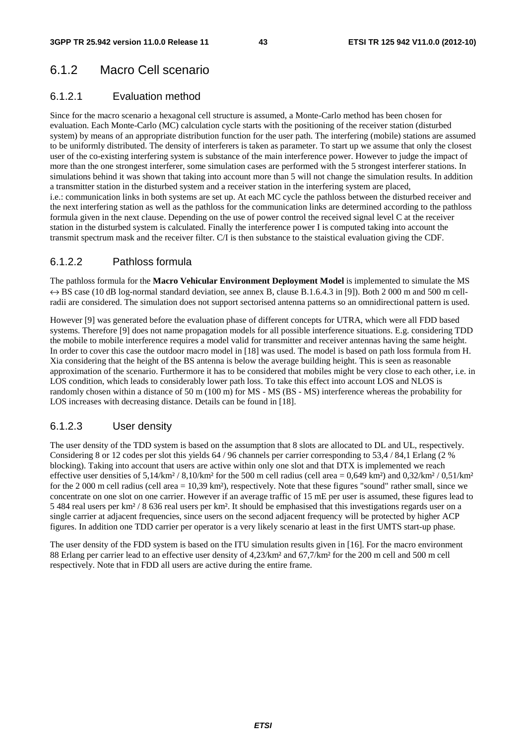## 6.1.2 Macro Cell scenario

### 6.1.2.1 Evaluation method

Since for the macro scenario a hexagonal cell structure is assumed, a Monte-Carlo method has been chosen for evaluation. Each Monte-Carlo (MC) calculation cycle starts with the positioning of the receiver station (disturbed system) by means of an appropriate distribution function for the user path. The interfering (mobile) stations are assumed to be uniformly distributed. The density of interferers is taken as parameter. To start up we assume that only the closest user of the co-existing interfering system is substance of the main interference power. However to judge the impact of more than the one strongest interferer, some simulation cases are performed with the 5 strongest interferer stations. In simulations behind it was shown that taking into account more than 5 will not change the simulation results. In addition a transmitter station in the disturbed system and a receiver station in the interfering system are placed, i.e.: communication links in both systems are set up. At each MC cycle the pathloss between the disturbed receiver and the next interfering station as well as the pathloss for the communication links are determined according to the pathloss formula given in the next clause. Depending on the use of power control the received signal level C at the receiver station in the disturbed system is calculated. Finally the interference power I is computed taking into account the transmit spectrum mask and the receiver filter. C/I is then substance to the staistical evaluation giving the CDF.

### 6.1.2.2 Pathloss formula

The pathloss formula for the **Macro Vehicular Environment Deployment Model** is implemented to simulate the MS ↔ BS case (10 dB log-normal standard deviation, see annex B, clause B.1.6.4.3 in [9]). Both 2 000 m and 500 m cell-radii are considered. The simulation does not support sectorised antenna patterns so an omnidirectional pattern is used.

However [9] was generated before the evaluation phase of different concepts for UTRA, which were all FDD based systems. Therefore [9] does not name propagation models for all possible interference situations. E.g. considering TDD the mobile to mobile interference requires a model valid for transmitter and receiver antennas having the same height. In order to cover this case the outdoor macro model in [18] was used. The model is based on path loss formula from H. Xia considering that the height of the BS antenna is below the average building height. This is seen as reasonable approximation of the scenario. Furthermore it has to be considered that mobiles might be very close to each other, i.e. in LOS condition, which leads to considerably lower path loss. To take this effect into account LOS and NLOS is randomly chosen within a distance of 50 m (100 m) for MS - MS (BS - MS) interference whereas the probability for LOS increases with decreasing distance. Details can be found in [18].

### 6.1.2.3 User density

The user density of the TDD system is based on the assumption that 8 slots are allocated to DL and UL, respectively. Considering 8 or 12 codes per slot this yields 64 / 96 channels per carrier corresponding to 53,4 / 84,1 Erlang (2 % blocking). Taking into account that users are active within only one slot and that DTX is implemented we reach effective user densities of 5,14/km² / 8,10/km² for the 500 m cell radius (cell area = 0,649 km²) and 0,32/km² / 0,51/km² for the 2 000 m cell radius (cell area = 10,39 km²), respectively. Note that these figures "sound" rather small, since we concentrate on one slot on one carrier. However if an average traffic of 15 mE per user is assumed, these figures lead to 5 484 real users per km² / 8 636 real users per km². It should be emphasised that this investigations regards user on a single carrier at adjacent frequencies, since users on the second adjacent frequency will be protected by higher ACP figures. In addition one TDD carrier per operator is a very likely scenario at least in the first UMTS start-up phase.

The user density of the FDD system is based on the ITU simulation results given in [16]. For the macro environment 88 Erlang per carrier lead to an effective user density of 4,23/km² and 67,7/km² for the 200 m cell and 500 m cell respectively. Note that in FDD all users are active during the entire frame.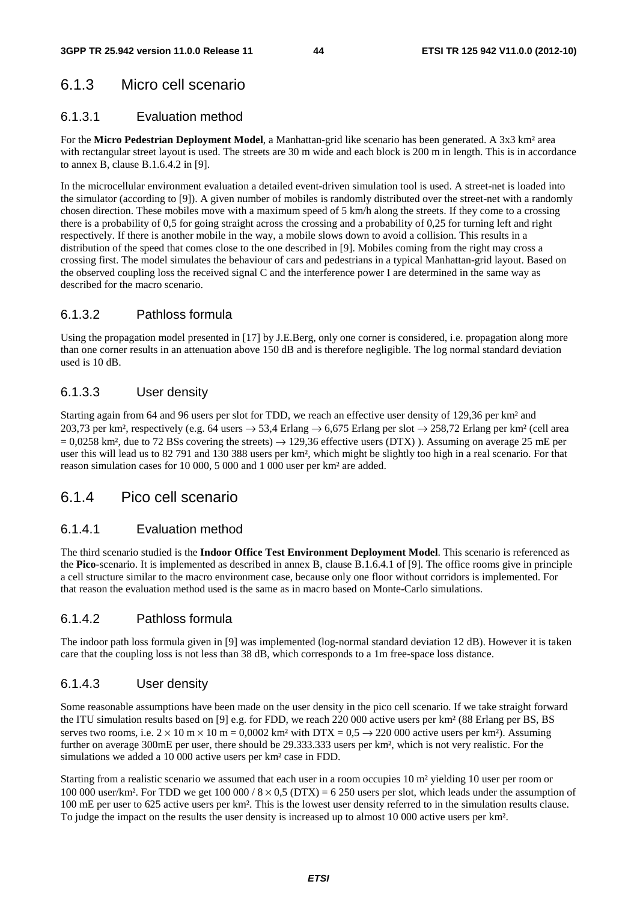## 6.1.3 Micro cell scenario

### 6.1.3.1 Evaluation method

For the **Micro Pedestrian Deployment Model**, a Manhattan-grid like scenario has been generated. A 3x3 km² area with rectangular street layout is used. The streets are 30 m wide and each block is 200 m in length. This is in accordance to annex B, clause B.1.6.4.2 in [9].

In the microcellular environment evaluation a detailed event-driven simulation tool is used. A street-net is loaded into the simulator (according to [9]). A given number of mobiles is randomly distributed over the street-net with a randomly chosen direction. These mobiles move with a maximum speed of 5 km/h along the streets. If they come to a crossing there is a probability of 0,5 for going straight across the crossing and a probability of 0,25 for turning left and right respectively. If there is another mobile in the way, a mobile slows down to avoid a collision. This results in a distribution of the speed that comes close to the one described in [9]. Mobiles coming from the right may cross a crossing first. The model simulates the behaviour of cars and pedestrians in a typical Manhattan-grid layout. Based on the observed coupling loss the received signal C and the interference power I are determined in the same way as described for the macro scenario.

### 6.1.3.2 Pathloss formula

Using the propagation model presented in [17] by J.E.Berg, only one corner is considered, i.e. propagation along more than one corner results in an attenuation above 150 dB and is therefore negligible. The log normal standard deviation used is 10 dB.

### 6.1.3.3 User density

Starting again from 64 and 96 users per slot for TDD, we reach an effective user density of 129,36 per km² and 203,73 per km², respectively (e.g. 64 users → 53,4 Erlang → 6,675 Erlang per slot → 258,72 Erlang per km² (cell area = 0,0258 km², due to 72 BSs covering the streets) → 129,36 effective users (DTX) ). Assuming on average 25 mE per user this will lead us to 82 791 and 130 388 users per km², which might be slightly too high in a real scenario. For that reason simulation cases for 10 000, 5 000 and 1 000 user per km² are added.

## 6.1.4 Pico cell scenario

### 6.1.4.1 Evaluation method

The third scenario studied is the **Indoor Office Test Environment Deployment Model**. This scenario is referenced as the **Pico**-scenario. It is implemented as described in annex B, clause B.1.6.4.1 of [9]. The office rooms give in principle a cell structure similar to the macro environment case, because only one floor without corridors is implemented. For that reason the evaluation method used is the same as in macro based on Monte-Carlo simulations.

### 6.1.4.2 Pathloss formula

The indoor path loss formula given in [9] was implemented (log-normal standard deviation 12 dB). However it is taken care that the coupling loss is not less than 38 dB, which corresponds to a 1m free-space loss distance.

### 6.1.4.3 User density

Some reasonable assumptions have been made on the user density in the pico cell scenario. If we take straight forward the ITU simulation results based on [9] e.g. for FDD, we reach 220 000 active users per km² (88 Erlang per BS, BS serves two rooms, i.e. $2 \times 10$ m $\times$ 10 m = 0,0002 km² with DTX = 0,5 → 220 000 active users per km²). Assuming further on average 300mE per user, there should be 29.333.333 users per km², which is not very realistic. For the simulations we added a 10 000 active users per km² case in FDD.

Starting from a realistic scenario we assumed that each user in a room occupies 10 m² yielding 10 user per room or 100 000 user/km². For TDD we get 100 000 / $8 \times 0,5$ (DTX) = 6 250 users per slot, which leads under the assumption of 100 mE per user to 625 active users per km². This is the lowest user density referred to in the simulation results clause. To judge the impact on the results the user density is increased up to almost 10 000 active users per km².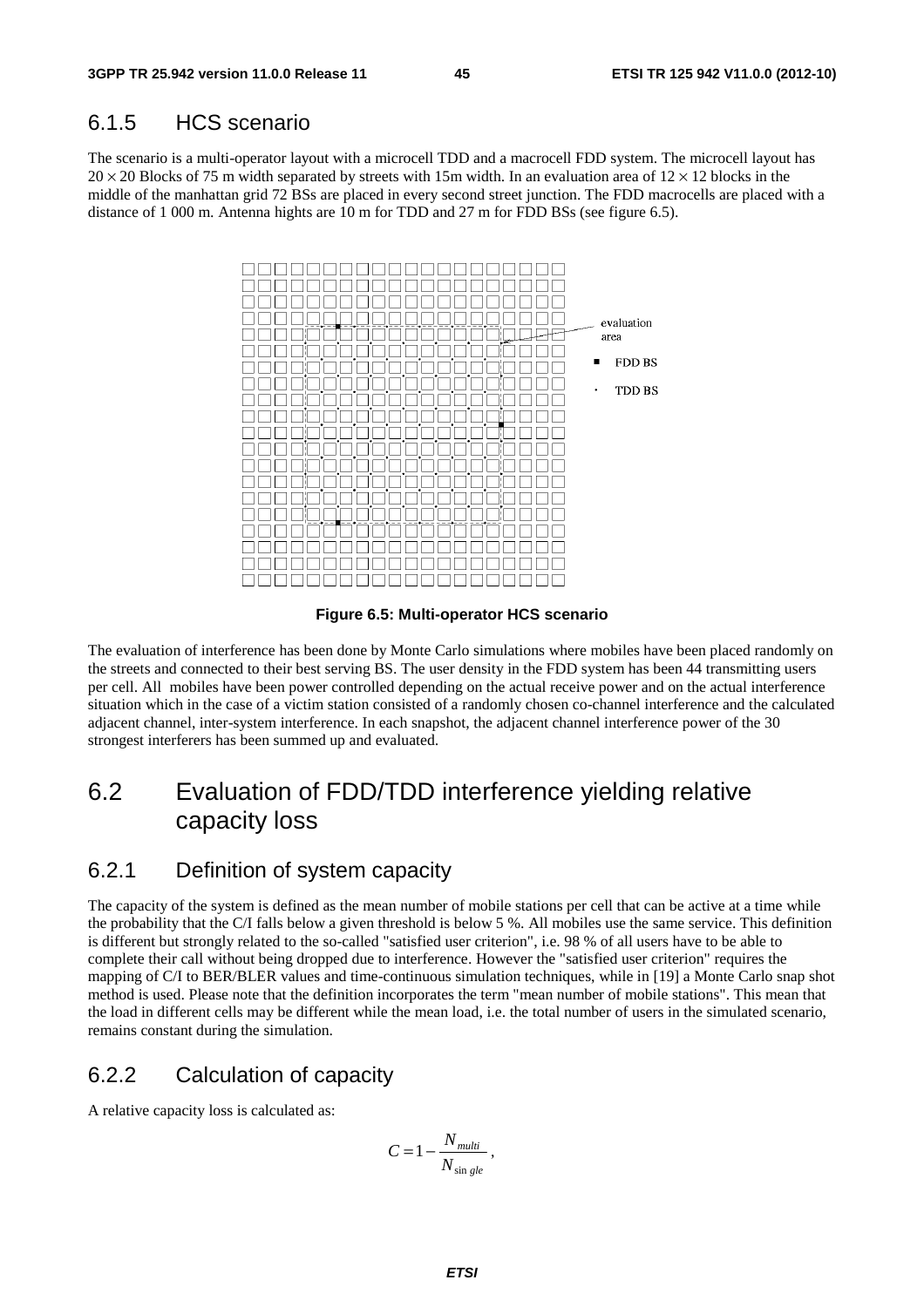### 6.1.5 HCS scenario

The scenario is a multi-operator layout with a microcell TDD and a macrocell FDD system. The microcell layout has $20 \times 20$ Blocks of 75 m width separated by streets with 15m width. In an evaluation area of $12 \times 12$ blocks in the middle of the manhattan grid 72 BSs are placed in every second street junction. The FDD macrocells are placed with a distance of 1 000 m. Antenna hights are 10 m for TDD and 27 m for FDD BSs (see figure 6.5).

**Figure 6.5: Multi-operator HCS scenario**

The evaluation of interference has been done by Monte Carlo simulations where mobiles have been placed randomly on the streets and connected to their best serving BS. The user density in the FDD system has been 44 transmitting users per cell. All mobiles have been power controlled depending on the actual receive power and on the actual interference situation which in the case of a victim station consisted of a randomly chosen co-channel interference and the calculated adjacent channel, inter-system interference. In each snapshot, the adjacent channel interference power of the 30 strongest interferers has been summed up and evaluated.

## 6.2 Evaluation of FDD/TDD interference yielding relative capacity loss

### 6.2.1 Definition of system capacity

The capacity of the system is defined as the mean number of mobile stations per cell that can be active at a time while the probability that the C/I falls below a given threshold is below 5 %. All mobiles use the same service. This definition is different but strongly related to the so-called "satisfied user criterion", i.e. 98 % of all users have to be able to complete their call without being dropped due to interference. However the "satisfied user criterion" requires the mapping of C/I to BER/BLER values and time-continuous simulation techniques, while in [19] a Monte Carlo snap shot method is used. Please note that the definition incorporates the term "mean number of mobile stations". This mean that the load in different cells may be different while the mean load, i.e. the total number of users in the simulated scenario, remains constant during the simulation.

### 6.2.2 Calculation of capacity

A relative capacity loss is calculated as:

$$C = 1 - \frac{N_{multi}}{N_{single}},$$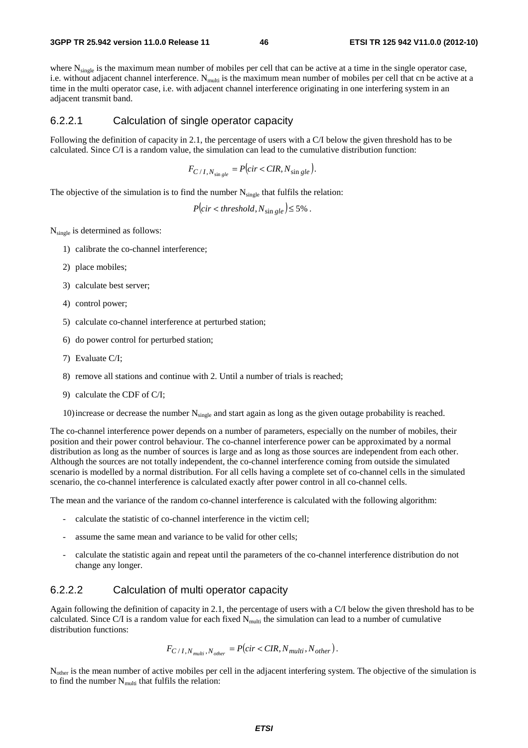where $N_{single}$ is the maximum mean number of mobiles per cell that can be active at a time in the single operator case, i.e. without adjacent channel interference. $N_{multi}$ is the maximum mean number of mobiles per cell that cn be active at a time in the multi operator case, i.e. with adjacent channel interference originating in one interfering system in an adjacent transmit band.

#### 6.2.2.1 Calculation of single operator capacity

Following the definition of capacity in 2.1, the percentage of users with a C/I below the given threshold has to be calculated. Since C/I is a random value, the simulation can lead to the cumulative distribution function:

$$F_{C/I,N_{single}} = P(cir < CIR, N_{single}).$$

The objective of the simulation is to find the number $N_{single}$ that fulfils the relation:

$$P(cir < threshold, N_{single}) \leq 5\% .$$

$N_{single}$ is determined as follows:

1) calibrate the co-channel interference;
2) place mobiles;
3) calculate best server;
4) control power;
5) calculate co-channel interference at perturbed station;
6) do power control for perturbed station;
7) Evaluate C/I;
8) remove all stations and continue with 2. Until a number of trials is reached;
9) calculate the CDF of C/I;
10) increase or decrease the number $N_{single}$ and start again as long as the given outage probability is reached.

The co-channel interference power depends on a number of parameters, especially on the number of mobiles, their position and their power control behaviour. The co-channel interference power can be approximated by a normal distribution as long as the number of sources is large and as long as those sources are independent from each other. Although the sources are not totally independent, the co-channel interference coming from outside the simulated scenario is modelled by a normal distribution. For all cells having a complete set of co-channel cells in the simulated scenario, the co-channel interference is calculated exactly after power control in all co-channel cells.

The mean and the variance of the random co-channel interference is calculated with the following algorithm:

- calculate the statistic of co-channel interference in the victim cell;
- assume the same mean and variance to be valid for other cells;
- calculate the statistic again and repeat until the parameters of the co-channel interference distribution do not change any longer.

#### 6.2.2.2 Calculation of multi operator capacity

Again following the definition of capacity in 2.1, the percentage of users with a C/I below the given threshold has to be calculated. Since C/I is a random value for each fixed $N_{multi}$ the simulation can lead to a number of cumulative distribution functions:

$$F_{C/I,N_{multi},N_{other}} = P(cir < CIR, N_{multi}, N_{other}).$$

$N_{other}$ is the mean number of active mobiles per cell in the adjacent interfering system. The objective of the simulation is to find the number $N_{multi}$ that fulfils the relation: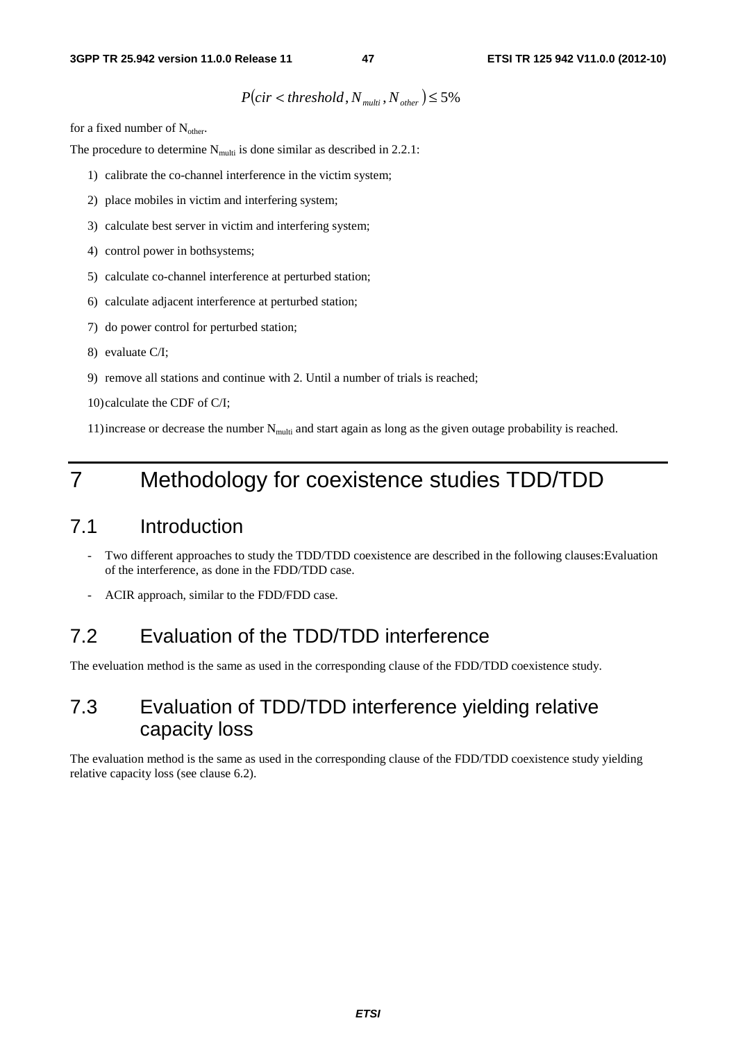$$P(cir < threshold, N_{multi}, N_{other}) \leq 5\%$$

for a fixed number of $N_{other}$.

The procedure to determine $N_{multi}$ is done similar as described in 2.2.1:

1) calibrate the co-channel interference in the victim system;
2) place mobiles in victim and interfering system;
3) calculate best server in victim and interfering system;
4) control power in bothsystems;
5) calculate co-channel interference at perturbed station;
6) calculate adjacent interference at perturbed station;
7) do power control for perturbed station;
8) evaluate C/I;
9) remove all stations and continue with 2. Until a number of trials is reached;
10) calculate the CDF of C/I;
11) increase or decrease the number $N_{multi}$ and start again as long as the given outage probability is reached.

# 7 Methodology for coexistence studies TDD/TDD

## 7.1 Introduction

- Two different approaches to study the TDD/TDD coexistence are described in the following clauses:Evaluation of the interference, as done in the FDD/TDD case.
- ACIR approach, similar to the FDD/FDD case.

## 7.2 Evaluation of the TDD/TDD interference

The eveluation method is the same as used in the corresponding clause of the FDD/TDD coexistence study.

## 7.3 Evaluation of TDD/TDD interference yielding relative capacity loss

The evaluation method is the same as used in the corresponding clause of the FDD/TDD coexistence study yielding relative capacity loss (see clause 6.2).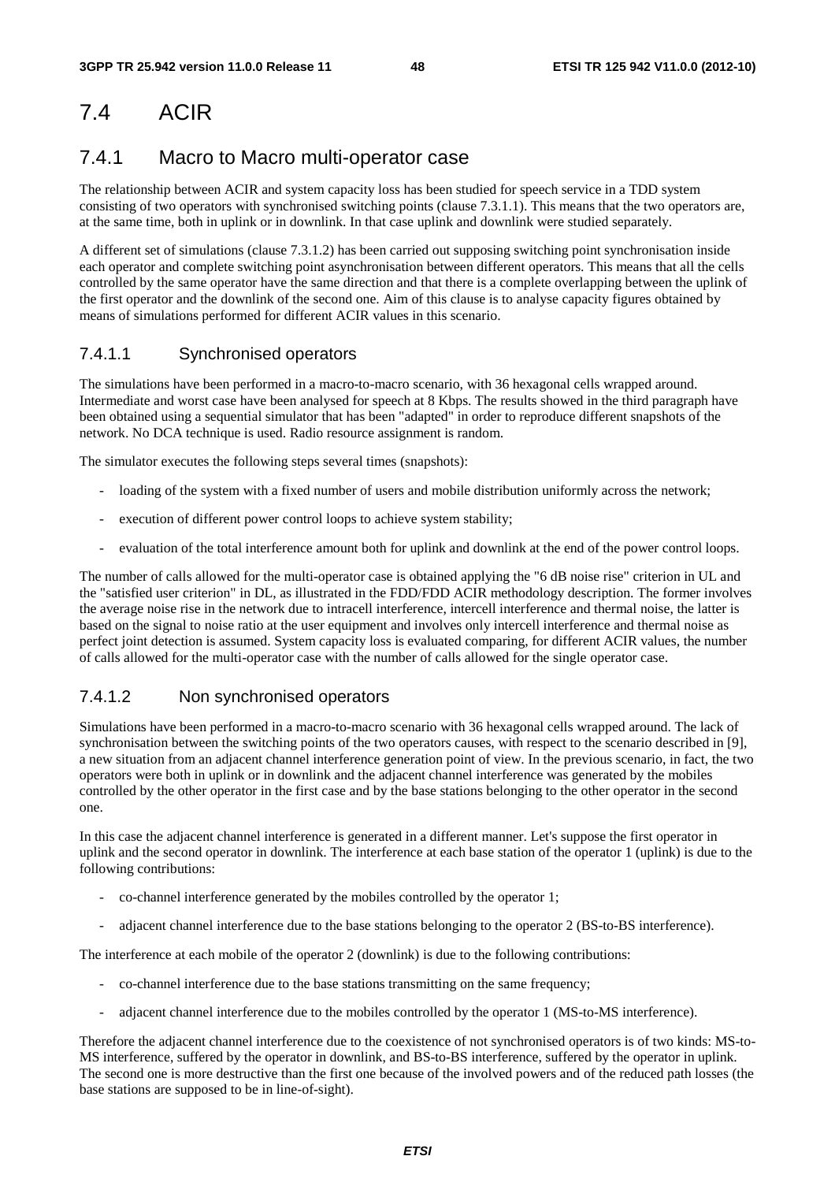# 7.4 ACIR

## 7.4.1 Macro to Macro multi-operator case

The relationship between ACIR and system capacity loss has been studied for speech service in a TDD system consisting of two operators with synchronised switching points (clause 7.3.1.1). This means that the two operators are, at the same time, both in uplink or in downlink. In that case uplink and downlink were studied separately.

A different set of simulations (clause 7.3.1.2) has been carried out supposing switching point synchronisation inside each operator and complete switching point asynchronisation between different operators. This means that all the cells controlled by the same operator have the same direction and that there is a complete overlapping between the uplink of the first operator and the downlink of the second one. Aim of this clause is to analyse capacity figures obtained by means of simulations performed for different ACIR values in this scenario.

### 7.4.1.1 Synchronised operators

The simulations have been performed in a macro-to-macro scenario, with 36 hexagonal cells wrapped around. Intermediate and worst case have been analysed for speech at 8 Kbps. The results showed in the third paragraph have been obtained using a sequential simulator that has been "adapted" in order to reproduce different snapshots of the network. No DCA technique is used. Radio resource assignment is random.

The simulator executes the following steps several times (snapshots):

- loading of the system with a fixed number of users and mobile distribution uniformly across the network;
- execution of different power control loops to achieve system stability;
- evaluation of the total interference amount both for uplink and downlink at the end of the power control loops.

The number of calls allowed for the multi-operator case is obtained applying the "6 dB noise rise" criterion in UL and the "satisfied user criterion" in DL, as illustrated in the FDD/FDD ACIR methodology description. The former involves the average noise rise in the network due to intracell interference, intercell interference and thermal noise, the latter is based on the signal to noise ratio at the user equipment and involves only intercell interference and thermal noise as perfect joint detection is assumed. System capacity loss is evaluated comparing, for different ACIR values, the number of calls allowed for the multi-operator case with the number of calls allowed for the single operator case.

### 7.4.1.2 Non synchronised operators

Simulations have been performed in a macro-to-macro scenario with 36 hexagonal cells wrapped around. The lack of synchronisation between the switching points of the two operators causes, with respect to the scenario described in [9], a new situation from an adjacent channel interference generation point of view. In the previous scenario, in fact, the two operators were both in uplink or in downlink and the adjacent channel interference was generated by the mobiles controlled by the other operator in the first case and by the base stations belonging to the other operator in the second one.

In this case the adjacent channel interference is generated in a different manner. Let's suppose the first operator in uplink and the second operator in downlink. The interference at each base station of the operator 1 (uplink) is due to the following contributions:

- co-channel interference generated by the mobiles controlled by the operator 1;
- adjacent channel interference due to the base stations belonging to the operator 2 (BS-to-BS interference).

The interference at each mobile of the operator 2 (downlink) is due to the following contributions:

- co-channel interference due to the base stations transmitting on the same frequency;
- adjacent channel interference due to the mobiles controlled by the operator 1 (MS-to-MS interference).

Therefore the adjacent channel interference due to the coexistence of not synchronised operators is of two kinds: MS-to-MS interference, suffered by the operator in downlink, and BS-to-BS interference, suffered by the operator in uplink. The second one is more destructive than the first one because of the involved powers and of the reduced path losses (the base stations are supposed to be in line-of-sight).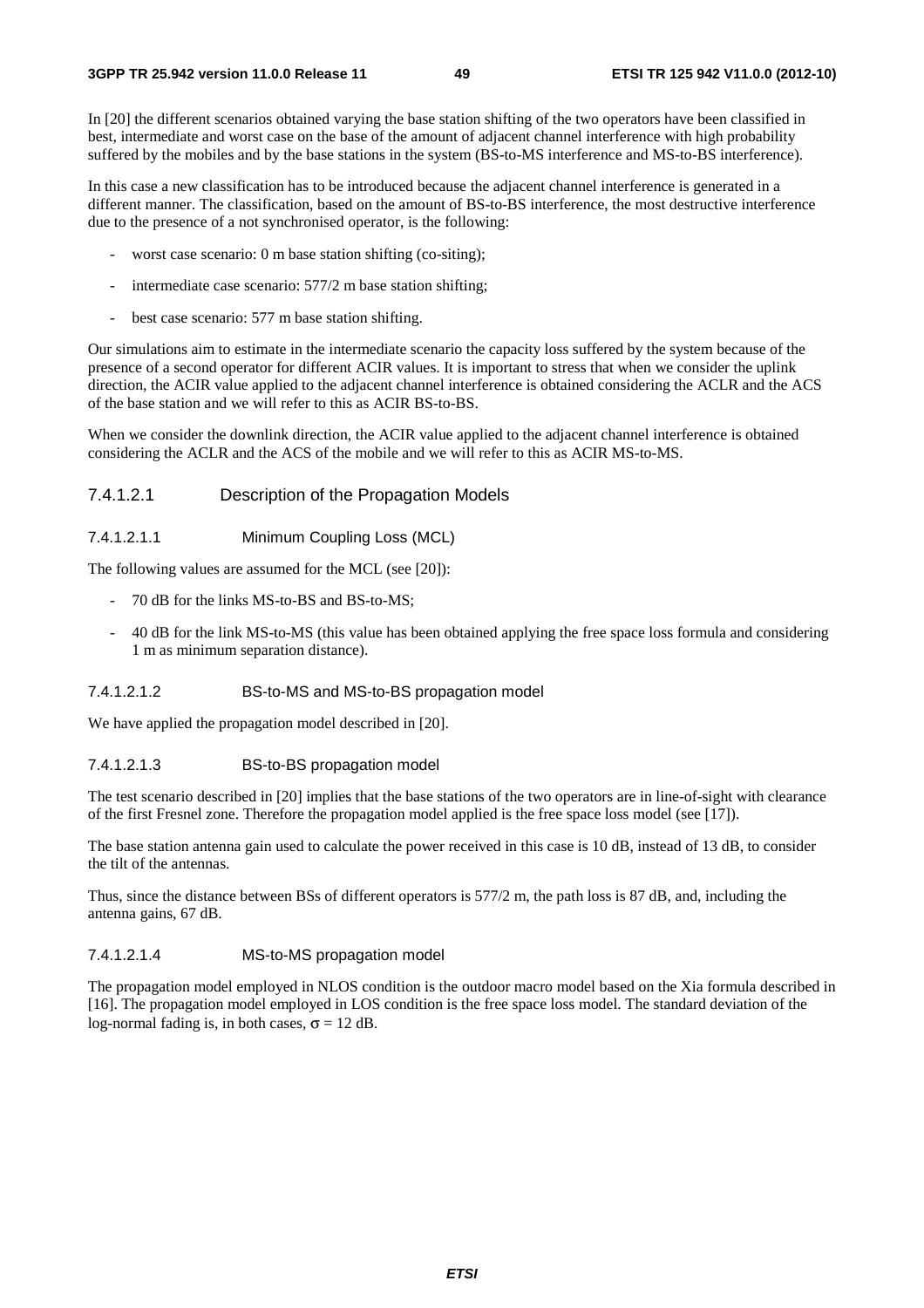In [20] the different scenarios obtained varying the base station shifting of the two operators have been classified in best, intermediate and worst case on the base of the amount of adjacent channel interference with high probability suffered by the mobiles and by the base stations in the system (BS-to-MS interference and MS-to-BS interference).

In this case a new classification has to be introduced because the adjacent channel interference is generated in a different manner. The classification, based on the amount of BS-to-BS interference, the most destructive interference due to the presence of a not synchronised operator, is the following:

- worst case scenario: 0 m base station shifting (co-siting);
- intermediate case scenario: 577/2 m base station shifting;
- best case scenario: 577 m base station shifting.

Our simulations aim to estimate in the intermediate scenario the capacity loss suffered by the system because of the presence of a second operator for different ACIR values. It is important to stress that when we consider the uplink direction, the ACIR value applied to the adjacent channel interference is obtained considering the ACLR and the ACS of the base station and we will refer to this as ACIR BS-to-BS.

When we consider the downlink direction, the ACIR value applied to the adjacent channel interference is obtained considering the ACLR and the ACS of the mobile and we will refer to this as ACIR MS-to-MS.

#### 7.4.1.2.1 Description of the Propagation Models

##### 7.4.1.2.1.1 Minimum Coupling Loss (MCL)

The following values are assumed for the MCL (see [20]):

- 70 dB for the links MS-to-BS and BS-to-MS;
- 40 dB for the link MS-to-MS (this value has been obtained applying the free space loss formula and considering 1 m as minimum separation distance).

##### 7.4.1.2.1.2 BS-to-MS and MS-to-BS propagation model

We have applied the propagation model described in [20].

##### 7.4.1.2.1.3 BS-to-BS propagation model

The test scenario described in [20] implies that the base stations of the two operators are in line-of-sight with clearance of the first Fresnel zone. Therefore the propagation model applied is the free space loss model (see [17]).

The base station antenna gain used to calculate the power received in this case is 10 dB, instead of 13 dB, to consider the tilt of the antennas.

Thus, since the distance between BSs of different operators is 577/2 m, the path loss is 87 dB, and, including the antenna gains, 67 dB.

##### 7.4.1.2.1.4 MS-to-MS propagation model

The propagation model employed in NLOS condition is the outdoor macro model based on the Xia formula described in [16]. The propagation model employed in LOS condition is the free space loss model. The standard deviation of the log-normal fading is, in both cases, $\sigma = 12$ dB.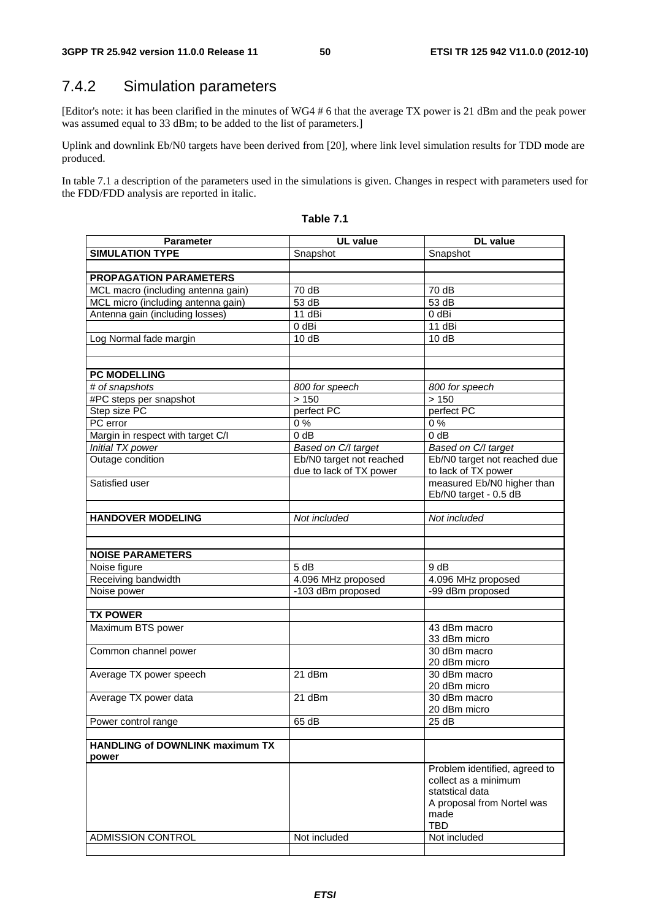## 7.4.2 Simulation parameters

[Editor's note: it has been clarified in the minutes of WG4 # 6 that the average TX power is 21 dBm and the peak power was assumed equal to 33 dBm; to be added to the list of parameters.]

Uplink and downlink Eb/N0 targets have been derived from [20], where link level simulation results for TDD mode are produced.

In table 7.1 a description of the parameters used in the simulations is given. Changes in respect with parameters used for the FDD/FDD analysis are reported in italic.

**Table 7.1**

| Parameter | UL value | DL value |
|---|---|---|
| **SIMULATION TYPE** | Snapshot | Snapshot |
| | | |
| **PROPAGATION PARAMETERS** | | |
| MCL macro (including antenna gain) | 70 dB | 70 dB |
| MCL micro (including antenna gain) | 53 dB | 53 dB |
| Antenna gain (including losses) | 11 dBi | 0 dBi |
| | 0 dBi | 11 dBi |
| Log Normal fade margin | 10 dB | 10 dB |
| | | |
| | | |
| **PC MODELLING** | | |
| *# of snapshots* | *800 for speech* | *800 for speech* |
| #PC steps per snapshot | > 150 | > 150 |
| Step size PC | perfect PC | perfect PC |
| PC error | 0 % | 0 % |
| Margin in respect with target C/I | 0 dB | 0 dB |
| *Initial TX power* | *Based on C/I target* | *Based on C/I target* |
| Outage condition | Eb/N0 target not reached due to lack of TX power | Eb/N0 target not reached due to lack of TX power |
| Satisfied user | | measured Eb/N0 higher than Eb/N0 target - 0.5 dB |
| | | |
| **HANDOVER MODELING** | *Not included* | *Not included* |
| | | |
| | | |
| **NOISE PARAMETERS** | | |
| Noise figure | 5 dB | 9 dB |
| Receiving bandwidth | 4.096 MHz proposed | 4.096 MHz proposed |
| Noise power | -103 dBm proposed | -99 dBm proposed |
| | | |
| **TX POWER** | | |
| Maximum BTS power | | 43 dBm macro<br>33 dBm micro |
| Common channel power | | 30 dBm macro<br>20 dBm micro |
| Average TX power speech | 21 dBm | 30 dBm macro<br>20 dBm micro |
| Average TX power data | 21 dBm | 30 dBm macro<br>20 dBm micro |
| Power control range | 65 dB | 25 dB |
| | | |
| **HANDLING of DOWNLINK maximum TX power** | | |
| | | Problem identified, agreed to collect as a minimum statstical data<br>A proposal from Nortel was made<br>TBD |
| ADMISSION CONTROL | Not included | Not included |
| | | |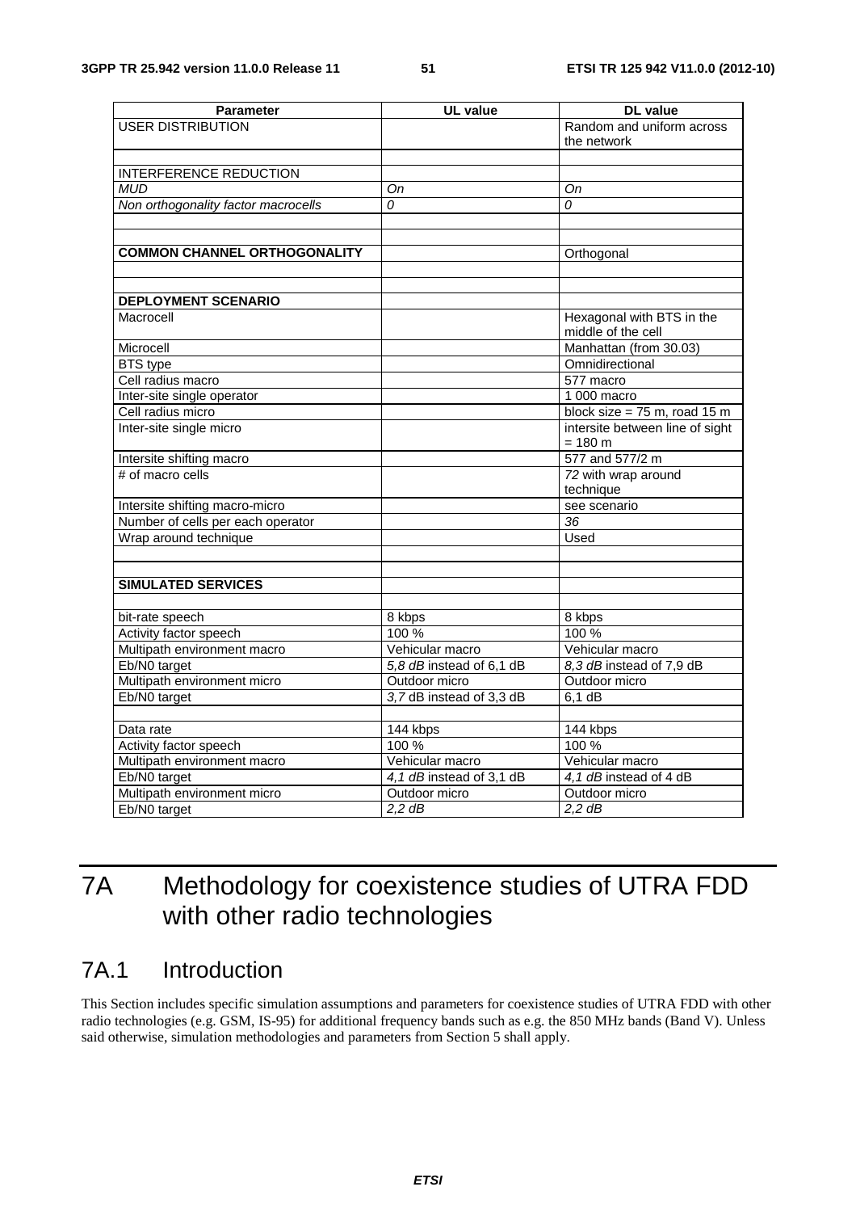| Parameter | UL value | DL value |
| --- | --- | --- |
| USER DISTRIBUTION | | Random and uniform across the network |
| | | |
| INTERFERENCE REDUCTION | | |
| *MUD* | *On* | *On* |
| *Non orthogonality factor macrocells* | *0* | *0* |
| | | |
| | | |
| **COMMON CHANNEL ORTHOGONALITY** | | Orthogonal |
| | | |
| | | |
| **DEPLOYMENT SCENARIO** | | |
| Macrocell | | Hexagonal with BTS in the middle of the cell |
| Microcell | | Manhattan (from 30.03) |
| BTS type | | Omnidirectional |
| Cell radius macro | | 577 macro |
| Inter-site single operator | | 1 000 macro |
| Cell radius micro | | block size = 75 m, road 15 m |
| Inter-site single micro | | intersite between line of sight = 180 m |
| Intersite shifting macro | | 577 and 577/2 m |
| # of macro cells | | *72* with wrap around technique |
| Intersite shifting macro-micro | | see scenario |
| Number of cells per each operator | | *36* |
| Wrap around technique | | Used |
| | | |
| | | |
| **SIMULATED SERVICES** | | |
| | | |
| bit-rate speech | 8 kbps | 8 kbps |
| Activity factor speech | 100 % | 100 % |
| Multipath environment macro | Vehicular macro | Vehicular macro |
| Eb/N0 target | *5,8 dB* instead of 6,1 dB | *8,3 dB* instead of 7,9 dB |
| Multipath environment micro | Outdoor micro | Outdoor micro |
| Eb/N0 target | *3,7* dB instead of 3,3 dB | 6,1 dB |
| | | |
| Data rate | 144 kbps | 144 kbps |
| Activity factor speech | 100 % | 100 % |
| Multipath environment macro | Vehicular macro | Vehicular macro |
| Eb/N0 target | *4,1 dB* instead of 3,1 dB | *4,1 dB* instead of 4 dB |
| Multipath environment micro | Outdoor micro | Outdoor micro |
| Eb/N0 target | *2,2 dB* | *2,2 dB* |

# 7A Methodology for coexistence studies of UTRA FDD with other radio technologies

## 7A.1 Introduction

This Section includes specific simulation assumptions and parameters for coexistence studies of UTRA FDD with other radio technologies (e.g. GSM, IS-95) for additional frequency bands such as e.g. the 850 MHz bands (Band V). Unless said otherwise, simulation methodologies and parameters from Section 5 shall apply.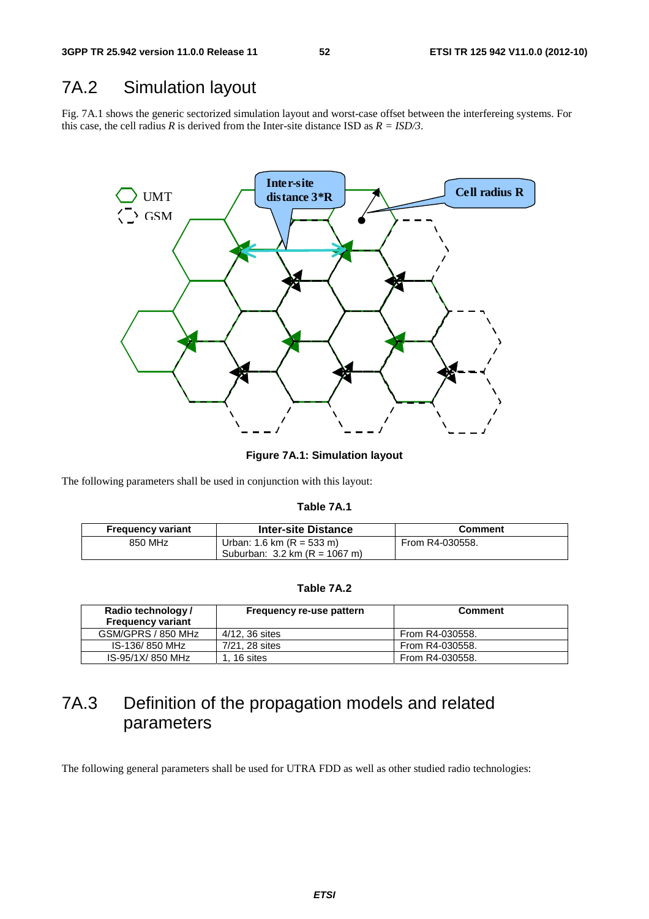## 7A.2 Simulation layout

Fig. 7A.1 shows the generic sectorized simulation layout and worst-case offset between the interfereing systems. For this case, the cell radius *R* is derived from the Inter-site distance ISD as *R = ISD/3*.

**Figure 7A.1: Simulation layout**

The following parameters shall be used in conjunction with this layout:

**Table 7A.1**

| Frequency variant | Inter-site Distance | Comment |
|---|---|---|
| 850 MHz | Urban: 1.6 km (R = 533 m)<br>Suburban: 3.2 km (R = 1067 m) | From R4-030558. |

**Table 7A.2**

| Radio technology / Frequency variant | Frequency re-use pattern | Comment |
|---|---|---|
| GSM/GPRS / 850 MHz | 4/12, 36 sites | From R4-030558. |
| IS-136/ 850 MHz | 7/21, 28 sites | From R4-030558. |
| IS-95/1X/ 850 MHz | 1, 16 sites | From R4-030558. |

## 7A.3 Definition of the propagation models and related parameters

The following general parameters shall be used for UTRA FDD as well as other studied radio technologies: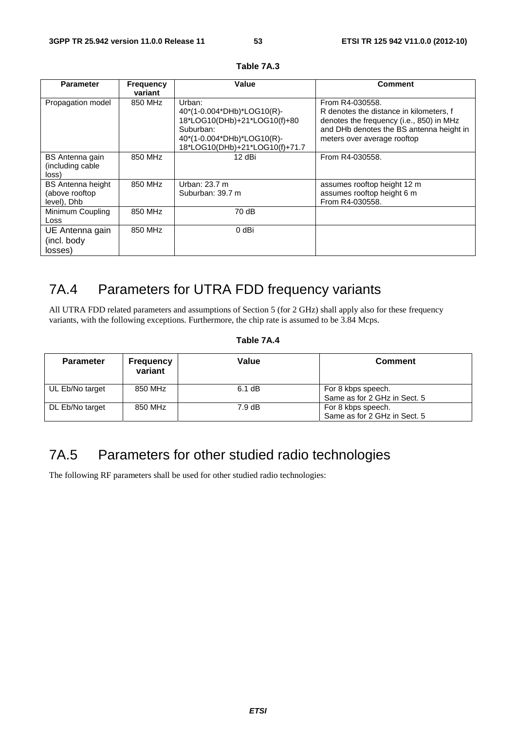**Table 7A.3**

| Parameter | Frequency variant | Value | Comment |
|---|---|---|---|
| Propagation model | 850 MHz | Urban:<br>40*(1-0.004*DHb)*LOG10(R)-18*LOG10(DHb)+21*LOG10(f)+80<br>Suburban:<br>40*(1-0.004*DHb)*LOG10(R)-18*LOG10(DHb)+21*LOG10(f)+71.7 | From R4-030558.<br>R denotes the distance in kilometers, f denotes the frequency (i.e., 850) in MHz and DHb denotes the BS antenna height in meters over average rooftop |
| BS Antenna gain (including cable loss) | 850 MHz | 12 dBi | From R4-030558. |
| BS Antenna height (above rooftop level), Dhb | 850 MHz | Urban: 23.7 m<br>Suburban: 39.7 m | assumes rooftop height 12 m<br>assumes rooftop height 6 m<br>From R4-030558. |
| Minimum Coupling Loss | 850 MHz | 70 dB | |
| UE Antenna gain (incl. body losses) | 850 MHz | 0 dBi | |

## 7A.4 Parameters for UTRA FDD frequency variants

All UTRA FDD related parameters and assumptions of Section 5 (for 2 GHz) shall apply also for these frequency variants, with the following exceptions. Furthermore, the chip rate is assumed to be 3.84 Mcps.

**Table 7A.4**

| Parameter | Frequency variant | Value | Comment |
|---|---|---|---|
| UL Eb/No target | 850 MHz | 6.1 dB | For 8 kbps speech.<br>Same as for 2 GHz in Sect. 5 |
| DL Eb/No target | 850 MHz | 7.9 dB | For 8 kbps speech.<br>Same as for 2 GHz in Sect. 5 |

## 7A.5 Parameters for other studied radio technologies

The following RF parameters shall be used for other studied radio technologies: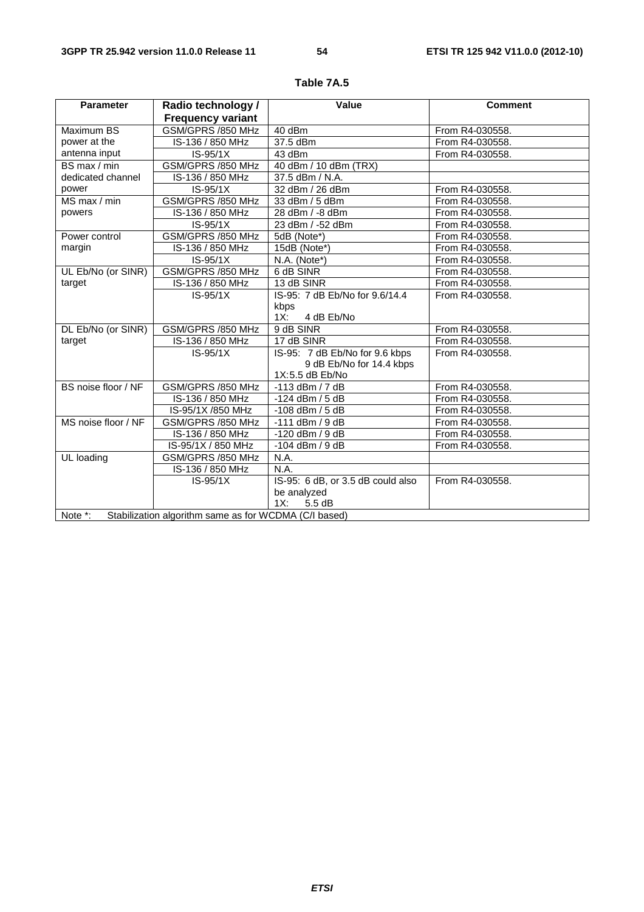**Table 7A.5**

| Parameter | Radio technology / Frequency variant | Value | Comment |
|---|---|---|---|
| Maximum BS power at the antenna input | GSM/GPRS /850 MHz | 40 dBm | From R4-030558. |
| | IS-136 / 850 MHz | 37.5 dBm | From R4-030558. |
| | IS-95/1X | 43 dBm | From R4-030558. |
| BS max / min dedicated channel power | GSM/GPRS /850 MHz | 40 dBm / 10 dBm (TRX) | |
| | IS-136 / 850 MHz | 37.5 dBm / N.A. | |
| | IS-95/1X | 32 dBm / 26 dBm | From R4-030558. |
| MS max / min powers | GSM/GPRS /850 MHz | 33 dBm / 5 dBm | From R4-030558. |
| | IS-136 / 850 MHz | 28 dBm / -8 dBm | From R4-030558. |
| | IS-95/1X | 23 dBm / -52 dBm | From R4-030558. |
| Power control margin | GSM/GPRS /850 MHz | 5dB (Note*) | From R4-030558. |
| | IS-136 / 850 MHz | 15dB (Note*) | From R4-030558. |
| | IS-95/1X | N.A. (Note*) | From R4-030558. |
| UL Eb/No (or SINR) target | GSM/GPRS /850 MHz | 6 dB SINR | From R4-030558. |
| | IS-136 / 850 MHz | 13 dB SINR | From R4-030558. |
| | IS-95/1X | IS-95: 7 dB Eb/No for 9.6/14.4 kbps<br>1X: 4 dB Eb/No | From R4-030558. |
| DL Eb/No (or SINR) target | GSM/GPRS /850 MHz | 9 dB SINR | From R4-030558. |
| | IS-136 / 850 MHz | 17 dB SINR | From R4-030558. |
| | IS-95/1X | IS-95: 7 dB Eb/No for 9.6 kbps<br>9 dB Eb/No for 14.4 kbps<br>1X:5.5 dB Eb/No | From R4-030558. |
| BS noise floor / NF | GSM/GPRS /850 MHz | -113 dBm / 7 dB | From R4-030558. |
| | IS-136 / 850 MHz | -124 dBm / 5 dB | From R4-030558. |
| | IS-95/1X /850 MHz | -108 dBm / 5 dB | From R4-030558. |
| MS noise floor / NF | GSM/GPRS /850 MHz | -111 dBm / 9 dB | From R4-030558. |
| | IS-136 / 850 MHz | -120 dBm / 9 dB | From R4-030558. |
| | IS-95/1X / 850 MHz | -104 dBm / 9 dB | From R4-030558. |
| UL loading | GSM/GPRS /850 MHz | N.A. | |
| | IS-136 / 850 MHz | N.A. | |
| | IS-95/1X | IS-95: 6 dB, or 3.5 dB could also be analyzed<br>1X: 5.5 dB | From R4-030558. |
| Note *: Stabilization algorithm same as for WCDMA (C/I based) | | | |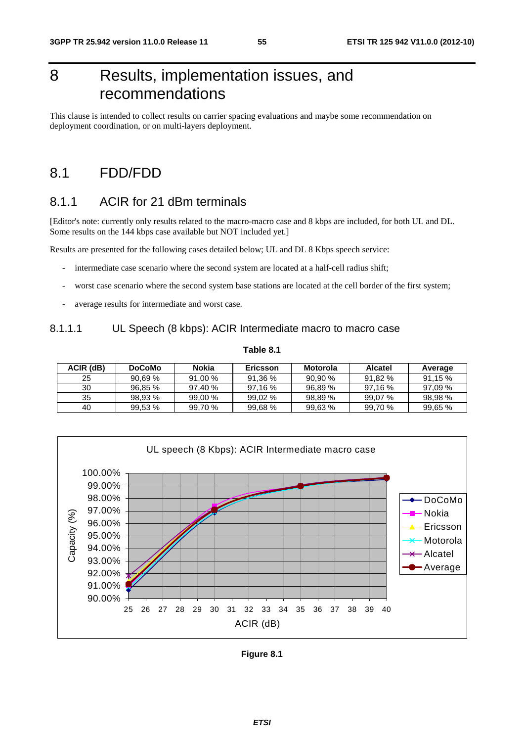# 8 Results, implementation issues, and recommendations

This clause is intended to collect results on carrier spacing evaluations and maybe some recommendation on deployment coordination, or on multi-layers deployment.

## 8.1 FDD/FDD

### 8.1.1 ACIR for 21 dBm terminals

[Editor's note: currently only results related to the macro-macro case and 8 kbps are included, for both UL and DL. Some results on the 144 kbps case available but NOT included yet.]

Results are presented for the following cases detailed below; UL and DL 8 Kbps speech service:

- intermediate case scenario where the second system are located at a half-cell radius shift;
- worst case scenario where the second system base stations are located at the cell border of the first system;
- average results for intermediate and worst case.

#### 8.1.1.1 UL Speech (8 kbps): ACIR Intermediate macro to macro case

**Table 8.1**

| ACIR (dB) | DoCoMo | Nokia | Ericsson | Motorola | Alcatel | Average |
|---|---|---|---|---|---|---|
| 25 | 90,69 % | 91,00 % | 91,36 % | 90,90 % | 91,82 % | 91,15 % |
| 30 | 96,85 % | 97,40 % | 97,16 % | 96,89 % | 97,16 % | 97,09 % |
| 35 | 98,93 % | 99,00 % | 99,02 % | 98,89 % | 99,07 % | 98,98 % |
| 40 | 99,53 % | 99,70 % | 99,68 % | 99,63 % | 99,70 % | 99,65 % |

**Figure 8.1**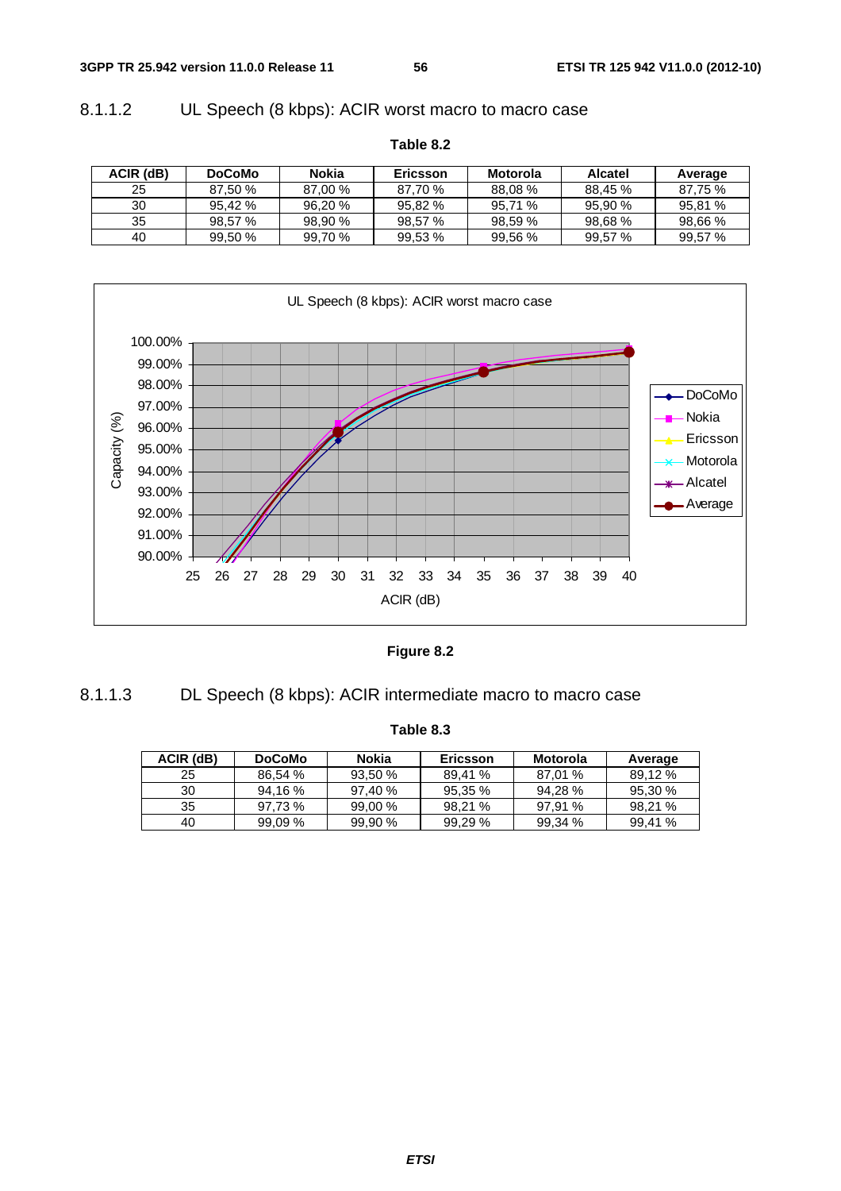### 8.1.1.2 UL Speech (8 kbps): ACIR worst macro to macro case

**Table 8.2**

| ACIR (dB) | DoCoMo | Nokia | Ericsson | Motorola | Alcatel | Average |
|---|---|---|---|---|---|---|
| 25 | 87,50 % | 87,00 % | 87,70 % | 88,08 % | 88,45 % | 87,75 % |
| 30 | 95,42 % | 96,20 % | 95,82 % | 95,71 % | 95,90 % | 95,81 % |
| 35 | 98,57 % | 98,90 % | 98,57 % | 98,59 % | 98,68 % | 98,66 % |
| 40 | 99,50 % | 99,70 % | 99,53 % | 99,56 % | 99,57 % | 99,57 % |

**Figure 8.2**

### 8.1.1.3 DL Speech (8 kbps): ACIR intermediate macro to macro case

**Table 8.3**

| ACIR (dB) | DoCoMo | Nokia | Ericsson | Motorola | Average |
|---|---|---|---|---|---|
| 25 | 86,54 % | 93,50 % | 89,41 % | 87,01 % | 89,12 % |
| 30 | 94,16 % | 97,40 % | 95,35 % | 94,28 % | 95,30 % |
| 35 | 97,73 % | 99,00 % | 98,21 % | 97,91 % | 98,21 % |
| 40 | 99,09 % | 99,90 % | 99,29 % | 99,34 % | 99,41 % |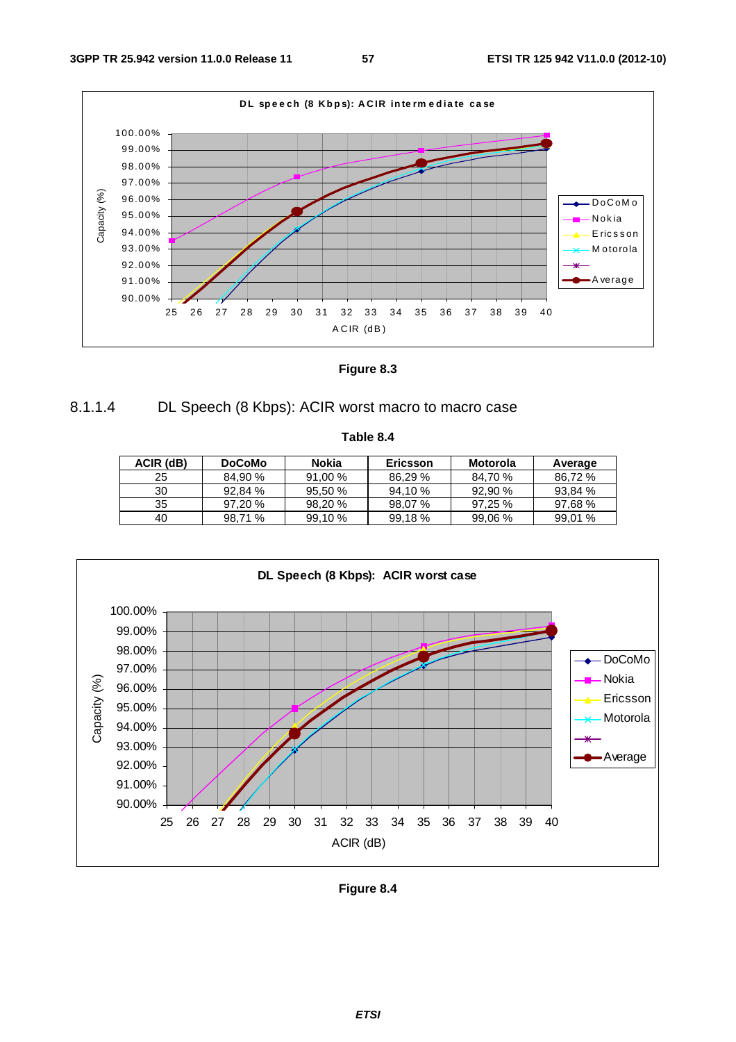Figure 8.3

#### 8.1.1.4 DL Speech (8 Kbps): ACIR worst macro to macro case

Table 8.4

| ACIR (dB) | DoCoMo | Nokia | Ericsson | Motorola | Average |
|---|---|---|---|---|---|
| 25 | 84,90 % | 91,00 % | 86,29 % | 84,70 % | 86,72 % |
| 30 | 92,84 % | 95,50 % | 94,10 % | 92,90 % | 93,84 % |
| 35 | 97,20 % | 98,20 % | 98,07 % | 97,25 % | 97,68 % |
| 40 | 98,71 % | 99,10 % | 99,18 % | 99,06 % | 99,01 % |

Figure 8.4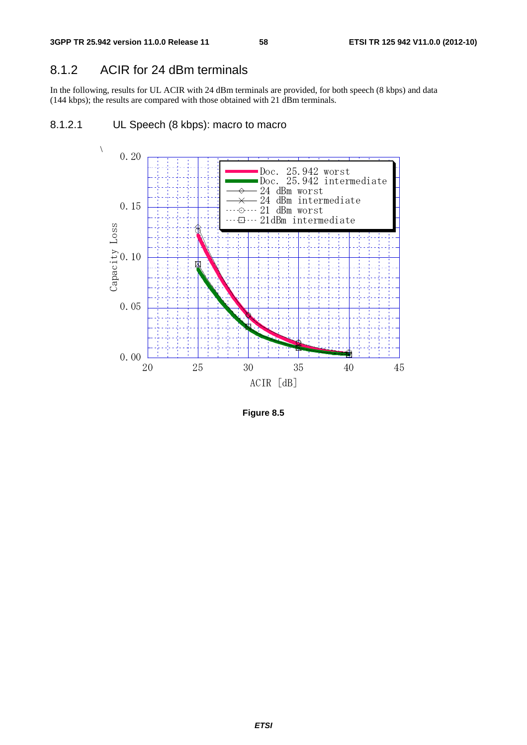## 8.1.2 ACIR for 24 dBm terminals

In the following, results for UL ACIR with 24 dBm terminals are provided, for both speech (8 kbps) and data (144 kbps); the results are compared with those obtained with 21 dBm terminals.

### 8.1.2.1 UL Speech (8 kbps): macro to macro

**Figure 8.5**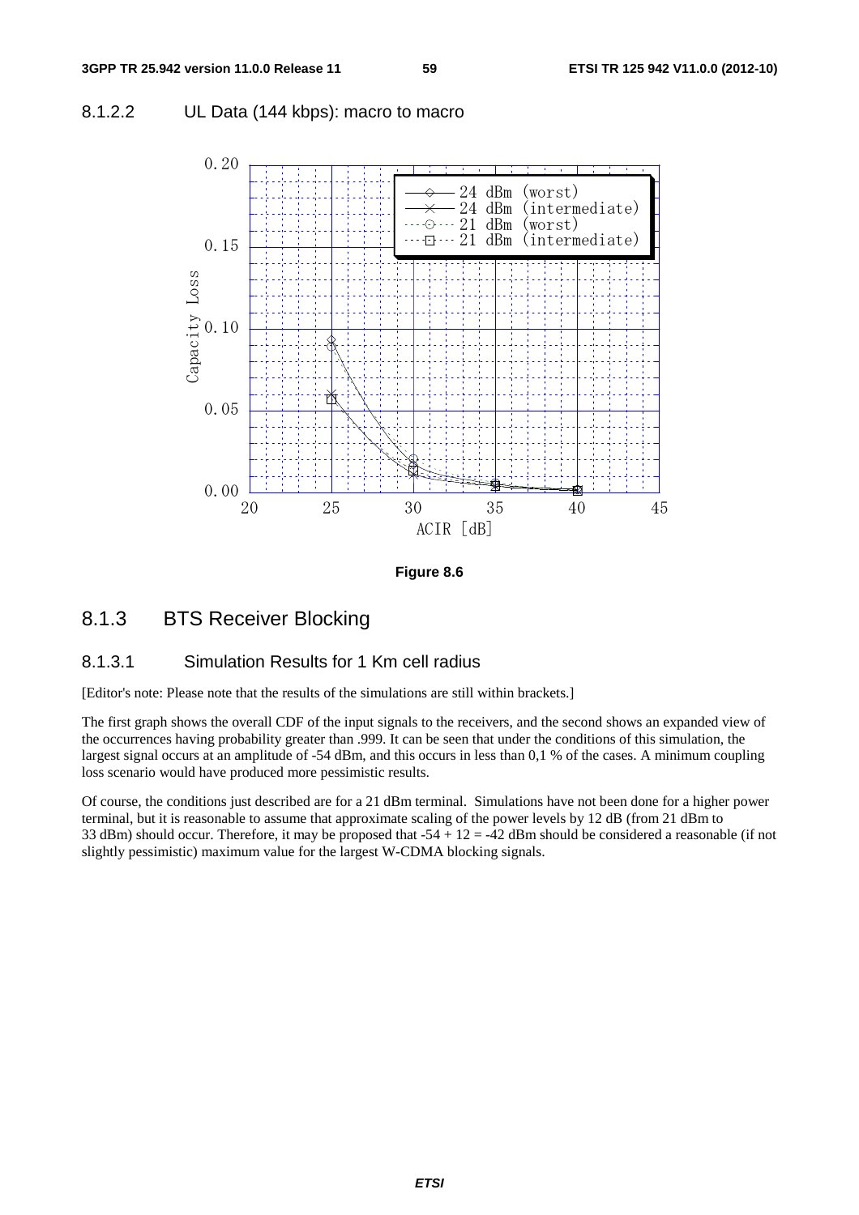### 8.1.2.2 UL Data (144 kbps): macro to macro

Figure 8.6

### 8.1.3 BTS Receiver Blocking

#### 8.1.3.1 Simulation Results for 1 Km cell radius

[Editor's note: Please note that the results of the simulations are still within brackets.]

The first graph shows the overall CDF of the input signals to the receivers, and the second shows an expanded view of the occurrences having probability greater than .999. It can be seen that under the conditions of this simulation, the largest signal occurs at an amplitude of -54 dBm, and this occurs in less than 0,1 % of the cases. A minimum coupling loss scenario would have produced more pessimistic results.

Of course, the conditions just described are for a 21 dBm terminal. Simulations have not been done for a higher power terminal, but it is reasonable to assume that approximate scaling of the power levels by 12 dB (from 21 dBm to 33 dBm) should occur. Therefore, it may be proposed that -54 + 12 = -42 dBm should be considered a reasonable (if not slightly pessimistic) maximum value for the largest W-CDMA blocking signals.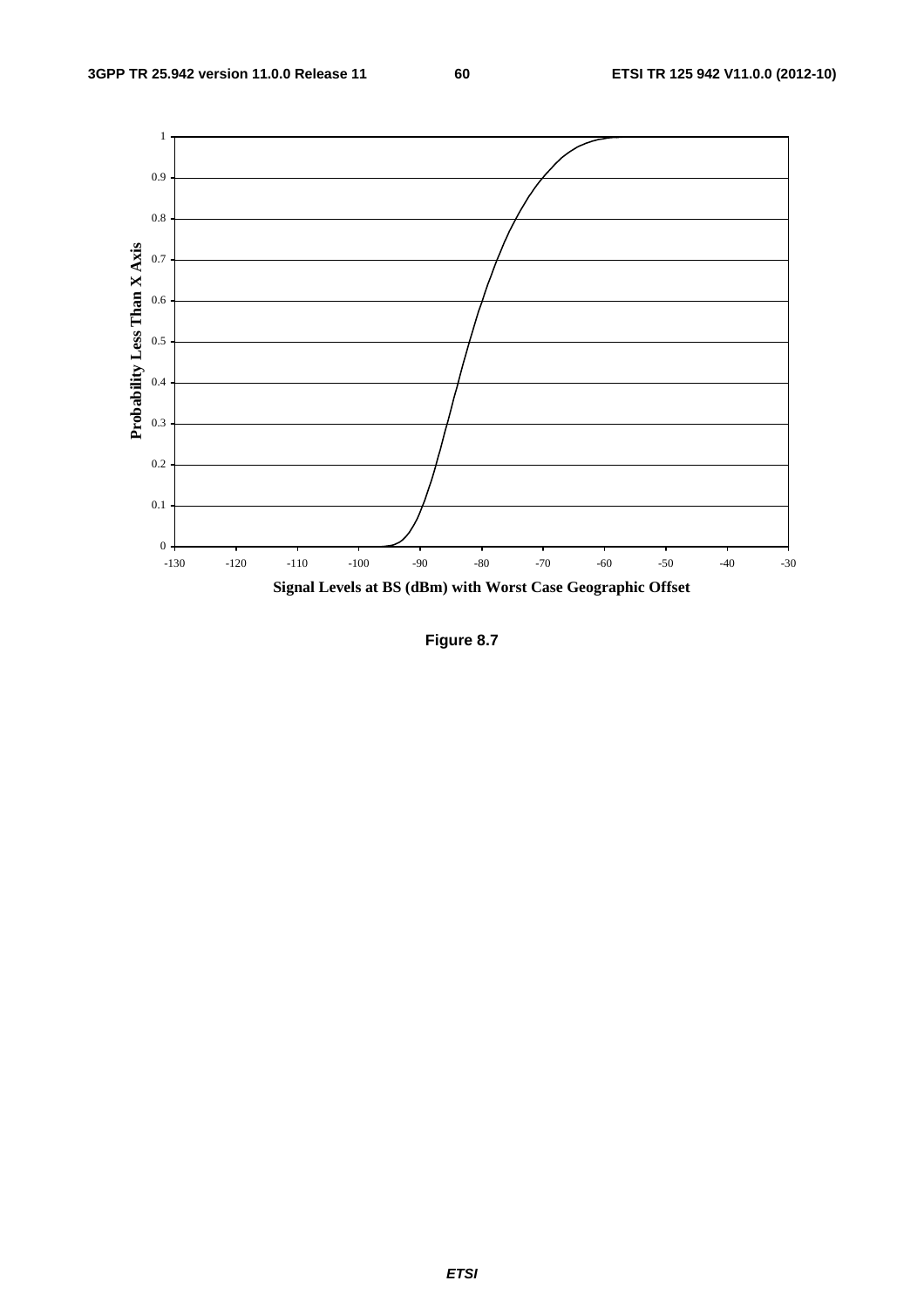Figure 8.7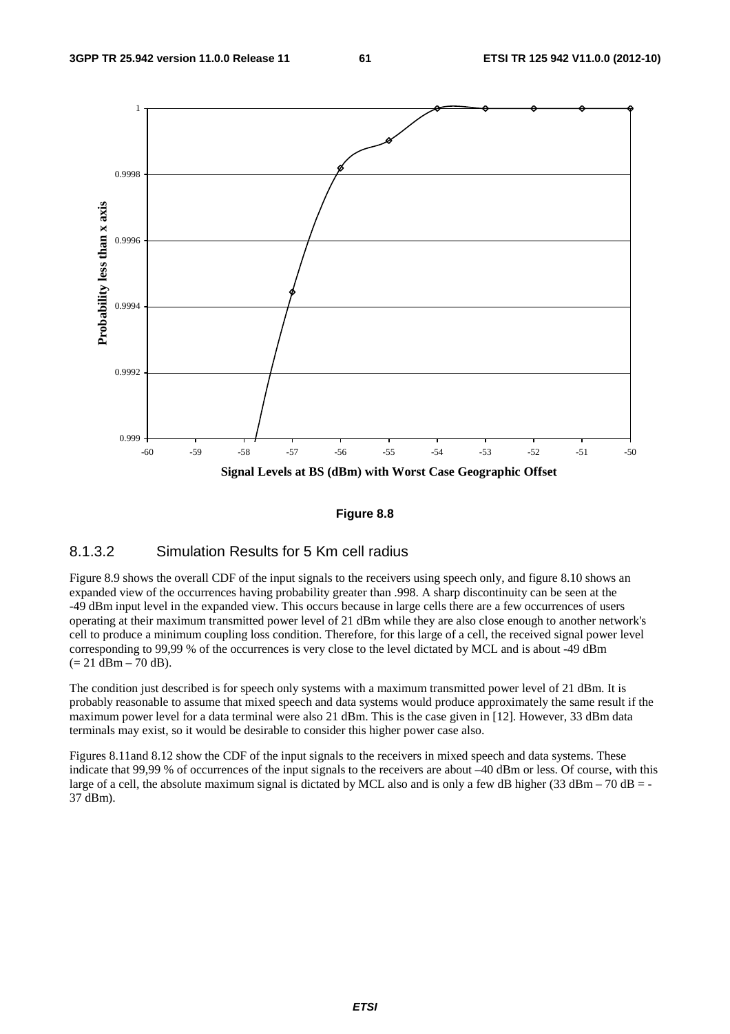**Figure 8.8**

### 8.1.3.2 Simulation Results for 5 Km cell radius

Figure 8.9 shows the overall CDF of the input signals to the receivers using speech only, and figure 8.10 shows an expanded view of the occurrences having probability greater than .998. A sharp discontinuity can be seen at the -49 dBm input level in the expanded view. This occurs because in large cells there are a few occurrences of users operating at their maximum transmitted power level of 21 dBm while they are also close enough to another network's cell to produce a minimum coupling loss condition. Therefore, for this large of a cell, the received signal power level corresponding to 99,99 % of the occurrences is very close to the level dictated by MCL and is about -49 dBm (= 21 dBm – 70 dB).

The condition just described is for speech only systems with a maximum transmitted power level of 21 dBm. It is probably reasonable to assume that mixed speech and data systems would produce approximately the same result if the maximum power level for a data terminal were also 21 dBm. This is the case given in [12]. However, 33 dBm data terminals may exist, so it would be desirable to consider this higher power case also.

Figures 8.11and 8.12 show the CDF of the input signals to the receivers in mixed speech and data systems. These indicate that 99,99 % of occurrences of the input signals to the receivers are about –40 dBm or less. Of course, with this large of a cell, the absolute maximum signal is dictated by MCL also and is only a few dB higher (33 dBm – 70 dB = -37 dBm).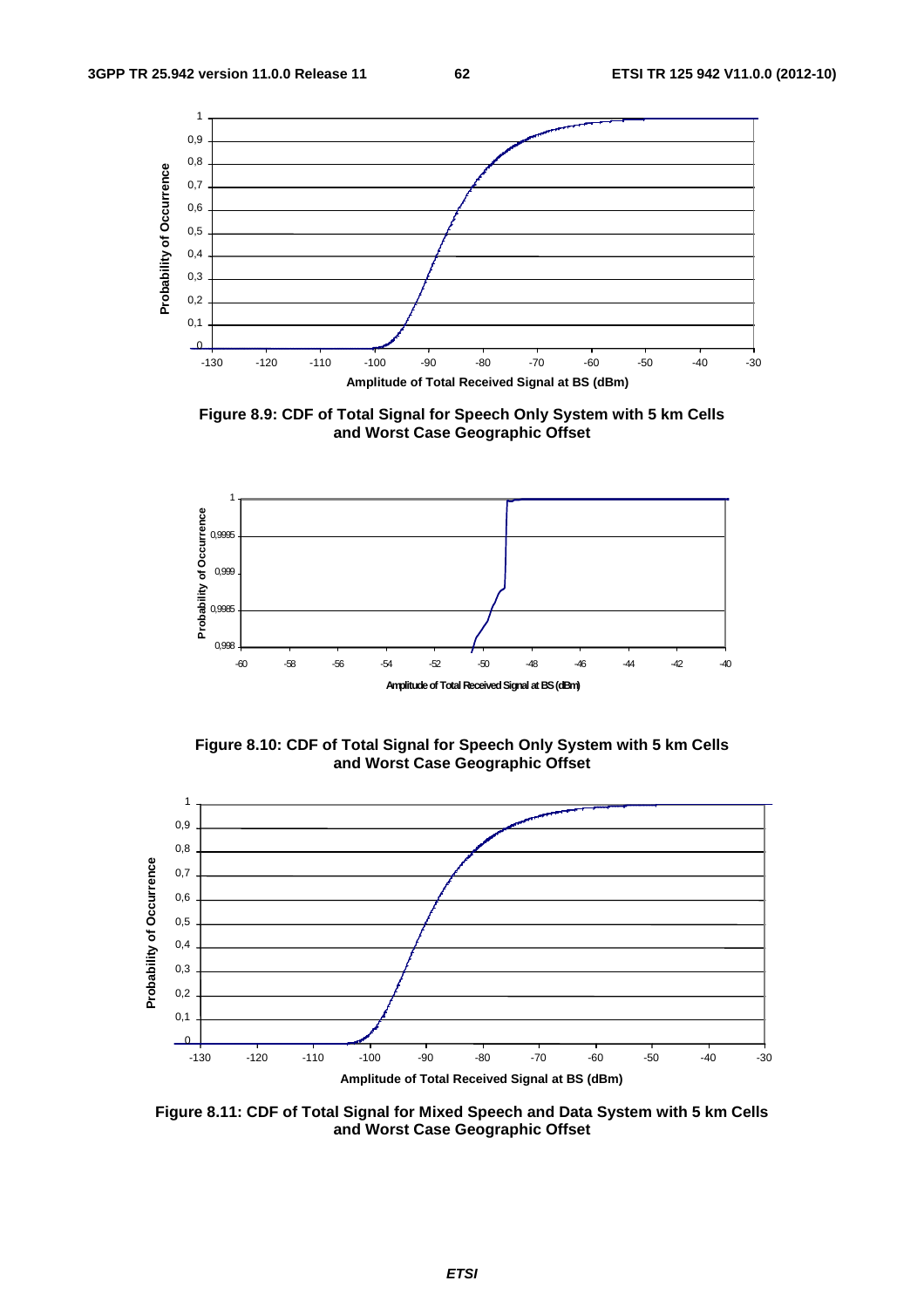Figure 8.9: CDF of Total Signal for Speech Only System with 5 km Cells and Worst Case Geographic Offset

Figure 8.10: CDF of Total Signal for Speech Only System with 5 km Cells and Worst Case Geographic Offset

Figure 8.11: CDF of Total Signal for Mixed Speech and Data System with 5 km Cells and Worst Case Geographic Offset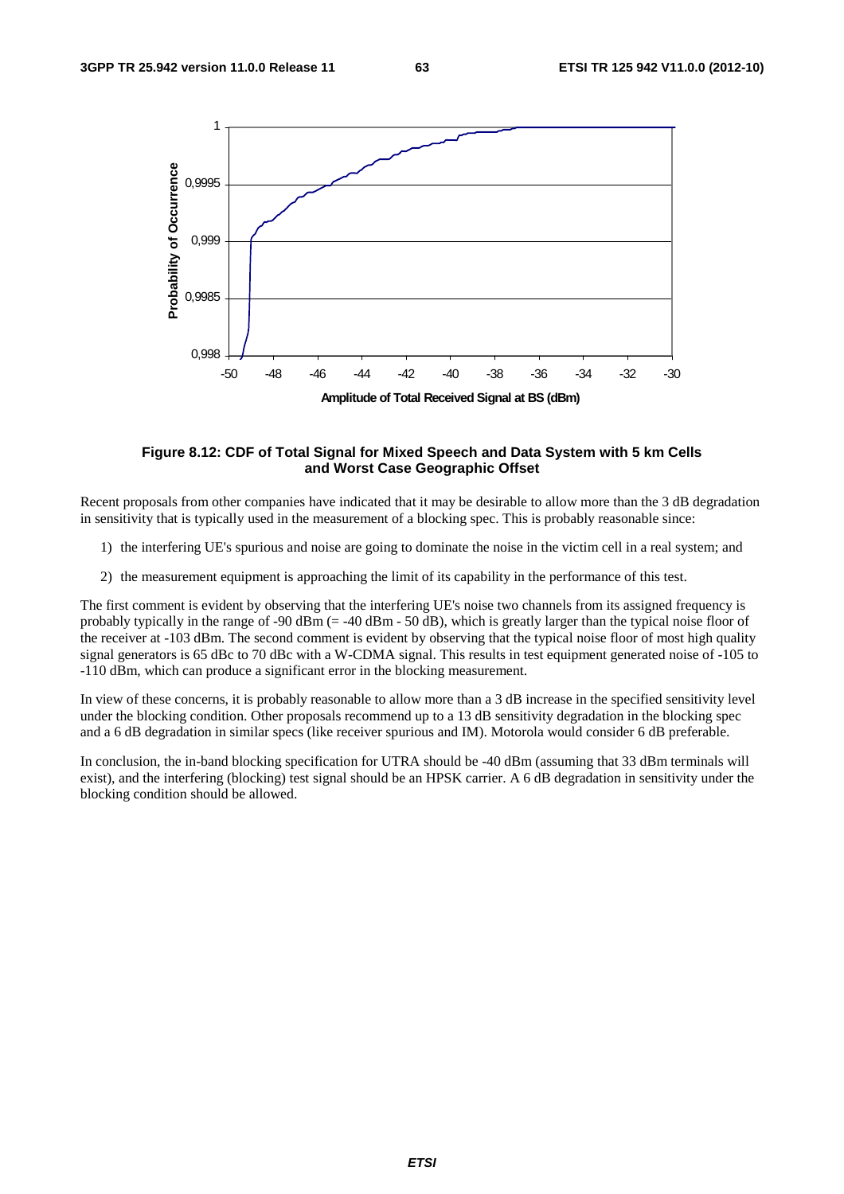**Figure 8.12: CDF of Total Signal for Mixed Speech and Data System with 5 km Cells and Worst Case Geographic Offset**

Recent proposals from other companies have indicated that it may be desirable to allow more than the 3 dB degradation in sensitivity that is typically used in the measurement of a blocking spec. This is probably reasonable since:

1) the interfering UE's spurious and noise are going to dominate the noise in the victim cell in a real system; and

2) the measurement equipment is approaching the limit of its capability in the performance of this test.

The first comment is evident by observing that the interfering UE's noise two channels from its assigned frequency is probably typically in the range of -90 dBm (= -40 dBm - 50 dB), which is greatly larger than the typical noise floor of the receiver at -103 dBm. The second comment is evident by observing that the typical noise floor of most high quality signal generators is 65 dBc to 70 dBc with a W-CDMA signal. This results in test equipment generated noise of -105 to -110 dBm, which can produce a significant error in the blocking measurement.

In view of these concerns, it is probably reasonable to allow more than a 3 dB increase in the specified sensitivity level under the blocking condition. Other proposals recommend up to a 13 dB sensitivity degradation in the blocking spec and a 6 dB degradation in similar specs (like receiver spurious and IM). Motorola would consider 6 dB preferable.

In conclusion, the in-band blocking specification for UTRA should be -40 dBm (assuming that 33 dBm terminals will exist), and the interfering (blocking) test signal should be an HPSK carrier. A 6 dB degradation in sensitivity under the blocking condition should be allowed.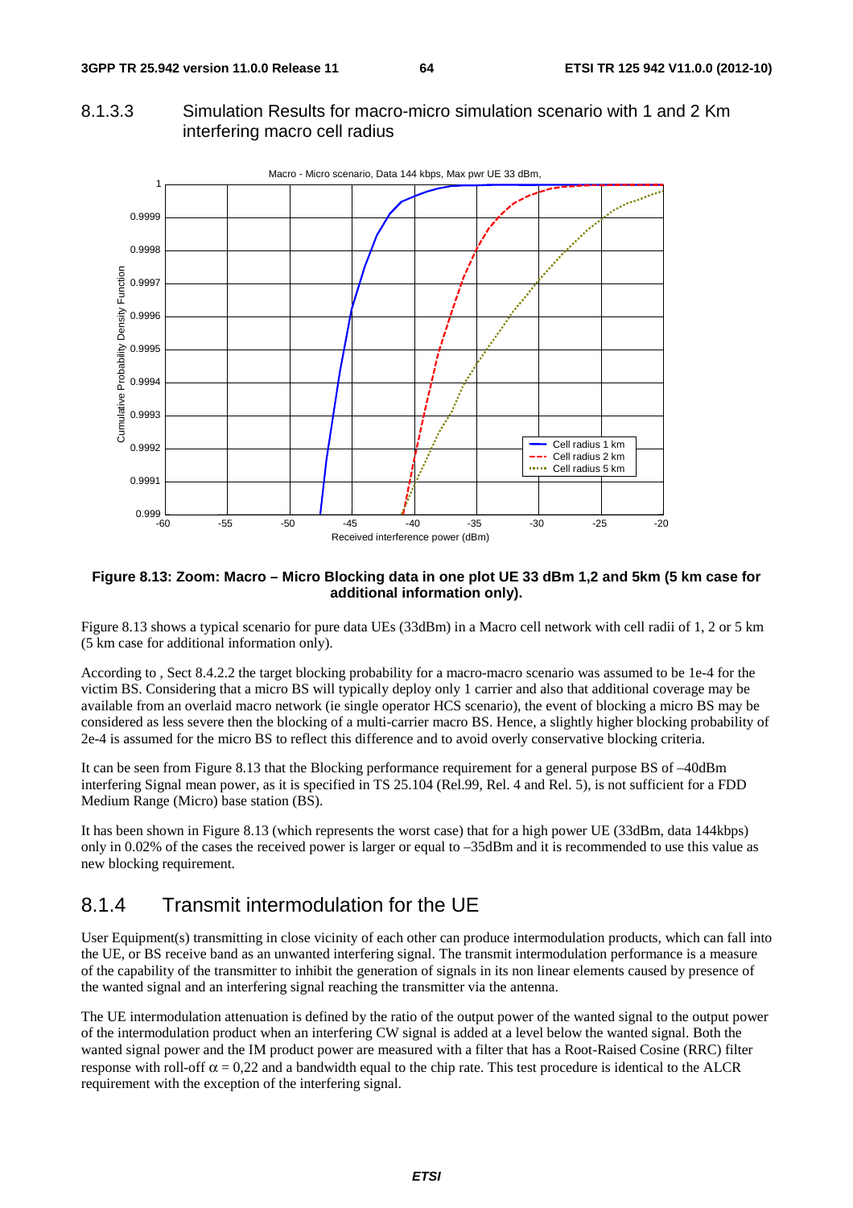### 8.1.3.3 Simulation Results for macro-micro simulation scenario with 1 and 2 Km interfering macro cell radius

**Figure 8.13: Zoom: Macro – Micro Blocking data in one plot UE 33 dBm 1,2 and 5km (5 km case for additional information only).**

Figure 8.13 shows a typical scenario for pure data UEs (33dBm) in a Macro cell network with cell radii of 1, 2 or 5 km (5 km case for additional information only).

According to , Sect 8.4.2.2 the target blocking probability for a macro-macro scenario was assumed to be 1e-4 for the victim BS. Considering that a micro BS will typically deploy only 1 carrier and also that additional coverage may be available from an overlaid macro network (ie single operator HCS scenario), the event of blocking a micro BS may be considered as less severe then the blocking of a multi-carrier macro BS. Hence, a slightly higher blocking probability of 2e-4 is assumed for the micro BS to reflect this difference and to avoid overly conservative blocking criteria.

It can be seen from Figure 8.13 that the Blocking performance requirement for a general purpose BS of –40dBm interfering Signal mean power, as it is specified in TS 25.104 (Rel.99, Rel. 4 and Rel. 5), is not sufficient for a FDD Medium Range (Micro) base station (BS).

It has been shown in Figure 8.13 (which represents the worst case) that for a high power UE (33dBm, data 144kbps) only in 0.02% of the cases the received power is larger or equal to –35dBm and it is recommended to use this value as new blocking requirement.

## 8.1.4 Transmit intermodulation for the UE

User Equipment(s) transmitting in close vicinity of each other can produce intermodulation products, which can fall into the UE, or BS receive band as an unwanted interfering signal. The transmit intermodulation performance is a measure of the capability of the transmitter to inhibit the generation of signals in its non linear elements caused by presence of the wanted signal and an interfering signal reaching the transmitter via the antenna.

The UE intermodulation attenuation is defined by the ratio of the output power of the wanted signal to the output power of the intermodulation product when an interfering CW signal is added at a level below the wanted signal. Both the wanted signal power and the IM product power are measured with a filter that has a Root-Raised Cosine (RRC) filter response with roll-off $\alpha = 0,22$ and a bandwidth equal to the chip rate. This test procedure is identical to the ALCR requirement with the exception of the interfering signal.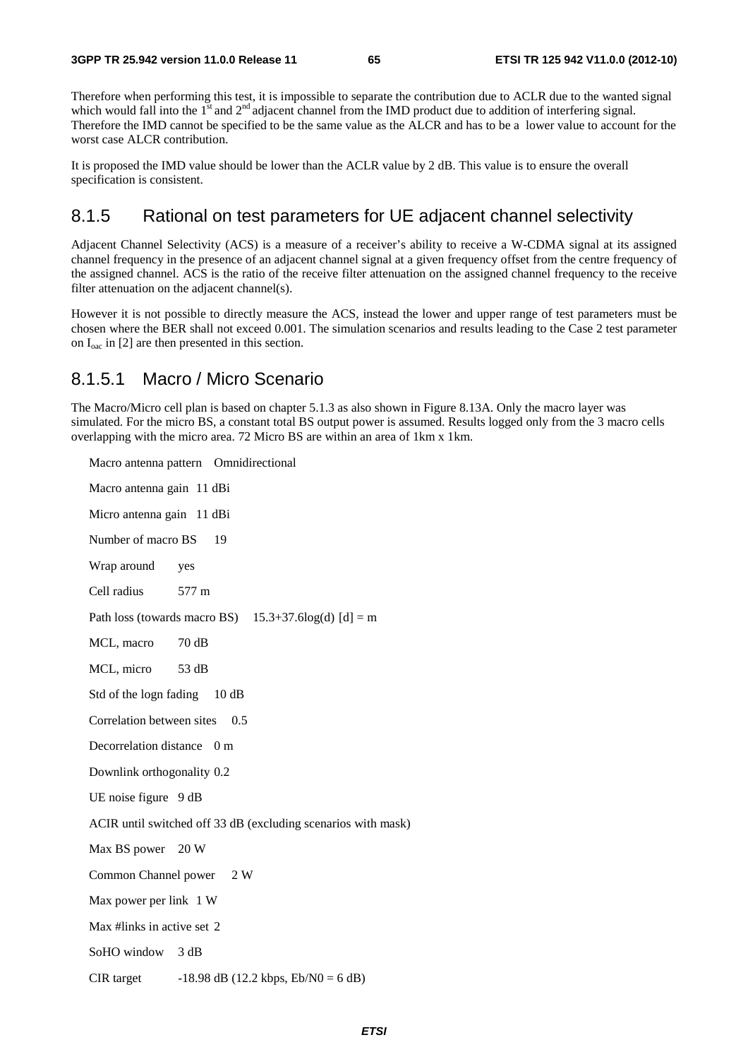Therefore when performing this test, it is impossible to separate the contribution due to ACLR due to the wanted signal which would fall into the 1st and 2nd adjacent channel from the IMD product due to addition of interfering signal. Therefore the IMD cannot be specified to be the same value as the ALCR and has to be a lower value to account for the worst case ALCR contribution.

It is proposed the IMD value should be lower than the ACLR value by 2 dB. This value is to ensure the overall specification is consistent.

### 8.1.5 Rational on test parameters for UE adjacent channel selectivity

Adjacent Channel Selectivity (ACS) is a measure of a receiver's ability to receive a W-CDMA signal at its assigned channel frequency in the presence of an adjacent channel signal at a given frequency offset from the centre frequency of the assigned channel. ACS is the ratio of the receive filter attenuation on the assigned channel frequency to the receive filter attenuation on the adjacent channel(s).

However it is not possible to directly measure the ACS, instead the lower and upper range of test parameters must be chosen where the BER shall not exceed 0.001. The simulation scenarios and results leading to the Case 2 test parameter on $I_{oac}$ in [2] are then presented in this section.

#### 8.1.5.1 Macro / Micro Scenario

The Macro/Micro cell plan is based on chapter 5.1.3 as also shown in Figure 8.13A. Only the macro layer was simulated. For the micro BS, a constant total BS output power is assumed. Results logged only from the 3 macro cells overlapping with the micro area. 72 Micro BS are within an area of 1km x 1km.

Macro antenna pattern Omnidirectional

Macro antenna gain 11 dBi

Micro antenna gain 11 dBi

Number of macro BS 19

Wrap around yes

Cell radius 577 m

Path loss (towards macro BS) 15.3+37.6log(d) [d] = m

MCL, macro 70 dB

MCL, micro 53 dB

Std of the logn fading 10 dB

Correlation between sites 0.5

Decorrelation distance 0 m

Downlink orthogonality 0.2

UE noise figure 9 dB

ACIR until switched off 33 dB (excluding scenarios with mask)

Max BS power 20 W

Common Channel power 2 W

Max power per link 1 W

Max #links in active set 2

SoHO window 3 dB

CIR target -18.98 dB (12.2 kbps, Eb/N0 = 6 dB)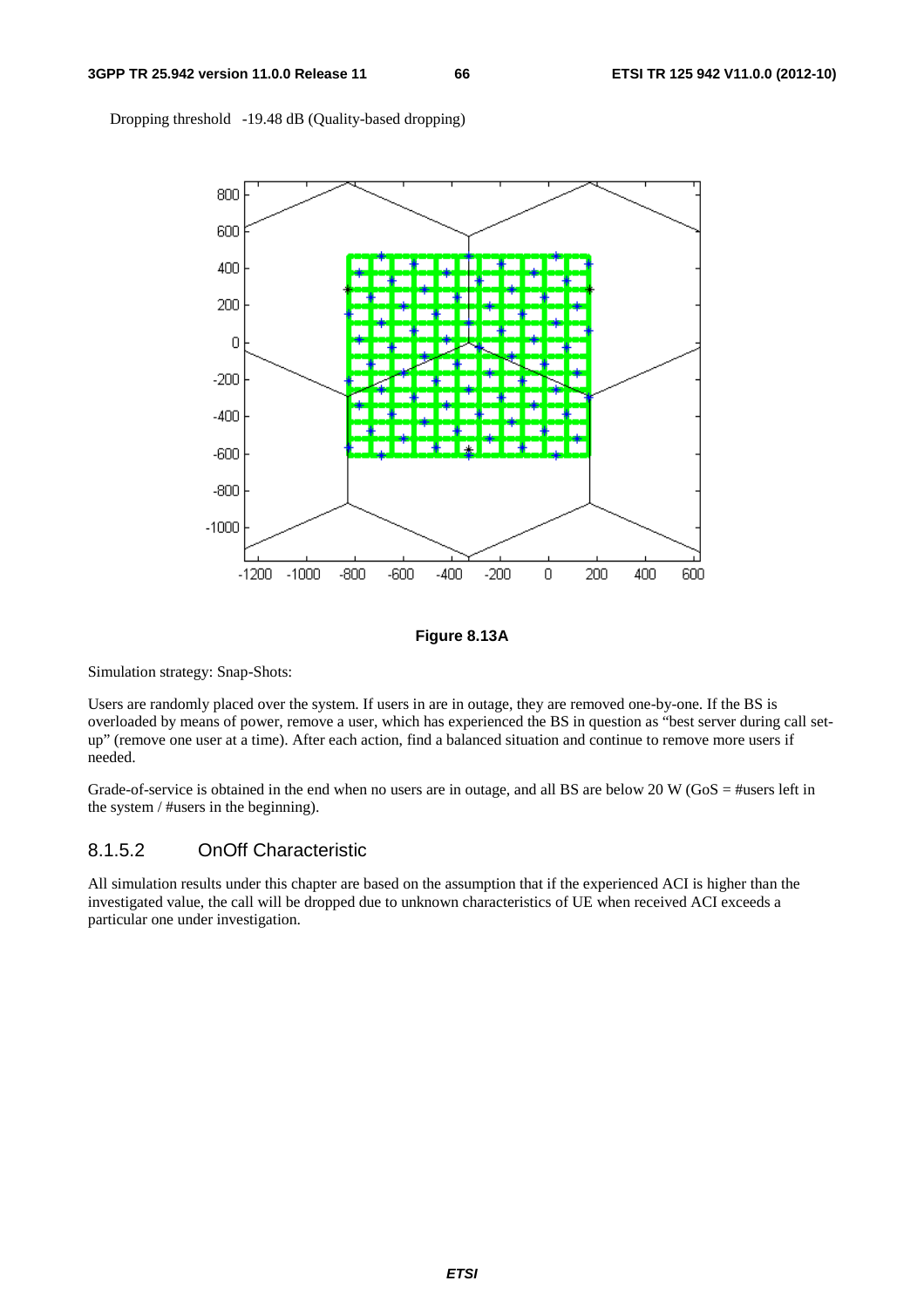Dropping threshold -19.48 dB (Quality-based dropping)

**Figure 8.13A**

Simulation strategy: Snap-Shots:

Users are randomly placed over the system. If users in are in outage, they are removed one-by-one. If the BS is overloaded by means of power, remove a user, which has experienced the BS in question as "best server during call set-up" (remove one user at a time). After each action, find a balanced situation and continue to remove more users if needed.

Grade-of-service is obtained in the end when no users are in outage, and all BS are below 20 W (GoS = #users left in the system / #users in the beginning).

### 8.1.5.2 OnOff Characteristic

All simulation results under this chapter are based on the assumption that if the experienced ACI is higher than the investigated value, the call will be dropped due to unknown characteristics of UE when received ACI exceeds a particular one under investigation.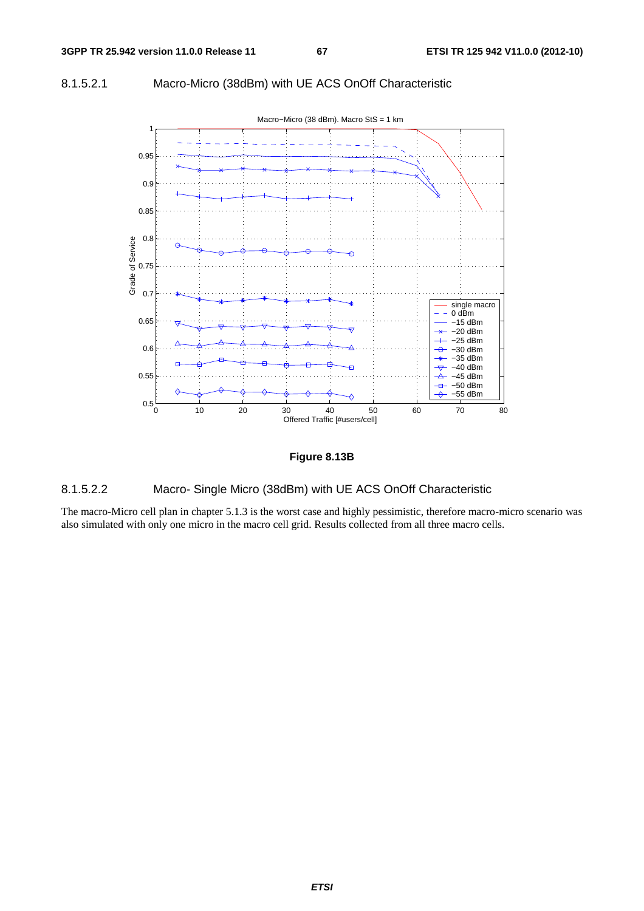#### 8.1.5.2.1 Macro-Micro (38dBm) with UE ACS OnOff Characteristic

**Figure 8.13B**

#### 8.1.5.2.2 Macro- Single Micro (38dBm) with UE ACS OnOff Characteristic

The macro-Micro cell plan in chapter 5.1.3 is the worst case and highly pessimistic, therefore macro-micro scenario was also simulated with only one micro in the macro cell grid. Results collected from all three macro cells.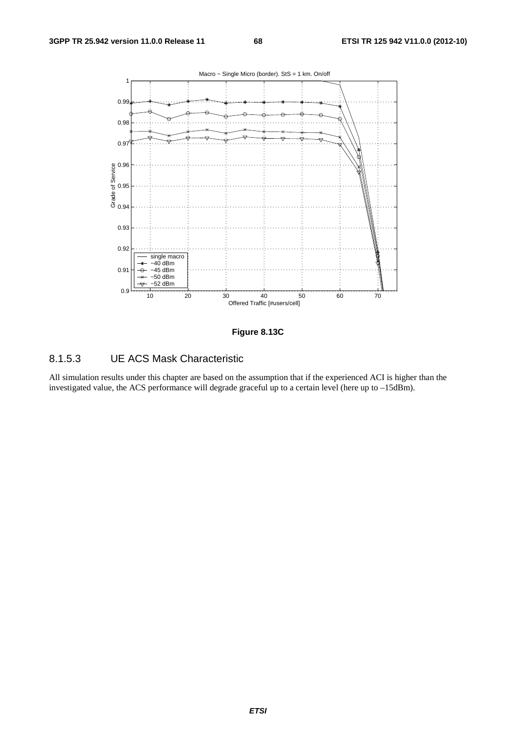**Figure 8.13C**

### 8.1.5.3 UE ACS Mask Characteristic

All simulation results under this chapter are based on the assumption that if the experienced ACI is higher than the investigated value, the ACS performance will degrade graceful up to a certain level (here up to –15dBm).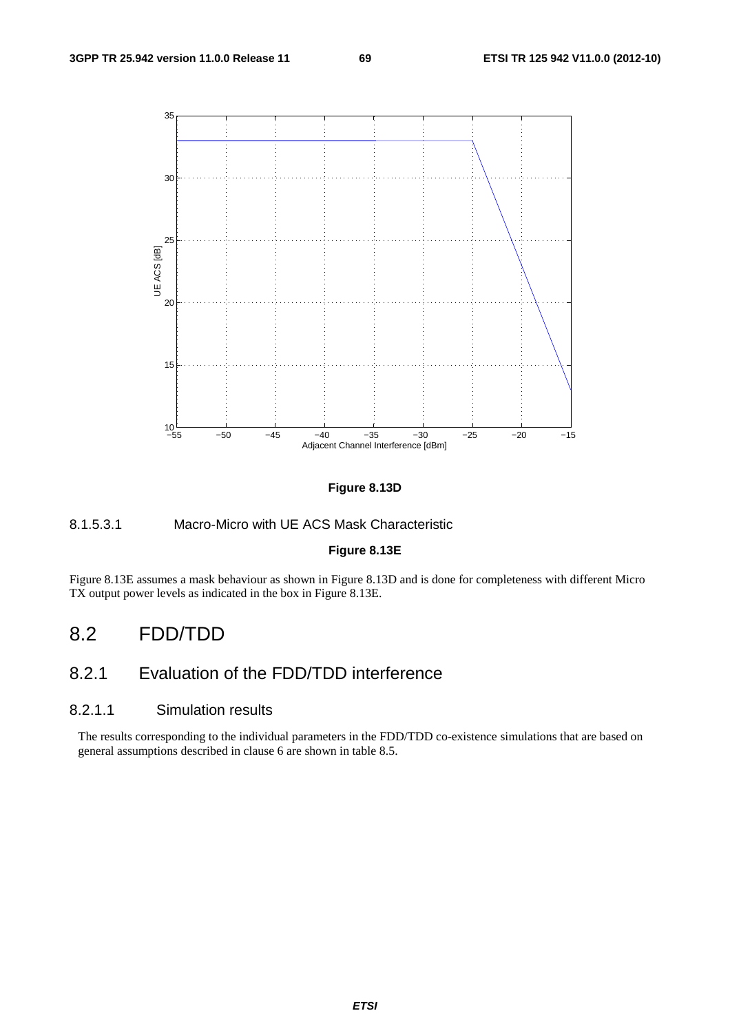Figure 8.13D

#### 8.1.5.3.1 Macro-Micro with UE ACS Mask Characteristic

**Figure 8.13E**

Figure 8.13E assumes a mask behaviour as shown in Figure 8.13D and is done for completeness with different Micro TX output power levels as indicated in the box in Figure 8.13E.

## 8.2 FDD/TDD

### 8.2.1 Evaluation of the FDD/TDD interference

#### 8.2.1.1 Simulation results

The results corresponding to the individual parameters in the FDD/TDD co-existence simulations that are based on general assumptions described in clause 6 are shown in table 8.5.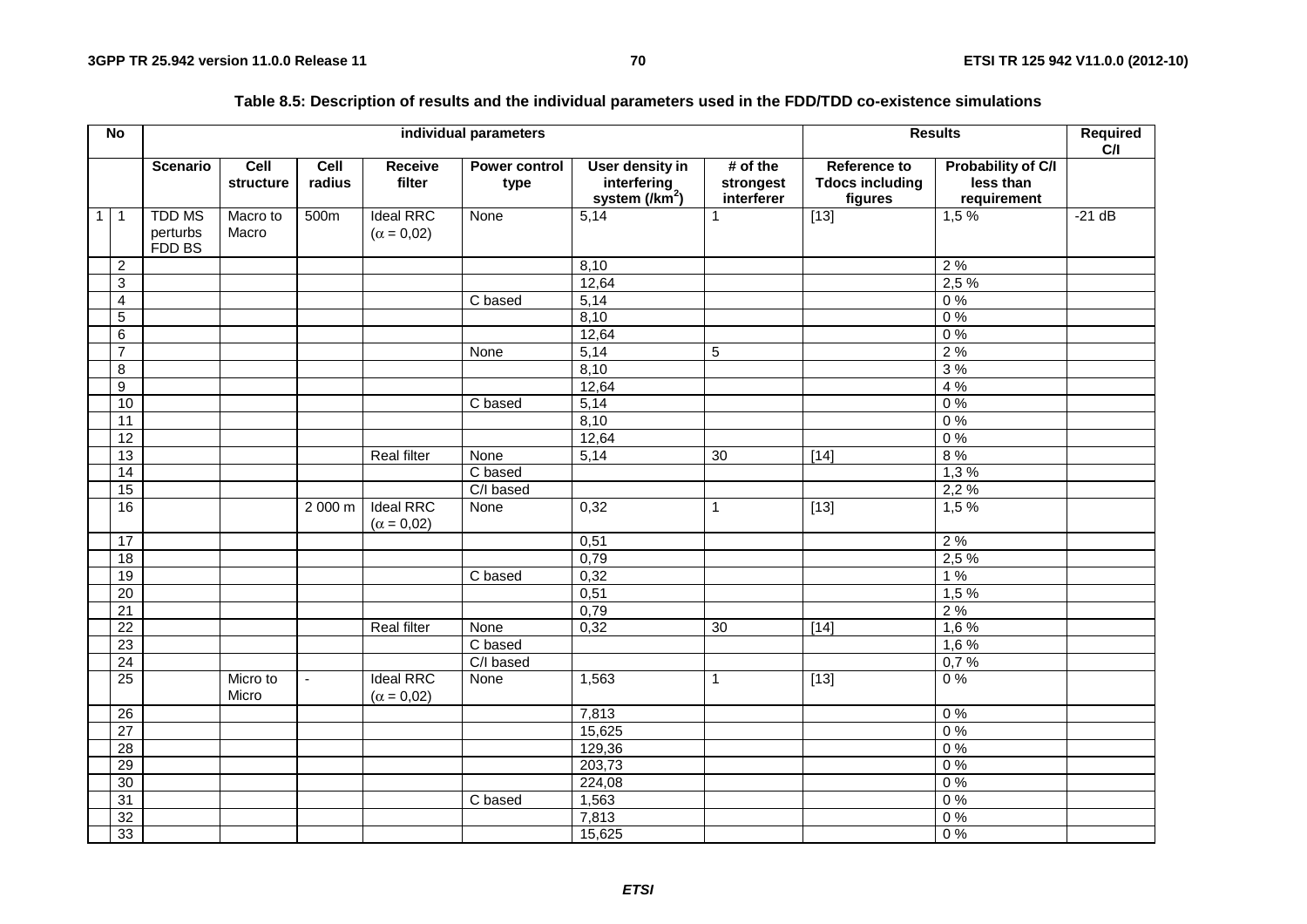**Table 8.5: Description of results and the individual parameters used in the FDD/TDD co-existence simulations**

| No | | individual parameters | | | | | | | Results | | Required C/I |
|---|---|---|---|---|---|---|---|---|---|---|---|
| | | Scenario | Cell structure | Cell radius | Receive filter | Power control type | User density in interfering system (/km$^2$) | # of the strongest interferer | Reference to Tdocs including figures | Probability of C/I less than requirement | |
| 1 | 1 | TDD MS perturbs FDD BS | Macro to Macro | 500m | Ideal RRC ($\alpha$ = 0,02) | None | 5,14 | 1 | [13] | 1,5 % | -21 dB |
| | 2 | | | | | | 8,10 | | | 2 % | |
| | 3 | | | | | | 12,64 | | | 2,5 % | |
| | 4 | | | | | C based | 5,14 | | | 0 % | |
| | 5 | | | | | | 8,10 | | | 0 % | |
| | 6 | | | | | | 12,64 | | | 0 % | |
| | 7 | | | | | None | 5,14 | 5 | | 2 % | |
| | 8 | | | | | | 8,10 | | | 3 % | |
| | 9 | | | | | | 12,64 | | | 4 % | |
| | 10 | | | | | C based | 5,14 | | | 0 % | |
| | 11 | | | | | | 8,10 | | | 0 % | |
| | 12 | | | | | | 12,64 | | | 0 % | |
| | 13 | | | | Real filter | None | 5,14 | 30 | [14] | 8 % | |
| | 14 | | | | | C based | | | | 1,3 % | |
| | 15 | | | | | C/I based | | | | 2,2 % | |
| | 16 | | | 2 000 m | Ideal RRC ($\alpha$ = 0,02) | None | 0,32 | 1 | [13] | 1,5 % | |
| | 17 | | | | | | 0,51 | | | 2 % | |
| | 18 | | | | | | 0,79 | | | 2,5 % | |
| | 19 | | | | | C based | 0,32 | | | 1 % | |
| | 20 | | | | | | 0,51 | | | 1,5 % | |
| | 21 | | | | | | 0,79 | | | 2 % | |
| | 22 | | | | Real filter | None | 0,32 | 30 | [14] | 1,6 % | |
| | 23 | | | | | C based | | | | 1,6 % | |
| | 24 | | | | | C/I based | | | | 0,7 % | |
| | 25 | | Micro to Micro | - | Ideal RRC ($\alpha$ = 0,02) | None | 1,563 | 1 | [13] | 0 % | |
| | 26 | | | | | | 7,813 | | | 0 % | |
| | 27 | | | | | | 15,625 | | | 0 % | |
| | 28 | | | | | | 129,36 | | | 0 % | |
| | 29 | | | | | | 203,73 | | | 0 % | |
| | 30 | | | | | | 224,08 | | | 0 % | |
| | 31 | | | | | C based | 1,563 | | | 0 % | |
| | 32 | | | | | | 7,813 | | | 0 % | |
| | 33 | | | | | | 15,625 | | | 0 % | |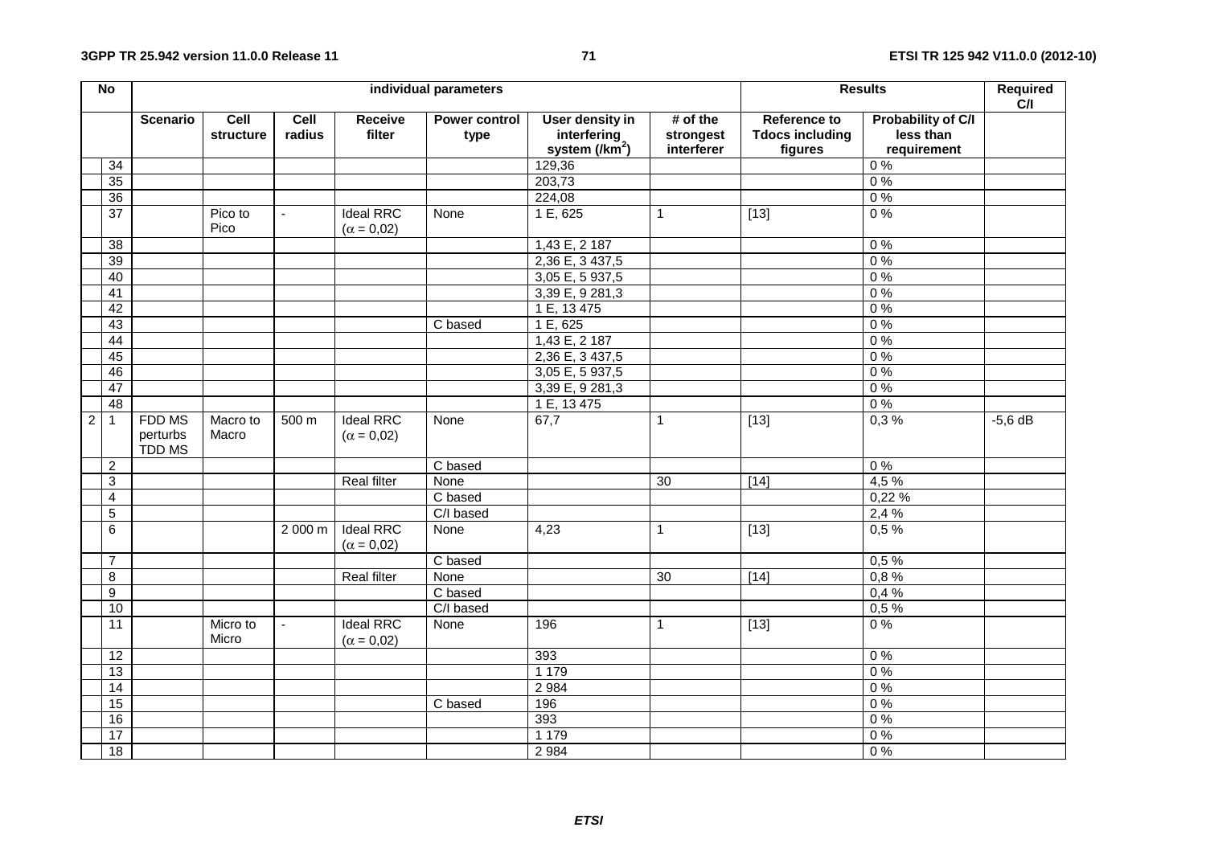| No | | individual parameters | | | | | | | Results | | Required C/I |
|---|---|---|---|---|---|---|---|---|---|---|---|
| | | Scenario | Cell structure | Cell radius | Receive filter | Power control type | User density in interfering system ($/km^2$) | # of the strongest interferer | Reference to Tdocs including figures | Probability of C/I less than requirement | |
| | 34 | | | | | | 129,36 | | | 0 % | |
| | 35 | | | | | | 203,73 | | | 0 % | |
| | 36 | | | | | | 224,08 | | | 0 % | |
| | 37 | | Pico to Pico | - | Ideal RRC ($\alpha = 0{,}02$) | None | 1 E, 625 | 1 | [13] | 0 % | |
| | 38 | | | | | | 1,43 E, 2 187 | | | 0 % | |
| | 39 | | | | | | 2,36 E, 3 437,5 | | | 0 % | |
| | 40 | | | | | | 3,05 E, 5 937,5 | | | 0 % | |
| | 41 | | | | | | 3,39 E, 9 281,3 | | | 0 % | |
| | 42 | | | | | | 1 E, 13 475 | | | 0 % | |
| | 43 | | | | | C based | 1 E, 625 | | | 0 % | |
| | 44 | | | | | | 1,43 E, 2 187 | | | 0 % | |
| | 45 | | | | | | 2,36 E, 3 437,5 | | | 0 % | |
| | 46 | | | | | | 3,05 E, 5 937,5 | | | 0 % | |
| | 47 | | | | | | 3,39 E, 9 281,3 | | | 0 % | |
| | 48 | | | | | | 1 E, 13 475 | | | 0 % | |
| 2 | 1 | FDD MS perturbs TDD MS | Macro to Macro | 500 m | Ideal RRC ($\alpha = 0{,}02$) | None | 67,7 | 1 | [13] | 0,3 % | -5,6 dB |
| | 2 | | | | | C based | | | | 0 % | |
| | 3 | | | | Real filter | None | | 30 | [14] | 4,5 % | |
| | 4 | | | | | C based | | | | 0,22 % | |
| | 5 | | | | | C/I based | | | | 2,4 % | |
| | 6 | | | 2 000 m | Ideal RRC ($\alpha = 0{,}02$) | None | 4,23 | 1 | [13] | 0,5 % | |
| | 7 | | | | | C based | | | | 0,5 % | |
| | 8 | | | | Real filter | None | | 30 | [14] | 0,8 % | |
| | 9 | | | | | C based | | | | 0,4 % | |
| | 10 | | | | | C/I based | | | | 0,5 % | |
| | 11 | | Micro to Micro | - | Ideal RRC ($\alpha = 0{,}02$) | None | 196 | 1 | [13] | 0 % | |
| | 12 | | | | | | 393 | | | 0 % | |
| | 13 | | | | | | 1 179 | | | 0 % | |
| | 14 | | | | | | 2 984 | | | 0 % | |
| | 15 | | | | | C based | 196 | | | 0 % | |
| | 16 | | | | | | 393 | | | 0 % | |
| | 17 | | | | | | 1 179 | | | 0 % | |
| | 18 | | | | | | 2 984 | | | 0 % | |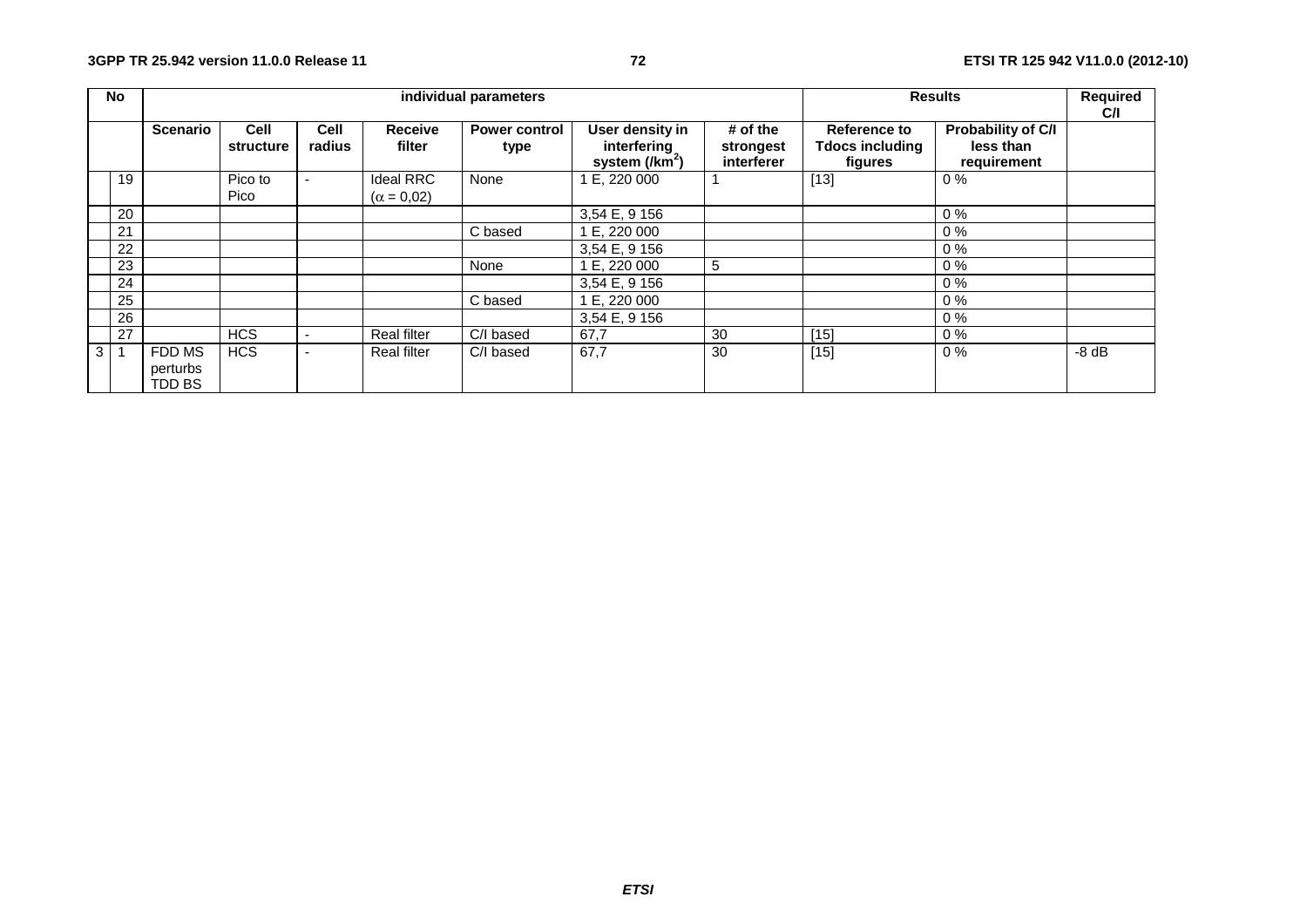| No | | individual parameters | | | | | | | Results | | Required C/I |
|---|---|---|---|---|---|---|---|---|---|---|---|
| | | Scenario | Cell structure | Cell radius | Receive filter | Power control type | User density in interfering system (/km$^2$) | # of the strongest interferer | Reference to Tdocs including figures | Probability of C/I less than requirement | |
| | 19 | | Pico to Pico | - | Ideal RRC ($\alpha = 0,02$) | None | 1 E, 220 000 | 1 | [13] | 0 % | |
| | 20 | | | | | | 3,54 E, 9 156 | | | 0 % | |
| | 21 | | | | | C based | 1 E, 220 000 | | | 0 % | |
| | 22 | | | | | | 3,54 E, 9 156 | | | 0 % | |
| | 23 | | | | | None | 1 E, 220 000 | 5 | | 0 % | |
| | 24 | | | | | | 3,54 E, 9 156 | | | 0 % | |
| | 25 | | | | | C based | 1 E, 220 000 | | | 0 % | |
| | 26 | | | | | | 3,54 E, 9 156 | | | 0 % | |
| | 27 | | HCS | - | Real filter | C/I based | 67,7 | 30 | [15] | 0 % | |
| 3 | 1 | FDD MS perturbs TDD BS | HCS | - | Real filter | C/I based | 67,7 | 30 | [15] | 0 % | -8 dB |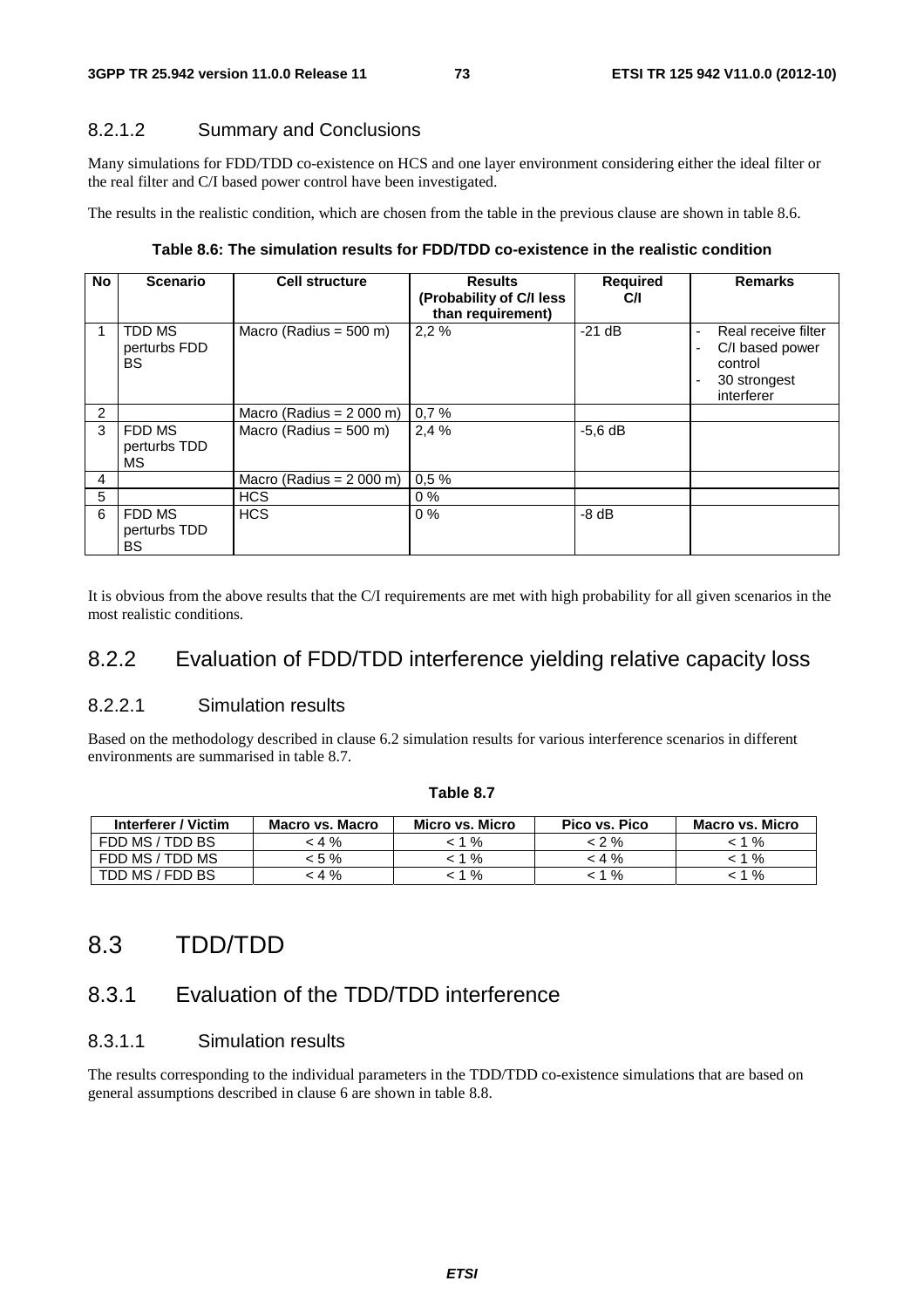#### 8.2.1.2 Summary and Conclusions

Many simulations for FDD/TDD co-existence on HCS and one layer environment considering either the ideal filter or the real filter and C/I based power control have been investigated.

The results in the realistic condition, which are chosen from the table in the previous clause are shown in table 8.6.

**Table 8.6: The simulation results for FDD/TDD co-existence in the realistic condition**

| No | Scenario | Cell structure | Results (Probability of C/I less than requirement) | Required C/I | Remarks |
|---|---|---|---|---|---|
| 1 | TDD MS perturbs FDD BS | Macro (Radius = 500 m) | 2,2 % | -21 dB | - Real receive filter<br>- C/I based power control<br>- 30 strongest interferer |
| 2 | | Macro (Radius = 2 000 m) | 0,7 % | | |
| 3 | FDD MS perturbs TDD MS | Macro (Radius = 500 m) | 2,4 % | -5,6 dB | |
| 4 | | Macro (Radius = 2 000 m) | 0,5 % | | |
| 5 | | HCS | 0 % | | |
| 6 | FDD MS perturbs TDD BS | HCS | 0 % | -8 dB | |

It is obvious from the above results that the C/I requirements are met with high probability for all given scenarios in the most realistic conditions.

### 8.2.2 Evaluation of FDD/TDD interference yielding relative capacity loss

#### 8.2.2.1 Simulation results

Based on the methodology described in clause 6.2 simulation results for various interference scenarios in different environments are summarised in table 8.7.

**Table 8.7**

| Interferer / Victim | Macro vs. Macro | Micro vs. Micro | Pico vs. Pico | Macro vs. Micro |
|---|---|---|---|---|
| FDD MS / TDD BS | < 4 % | < 1 % | < 2 % | < 1 % |
| FDD MS / TDD MS | < 5 % | < 1 % | < 4 % | < 1 % |
| TDD MS / FDD BS | < 4 % | < 1 % | < 1 % | < 1 % |

## 8.3 TDD/TDD

### 8.3.1 Evaluation of the TDD/TDD interference

#### 8.3.1.1 Simulation results

The results corresponding to the individual parameters in the TDD/TDD co-existence simulations that are based on general assumptions described in clause 6 are shown in table 8.8.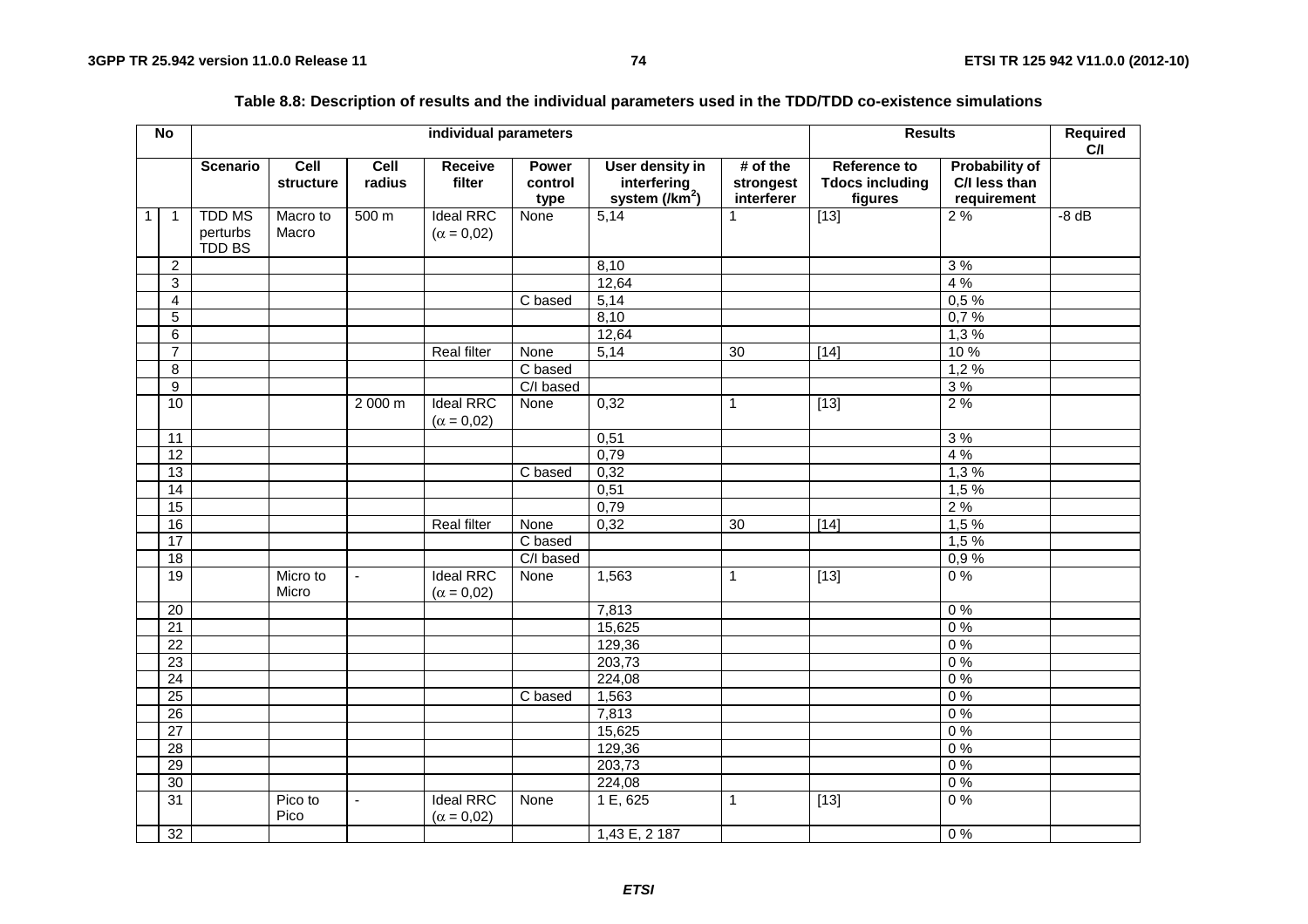**Table 8.8: Description of results and the individual parameters used in the TDD/TDD co-existence simulations**

| No | | individual parameters | | | | | | | Results | | Required C/I |
|---|---|---|---|---|---|---|---|---|---|---|---|
| | | Scenario | Cell structure | Cell radius | Receive filter | Power control type | User density in interfering system (/km$^2$) | # of the strongest interferer | Reference to Tdocs including figures | Probability of C/I less than requirement | |
| 1 | 1 | TDD MS perturbs TDD BS | Macro to Macro | 500 m | Ideal RRC ($\alpha$ = 0,02) | None | 5,14 | 1 | [13] | 2 % | -8 dB |
| | 2 | | | | | | 8,10 | | | 3 % | |
| | 3 | | | | | | 12,64 | | | 4 % | |
| | 4 | | | | | C based | 5,14 | | | 0,5 % | |
| | 5 | | | | | | 8,10 | | | 0,7 % | |
| | 6 | | | | | | 12,64 | | | 1,3 % | |
| | 7 | | | | Real filter | None | 5,14 | 30 | [14] | 10 % | |
| | 8 | | | | | C based | | | | 1,2 % | |
| | 9 | | | | | C/I based | | | | 3 % | |
| | 10 | | | 2 000 m | Ideal RRC ($\alpha$ = 0,02) | None | 0,32 | 1 | [13] | 2 % | |
| | 11 | | | | | | 0,51 | | | 3 % | |
| | 12 | | | | | | 0,79 | | | 4 % | |
| | 13 | | | | | C based | 0,32 | | | 1,3 % | |
| | 14 | | | | | | 0,51 | | | 1,5 % | |
| | 15 | | | | | | 0,79 | | | 2 % | |
| | 16 | | | | Real filter | None | 0,32 | 30 | [14] | 1,5 % | |
| | 17 | | | | | C based | | | | 1,5 % | |
| | 18 | | | | | C/I based | | | | 0,9 % | |
| | 19 | | Micro to Micro | - | Ideal RRC ($\alpha$ = 0,02) | None | 1,563 | 1 | [13] | 0 % | |
| | 20 | | | | | | 7,813 | | | 0 % | |
| | 21 | | | | | | 15,625 | | | 0 % | |
| | 22 | | | | | | 129,36 | | | 0 % | |
| | 23 | | | | | | 203,73 | | | 0 % | |
| | 24 | | | | | | 224,08 | | | 0 % | |
| | 25 | | | | | C based | 1,563 | | | 0 % | |
| | 26 | | | | | | 7,813 | | | 0 % | |
| | 27 | | | | | | 15,625 | | | 0 % | |
| | 28 | | | | | | 129,36 | | | 0 % | |
| | 29 | | | | | | 203,73 | | | 0 % | |
| | 30 | | | | | | 224,08 | | | 0 % | |
| | 31 | | Pico to Pico | - | Ideal RRC ($\alpha$ = 0,02) | None | 1 E, 625 | 1 | [13] | 0 % | |
| | 32 | | | | | | 1,43 E, 2 187 | | | 0 % | |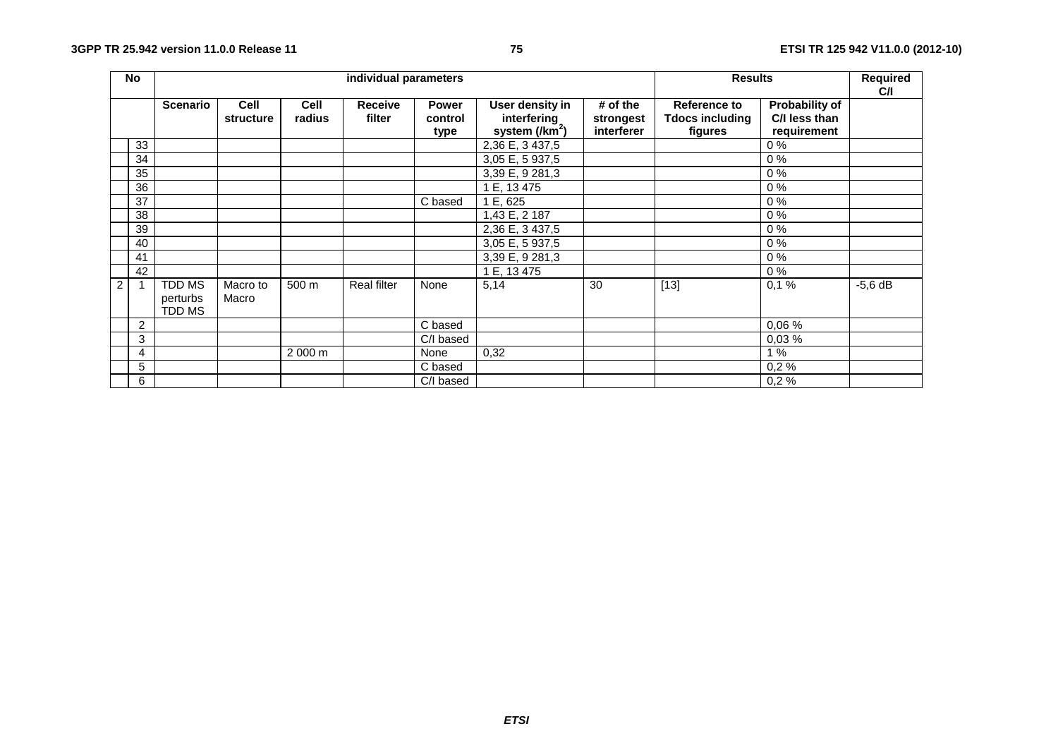| No | | individual parameters | | | | | | | Results | | Required C/I |
|---|---|---|---|---|---|---|---|---|---|---|---|
| | | Scenario | Cell structure | Cell radius | Receive filter | Power control type | User density in interfering system (/km$^2$) | # of the strongest interferer | Reference to Tdocs including figures | Probability of C/I less than requirement | |
| | 33 | | | | | | 2,36 E, 3 437,5 | | | 0 % | |
| | 34 | | | | | | 3,05 E, 5 937,5 | | | 0 % | |
| | 35 | | | | | | 3,39 E, 9 281,3 | | | 0 % | |
| | 36 | | | | | | 1 E, 13 475 | | | 0 % | |
| | 37 | | | | | C based | 1 E, 625 | | | 0 % | |
| | 38 | | | | | | 1,43 E, 2 187 | | | 0 % | |
| | 39 | | | | | | 2,36 E, 3 437,5 | | | 0 % | |
| | 40 | | | | | | 3,05 E, 5 937,5 | | | 0 % | |
| | 41 | | | | | | 3,39 E, 9 281,3 | | | 0 % | |
| | 42 | | | | | | 1 E, 13 475 | | | 0 % | |
| 2 | 1 | TDD MS perturbs TDD MS | Macro to Macro | 500 m | Real filter | None | 5,14 | 30 | [13] | 0,1 % | -5,6 dB |
| | 2 | | | | | C based | | | | 0,06 % | |
| | 3 | | | | | C/I based | | | | 0,03 % | |
| | 4 | | | 2 000 m | | None | 0,32 | | | 1 % | |
| | 5 | | | | | C based | | | | 0,2 % | |
| | 6 | | | | | C/I based | | | | 0,2 % | |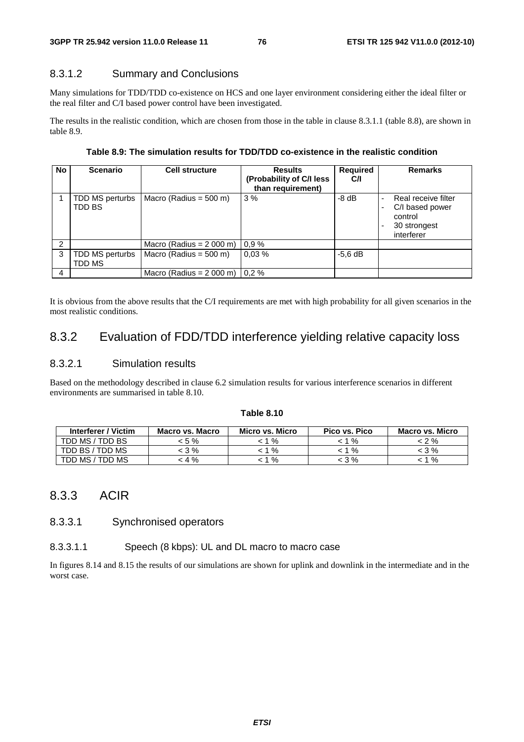#### 8.3.1.2 Summary and Conclusions

Many simulations for TDD/TDD co-existence on HCS and one layer environment considering either the ideal filter or the real filter and C/I based power control have been investigated.

The results in the realistic condition, which are chosen from those in the table in clause 8.3.1.1 (table 8.8), are shown in table 8.9.

**Table 8.9: The simulation results for TDD/TDD co-existence in the realistic condition**

| No | Scenario | Cell structure | Results (Probability of C/I less than requirement) | Required C/I | Remarks |
|---|---|---|---|---|---|
| 1 | TDD MS perturbs TDD BS | Macro (Radius = 500 m) | 3 % | -8 dB | - Real receive filter<br>- C/I based power control<br>- 30 strongest interferer |
| 2 | | Macro (Radius = 2 000 m) | 0,9 % | | |
| 3 | TDD MS perturbs TDD MS | Macro (Radius = 500 m) | 0,03 % | -5,6 dB | |
| 4 | | Macro (Radius = 2 000 m) | 0,2 % | | |

It is obvious from the above results that the C/I requirements are met with high probability for all given scenarios in the most realistic conditions.

### 8.3.2 Evaluation of FDD/TDD interference yielding relative capacity loss

#### 8.3.2.1 Simulation results

Based on the methodology described in clause 6.2 simulation results for various interference scenarios in different environments are summarised in table 8.10.

**Table 8.10**

| Interferer / Victim | Macro vs. Macro | Micro vs. Micro | Pico vs. Pico | Macro vs. Micro |
|---|---|---|---|---|
| TDD MS / TDD BS | < 5 % | < 1 % | < 1 % | < 2 % |
| TDD BS / TDD MS | < 3 % | < 1 % | < 1 % | < 3 % |
| TDD MS / TDD MS | < 4 % | < 1 % | < 3 % | < 1 % |

### 8.3.3 ACIR

#### 8.3.3.1 Synchronised operators

##### 8.3.3.1.1 Speech (8 kbps): UL and DL macro to macro case

In figures 8.14 and 8.15 the results of our simulations are shown for uplink and downlink in the intermediate and in the worst case.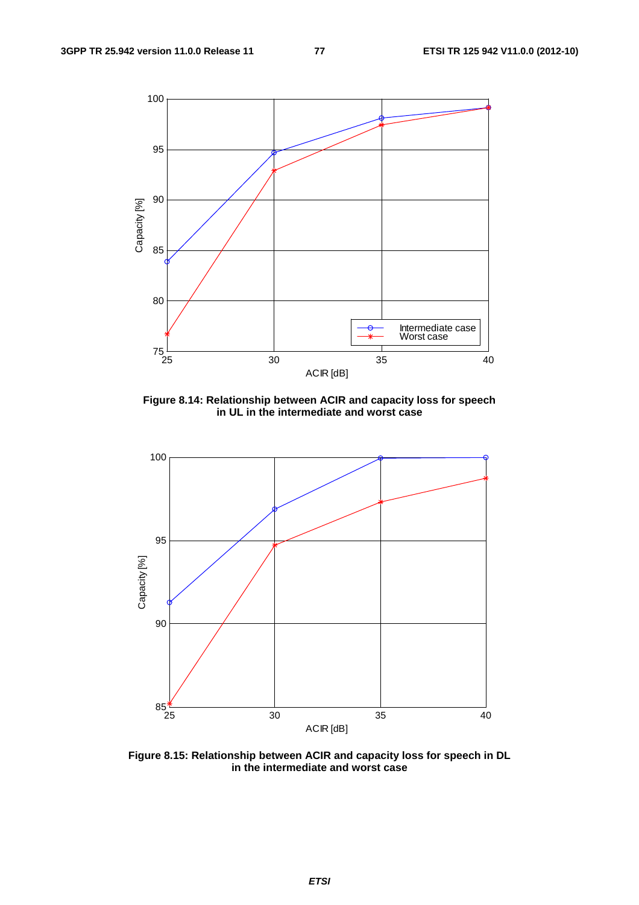**Figure 8.14: Relationship between ACIR and capacity loss for speech in UL in the intermediate and worst case**

**Figure 8.15: Relationship between ACIR and capacity loss for speech in DL in the intermediate and worst case**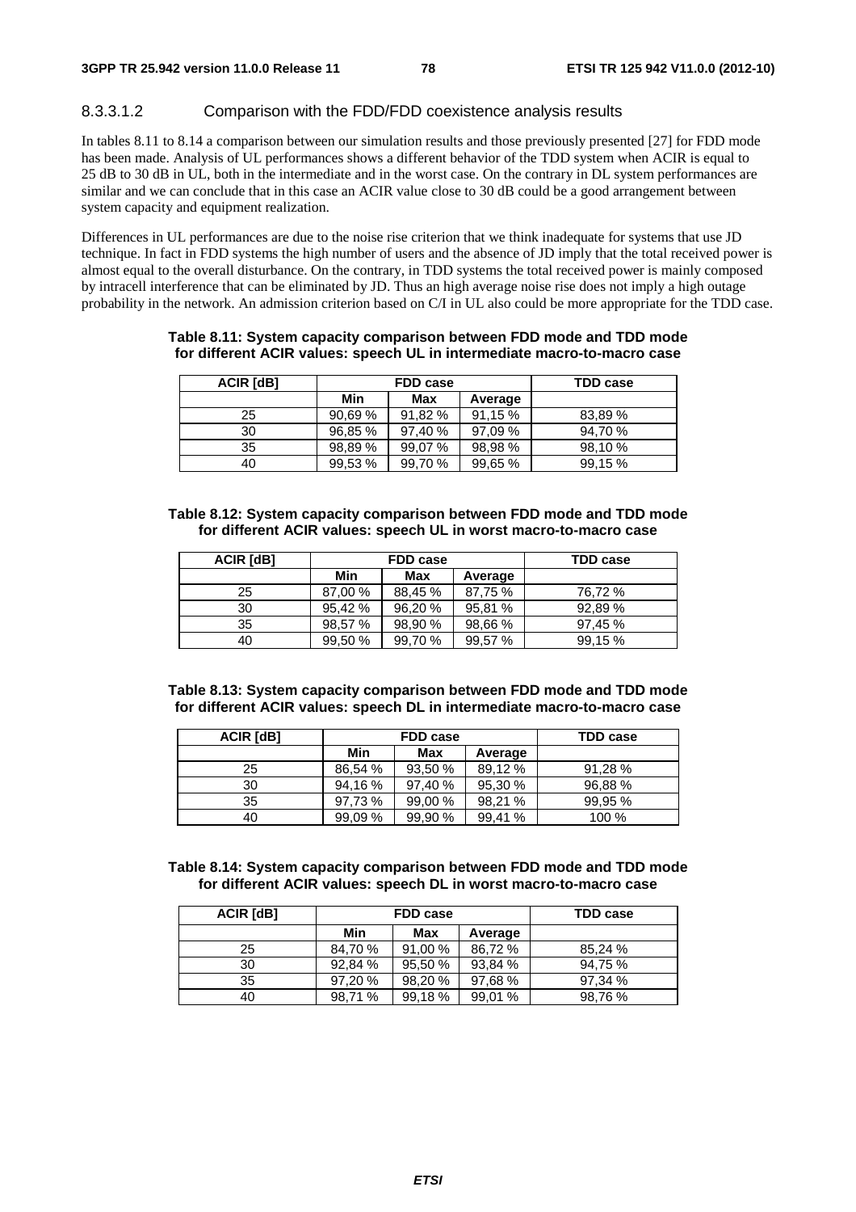#### 8.3.3.1.2 Comparison with the FDD/FDD coexistence analysis results

In tables 8.11 to 8.14 a comparison between our simulation results and those previously presented [27] for FDD mode has been made. Analysis of UL performances shows a different behavior of the TDD system when ACIR is equal to 25 dB to 30 dB in UL, both in the intermediate and in the worst case. On the contrary in DL system performances are similar and we can conclude that in this case an ACIR value close to 30 dB could be a good arrangement between system capacity and equipment realization.

Differences in UL performances are due to the noise rise criterion that we think inadequate for systems that use JD technique. In fact in FDD systems the high number of users and the absence of JD imply that the total received power is almost equal to the overall disturbance. On the contrary, in TDD systems the total received power is mainly composed by intracell interference that can be eliminated by JD. Thus an high average noise rise does not imply a high outage probability in the network. An admission criterion based on C/I in UL also could be more appropriate for the TDD case.

**Table 8.11: System capacity comparison between FDD mode and TDD mode for different ACIR values: speech UL in intermediate macro-to-macro case**

| ACIR [dB] | FDD case | | | TDD case |
|---|---|---|---|---|
| | Min | Max | Average | |
| 25 | 90,69 % | 91,82 % | 91,15 % | 83,89 % |
| 30 | 96,85 % | 97,40 % | 97,09 % | 94,70 % |
| 35 | 98,89 % | 99,07 % | 98,98 % | 98,10 % |
| 40 | 99,53 % | 99,70 % | 99,65 % | 99,15 % |

**Table 8.12: System capacity comparison between FDD mode and TDD mode for different ACIR values: speech UL in worst macro-to-macro case**

| ACIR [dB] | FDD case | | | TDD case |
|---|---|---|---|---|
| | Min | Max | Average | |
| 25 | 87,00 % | 88,45 % | 87,75 % | 76,72 % |
| 30 | 95,42 % | 96,20 % | 95,81 % | 92,89 % |
| 35 | 98,57 % | 98,90 % | 98,66 % | 97,45 % |
| 40 | 99,50 % | 99,70 % | 99,57 % | 99,15 % |

**Table 8.13: System capacity comparison between FDD mode and TDD mode for different ACIR values: speech DL in intermediate macro-to-macro case**

| ACIR [dB] | FDD case | | | TDD case |
|---|---|---|---|---|
| | Min | Max | Average | |
| 25 | 86,54 % | 93,50 % | 89,12 % | 91,28 % |
| 30 | 94,16 % | 97,40 % | 95,30 % | 96,88 % |
| 35 | 97,73 % | 99,00 % | 98,21 % | 99,95 % |
| 40 | 99,09 % | 99,90 % | 99,41 % | 100 % |

**Table 8.14: System capacity comparison between FDD mode and TDD mode for different ACIR values: speech DL in worst macro-to-macro case**

| ACIR [dB] | FDD case | | | TDD case |
|---|---|---|---|---|
| | Min | Max | Average | |
| 25 | 84,70 % | 91,00 % | 86,72 % | 85,24 % |
| 30 | 92,84 % | 95,50 % | 93,84 % | 94,75 % |
| 35 | 97,20 % | 98,20 % | 97,68 % | 97,34 % |
| 40 | 98,71 % | 99,18 % | 99,01 % | 98,76 % |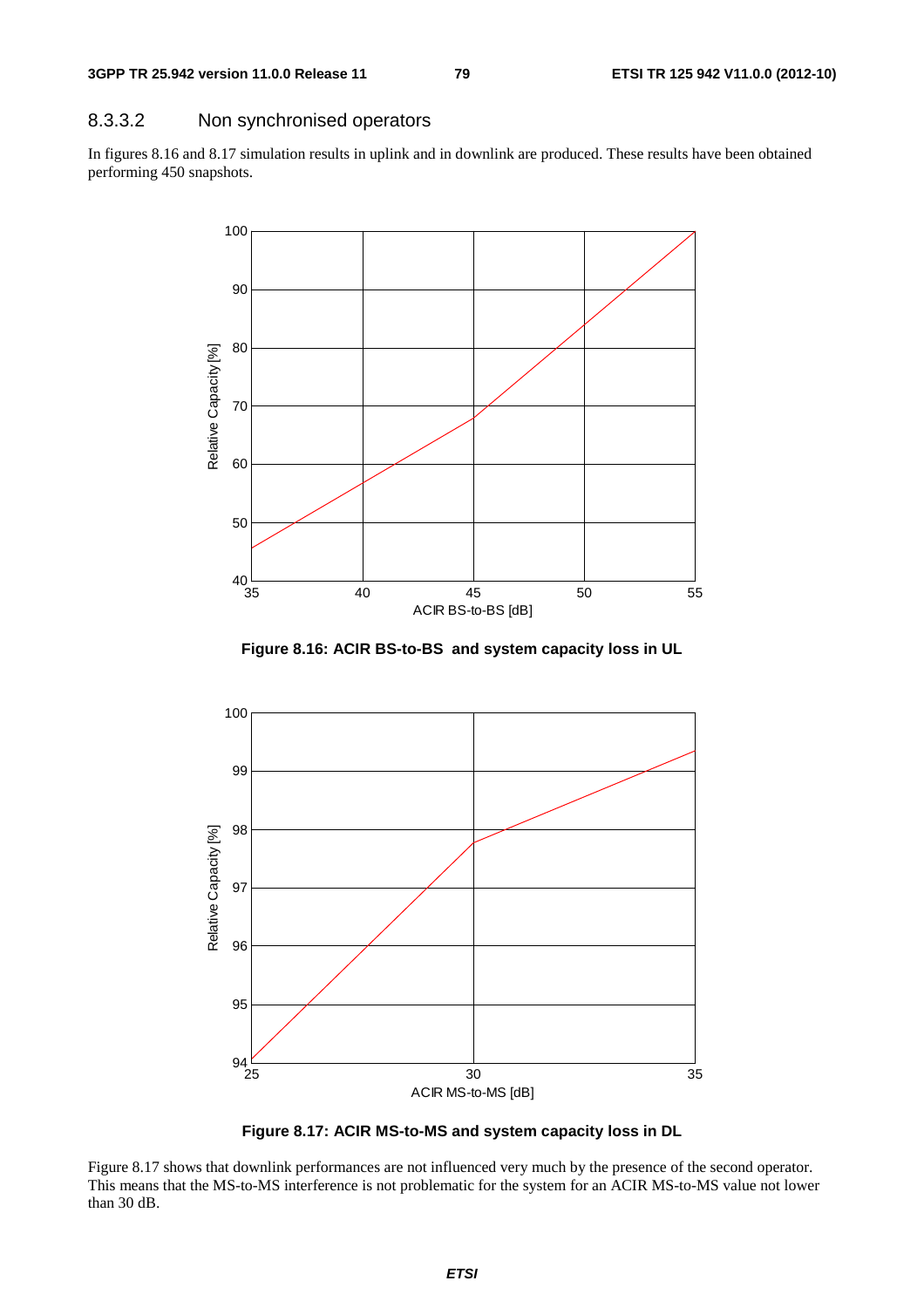### 8.3.3.2 Non synchronised operators

In figures 8.16 and 8.17 simulation results in uplink and in downlink are produced. These results have been obtained performing 450 snapshots.

**Figure 8.16: ACIR BS-to-BS and system capacity loss in UL**

**Figure 8.17: ACIR MS-to-MS and system capacity loss in DL**

Figure 8.17 shows that downlink performances are not influenced very much by the presence of the second operator. This means that the MS-to-MS interference is not problematic for the system for an ACIR MS-to-MS value not lower than 30 dB.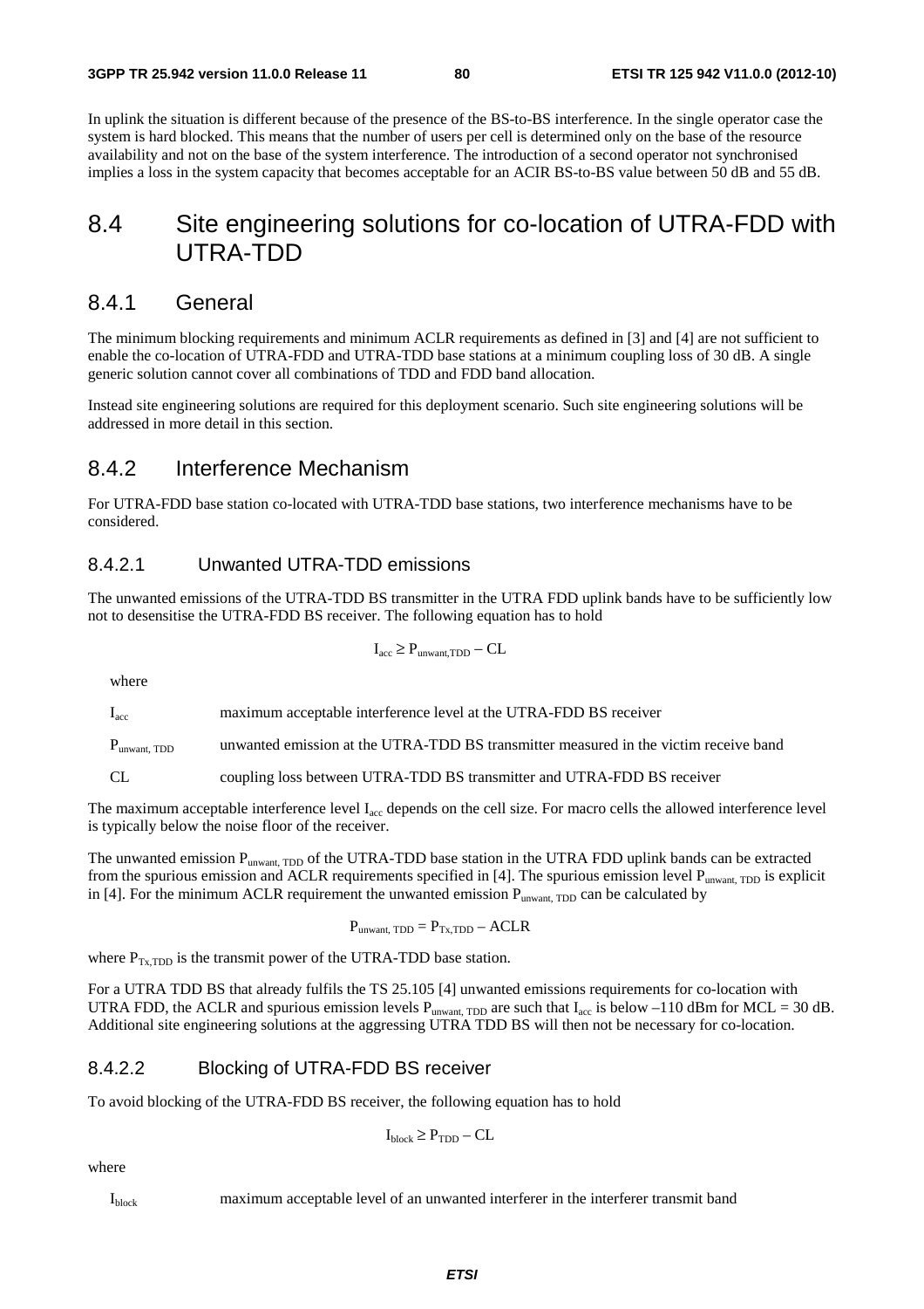In uplink the situation is different because of the presence of the BS-to-BS interference. In the single operator case the system is hard blocked. This means that the number of users per cell is determined only on the base of the resource availability and not on the base of the system interference. The introduction of a second operator not synchronised implies a loss in the system capacity that becomes acceptable for an ACIR BS-to-BS value between 50 dB and 55 dB.

## 8.4 Site engineering solutions for co-location of UTRA-FDD with UTRA-TDD

### 8.4.1 General

The minimum blocking requirements and minimum ACLR requirements as defined in [3] and [4] are not sufficient to enable the co-location of UTRA-FDD and UTRA-TDD base stations at a minimum coupling loss of 30 dB. A single generic solution cannot cover all combinations of TDD and FDD band allocation.

Instead site engineering solutions are required for this deployment scenario. Such site engineering solutions will be addressed in more detail in this section.

### 8.4.2 Interference Mechanism

For UTRA-FDD base station co-located with UTRA-TDD base stations, two interference mechanisms have to be considered.

#### 8.4.2.1 Unwanted UTRA-TDD emissions

The unwanted emissions of the UTRA-TDD BS transmitter in the UTRA FDD uplink bands have to be sufficiently low not to desensitise the UTRA-FDD BS receiver. The following equation has to hold

$$I_{acc} \geq P_{unwant,TDD} - CL$$

where

$I_{acc}$ maximum acceptable interference level at the UTRA-FDD BS receiver

$P_{unwant,\ TDD}$ unwanted emission at the UTRA-TDD BS transmitter measured in the victim receive band

CL coupling loss between UTRA-TDD BS transmitter and UTRA-FDD BS receiver

The maximum acceptable interference level $I_{acc}$ depends on the cell size. For macro cells the allowed interference level is typically below the noise floor of the receiver.

The unwanted emission $P_{unwant,\ TDD}$ of the UTRA-TDD base station in the UTRA FDD uplink bands can be extracted from the spurious emission and ACLR requirements specified in [4]. The spurious emission level $P_{unwant,\ TDD}$ is explicit in [4]. For the minimum ACLR requirement the unwanted emission $P_{unwant,\ TDD}$ can be calculated by

$$P_{unwant,\ TDD} = P_{Tx,TDD} - ACLR$$

where $P_{Tx,TDD}$ is the transmit power of the UTRA-TDD base station.

For a UTRA TDD BS that already fulfils the TS 25.105 [4] unwanted emissions requirements for co-location with UTRA FDD, the ACLR and spurious emission levels $P_{unwant,\ TDD}$ are such that $I_{acc}$ is below –110 dBm for MCL = 30 dB. Additional site engineering solutions at the aggressing UTRA TDD BS will then not be necessary for co-location.

#### 8.4.2.2 Blocking of UTRA-FDD BS receiver

To avoid blocking of the UTRA-FDD BS receiver, the following equation has to hold

$$I_{block} \geq P_{TDD} - CL$$

where

$I_{block}$ maximum acceptable level of an unwanted interferer in the interferer transmit band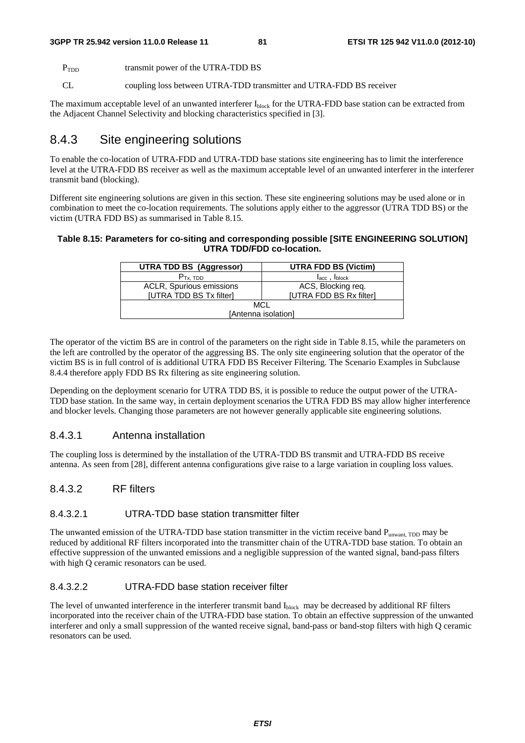$P_{TDD}$ transmit power of the UTRA-TDD BS

CL coupling loss between UTRA-TDD transmitter and UTRA-FDD BS receiver

The maximum acceptable level of an unwanted interferer $I_{block}$ for the UTRA-FDD base station can be extracted from the Adjacent Channel Selectivity and blocking characteristics specified in [3].

## 8.4.3 Site engineering solutions

To enable the co-location of UTRA-FDD and UTRA-TDD base stations site engineering has to limit the interference level at the UTRA-FDD BS receiver as well as the maximum acceptable level of an unwanted interferer in the interferer transmit band (blocking).

Different site engineering solutions are given in this section. These site engineering solutions may be used alone or in combination to meet the co-location requirements. The solutions apply either to the aggressor (UTRA TDD BS) or the victim (UTRA FDD BS) as summarised in Table 8.15.

**Table 8.15: Parameters for co-siting and corresponding possible [SITE ENGINEERING SOLUTION] UTRA TDD/FDD co-location.**

| UTRA TDD BS (Aggressor) | UTRA FDD BS (Victim) |
|---|---|
| $P_{Tx, TDD}$ | $I_{acc}$ , $I_{block}$ |
| ACLR, Spurious emissions [UTRA TDD BS Tx filter] | ACS, Blocking req. [UTRA FDD BS Rx filter] |
| MCL [Antenna isolation] | |

The operator of the victim BS are in control of the parameters on the right side in Table 8.15, while the parameters on the left are controlled by the operator of the aggressing BS. The only site engineering solution that the operator of the victim BS is in full control of is additional UTRA FDD BS Receiver Filtering. The Scenario Examples in Subclause 8.4.4 therefore apply FDD BS Rx filtering as site engineering solution.

Depending on the deployment scenario for UTRA TDD BS, it is possible to reduce the output power of the UTRA-TDD base station. In the same way, in certain deployment scenarios the UTRA FDD BS may allow higher interference and blocker levels. Changing those parameters are not however generally applicable site engineering solutions.

### 8.4.3.1 Antenna installation

The coupling loss is determined by the installation of the UTRA-TDD BS transmit and UTRA-FDD BS receive antenna. As seen from [28], different antenna configurations give raise to a large variation in coupling loss values.

### 8.4.3.2 RF filters

#### 8.4.3.2.1 UTRA-TDD base station transmitter filter

The unwanted emission of the UTRA-TDD base station transmitter in the victim receive band $P_{unwant, TDD}$ may be reduced by additional RF filters incorporated into the transmitter chain of the UTRA-TDD base station. To obtain an effective suppression of the unwanted emissions and a negligible suppression of the wanted signal, band-pass filters with high Q ceramic resonators can be used.

#### 8.4.3.2.2 UTRA-FDD base station receiver filter

The level of unwanted interference in the interferer transmit band $I_{block}$ may be decreased by additional RF filters incorporated into the receiver chain of the UTRA-FDD base station. To obtain an effective suppression of the unwanted interferer and only a small suppression of the wanted receive signal, band-pass or band-stop filters with high Q ceramic resonators can be used.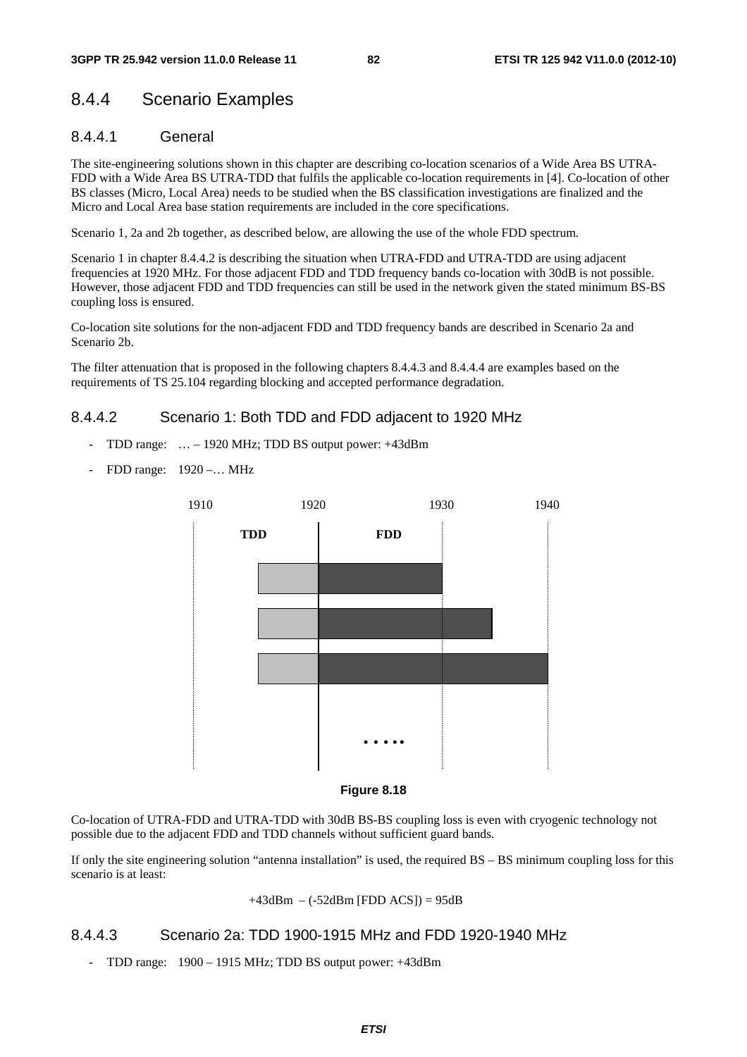### 8.4.4 Scenario Examples

#### 8.4.4.1 General

The site-engineering solutions shown in this chapter are describing co-location scenarios of a Wide Area BS UTRA-FDD with a Wide Area BS UTRA-TDD that fulfils the applicable co-location requirements in [4]. Co-location of other BS classes (Micro, Local Area) needs to be studied when the BS classification investigations are finalized and the Micro and Local Area base station requirements are included in the core specifications.

Scenario 1, 2a and 2b together, as described below, are allowing the use of the whole FDD spectrum.

Scenario 1 in chapter 8.4.4.2 is describing the situation when UTRA-FDD and UTRA-TDD are using adjacent frequencies at 1920 MHz. For those adjacent FDD and TDD frequency bands co-location with 30dB is not possible. However, those adjacent FDD and TDD frequencies can still be used in the network given the stated minimum BS-BS coupling loss is ensured.

Co-location site solutions for the non-adjacent FDD and TDD frequency bands are described in Scenario 2a and Scenario 2b.

The filter attenuation that is proposed in the following chapters 8.4.4.3 and 8.4.4.4 are examples based on the requirements of TS 25.104 regarding blocking and accepted performance degradation.

#### 8.4.4.2 Scenario 1: Both TDD and FDD adjacent to 1920 MHz

- TDD range: … – 1920 MHz; TDD BS output power: +43dBm
- FDD range: 1920 –… MHz

1910 1920 1930 1940

TDD FDD

• • • • •

**Figure 8.18**

Co-location of UTRA-FDD and UTRA-TDD with 30dB BS-BS coupling loss is even with cryogenic technology not possible due to the adjacent FDD and TDD channels without sufficient guard bands.

If only the site engineering solution "antenna installation" is used, the required BS – BS minimum coupling loss for this scenario is at least:

+43dBm – (-52dBm [FDD ACS]) = 95dB

#### 8.4.4.3 Scenario 2a: TDD 1900-1915 MHz and FDD 1920-1940 MHz

- TDD range: 1900 – 1915 MHz; TDD BS output power: +43dBm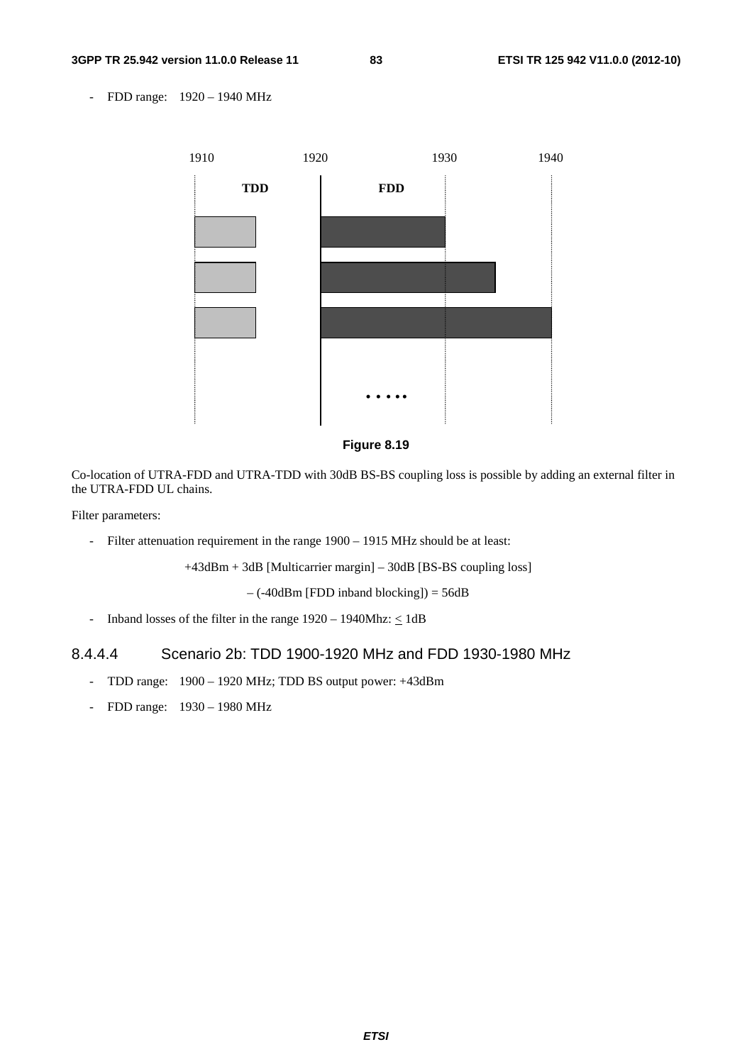- FDD range: 1920 – 1940 MHz

Figure 8.19

Co-location of UTRA-FDD and UTRA-TDD with 30dB BS-BS coupling loss is possible by adding an external filter in the UTRA-FDD UL chains.

Filter parameters:

- Filter attenuation requirement in the range 1900 – 1915 MHz should be at least:

  +43dBm + 3dB [Multicarrier margin] – 30dB [BS-BS coupling loss]

  – (-40dBm [FDD inband blocking]) = 56dB

- Inband losses of the filter in the range 1920 – 1940Mhz: $\leq$ 1dB

#### 8.4.4.4 Scenario 2b: TDD 1900-1920 MHz and FDD 1930-1980 MHz

- TDD range: 1900 – 1920 MHz; TDD BS output power: +43dBm
- FDD range: 1930 – 1980 MHz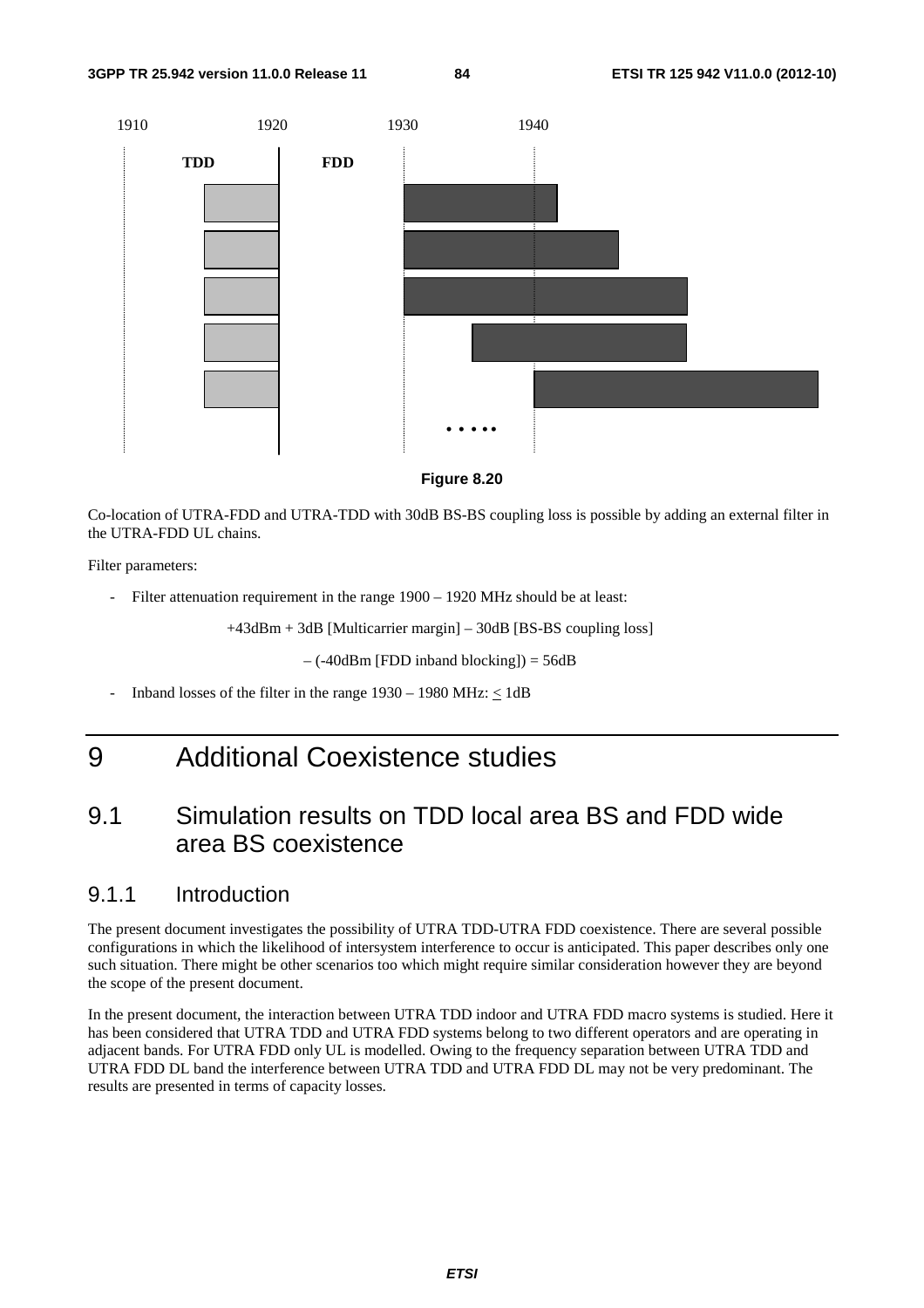Figure 8.20

Co-location of UTRA-FDD and UTRA-TDD with 30dB BS-BS coupling loss is possible by adding an external filter in the UTRA-FDD UL chains.

Filter parameters:

- Filter attenuation requirement in the range 1900 – 1920 MHz should be at least:

  +43dBm + 3dB [Multicarrier margin] – 30dB [BS-BS coupling loss]

  – (-40dBm [FDD inband blocking]) = 56dB

- Inband losses of the filter in the range 1930 – 1980 MHz: $\leq$ 1dB

# 9 Additional Coexistence studies

## 9.1 Simulation results on TDD local area BS and FDD wide area BS coexistence

### 9.1.1 Introduction

The present document investigates the possibility of UTRA TDD-UTRA FDD coexistence. There are several possible configurations in which the likelihood of intersystem interference to occur is anticipated. This paper describes only one such situation. There might be other scenarios too which might require similar consideration however they are beyond the scope of the present document.

In the present document, the interaction between UTRA TDD indoor and UTRA FDD macro systems is studied. Here it has been considered that UTRA TDD and UTRA FDD systems belong to two different operators and are operating in adjacent bands. For UTRA FDD only UL is modelled. Owing to the frequency separation between UTRA TDD and UTRA FDD DL band the interference between UTRA TDD and UTRA FDD DL may not be very predominant. The results are presented in terms of capacity losses.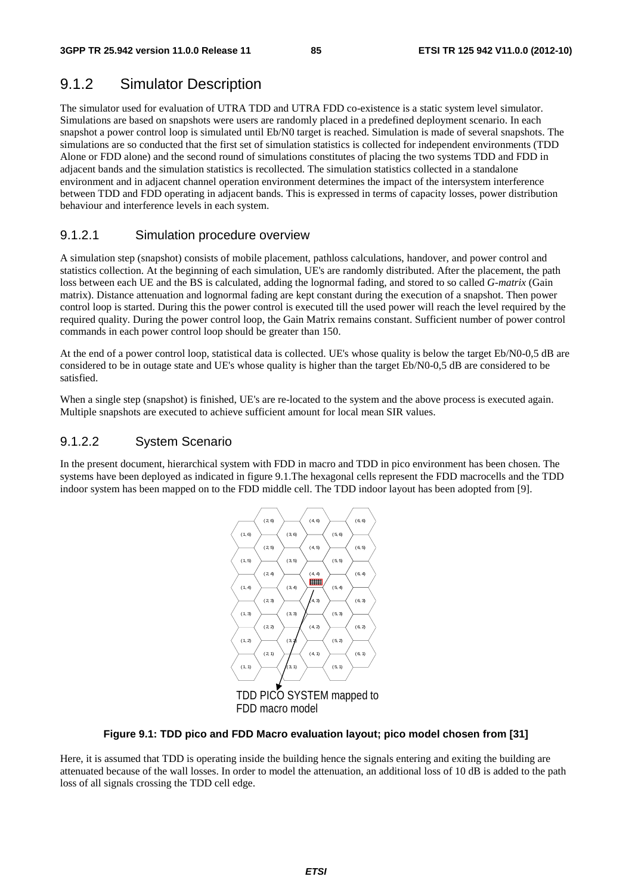## 9.1.2 Simulator Description

The simulator used for evaluation of UTRA TDD and UTRA FDD co-existence is a static system level simulator. Simulations are based on snapshots were users are randomly placed in a predefined deployment scenario. In each snapshot a power control loop is simulated until Eb/N0 target is reached. Simulation is made of several snapshots. The simulations are so conducted that the first set of simulation statistics is collected for independent environments (TDD Alone or FDD alone) and the second round of simulations constitutes of placing the two systems TDD and FDD in adjacent bands and the simulation statistics is recollected. The simulation statistics collected in a standalone environment and in adjacent channel operation environment determines the impact of the intersystem interference between TDD and FDD operating in adjacent bands. This is expressed in terms of capacity losses, power distribution behaviour and interference levels in each system.

### 9.1.2.1 Simulation procedure overview

A simulation step (snapshot) consists of mobile placement, pathloss calculations, handover, and power control and statistics collection. At the beginning of each simulation, UE's are randomly distributed. After the placement, the path loss between each UE and the BS is calculated, adding the lognormal fading, and stored to so called *G-matrix* (Gain matrix). Distance attenuation and lognormal fading are kept constant during the execution of a snapshot. Then power control loop is started. During this the power control is executed till the used power will reach the level required by the required quality. During the power control loop, the Gain Matrix remains constant. Sufficient number of power control commands in each power control loop should be greater than 150.

At the end of a power control loop, statistical data is collected. UE's whose quality is below the target Eb/N0-0,5 dB are considered to be in outage state and UE's whose quality is higher than the target Eb/N0-0,5 dB are considered to be satisfied.

When a single step (snapshot) is finished, UE's are re-located to the system and the above process is executed again. Multiple snapshots are executed to achieve sufficient amount for local mean SIR values.

### 9.1.2.2 System Scenario

In the present document, hierarchical system with FDD in macro and TDD in pico environment has been chosen. The systems have been deployed as indicated in figure 9.1.The hexagonal cells represent the FDD macrocells and the TDD indoor system has been mapped on to the FDD middle cell. The TDD indoor layout has been adopted from [9].

**Figure 9.1: TDD pico and FDD Macro evaluation layout; pico model chosen from [31]**

Here, it is assumed that TDD is operating inside the building hence the signals entering and exiting the building are attenuated because of the wall losses. In order to model the attenuation, an additional loss of 10 dB is added to the path loss of all signals crossing the TDD cell edge.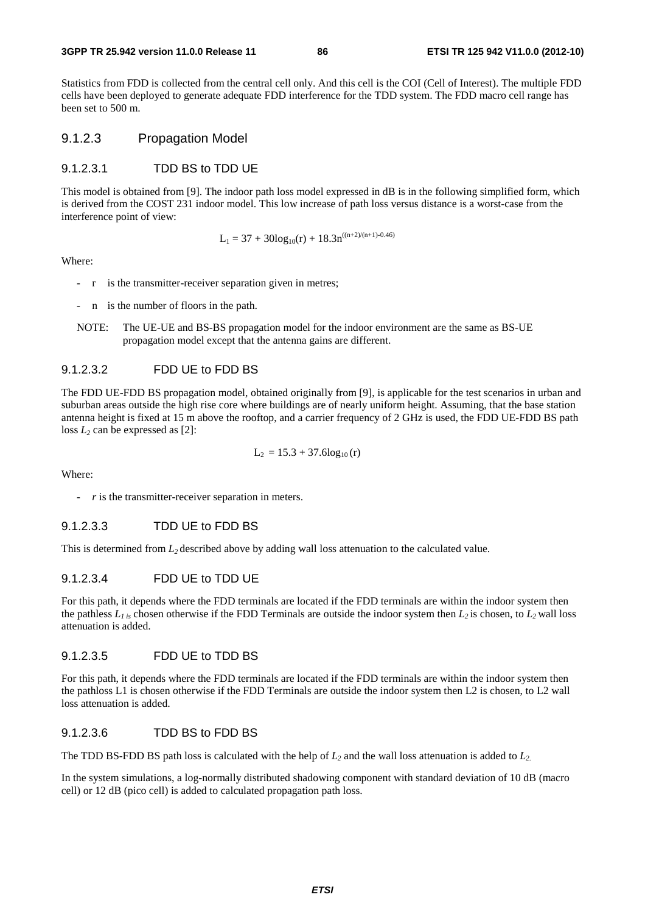Statistics from FDD is collected from the central cell only. And this cell is the COI (Cell of Interest). The multiple FDD cells have been deployed to generate adequate FDD interference for the TDD system. The FDD macro cell range has been set to 500 m.

### 9.1.2.3 Propagation Model

#### 9.1.2.3.1 TDD BS to TDD UE

This model is obtained from [9]. The indoor path loss model expressed in dB is in the following simplified form, which is derived from the COST 231 indoor model. This low increase of path loss versus distance is a worst-case from the interference point of view:

$$L_1 = 37 + 30\log_{10}(r) + 18.3n^{((n+2)/(n+1)-0.46)}$$

Where:

- r is the transmitter-receiver separation given in metres;
- n is the number of floors in the path.

NOTE: The UE-UE and BS-BS propagation model for the indoor environment are the same as BS-UE propagation model except that the antenna gains are different.

#### 9.1.2.3.2 FDD UE to FDD BS

The FDD UE-FDD BS propagation model, obtained originally from [9], is applicable for the test scenarios in urban and suburban areas outside the high rise core where buildings are of nearly uniform height. Assuming, that the base station antenna height is fixed at 15 m above the rooftop, and a carrier frequency of 2 GHz is used, the FDD UE-FDD BS path loss $L_2$ can be expressed as [2]:

$$L_2 = 15.3 + 37.6\log_{10}(r)$$

Where:

- *r* is the transmitter-receiver separation in meters.

#### 9.1.2.3.3 TDD UE to FDD BS

This is determined from $L_2$ described above by adding wall loss attenuation to the calculated value.

#### 9.1.2.3.4 FDD UE to TDD UE

For this path, it depends where the FDD terminals are located if the FDD terminals are within the indoor system then the pathless $L_1$ *is* chosen otherwise if the FDD Terminals are outside the indoor system then $L_2$ is chosen, to $L_2$ wall loss attenuation is added.

#### 9.1.2.3.5 FDD UE to TDD BS

For this path, it depends where the FDD terminals are located if the FDD terminals are within the indoor system then the pathloss L1 is chosen otherwise if the FDD Terminals are outside the indoor system then L2 is chosen, to L2 wall loss attenuation is added.

#### 9.1.2.3.6 TDD BS to FDD BS

The TDD BS-FDD BS path loss is calculated with the help of $L_2$ and the wall loss attenuation is added to $L_2$.

In the system simulations, a log-normally distributed shadowing component with standard deviation of 10 dB (macro cell) or 12 dB (pico cell) is added to calculated propagation path loss.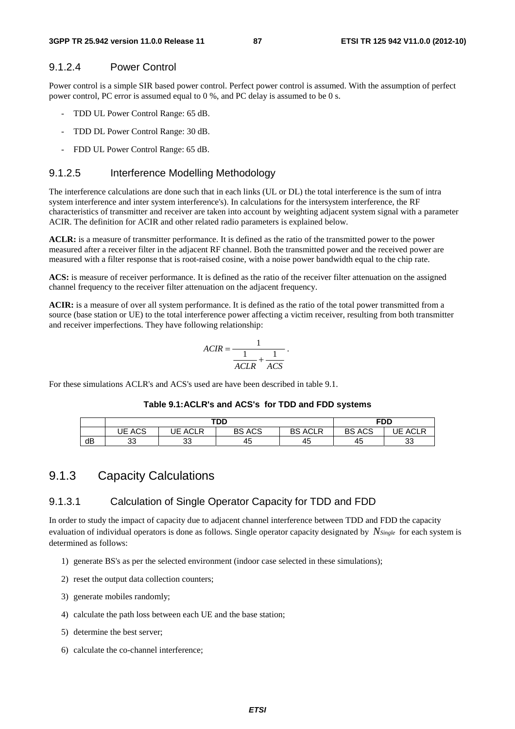#### 9.1.2.4 Power Control

Power control is a simple SIR based power control. Perfect power control is assumed. With the assumption of perfect power control, PC error is assumed equal to 0 %, and PC delay is assumed to be 0 s.

- TDD UL Power Control Range: 65 dB.
- TDD DL Power Control Range: 30 dB.
- FDD UL Power Control Range: 65 dB.

#### 9.1.2.5 Interference Modelling Methodology

The interference calculations are done such that in each links (UL or DL) the total interference is the sum of intra system interference and inter system interference's). In calculations for the intersystem interference, the RF characteristics of transmitter and receiver are taken into account by weighting adjacent system signal with a parameter ACIR. The definition for ACIR and other related radio parameters is explained below.

**ACLR:** is a measure of transmitter performance. It is defined as the ratio of the transmitted power to the power measured after a receiver filter in the adjacent RF channel. Both the transmitted power and the received power are measured with a filter response that is root-raised cosine, with a noise power bandwidth equal to the chip rate.

**ACS:** is measure of receiver performance. It is defined as the ratio of the receiver filter attenuation on the assigned channel frequency to the receiver filter attenuation on the adjacent frequency.

**ACIR:** is a measure of over all system performance. It is defined as the ratio of the total power transmitted from a source (base station or UE) to the total interference power affecting a victim receiver, resulting from both transmitter and receiver imperfections. They have following relationship:

$$ACIR = \frac{1}{\frac{1}{ACLR} + \frac{1}{ACS}}.$$

For these simulations ACLR's and ACS's used are have been described in table 9.1.

**Table 9.1:ACLR's and ACS's for TDD and FDD systems**

| | TDD | | | | FDD | |
|---|---|---|---|---|---|---|
| | UE ACS | UE ACLR | BS ACS | BS ACLR | BS ACS | UE ACLR |
| dB | 33 | 33 | 45 | 45 | 45 | 33 |

### 9.1.3 Capacity Calculations

#### 9.1.3.1 Calculation of Single Operator Capacity for TDD and FDD

In order to study the impact of capacity due to adjacent channel interference between TDD and FDD the capacity evaluation of individual operators is done as follows. Single operator capacity designated by $N_{Single}$ for each system is determined as follows:

1) generate BS's as per the selected environment (indoor case selected in these simulations);
2) reset the output data collection counters;
3) generate mobiles randomly;
4) calculate the path loss between each UE and the base station;
5) determine the best server;
6) calculate the co-channel interference;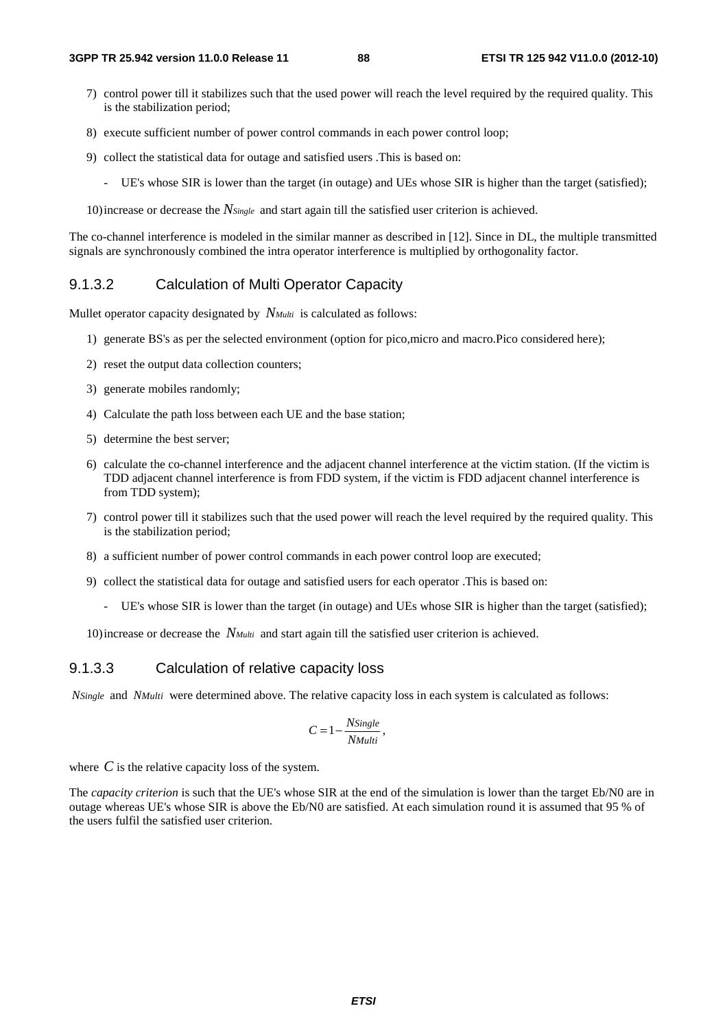7) control power till it stabilizes such that the used power will reach the level required by the required quality. This is the stabilization period;

8) execute sufficient number of power control commands in each power control loop;

9) collect the statistical data for outage and satisfied users .This is based on:

   - UE's whose SIR is lower than the target (in outage) and UEs whose SIR is higher than the target (satisfied);

10) increase or decrease the $N_{Single}$ and start again till the satisfied user criterion is achieved.

The co-channel interference is modeled in the similar manner as described in [12]. Since in DL, the multiple transmitted signals are synchronously combined the intra operator interference is multiplied by orthogonality factor.

### 9.1.3.2 Calculation of Multi Operator Capacity

Mullet operator capacity designated by $N_{Multi}$ is calculated as follows:

1) generate BS's as per the selected environment (option for pico,micro and macro.Pico considered here);

2) reset the output data collection counters;

3) generate mobiles randomly;

4) Calculate the path loss between each UE and the base station;

5) determine the best server;

6) calculate the co-channel interference and the adjacent channel interference at the victim station. (If the victim is TDD adjacent channel interference is from FDD system, if the victim is FDD adjacent channel interference is from TDD system);

7) control power till it stabilizes such that the used power will reach the level required by the required quality. This is the stabilization period;

8) a sufficient number of power control commands in each power control loop are executed;

9) collect the statistical data for outage and satisfied users for each operator .This is based on:

   - UE's whose SIR is lower than the target (in outage) and UEs whose SIR is higher than the target (satisfied);

10) increase or decrease the $N_{Multi}$ and start again till the satisfied user criterion is achieved.

### 9.1.3.3 Calculation of relative capacity loss

$NSingle$ and $NMulti$ were determined above. The relative capacity loss in each system is calculated as follows:

$$C = 1 - \frac{NSingle}{NMulti},$$

where $C$ is the relative capacity loss of the system.

The *capacity criterion* is such that the UE's whose SIR at the end of the simulation is lower than the target Eb/N0 are in outage whereas UE's whose SIR is above the Eb/N0 are satisfied. At each simulation round it is assumed that 95 % of the users fulfil the satisfied user criterion.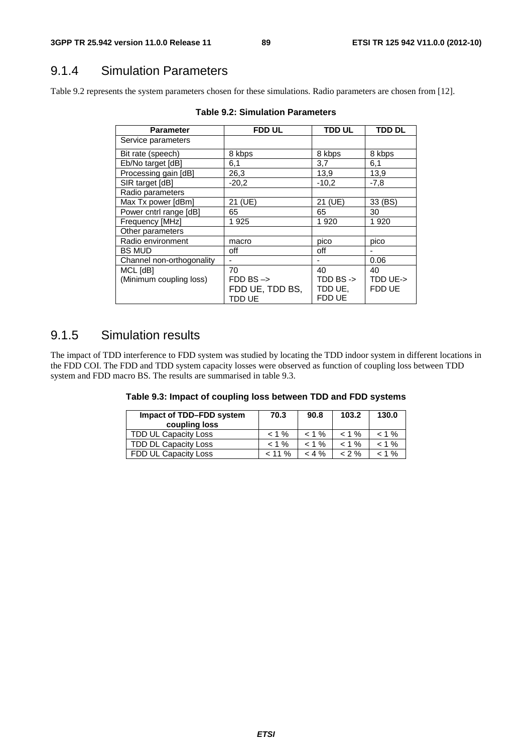### 9.1.4 Simulation Parameters

Table 9.2 represents the system parameters chosen for these simulations. Radio parameters are chosen from [12].

**Table 9.2: Simulation Parameters**

| Parameter | FDD UL | TDD UL | TDD DL |
|---|---|---|---|
| Service parameters | | | |
| Bit rate (speech) | 8 kbps | 8 kbps | 8 kbps |
| Eb/No target [dB] | 6,1 | 3,7 | 6,1 |
| Processing gain [dB] | 26,3 | 13,9 | 13,9 |
| SIR target [dB] | -20,2 | -10,2 | -7,8 |
| Radio parameters | | | |
| Max Tx power [dBm] | 21 (UE) | 21 (UE) | 33 (BS) |
| Power cntrl range [dB] | 65 | 65 | 30 |
| Frequency [MHz] | 1 925 | 1 920 | 1 920 |
| Other parameters | | | |
| Radio environment | macro | pico | pico |
| BS MUD | off | off | - |
| Channel non-orthogonality | - | - | 0.06 |
| MCL [dB] (Minimum coupling loss) | 70 FDD BS –> FDD UE, TDD BS, TDD UE | 40 TDD BS -> TDD UE, FDD UE | 40 TDD UE-> FDD UE |

### 9.1.5 Simulation results

The impact of TDD interference to FDD system was studied by locating the TDD indoor system in different locations in the FDD COI. The FDD and TDD system capacity losses were observed as function of coupling loss between TDD system and FDD macro BS. The results are summarised in table 9.3.

**Table 9.3: Impact of coupling loss between TDD and FDD systems**

| Impact of TDD–FDD system coupling loss | 70.3 | 90.8 | 103.2 | 130.0 |
|---|---|---|---|---|
| TDD UL Capacity Loss | < 1 % | < 1 % | < 1 % | < 1 % |
| TDD DL Capacity Loss | < 1 % | < 1 % | < 1 % | < 1 % |
| FDD UL Capacity Loss | < 11 % | < 4 % | < 2 % | < 1 % |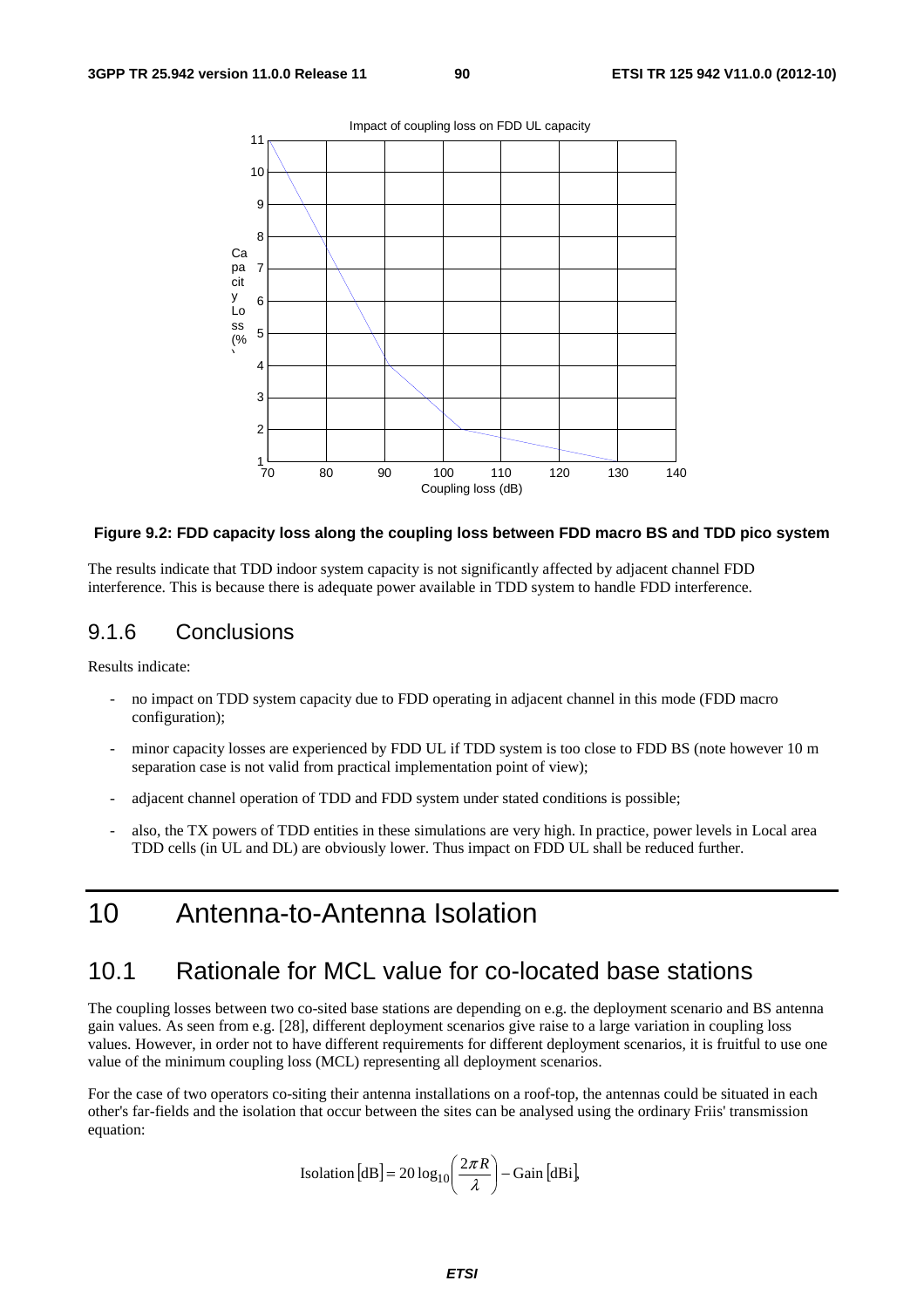Figure 9.2: FDD capacity loss along the coupling loss between FDD macro BS and TDD pico system

The results indicate that TDD indoor system capacity is not significantly affected by adjacent channel FDD interference. This is because there is adequate power available in TDD system to handle FDD interference.

### 9.1.6 Conclusions

Results indicate:

- no impact on TDD system capacity due to FDD operating in adjacent channel in this mode (FDD macro configuration);
- minor capacity losses are experienced by FDD UL if TDD system is too close to FDD BS (note however 10 m separation case is not valid from practical implementation point of view);
- adjacent channel operation of TDD and FDD system under stated conditions is possible;
- also, the TX powers of TDD entities in these simulations are very high. In practice, power levels in Local area TDD cells (in UL and DL) are obviously lower. Thus impact on FDD UL shall be reduced further.

# 10 Antenna-to-Antenna Isolation

## 10.1 Rationale for MCL value for co-located base stations

The coupling losses between two co-sited base stations are depending on e.g. the deployment scenario and BS antenna gain values. As seen from e.g. [28], different deployment scenarios give raise to a large variation in coupling loss values. However, in order not to have different requirements for different deployment scenarios, it is fruitful to use one value of the minimum coupling loss (MCL) representing all deployment scenarios.

For the case of two operators co-siting their antenna installations on a roof-top, the antennas could be situated in each other's far-fields and the isolation that occur between the sites can be analysed using the ordinary Friis' transmission equation:

$$\text{Isolation}\,[\text{dB}] = 20\log_{10}\left(\frac{2\pi R}{\lambda}\right) - \text{Gain}\,[\text{dBi}],$$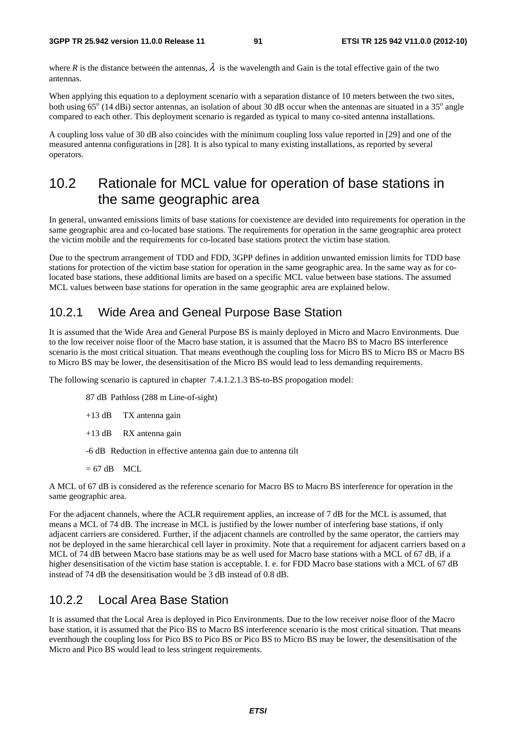where $R$ is the distance between the antennas, $\lambda$ is the wavelength and Gain is the total effective gain of the two antennas.

When applying this equation to a deployment scenario with a separation distance of 10 meters between the two sites, both using 65$^o$ (14 dBi) sector antennas, an isolation of about 30 dB occur when the antennas are situated in a 35$^o$ angle compared to each other. This deployment scenario is regarded as typical to many co-sited antenna installations.

A coupling loss value of 30 dB also coincides with the minimum coupling loss value reported in [29] and one of the measured antenna configurations in [28]. It is also typical to many existing installations, as reported by several operators.

## 10.2 Rationale for MCL value for operation of base stations in the same geographic area

In general, unwanted emissions limits of base stations for coexistence are devided into requirements for operation in the same geographic area and co-located base stations. The requirements for operation in the same geographic area protect the victim mobile and the requirements for co-located base stations protect the victim base station.

Due to the spectrum arrangement of TDD and FDD, 3GPP defines in addition unwanted emission limits for TDD base stations for protection of the victim base station for operation in the same geographic area. In the same way as for co-located base stations, these additional limits are based on a specific MCL value between base stations. The assumed MCL values between base stations for operation in the same geographic area are explained below.

### 10.2.1 Wide Area and Geneal Purpose Base Station

It is assumed that the Wide Area and General Purpose BS is mainly deployed in Micro and Macro Environments. Due to the low receiver noise floor of the Macro base station, it is assumed that the Macro BS to Macro BS interference scenario is the most critical situation. That means eventhough the coupling loss for Micro BS to Micro BS or Macro BS to Micro BS may be lower, the desensitisation of the Micro BS would lead to less demanding requirements.

The following scenario is captured in chapter 7.4.1.2.1.3 BS-to-BS propogation model:

87 dB Pathloss (288 m Line-of-sight)

+13 dB TX antenna gain

+13 dB RX antenna gain

-6 dB Reduction in effective antenna gain due to antenna tilt

= 67 dB MCL

A MCL of 67 dB is considered as the reference scenario for Macro BS to Macro BS interference for operation in the same geographic area.

For the adjacent channels, where the ACLR requirement applies, an increase of 7 dB for the MCL is assumed, that means a MCL of 74 dB. The increase in MCL is justified by the lower number of interfering base stations, if only adjacent carriers are considered. Further, if the adjacent channels are controlled by the same operator, the carriers may not be deployed in the same hierarchical cell layer in proximity. Note that a requirement for adjacent carriers based on a MCL of 74 dB between Macro base stations may be as well used for Macro base stations with a MCL of 67 dB, if a higher desensitisation of the victim base station is acceptable. I. e. for FDD Macro base stations with a MCL of 67 dB instead of 74 dB the desensitisation would be 3 dB instead of 0.8 dB.

### 10.2.2 Local Area Base Station

It is assumed that the Local Area is deployed in Pico Environments. Due to the low receiver noise floor of the Macro base station, it is assumed that the Pico BS to Macro BS interference scenario is the most critical situation. That means eventhough the coupling loss for Pico BS to Pico BS or Pico BS to Micro BS may be lower, the desensitisation of the Micro and Pico BS would lead to less stringent requirements.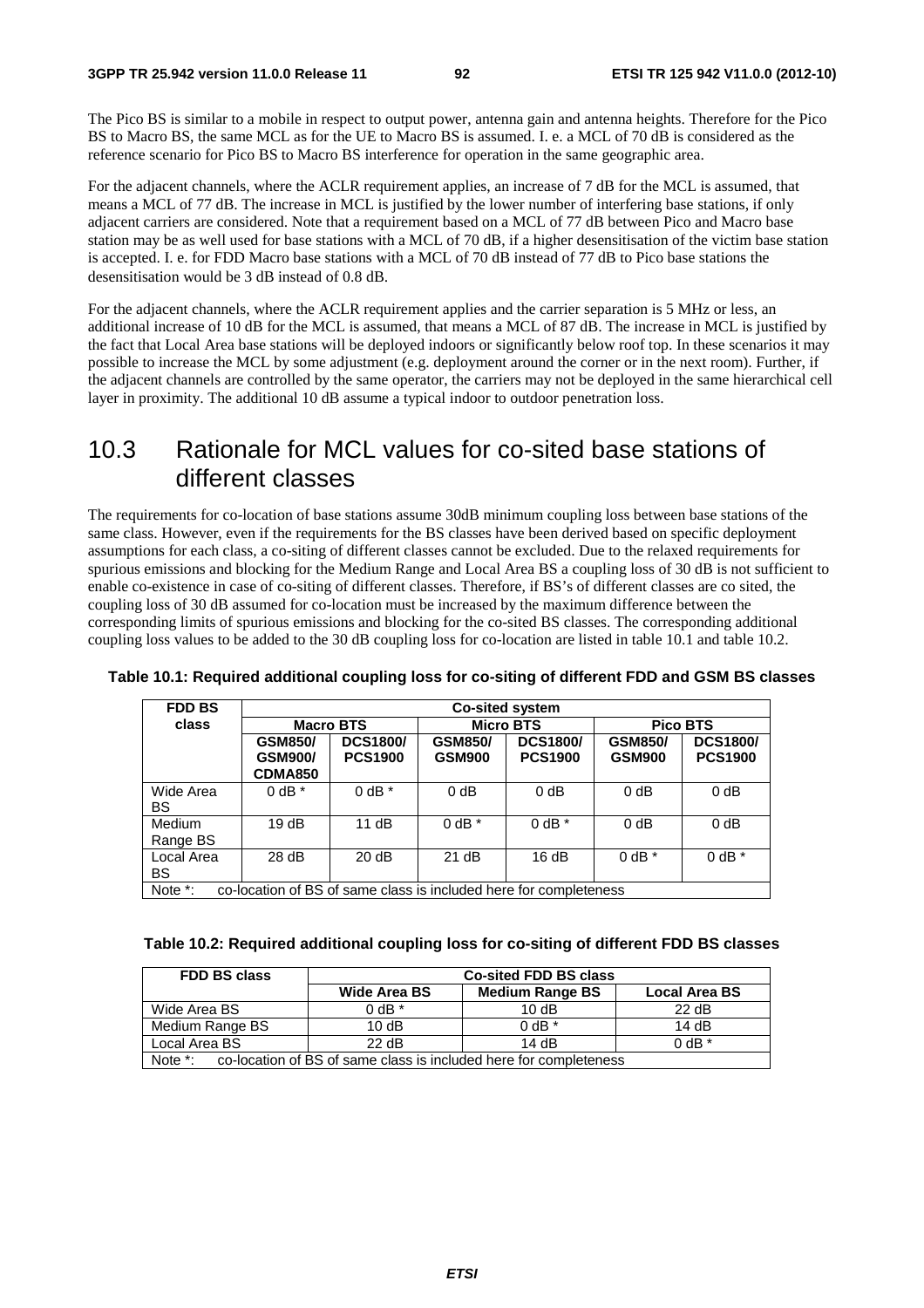The Pico BS is similar to a mobile in respect to output power, antenna gain and antenna heights. Therefore for the Pico BS to Macro BS, the same MCL as for the UE to Macro BS is assumed. I. e. a MCL of 70 dB is considered as the reference scenario for Pico BS to Macro BS interference for operation in the same geographic area.

For the adjacent channels, where the ACLR requirement applies, an increase of 7 dB for the MCL is assumed, that means a MCL of 77 dB. The increase in MCL is justified by the lower number of interfering base stations, if only adjacent carriers are considered. Note that a requirement based on a MCL of 77 dB between Pico and Macro base station may be as well used for base stations with a MCL of 70 dB, if a higher desensitisation of the victim base station is accepted. I. e. for FDD Macro base stations with a MCL of 70 dB instead of 77 dB to Pico base stations the desensitisation would be 3 dB instead of 0.8 dB.

For the adjacent channels, where the ACLR requirement applies and the carrier separation is 5 MHz or less, an additional increase of 10 dB for the MCL is assumed, that means a MCL of 87 dB. The increase in MCL is justified by the fact that Local Area base stations will be deployed indoors or significantly below roof top. In these scenarios it may possible to increase the MCL by some adjustment (e.g. deployment around the corner or in the next room). Further, if the adjacent channels are controlled by the same operator, the carriers may not be deployed in the same hierarchical cell layer in proximity. The additional 10 dB assume a typical indoor to outdoor penetration loss.

## 10.3 Rationale for MCL values for co-sited base stations of different classes

The requirements for co-location of base stations assume 30dB minimum coupling loss between base stations of the same class. However, even if the requirements for the BS classes have been derived based on specific deployment assumptions for each class, a co-siting of different classes cannot be excluded. Due to the relaxed requirements for spurious emissions and blocking for the Medium Range and Local Area BS a coupling loss of 30 dB is not sufficient to enable co-existence in case of co-siting of different classes. Therefore, if BS's of different classes are co sited, the coupling loss of 30 dB assumed for co-location must be increased by the maximum difference between the corresponding limits of spurious emissions and blocking for the co-sited BS classes. The corresponding additional coupling loss values to be added to the 30 dB coupling loss for co-location are listed in table 10.1 and table 10.2.

**Table 10.1: Required additional coupling loss for co-siting of different FDD and GSM BS classes**

| FDD BS class | Co-sited system | | | | | |
|---|---|---|---|---|---|---|
| | Macro BTS | | Micro BTS | | Pico BTS | |
| | GSM850/ GSM900/ CDMA850 | DCS1800/ PCS1900 | GSM850/ GSM900 | DCS1800/ PCS1900 | GSM850/ GSM900 | DCS1800/ PCS1900 |
| Wide Area BS | 0 dB * | 0 dB * | 0 dB | 0 dB | 0 dB | 0 dB |
| Medium Range BS | 19 dB | 11 dB | 0 dB * | 0 dB * | 0 dB | 0 dB |
| Local Area BS | 28 dB | 20 dB | 21 dB | 16 dB | 0 dB * | 0 dB * |
| Note *: co-location of BS of same class is included here for completeness | | | | | | |

**Table 10.2: Required additional coupling loss for co-siting of different FDD BS classes**

| FDD BS class | Co-sited FDD BS class | | |
|---|---|---|---|
| | Wide Area BS | Medium Range BS | Local Area BS |
| Wide Area BS | 0 dB * | 10 dB | 22 dB |
| Medium Range BS | 10 dB | 0 dB * | 14 dB |
| Local Area BS | 22 dB | 14 dB | 0 dB * |
| Note *: co-location of BS of same class is included here for completeness | | | |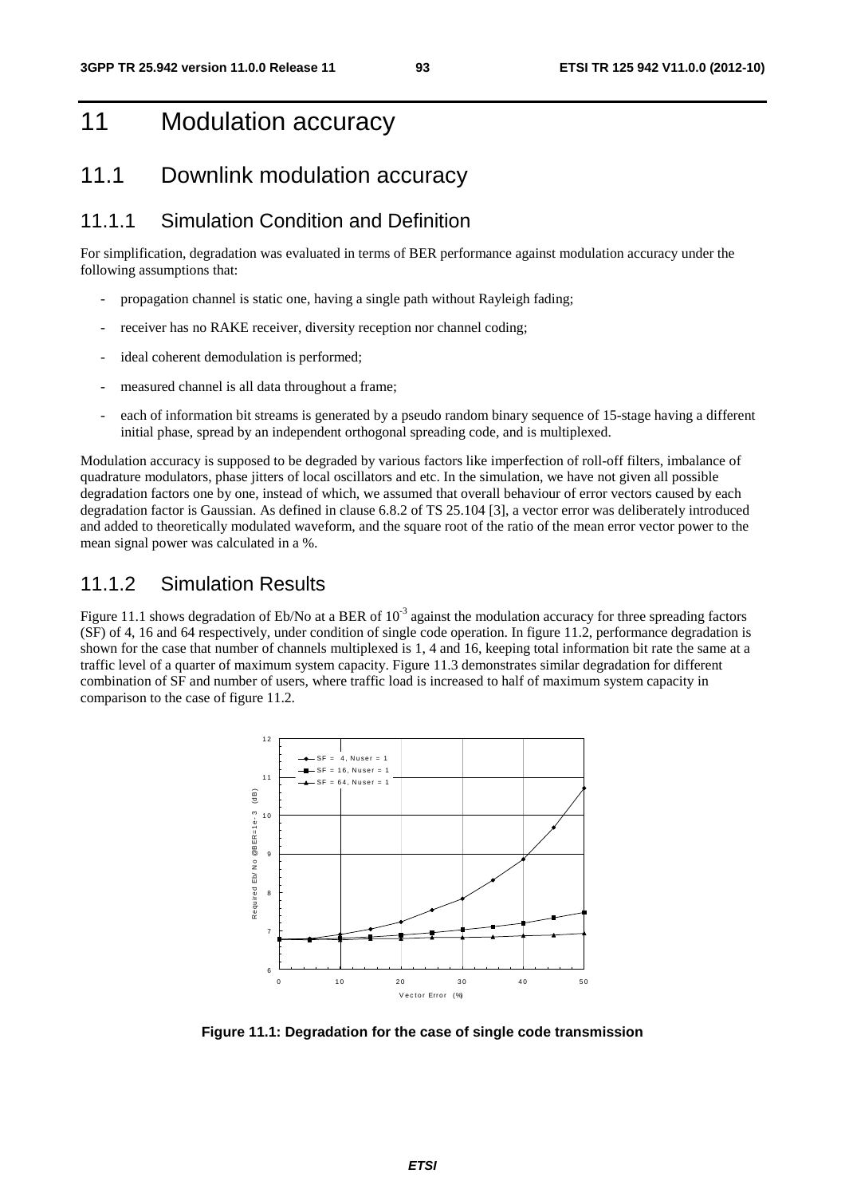# 11 Modulation accuracy

## 11.1 Downlink modulation accuracy

### 11.1.1 Simulation Condition and Definition

For simplification, degradation was evaluated in terms of BER performance against modulation accuracy under the following assumptions that:

- propagation channel is static one, having a single path without Rayleigh fading;
- receiver has no RAKE receiver, diversity reception nor channel coding;
- ideal coherent demodulation is performed;
- measured channel is all data throughout a frame;
- each of information bit streams is generated by a pseudo random binary sequence of 15-stage having a different initial phase, spread by an independent orthogonal spreading code, and is multiplexed.

Modulation accuracy is supposed to be degraded by various factors like imperfection of roll-off filters, imbalance of quadrature modulators, phase jitters of local oscillators and etc. In the simulation, we have not given all possible degradation factors one by one, instead of which, we assumed that overall behaviour of error vectors caused by each degradation factor is Gaussian. As defined in clause 6.8.2 of TS 25.104 [3], a vector error was deliberately introduced and added to theoretically modulated waveform, and the square root of the ratio of the mean error vector power to the mean signal power was calculated in a %.

### 11.1.2 Simulation Results

Figure 11.1 shows degradation of Eb/No at a BER of $10^{-3}$ against the modulation accuracy for three spreading factors (SF) of 4, 16 and 64 respectively, under condition of single code operation. In figure 11.2, performance degradation is shown for the case that number of channels multiplexed is 1, 4 and 16, keeping total information bit rate the same at a traffic level of a quarter of maximum system capacity. Figure 11.3 demonstrates similar degradation for different combination of SF and number of users, where traffic load is increased to half of maximum system capacity in comparison to the case of figure 11.2.

**Figure 11.1: Degradation for the case of single code transmission**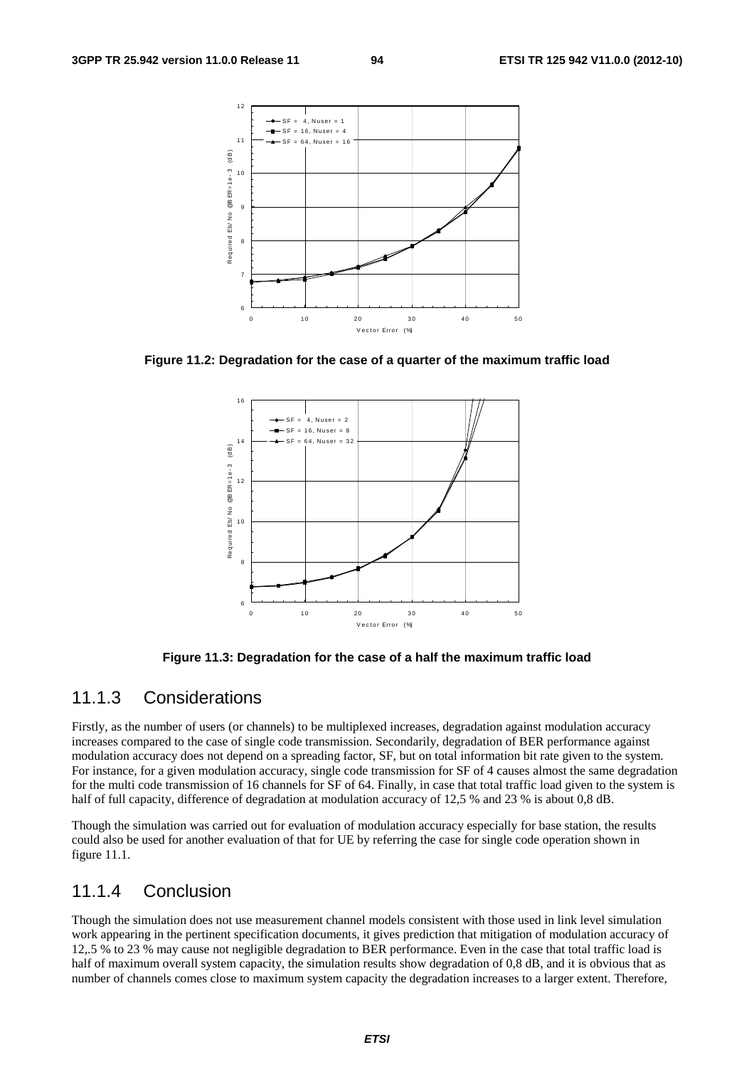**Figure 11.2: Degradation for the case of a quarter of the maximum traffic load**

**Figure 11.3: Degradation for the case of a half the maximum traffic load**

### 11.1.3 Considerations

Firstly, as the number of users (or channels) to be multiplexed increases, degradation against modulation accuracy increases compared to the case of single code transmission. Secondarily, degradation of BER performance against modulation accuracy does not depend on a spreading factor, SF, but on total information bit rate given to the system. For instance, for a given modulation accuracy, single code transmission for SF of 4 causes almost the same degradation for the multi code transmission of 16 channels for SF of 64. Finally, in case that total traffic load given to the system is half of full capacity, difference of degradation at modulation accuracy of 12,5 % and 23 % is about 0,8 dB.

Though the simulation was carried out for evaluation of modulation accuracy especially for base station, the results could also be used for another evaluation of that for UE by referring the case for single code operation shown in figure 11.1.

### 11.1.4 Conclusion

Though the simulation does not use measurement channel models consistent with those used in link level simulation work appearing in the pertinent specification documents, it gives prediction that mitigation of modulation accuracy of 12,.5 % to 23 % may cause not negligible degradation to BER performance. Even in the case that total traffic load is half of maximum overall system capacity, the simulation results show degradation of 0,8 dB, and it is obvious that as number of channels comes close to maximum system capacity the degradation increases to a larger extent. Therefore,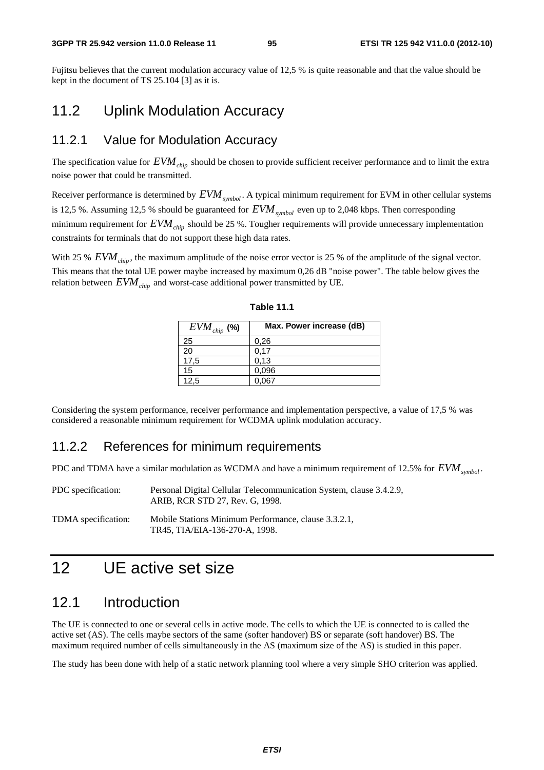Fujitsu believes that the current modulation accuracy value of 12,5 % is quite reasonable and that the value should be kept in the document of TS 25.104 [3] as it is.

## 11.2 Uplink Modulation Accuracy

### 11.2.1 Value for Modulation Accuracy

The specification value for $EVM_{chip}$ should be chosen to provide sufficient receiver performance and to limit the extra noise power that could be transmitted.

Receiver performance is determined by $EVM_{symbol}$. A typical minimum requirement for EVM in other cellular systems is 12,5 %. Assuming 12,5 % should be guaranteed for $EVM_{symbol}$ even up to 2,048 kbps. Then corresponding minimum requirement for $EVM_{chip}$ should be 25 %. Tougher requirements will provide unnecessary implementation constraints for terminals that do not support these high data rates.

With 25 % $EVM_{chip}$, the maximum amplitude of the noise error vector is 25 % of the amplitude of the signal vector. This means that the total UE power maybe increased by maximum 0,26 dB "noise power". The table below gives the relation between $EVM_{chip}$ and worst-case additional power transmitted by UE.

**Table 11.1**

| $EVM_{chip}$ (%) | Max. Power increase (dB) |
|---|---|
| 25 | 0,26 |
| 20 | 0,17 |
| 17,5 | 0,13 |
| 15 | 0,096 |
| 12,5 | 0,067 |

Considering the system performance, receiver performance and implementation perspective, a value of 17,5 % was considered a reasonable minimum requirement for WCDMA uplink modulation accuracy.

### 11.2.2 References for minimum requirements

PDC and TDMA have a similar modulation as WCDMA and have a minimum requirement of 12.5% for $EVM_{symbol}$.

PDC specification: Personal Digital Cellular Telecommunication System, clause 3.4.2.9, ARIB, RCR STD 27, Rev. G, 1998.

TDMA specification: Mobile Stations Minimum Performance, clause 3.3.2.1, TR45, TIA/EIA-136-270-A, 1998.

# 12 UE active set size

## 12.1 Introduction

The UE is connected to one or several cells in active mode. The cells to which the UE is connected to is called the active set (AS). The cells maybe sectors of the same (softer handover) BS or separate (soft handover) BS. The maximum required number of cells simultaneously in the AS (maximum size of the AS) is studied in this paper.

The study has been done with help of a static network planning tool where a very simple SHO criterion was applied.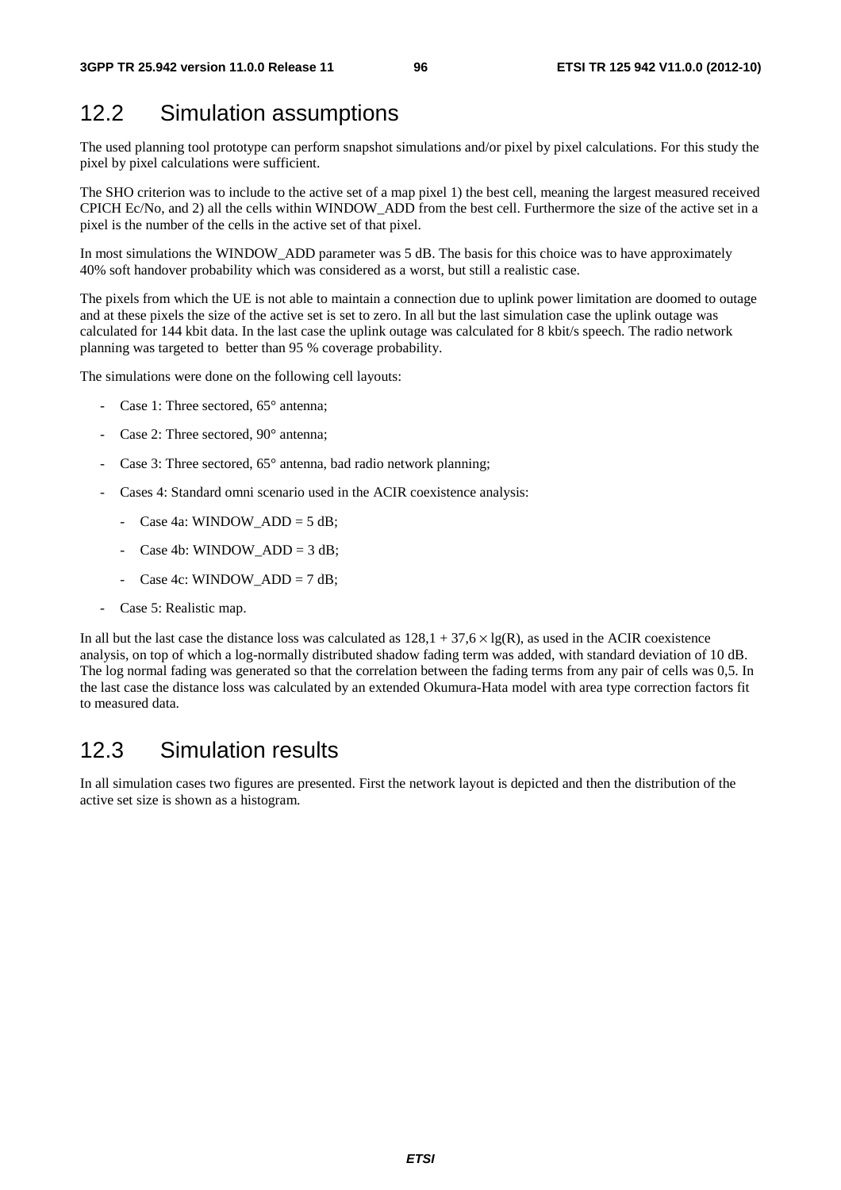## 12.2 Simulation assumptions

The used planning tool prototype can perform snapshot simulations and/or pixel by pixel calculations. For this study the pixel by pixel calculations were sufficient.

The SHO criterion was to include to the active set of a map pixel 1) the best cell, meaning the largest measured received CPICH Ec/No, and 2) all the cells within WINDOW_ADD from the best cell. Furthermore the size of the active set in a pixel is the number of the cells in the active set of that pixel.

In most simulations the WINDOW_ADD parameter was 5 dB. The basis for this choice was to have approximately 40% soft handover probability which was considered as a worst, but still a realistic case.

The pixels from which the UE is not able to maintain a connection due to uplink power limitation are doomed to outage and at these pixels the size of the active set is set to zero. In all but the last simulation case the uplink outage was calculated for 144 kbit data. In the last case the uplink outage was calculated for 8 kbit/s speech. The radio network planning was targeted to better than 95 % coverage probability.

The simulations were done on the following cell layouts:

- Case 1: Three sectored, 65° antenna;
- Case 2: Three sectored, 90° antenna;
- Case 3: Three sectored, 65° antenna, bad radio network planning;
- Cases 4: Standard omni scenario used in the ACIR coexistence analysis:
  - Case 4a: WINDOW_ADD = 5 dB;
  - Case 4b: WINDOW_ADD = 3 dB;
  - Case 4c: WINDOW_ADD = 7 dB;
- Case 5: Realistic map.

In all but the last case the distance loss was calculated as $128{,}1 + 37{,}6 \times \lg(R)$, as used in the ACIR coexistence analysis, on top of which a log-normally distributed shadow fading term was added, with standard deviation of 10 dB. The log normal fading was generated so that the correlation between the fading terms from any pair of cells was 0,5. In the last case the distance loss was calculated by an extended Okumura-Hata model with area type correction factors fit to measured data.

## 12.3 Simulation results

In all simulation cases two figures are presented. First the network layout is depicted and then the distribution of the active set size is shown as a histogram.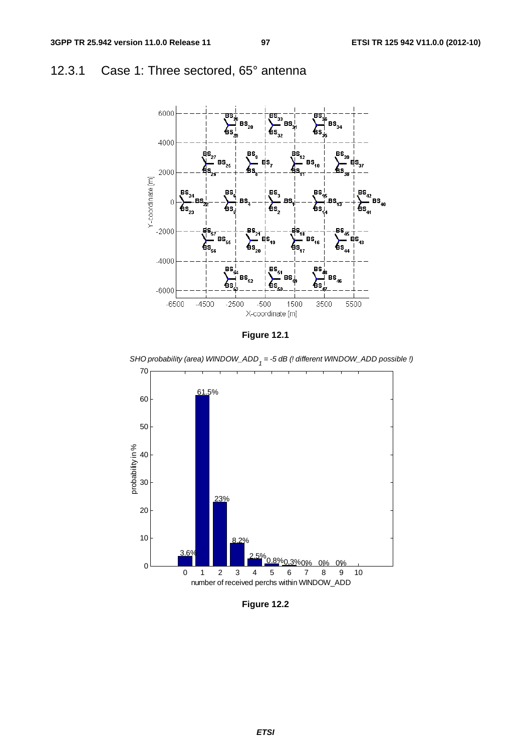### 12.3.1 Case 1: Three sectored, 65° antenna

Figure 12.1

Figure 12.2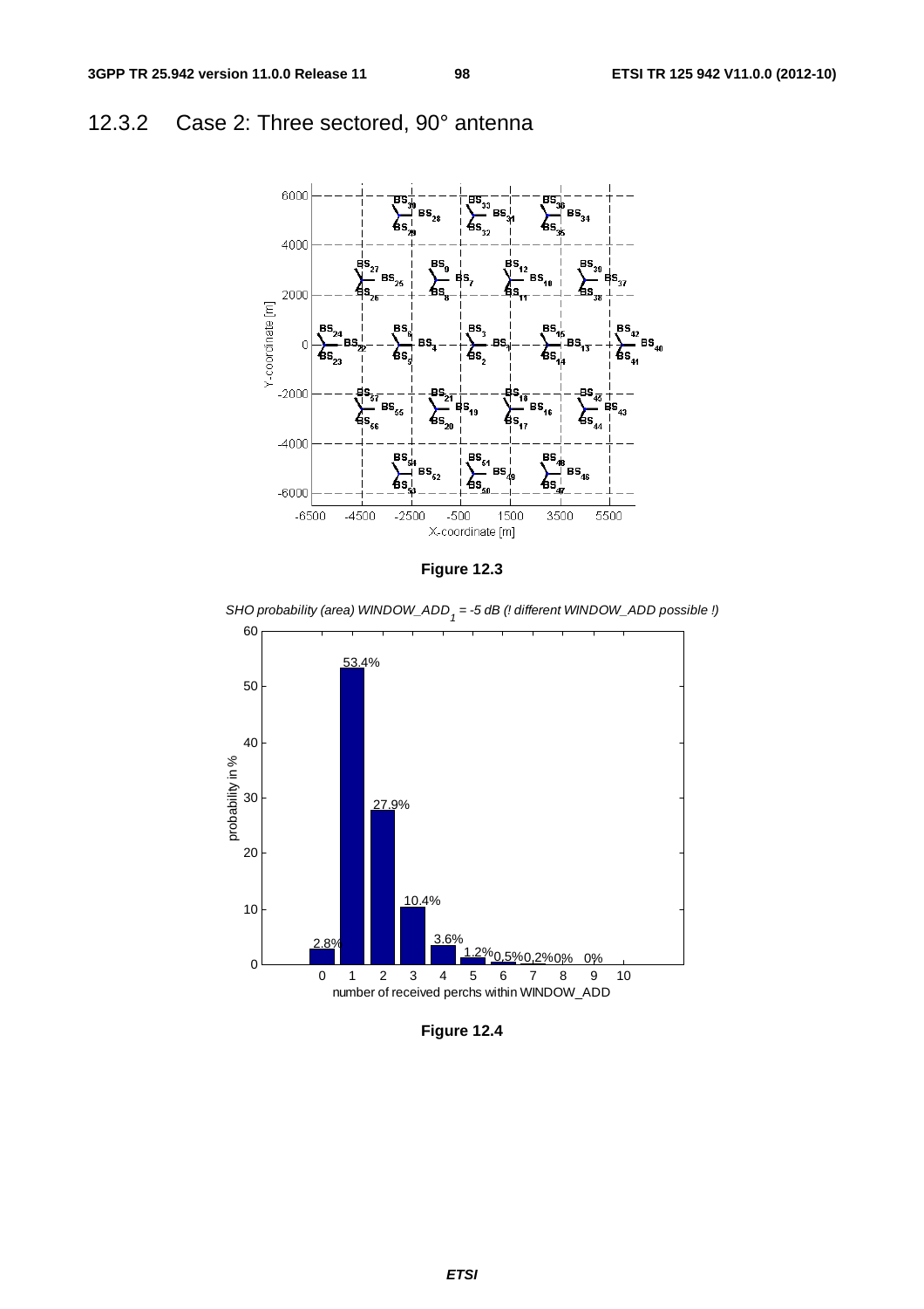## 12.3.2 Case 2: Three sectored, 90° antenna

Figure 12.3

Figure 12.4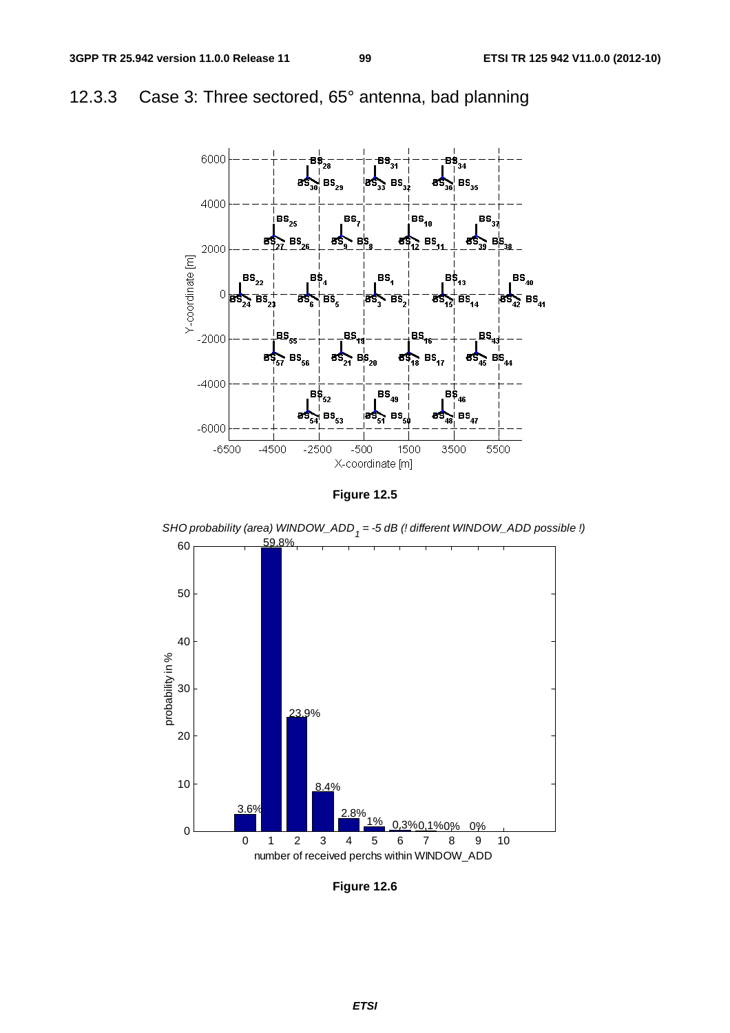### 12.3.3 Case 3: Three sectored, 65° antenna, bad planning

**Figure 12.5**

**Figure 12.6**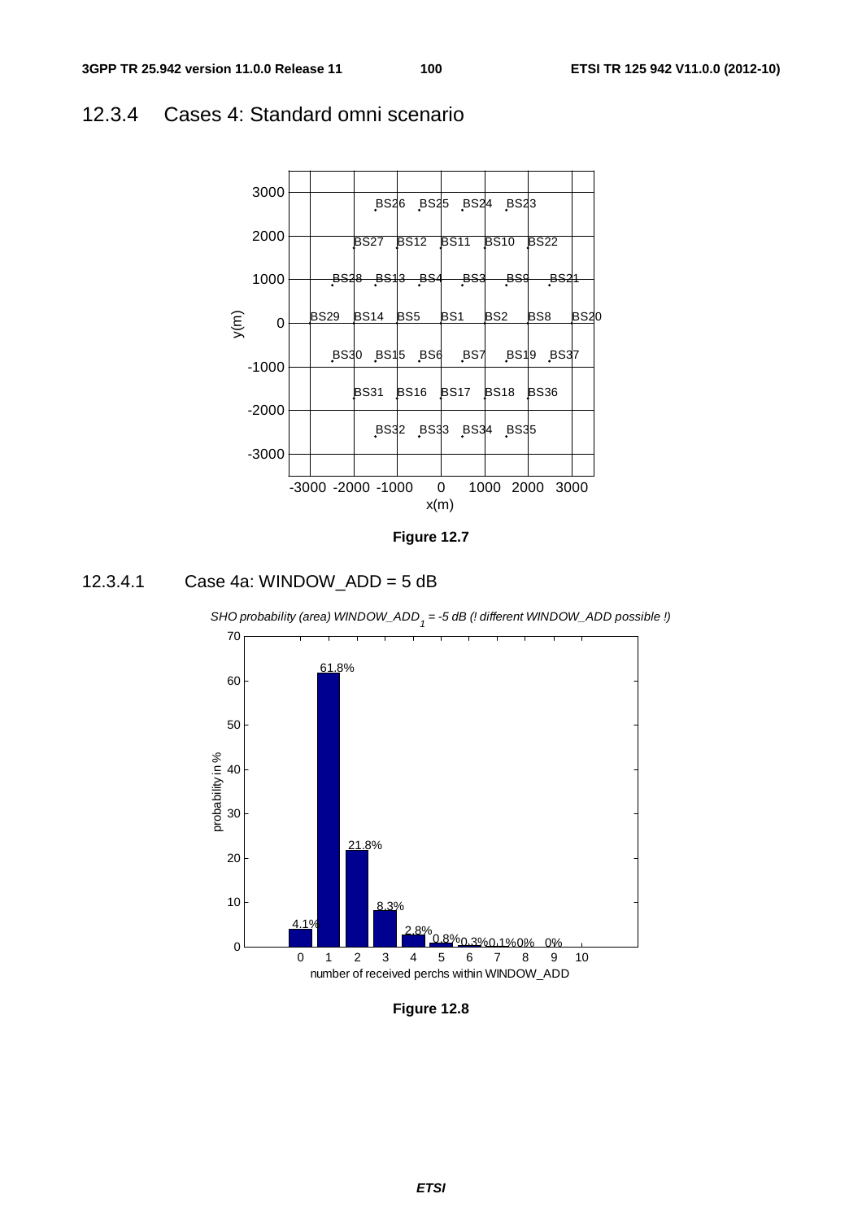## 12.3.4 Cases 4: Standard omni scenario

**Figure 12.7**

### 12.3.4.1 Case 4a: WINDOW_ADD = 5 dB

**Figure 12.8**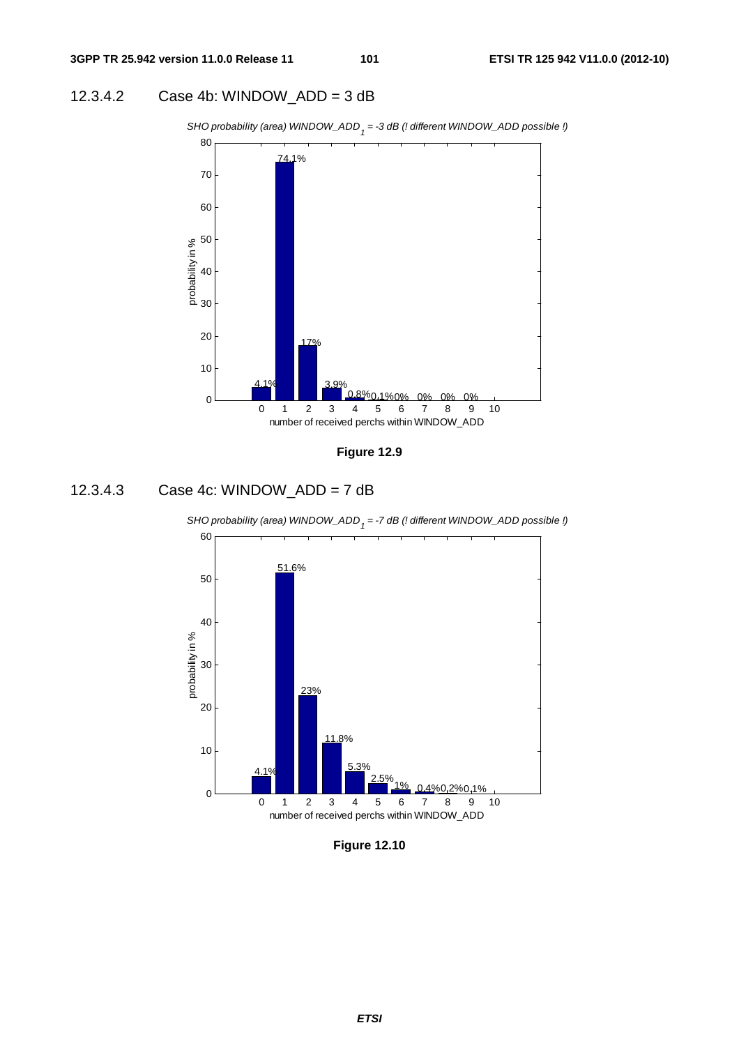### 12.3.4.2 Case 4b: WINDOW_ADD = 3 dB

*SHO probability (area) $WINDOW\_ADD_1$ = -3 dB (! different WINDOW_ADD possible !)*

| number of received perchs within WINDOW_ADD | 0 | 1 | 2 | 3 | 4 | 5 | 6 | 7 | 8 | 9 |
|---|---|---|---|---|---|---|---|---|---|---|
| probability in % | 4.1% | 74.1% | 17% | 3.9% | 0.8% | 0.1% | 0% | 0% | 0% | 0% |

**Figure 12.9**

### 12.3.4.3 Case 4c: WINDOW_ADD = 7 dB

*SHO probability (area) $WINDOW\_ADD_1$ = -7 dB (! different WINDOW_ADD possible !)*

| number of received perchs within WINDOW_ADD | 0 | 1 | 2 | 3 | 4 | 5 | 6 | 7 | 8 | 9 |
|---|---|---|---|---|---|---|---|---|---|---|
| probability in % | 4.1% | 51.6% | 23% | 11.8% | 5.3% | 2.5% | 1% | 0.4% | 0.2% | 0.1% |

**Figure 12.10**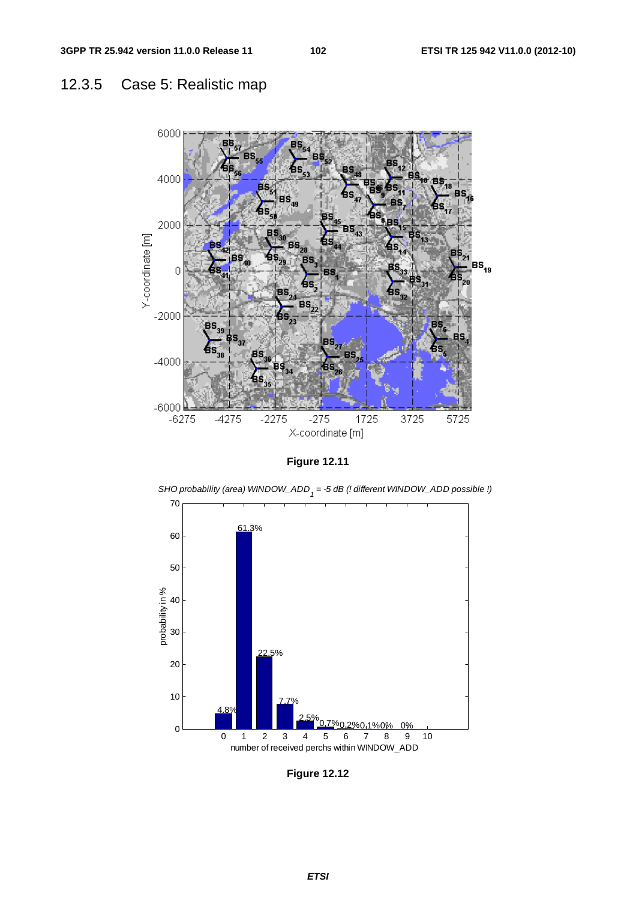## 12.3.5 Case 5: Realistic map

**Figure 12.11**

**Figure 12.12**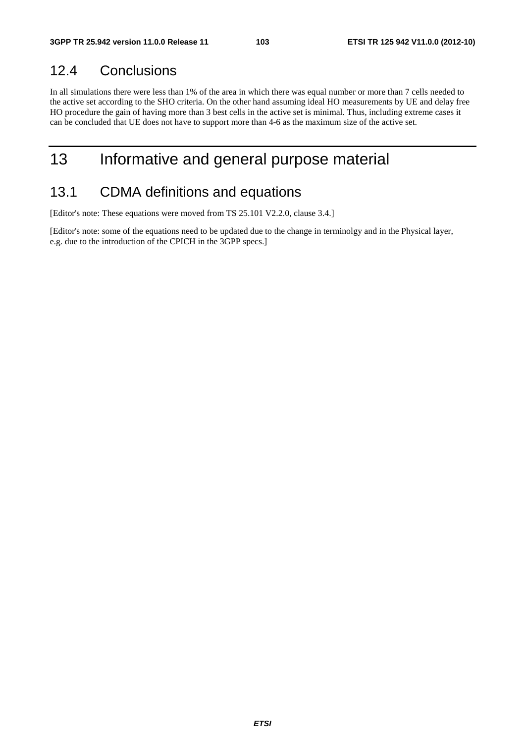## 12.4 Conclusions

In all simulations there were less than 1% of the area in which there was equal number or more than 7 cells needed to the active set according to the SHO criteria. On the other hand assuming ideal HO measurements by UE and delay free HO procedure the gain of having more than 3 best cells in the active set is minimal. Thus, including extreme cases it can be concluded that UE does not have to support more than 4-6 as the maximum size of the active set.

# 13 Informative and general purpose material

## 13.1 CDMA definitions and equations

[Editor's note: These equations were moved from TS 25.101 V2.2.0, clause 3.4.]

[Editor's note: some of the equations need to be updated due to the change in terminolgy and in the Physical layer, e.g. due to the introduction of the CPICH in the 3GPP specs.]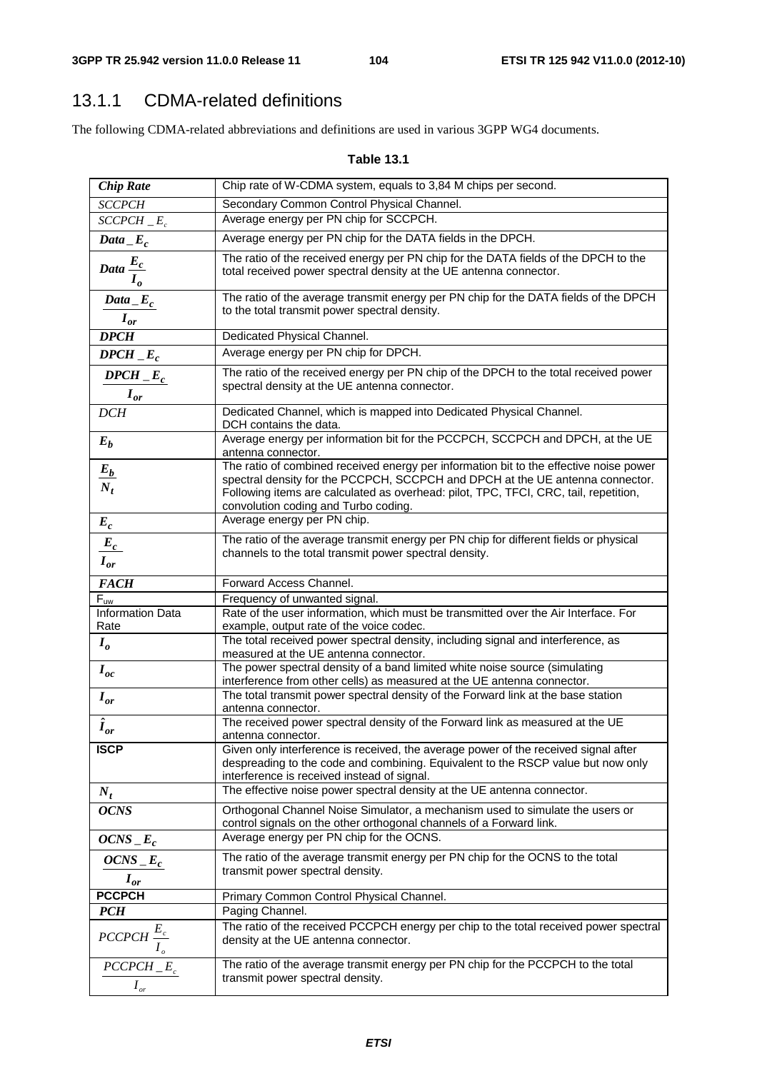## 13.1.1 CDMA-related definitions

The following CDMA-related abbreviations and definitions are used in various 3GPP WG4 documents.

**Table 13.1**

| | |
|---|---|
| ***Chip Rate*** | Chip rate of W-CDMA system, equals to 3,84 M chips per second. |
| *SCCPCH* | Secondary Common Control Physical Channel. |
| $SCCPCH\_E_c$ | Average energy per PN chip for SCCPCH. |
| $Data\_E_c$ | Average energy per PN chip for the DATA fields in the DPCH. |
| $Data\ \frac{E_c}{I_o}$ | The ratio of the received energy per PN chip for the DATA fields of the DPCH to the total received power spectral density at the UE antenna connector. |
| $\frac{Data\_E_c}{I_{or}}$ | The ratio of the average transmit energy per PN chip for the DATA fields of the DPCH to the total transmit power spectral density. |
| ***DPCH*** | Dedicated Physical Channel. |
| $DPCH\_E_c$ | Average energy per PN chip for DPCH. |
| $\frac{DPCH\_E_c}{I_{or}}$ | The ratio of the received energy per PN chip of the DPCH to the total received power spectral density at the UE antenna connector. |
| *DCH* | Dedicated Channel, which is mapped into Dedicated Physical Channel. DCH contains the data. |
| $E_b$ | Average energy per information bit for the PCCPCH, SCCPCH and DPCH, at the UE antenna connector. |
| $\frac{E_b}{N_t}$ | The ratio of combined received energy per information bit to the effective noise power spectral density for the PCCPCH, SCCPCH and DPCH at the UE antenna connector. Following items are calculated as overhead: pilot, TPC, TFCI, CRC, tail, repetition, convolution coding and Turbo coding. |
| $E_c$ | Average energy per PN chip. |
| $\frac{E_c}{I_{or}}$ | The ratio of the average transmit energy per PN chip for different fields or physical channels to the total transmit power spectral density. |
| ***FACH*** | Forward Access Channel. |
| $F_{uw}$ | Frequency of unwanted signal. |
| Information Data Rate | Rate of the user information, which must be transmitted over the Air Interface. For example, output rate of the voice codec. |
| $I_o$ | The total received power spectral density, including signal and interference, as measured at the UE antenna connector. |
| $I_{oc}$ | The power spectral density of a band limited white noise source (simulating interference from other cells) as measured at the UE antenna connector. |
| $I_{or}$ | The total transmit power spectral density of the Forward link at the base station antenna connector. |
| $\hat{I}_{or}$ | The received power spectral density of the Forward link as measured at the UE antenna connector. |
| **ISCP** | Given only interference is received, the average power of the received signal after despreading to the code and combining. Equivalent to the RSCP value but now only interference is received instead of signal. |
| $N_t$ | The effective noise power spectral density at the UE antenna connector. |
| ***OCNS*** | Orthogonal Channel Noise Simulator, a mechanism used to simulate the users or control signals on the other orthogonal channels of a Forward link. |
| $OCNS\_E_c$ | Average energy per PN chip for the OCNS. |
| $\frac{OCNS\_E_c}{I_{or}}$ | The ratio of the average transmit energy per PN chip for the OCNS to the total transmit power spectral density. |
| **PCCPCH** | Primary Common Control Physical Channel. |
| ***PCH*** | Paging Channel. |
| $PCCPCH\ \frac{E_c}{I_o}$ | The ratio of the received PCCPCH energy per chip to the total received power spectral density at the UE antenna connector. |
| $\frac{PCCPCH\_E_c}{I_{or}}$ | The ratio of the average transmit energy per PN chip for the PCCPCH to the total transmit power spectral density. |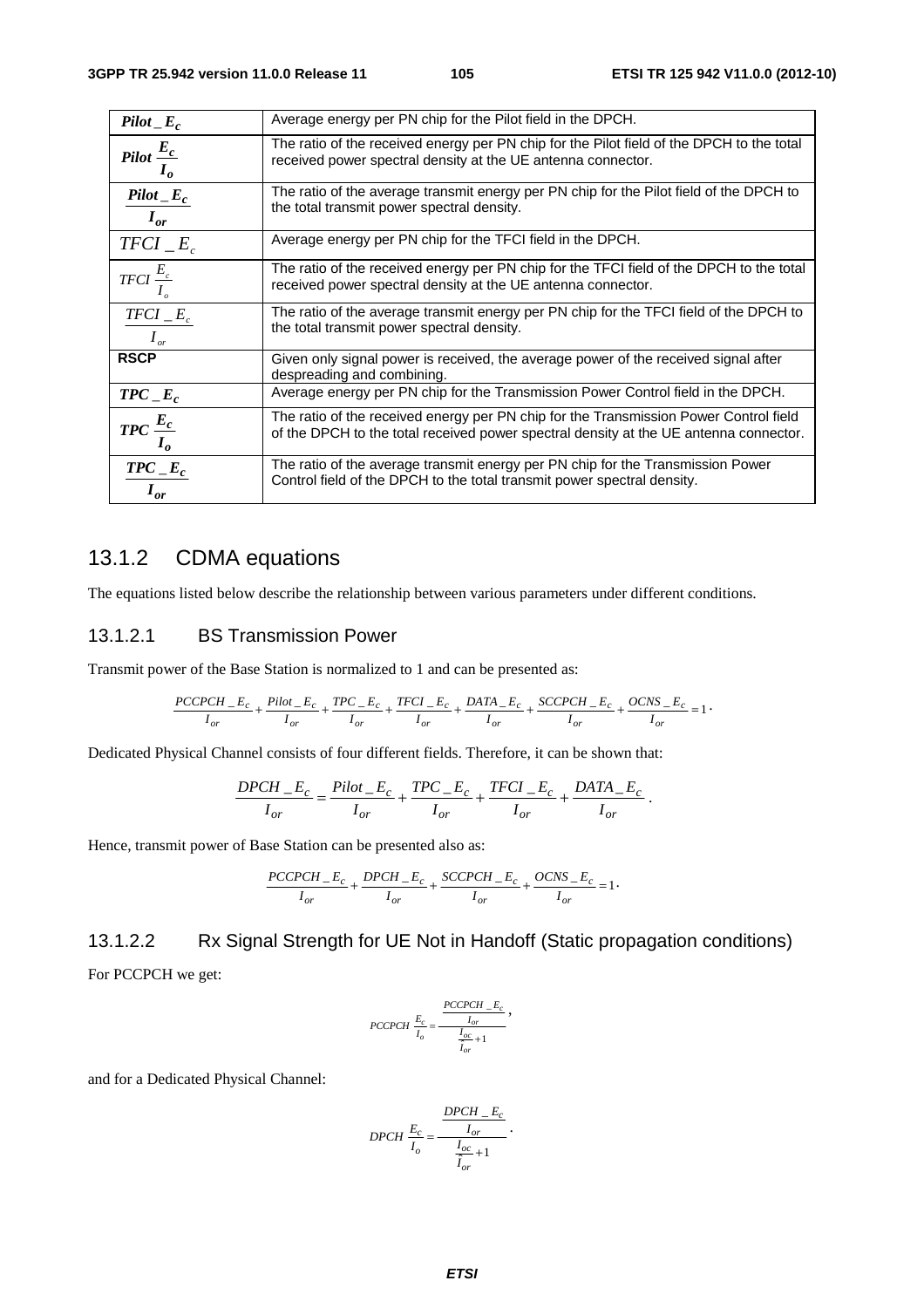| | |
|---|---|
| $Pilot\_E_c$ | Average energy per PN chip for the Pilot field in the DPCH. |
| $Pilot\ \frac{E_c}{I_o}$ | The ratio of the received energy per PN chip for the Pilot field of the DPCH to the total received power spectral density at the UE antenna connector. |
| $\frac{Pilot\_E_c}{I_{or}}$ | The ratio of the average transmit energy per PN chip for the Pilot field of the DPCH to the total transmit power spectral density. |
| $TFCI\_E_c$ | Average energy per PN chip for the TFCI field in the DPCH. |
| $TFCI\ \frac{E_c}{I_o}$ | The ratio of the received energy per PN chip for the TFCI field of the DPCH to the total received power spectral density at the UE antenna connector. |
| $\frac{TFCI\_E_c}{I_{or}}$ | The ratio of the average transmit energy per PN chip for the TFCI field of the DPCH to the total transmit power spectral density. |
| **RSCP** | Given only signal power is received, the average power of the received signal after despreading and combining. |
| $TPC\_E_c$ | Average energy per PN chip for the Transmission Power Control field in the DPCH. |
| $TPC\ \frac{E_c}{I_o}$ | The ratio of the received energy per PN chip for the Transmission Power Control field of the DPCH to the total received power spectral density at the UE antenna connector. |
| $\frac{TPC\_E_c}{I_{or}}$ | The ratio of the average transmit energy per PN chip for the Transmission Power Control field of the DPCH to the total transmit power spectral density. |

## 13.1.2 CDMA equations

The equations listed below describe the relationship between various parameters under different conditions.

### 13.1.2.1 BS Transmission Power

Transmit power of the Base Station is normalized to 1 and can be presented as:

$$\frac{PCCPCH\_E_c}{I_{or}} + \frac{Pilot\_E_c}{I_{or}} + \frac{TPC\_E_c}{I_{or}} + \frac{TFCI\_E_c}{I_{or}} + \frac{DATA\_E_c}{I_{or}} + \frac{SCCPCH\_E_c}{I_{or}} + \frac{OCNS\_E_c}{I_{or}} = 1 .$$

Dedicated Physical Channel consists of four different fields. Therefore, it can be shown that:

$$\frac{DPCH\_E_c}{I_{or}} = \frac{Pilot\_E_c}{I_{or}} + \frac{TPC\_E_c}{I_{or}} + \frac{TFCI\_E_c}{I_{or}} + \frac{DATA\_E_c}{I_{or}} .$$

Hence, transmit power of Base Station can be presented also as:

$$\frac{PCCPCH\_E_c}{I_{or}} + \frac{DPCH\_E_c}{I_{or}} + \frac{SCCPCH\_E_c}{I_{or}} + \frac{OCNS\_E_c}{I_{or}} = 1 .$$

### 13.1.2.2 Rx Signal Strength for UE Not in Handoff (Static propagation conditions)

For PCCPCH we get:

$$PCCPCH\ \frac{E_c}{I_o} = \frac{\frac{PCCPCH\_E_c}{I_{or}}}{\frac{I_{oc}}{\hat{I}_{or}} + 1} ,$$

and for a Dedicated Physical Channel:

$$DPCH\ \frac{E_c}{I_o} = \frac{\frac{DPCH\_E_c}{I_{or}}}{\frac{I_{oc}}{\hat{I}_{or}} + 1} .$$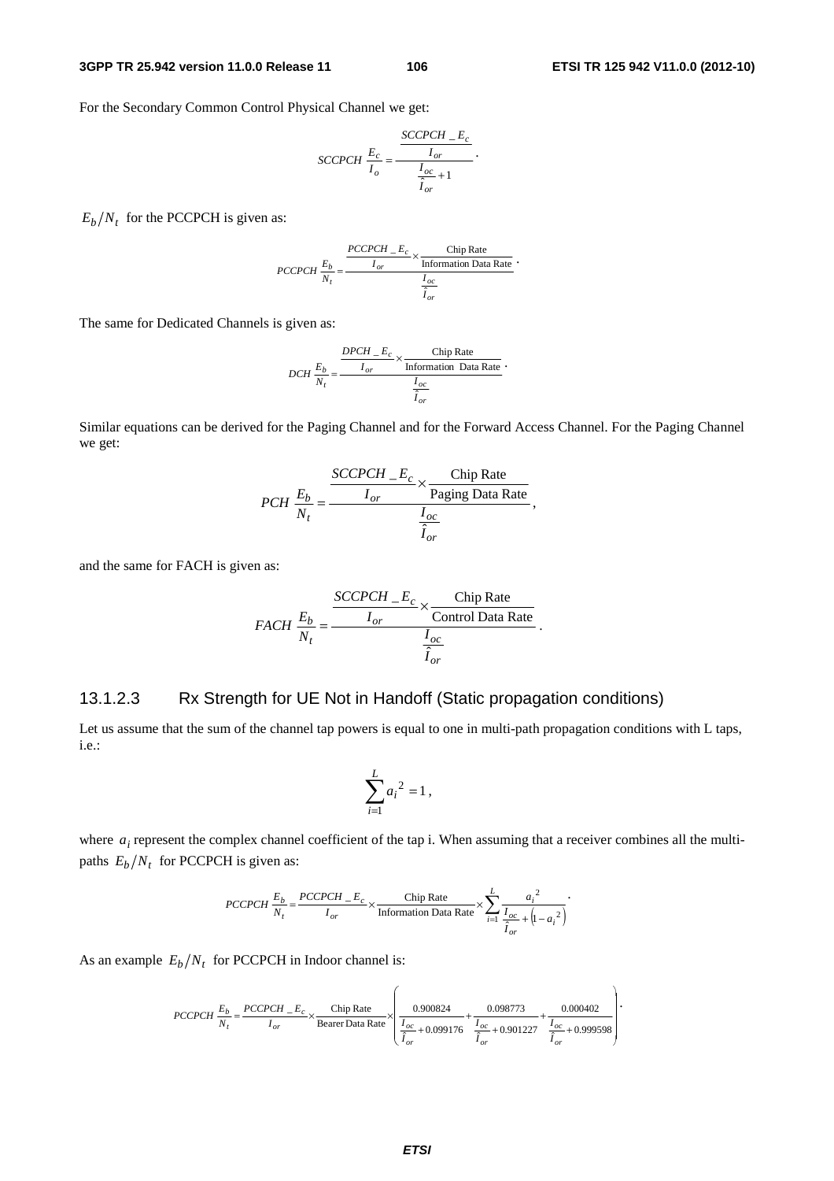For the Secondary Common Control Physical Channel we get:

$$SCCPCH\ \frac{E_c}{I_o} = \frac{\dfrac{SCCPCH\_E_c}{I_{or}}}{\dfrac{I_{oc}}{\hat{I}_{or}} + 1}.$$

$E_b/N_t$ for the PCCPCH is given as:

$$PCCPCH\ \frac{E_b}{N_t} = \frac{\dfrac{PCCPCH\_E_c}{I_{or}} \times \dfrac{\text{Chip Rate}}{\text{Information Data Rate}}}{\dfrac{I_{oc}}{\hat{I}_{or}}}.$$

The same for Dedicated Channels is given as:

$$DCH\ \frac{E_b}{N_t} = \frac{\dfrac{DPCH\_E_c}{I_{or}} \times \dfrac{\text{Chip Rate}}{\text{Information Data Rate}}}{\dfrac{I_{oc}}{\hat{I}_{or}}}.$$

Similar equations can be derived for the Paging Channel and for the Forward Access Channel. For the Paging Channel we get:

$$PCH\ \frac{E_b}{N_t} = \frac{\dfrac{SCCPCH\_E_c}{I_{or}} \times \dfrac{\text{Chip Rate}}{\text{Paging Data Rate}}}{\dfrac{I_{oc}}{\hat{I}_{or}}},$$

and the same for FACH is given as:

$$FACH\ \frac{E_b}{N_t} = \frac{\dfrac{SCCPCH\_E_c}{I_{or}} \times \dfrac{\text{Chip Rate}}{\text{Control Data Rate}}}{\dfrac{I_{oc}}{\hat{I}_{or}}}.$$

### 13.1.2.3 Rx Strength for UE Not in Handoff (Static propagation conditions)

Let us assume that the sum of the channel tap powers is equal to one in multi-path propagation conditions with L taps, i.e.:

$$\sum_{i=1}^{L} a_i^{\,2} = 1,$$

where $a_i$ represent the complex channel coefficient of the tap i. When assuming that a receiver combines all the multi-paths $E_b/N_t$ for PCCPCH is given as:

$$PCCPCH\ \frac{E_b}{N_t} = \frac{PCCPCH\_E_c}{I_{or}} \times \frac{\text{Chip Rate}}{\text{Information Data Rate}} \times \sum_{i=1}^{L} \frac{a_i^{\,2}}{\dfrac{I_{oc}}{\hat{I}_{or}} + \left(1 - a_i^{\,2}\right)}.$$

As an example $E_b/N_t$ for PCCPCH in Indoor channel is:

$$PCCPCH\ \frac{E_b}{N_t} = \frac{PCCPCH\_E_c}{I_{or}} \times \frac{\text{Chip Rate}}{\text{Bearer Data Rate}} \times \left( \frac{0.900824}{\dfrac{I_{oc}}{\hat{I}_{or}} + 0.099176} + \frac{0.098773}{\dfrac{I_{oc}}{\hat{I}_{or}} + 0.901227} + \frac{0.000402}{\dfrac{I_{oc}}{\hat{I}_{or}} + 0.999598} \right).$$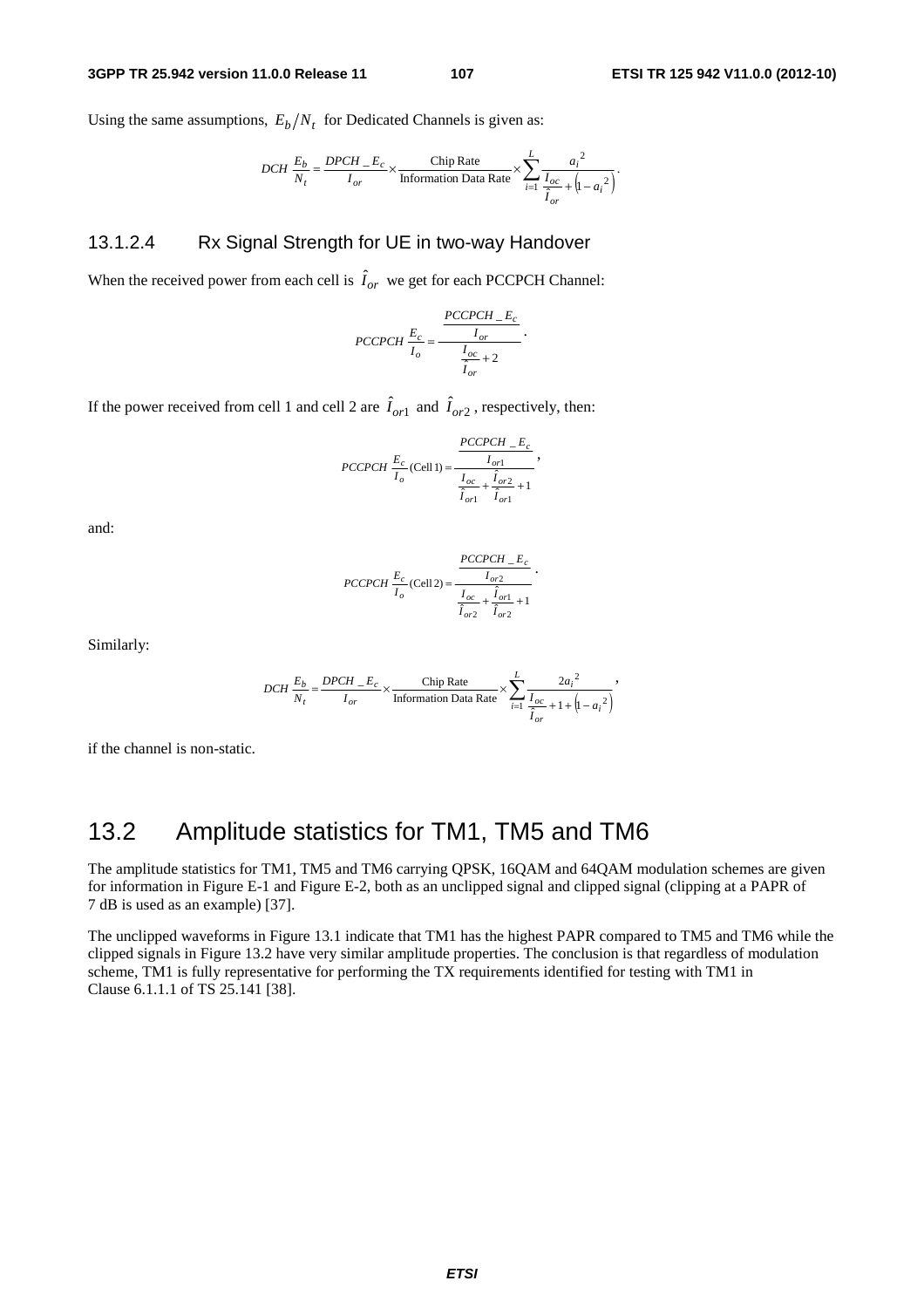Using the same assumptions, $E_b/N_t$ for Dedicated Channels is given as:

$$DCH\ \frac{E_b}{N_t} = \frac{DPCH\_E_c}{I_{or}} \times \frac{\text{Chip Rate}}{\text{Information Data Rate}} \times \sum_{i=1}^{L} \frac{{a_i}^2}{\frac{I_{oc}}{\hat{I}_{or}} + \left(1 - {a_i}^2\right)}.$$

### 13.1.2.4 Rx Signal Strength for UE in two-way Handover

When the received power from each cell is $\hat{I}_{or}$ we get for each PCCPCH Channel:

$$PCCPCH\ \frac{E_c}{I_o} = \frac{\frac{PCCPCH\_E_c}{I_{or}}}{\frac{I_{oc}}{\hat{I}_{or}} + 2}.$$

If the power received from cell 1 and cell 2 are $\hat{I}_{or1}$ and $\hat{I}_{or2}$, respectively, then:

$$PCCPCH\ \frac{E_c}{I_o}(\text{Cell 1}) = \frac{\frac{PCCPCH\_E_c}{I_{or1}}}{\frac{I_{oc}}{\hat{I}_{or1}} + \frac{\hat{I}_{or2}}{\hat{I}_{or1}} + 1},$$

and:

$$PCCPCH\ \frac{E_c}{I_o}(\text{Cell 2}) = \frac{\frac{PCCPCH\_E_c}{I_{or2}}}{\frac{I_{oc}}{\hat{I}_{or2}} + \frac{\hat{I}_{or1}}{\hat{I}_{or2}} + 1}.$$

Similarly:

$$DCH\ \frac{E_b}{N_t} = \frac{DPCH\_E_c}{I_{or}} \times \frac{\text{Chip Rate}}{\text{Information Data Rate}} \times \sum_{i=1}^{L} \frac{2{a_i}^2}{\frac{I_{oc}}{\hat{I}_{or}} + 1 + \left(1 - {a_i}^2\right)},$$

if the channel is non-static.

## 13.2 Amplitude statistics for TM1, TM5 and TM6

The amplitude statistics for TM1, TM5 and TM6 carrying QPSK, 16QAM and 64QAM modulation schemes are given for information in Figure E-1 and Figure E-2, both as an unclipped signal and clipped signal (clipping at a PAPR of 7 dB is used as an example) [37].

The unclipped waveforms in Figure 13.1 indicate that TM1 has the highest PAPR compared to TM5 and TM6 while the clipped signals in Figure 13.2 have very similar amplitude properties. The conclusion is that regardless of modulation scheme, TM1 is fully representative for performing the TX requirements identified for testing with TM1 in Clause 6.1.1.1 of TS 25.141 [38].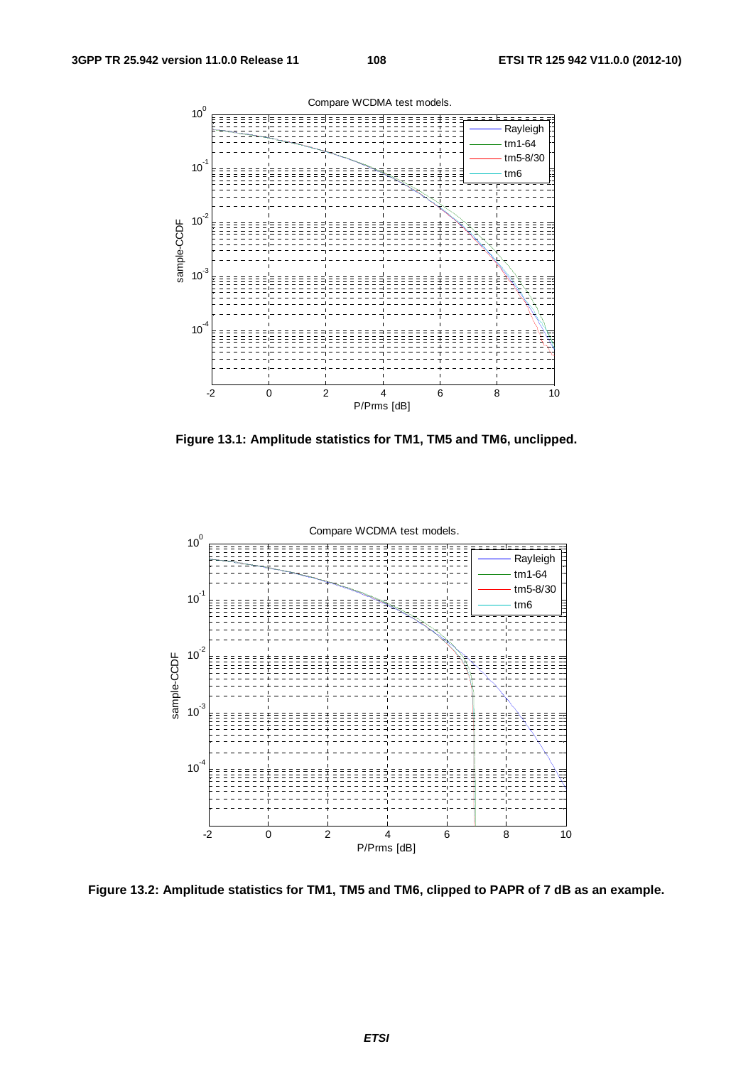Figure 13.1: Amplitude statistics for TM1, TM5 and TM6, unclipped.

Figure 13.2: Amplitude statistics for TM1, TM5 and TM6, clipped to PAPR of 7 dB as an example.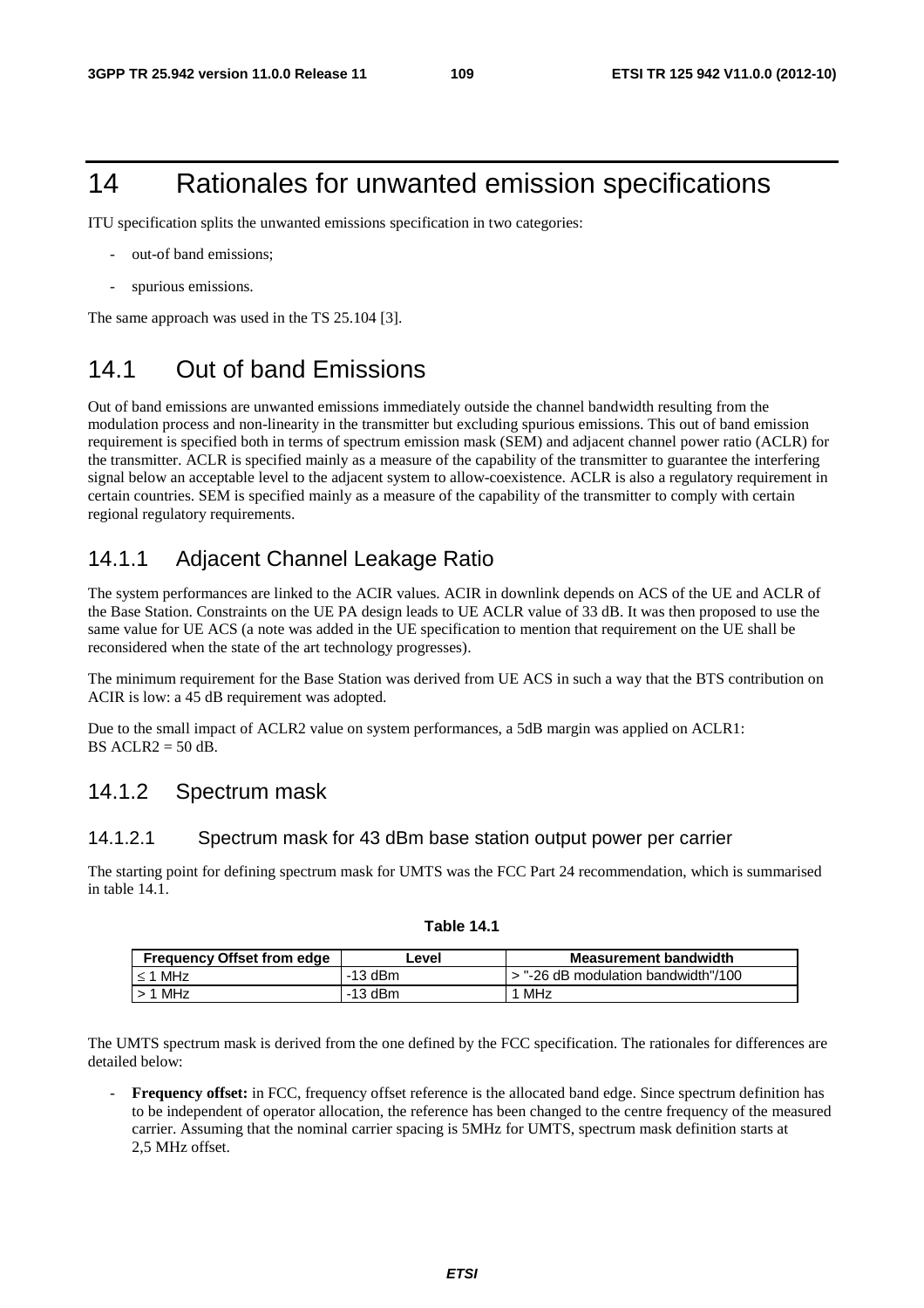# 14 Rationales for unwanted emission specifications

ITU specification splits the unwanted emissions specification in two categories:

- out-of band emissions;
- spurious emissions.

The same approach was used in the TS 25.104 [3].

## 14.1 Out of band Emissions

Out of band emissions are unwanted emissions immediately outside the channel bandwidth resulting from the modulation process and non-linearity in the transmitter but excluding spurious emissions. This out of band emission requirement is specified both in terms of spectrum emission mask (SEM) and adjacent channel power ratio (ACLR) for the transmitter. ACLR is specified mainly as a measure of the capability of the transmitter to guarantee the interfering signal below an acceptable level to the adjacent system to allow-coexistence. ACLR is also a regulatory requirement in certain countries. SEM is specified mainly as a measure of the capability of the transmitter to comply with certain regional regulatory requirements.

### 14.1.1 Adjacent Channel Leakage Ratio

The system performances are linked to the ACIR values. ACIR in downlink depends on ACS of the UE and ACLR of the Base Station. Constraints on the UE PA design leads to UE ACLR value of 33 dB. It was then proposed to use the same value for UE ACS (a note was added in the UE specification to mention that requirement on the UE shall be reconsidered when the state of the art technology progresses).

The minimum requirement for the Base Station was derived from UE ACS in such a way that the BTS contribution on ACIR is low: a 45 dB requirement was adopted.

Due to the small impact of ACLR2 value on system performances, a 5dB margin was applied on ACLR1: BS ACLR2 = 50 dB.

### 14.1.2 Spectrum mask

#### 14.1.2.1 Spectrum mask for 43 dBm base station output power per carrier

The starting point for defining spectrum mask for UMTS was the FCC Part 24 recommendation, which is summarised in table 14.1.

**Table 14.1**

| Frequency Offset from edge | Level | Measurement bandwidth |
|---|---|---|
| ≤ 1 MHz | -13 dBm | > "-26 dB modulation bandwidth"/100 |
| > 1 MHz | -13 dBm | 1 MHz |

The UMTS spectrum mask is derived from the one defined by the FCC specification. The rationales for differences are detailed below:

- **Frequency offset:** in FCC, frequency offset reference is the allocated band edge. Since spectrum definition has to be independent of operator allocation, the reference has been changed to the centre frequency of the measured carrier. Assuming that the nominal carrier spacing is 5MHz for UMTS, spectrum mask definition starts at 2,5 MHz offset.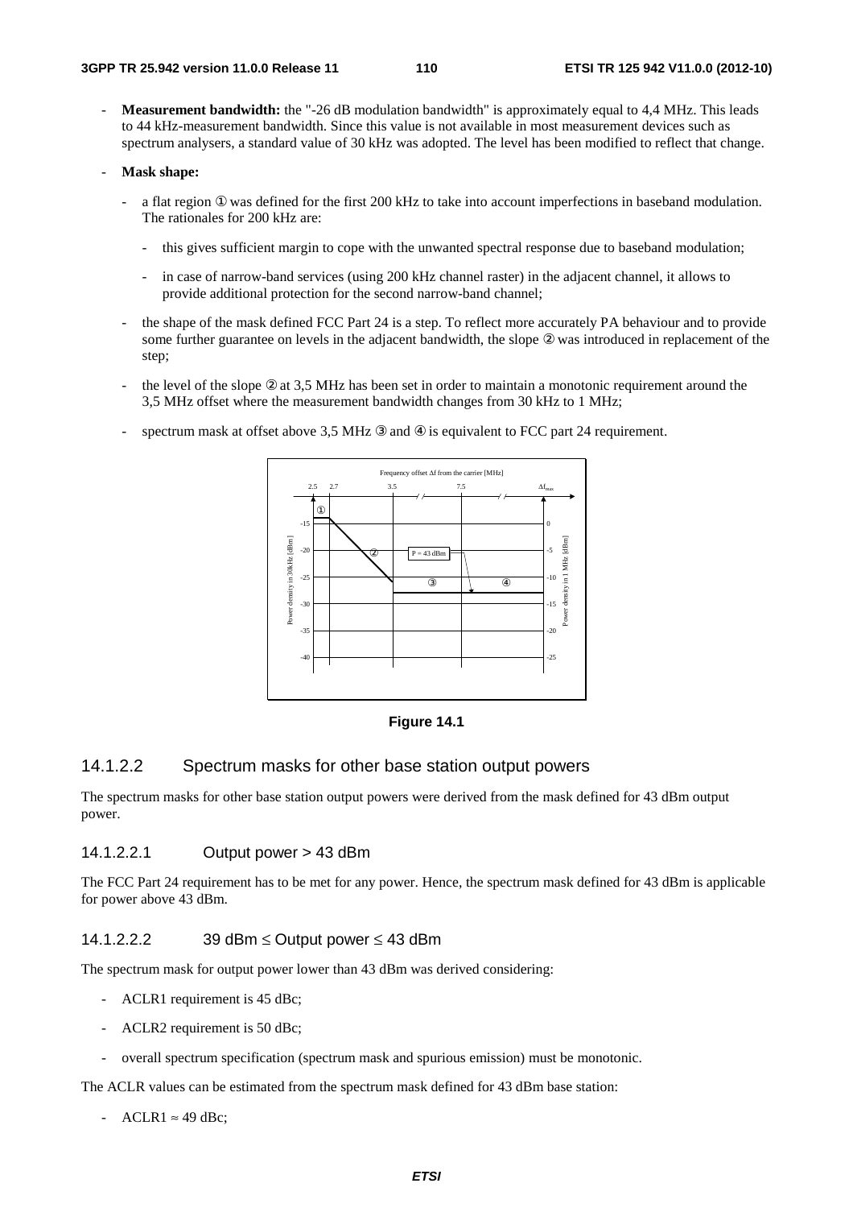- **Measurement bandwidth:** the "-26 dB modulation bandwidth" is approximately equal to 4,4 MHz. This leads to 44 kHz-measurement bandwidth. Since this value is not available in most measurement devices such as spectrum analysers, a standard value of 30 kHz was adopted. The level has been modified to reflect that change.

- **Mask shape:**

  - a flat region ① was defined for the first 200 kHz to take into account imperfections in baseband modulation. The rationales for 200 kHz are:

    - this gives sufficient margin to cope with the unwanted spectral response due to baseband modulation;

    - in case of narrow-band services (using 200 kHz channel raster) in the adjacent channel, it allows to provide additional protection for the second narrow-band channel;

  - the shape of the mask defined FCC Part 24 is a step. To reflect more accurately PA behaviour and to provide some further guarantee on levels in the adjacent bandwidth, the slope ② was introduced in replacement of the step;

  - the level of the slope ② at 3,5 MHz has been set in order to maintain a monotonic requirement around the 3,5 MHz offset where the measurement bandwidth changes from 30 kHz to 1 MHz;

  - spectrum mask at offset above 3,5 MHz ③ and ④ is equivalent to FCC part 24 requirement.

**Figure 14.1**

#### 14.1.2.2 Spectrum masks for other base station output powers

The spectrum masks for other base station output powers were derived from the mask defined for 43 dBm output power.

##### 14.1.2.2.1 Output power > 43 dBm

The FCC Part 24 requirement has to be met for any power. Hence, the spectrum mask defined for 43 dBm is applicable for power above 43 dBm.

##### 14.1.2.2.2 39 dBm ≤ Output power ≤ 43 dBm

The spectrum mask for output power lower than 43 dBm was derived considering:

- ACLR1 requirement is 45 dBc;

- ACLR2 requirement is 50 dBc;

- overall spectrum specification (spectrum mask and spurious emission) must be monotonic.

The ACLR values can be estimated from the spectrum mask defined for 43 dBm base station:

- ACLR1 ≈ 49 dBc;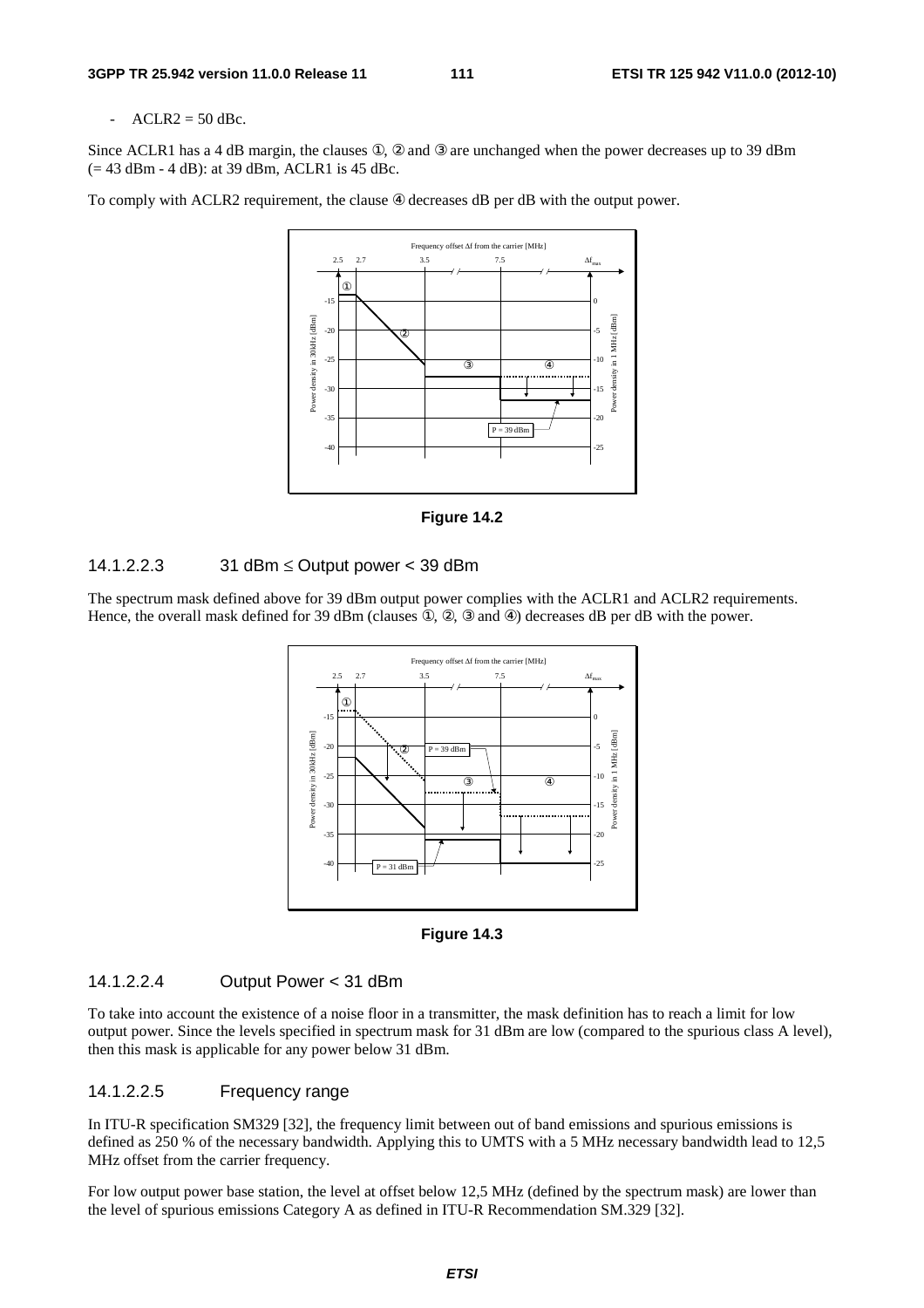- ACLR2 = 50 dBc.

Since ACLR1 has a 4 dB margin, the clauses ①, ② and ③ are unchanged when the power decreases up to 39 dBm (= 43 dBm - 4 dB): at 39 dBm, ACLR1 is 45 dBc.

To comply with ACLR2 requirement, the clause ④ decreases dB per dB with the output power.

**Figure 14.2**

#### 14.1.2.2.3 31 dBm ≤ Output power < 39 dBm

The spectrum mask defined above for 39 dBm output power complies with the ACLR1 and ACLR2 requirements. Hence, the overall mask defined for 39 dBm (clauses ①, ②, ③ and ④) decreases dB per dB with the power.

**Figure 14.3**

#### 14.1.2.2.4 Output Power < 31 dBm

To take into account the existence of a noise floor in a transmitter, the mask definition has to reach a limit for low output power. Since the levels specified in spectrum mask for 31 dBm are low (compared to the spurious class A level), then this mask is applicable for any power below 31 dBm.

#### 14.1.2.2.5 Frequency range

In ITU-R specification SM329 [32], the frequency limit between out of band emissions and spurious emissions is defined as 250 % of the necessary bandwidth. Applying this to UMTS with a 5 MHz necessary bandwidth lead to 12,5 MHz offset from the carrier frequency.

For low output power base station, the level at offset below 12,5 MHz (defined by the spectrum mask) are lower than the level of spurious emissions Category A as defined in ITU-R Recommendation SM.329 [32].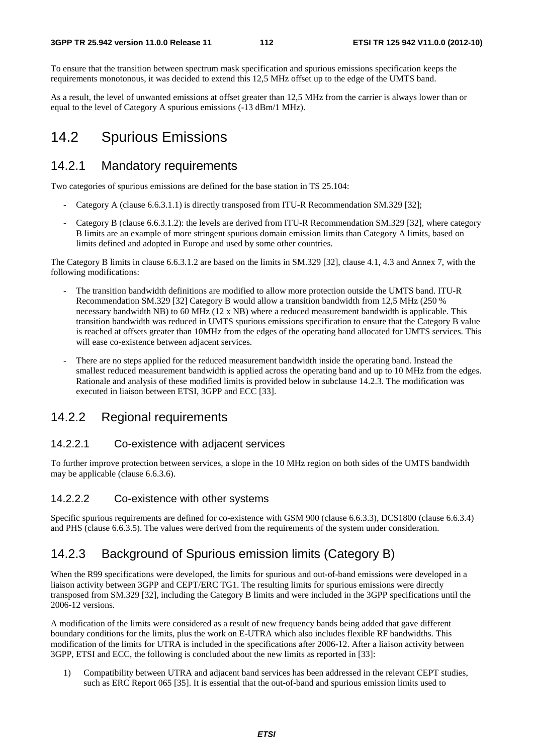To ensure that the transition between spectrum mask specification and spurious emissions specification keeps the requirements monotonous, it was decided to extend this 12,5 MHz offset up to the edge of the UMTS band.

As a result, the level of unwanted emissions at offset greater than 12,5 MHz from the carrier is always lower than or equal to the level of Category A spurious emissions (-13 dBm/1 MHz).

## 14.2 Spurious Emissions

### 14.2.1 Mandatory requirements

Two categories of spurious emissions are defined for the base station in TS 25.104:

- Category A (clause 6.6.3.1.1) is directly transposed from ITU-R Recommendation SM.329 [32];
- Category B (clause 6.6.3.1.2): the levels are derived from ITU-R Recommendation SM.329 [32], where category B limits are an example of more stringent spurious domain emission limits than Category A limits, based on limits defined and adopted in Europe and used by some other countries.

The Category B limits in clause 6.6.3.1.2 are based on the limits in SM.329 [32], clause 4.1, 4.3 and Annex 7, with the following modifications:

- The transition bandwidth definitions are modified to allow more protection outside the UMTS band. ITU-R Recommendation SM.329 [32] Category B would allow a transition bandwidth from 12,5 MHz (250 % necessary bandwidth NB) to 60 MHz (12 x NB) where a reduced measurement bandwidth is applicable. This transition bandwidth was reduced in UMTS spurious emissions specification to ensure that the Category B value is reached at offsets greater than 10MHz from the edges of the operating band allocated for UMTS services. This will ease co-existence between adjacent services.
- There are no steps applied for the reduced measurement bandwidth inside the operating band. Instead the smallest reduced measurement bandwidth is applied across the operating band and up to 10 MHz from the edges. Rationale and analysis of these modified limits is provided below in subclause 14.2.3. The modification was executed in liaison between ETSI, 3GPP and ECC [33].

### 14.2.2 Regional requirements

#### 14.2.2.1 Co-existence with adjacent services

To further improve protection between services, a slope in the 10 MHz region on both sides of the UMTS bandwidth may be applicable (clause 6.6.3.6).

#### 14.2.2.2 Co-existence with other systems

Specific spurious requirements are defined for co-existence with GSM 900 (clause 6.6.3.3), DCS1800 (clause 6.6.3.4) and PHS (clause 6.6.3.5). The values were derived from the requirements of the system under consideration.

### 14.2.3 Background of Spurious emission limits (Category B)

When the R99 specifications were developed, the limits for spurious and out-of-band emissions were developed in a liaison activity between 3GPP and CEPT/ERC TG1. The resulting limits for spurious emissions were directly transposed from SM.329 [32], including the Category B limits and were included in the 3GPP specifications until the 2006-12 versions.

A modification of the limits were considered as a result of new frequency bands being added that gave different boundary conditions for the limits, plus the work on E-UTRA which also includes flexible RF bandwidths. This modification of the limits for UTRA is included in the specifications after 2006-12. After a liaison activity between 3GPP, ETSI and ECC, the following is concluded about the new limits as reported in [33]:

1) Compatibility between UTRA and adjacent band services has been addressed in the relevant CEPT studies, such as ERC Report 065 [35]. It is essential that the out-of-band and spurious emission limits used to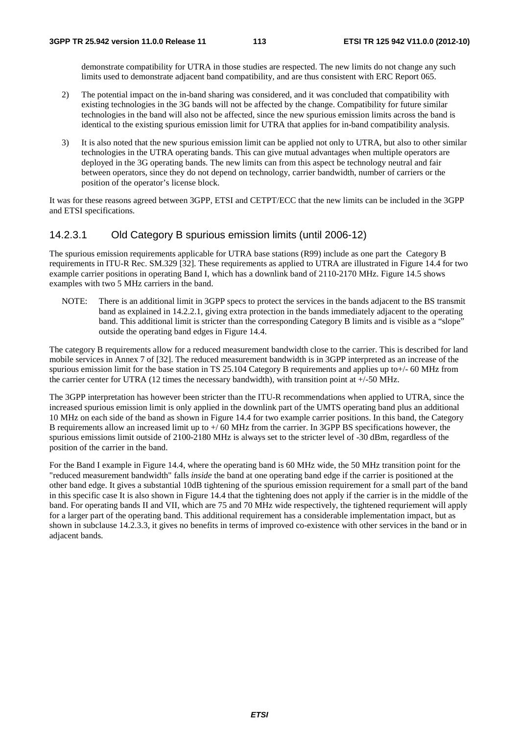demonstrate compatibility for UTRA in those studies are respected. The new limits do not change any such limits used to demonstrate adjacent band compatibility, and are thus consistent with ERC Report 065.

2) The potential impact on the in-band sharing was considered, and it was concluded that compatibility with existing technologies in the 3G bands will not be affected by the change. Compatibility for future similar technologies in the band will also not be affected, since the new spurious emission limits across the band is identical to the existing spurious emission limit for UTRA that applies for in-band compatibility analysis.

3) It is also noted that the new spurious emission limit can be applied not only to UTRA, but also to other similar technologies in the UTRA operating bands. This can give mutual advantages when multiple operators are deployed in the 3G operating bands. The new limits can from this aspect be technology neutral and fair between operators, since they do not depend on technology, carrier bandwidth, number of carriers or the position of the operator's license block.

It was for these reasons agreed between 3GPP, ETSI and CETPT/ECC that the new limits can be included in the 3GPP and ETSI specifications.

### 14.2.3.1 Old Category B spurious emission limits (until 2006-12)

The spurious emission requirements applicable for UTRA base stations (R99) include as one part the Category B requirements in ITU-R Rec. SM.329 [32]. These requirements as applied to UTRA are illustrated in Figure 14.4 for two example carrier positions in operating Band I, which has a downlink band of 2110-2170 MHz. Figure 14.5 shows examples with two 5 MHz carriers in the band.

NOTE: There is an additional limit in 3GPP specs to protect the services in the bands adjacent to the BS transmit band as explained in 14.2.2.1, giving extra protection in the bands immediately adjacent to the operating band. This additional limit is stricter than the corresponding Category B limits and is visible as a "slope" outside the operating band edges in Figure 14.4.

The category B requirements allow for a reduced measurement bandwidth close to the carrier. This is described for land mobile services in Annex 7 of [32]. The reduced measurement bandwidth is in 3GPP interpreted as an increase of the spurious emission limit for the base station in TS 25.104 Category B requirements and applies up to+/- 60 MHz from the carrier center for UTRA (12 times the necessary bandwidth), with transition point at +/-50 MHz.

The 3GPP interpretation has however been stricter than the ITU-R recommendations when applied to UTRA, since the increased spurious emission limit is only applied in the downlink part of the UMTS operating band plus an additional 10 MHz on each side of the band as shown in Figure 14.4 for two example carrier positions. In this band, the Category B requirements allow an increased limit up to +/ 60 MHz from the carrier. In 3GPP BS specifications however, the spurious emissions limit outside of 2100-2180 MHz is always set to the stricter level of -30 dBm, regardless of the position of the carrier in the band.

For the Band I example in Figure 14.4, where the operating band is 60 MHz wide, the 50 MHz transition point for the "reduced measurement bandwidth" falls *inside* the band at one operating band edge if the carrier is positioned at the other band edge. It gives a substantial 10dB tightening of the spurious emission requirement for a small part of the band in this specific case It is also shown in Figure 14.4 that the tightening does not apply if the carrier is in the middle of the band. For operating bands II and VII, which are 75 and 70 MHz wide respectively, the tightened requriement will apply for a larger part of the operating band. This additional requirement has a considerable implementation impact, but as shown in subclause 14.2.3.3, it gives no benefits in terms of improved co-existence with other services in the band or in adjacent bands.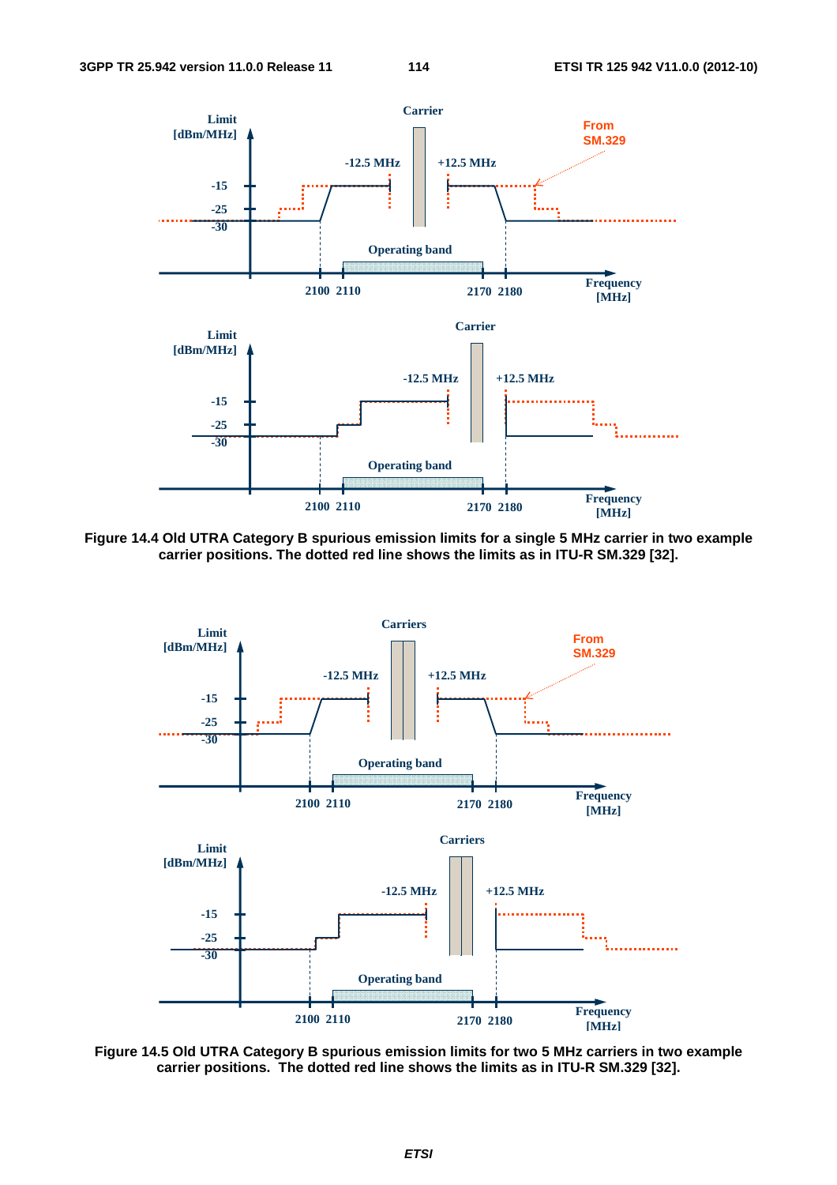**Figure 14.4 Old UTRA Category B spurious emission limits for a single 5 MHz carrier in two example carrier positions. The dotted red line shows the limits as in ITU-R SM.329 [32].**

**Figure 14.5 Old UTRA Category B spurious emission limits for two 5 MHz carriers in two example carrier positions. The dotted red line shows the limits as in ITU-R SM.329 [32].**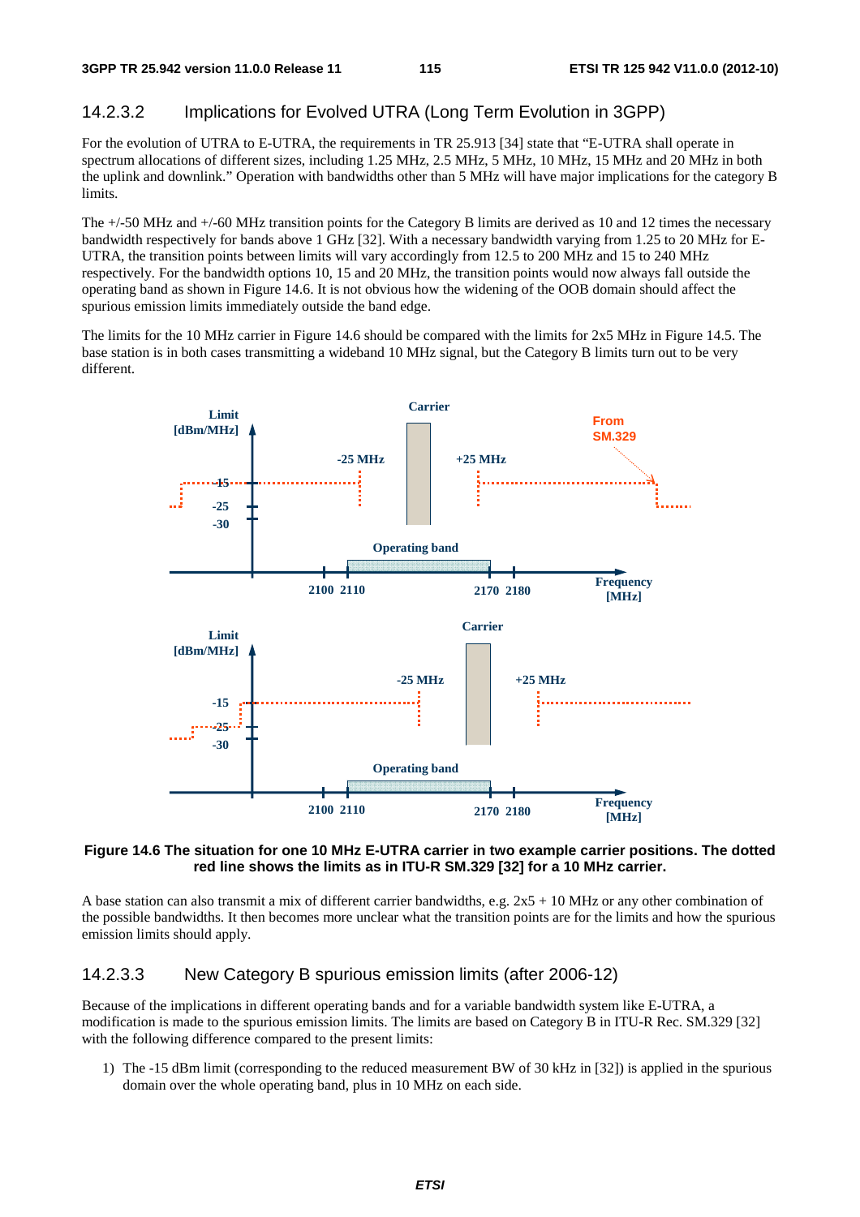### 14.2.3.2 Implications for Evolved UTRA (Long Term Evolution in 3GPP)

For the evolution of UTRA to E-UTRA, the requirements in TR 25.913 [34] state that "E-UTRA shall operate in spectrum allocations of different sizes, including 1.25 MHz, 2.5 MHz, 5 MHz, 10 MHz, 15 MHz and 20 MHz in both the uplink and downlink." Operation with bandwidths other than 5 MHz will have major implications for the category B limits.

The +/-50 MHz and +/-60 MHz transition points for the Category B limits are derived as 10 and 12 times the necessary bandwidth respectively for bands above 1 GHz [32]. With a necessary bandwidth varying from 1.25 to 20 MHz for E-UTRA, the transition points between limits will vary accordingly from 12.5 to 200 MHz and 15 to 240 MHz respectively. For the bandwidth options 10, 15 and 20 MHz, the transition points would now always fall outside the operating band as shown in Figure 14.6. It is not obvious how the widening of the OOB domain should affect the spurious emission limits immediately outside the band edge.

The limits for the 10 MHz carrier in Figure 14.6 should be compared with the limits for 2x5 MHz in Figure 14.5. The base station is in both cases transmitting a wideband 10 MHz signal, but the Category B limits turn out to be very different.

**Figure 14.6 The situation for one 10 MHz E-UTRA carrier in two example carrier positions. The dotted red line shows the limits as in ITU-R SM.329 [32] for a 10 MHz carrier.**

A base station can also transmit a mix of different carrier bandwidths, e.g. 2x5 + 10 MHz or any other combination of the possible bandwidths. It then becomes more unclear what the transition points are for the limits and how the spurious emission limits should apply.

### 14.2.3.3 New Category B spurious emission limits (after 2006-12)

Because of the implications in different operating bands and for a variable bandwidth system like E-UTRA, a modification is made to the spurious emission limits. The limits are based on Category B in ITU-R Rec. SM.329 [32] with the following difference compared to the present limits:

1) The -15 dBm limit (corresponding to the reduced measurement BW of 30 kHz in [32]) is applied in the spurious domain over the whole operating band, plus in 10 MHz on each side.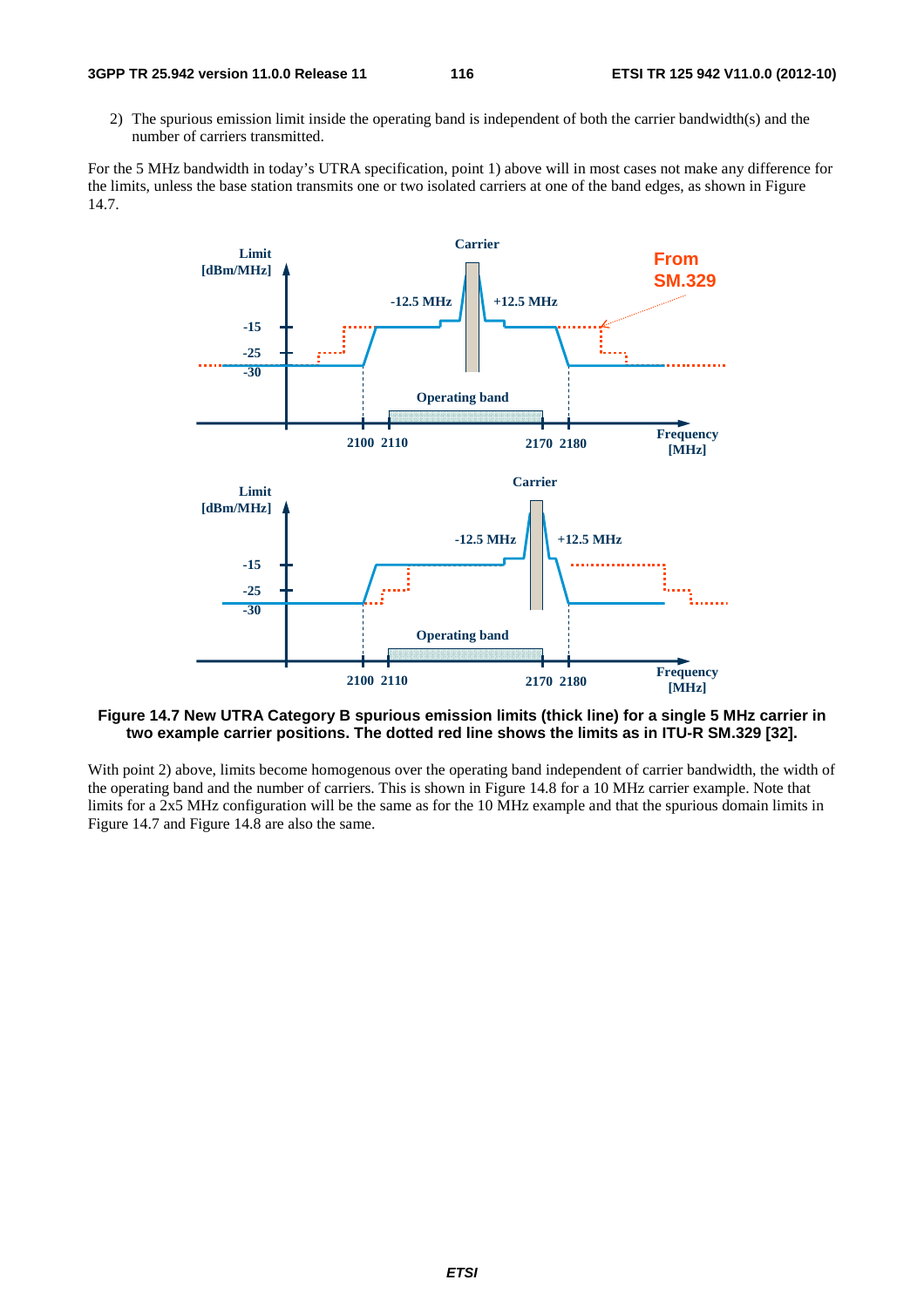2) The spurious emission limit inside the operating band is independent of both the carrier bandwidth(s) and the number of carriers transmitted.

For the 5 MHz bandwidth in today's UTRA specification, point 1) above will in most cases not make any difference for the limits, unless the base station transmits one or two isolated carriers at one of the band edges, as shown in Figure 14.7.

**Figure 14.7 New UTRA Category B spurious emission limits (thick line) for a single 5 MHz carrier in two example carrier positions. The dotted red line shows the limits as in ITU-R SM.329 [32].**

With point 2) above, limits become homogenous over the operating band independent of carrier bandwidth, the width of the operating band and the number of carriers. This is shown in Figure 14.8 for a 10 MHz carrier example. Note that limits for a 2x5 MHz configuration will be the same as for the 10 MHz example and that the spurious domain limits in Figure 14.7 and Figure 14.8 are also the same.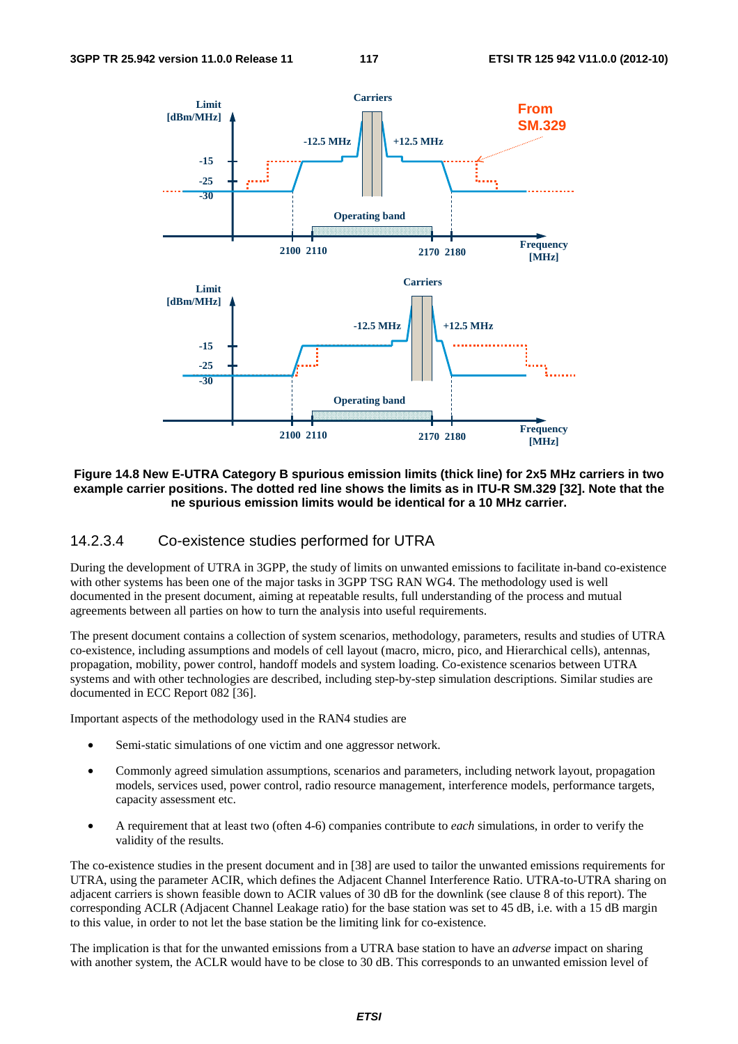Figure 14.8 New E-UTRA Category B spurious emission limits (thick line) for 2x5 MHz carriers in two example carrier positions. The dotted red line shows the limits as in ITU-R SM.329 [32]. Note that the ne spurious emission limits would be identical for a 10 MHz carrier.

### 14.2.3.4 Co-existence studies performed for UTRA

During the development of UTRA in 3GPP, the study of limits on unwanted emissions to facilitate in-band co-existence with other systems has been one of the major tasks in 3GPP TSG RAN WG4. The methodology used is well documented in the present document, aiming at repeatable results, full understanding of the process and mutual agreements between all parties on how to turn the analysis into useful requirements.

The present document contains a collection of system scenarios, methodology, parameters, results and studies of UTRA co-existence, including assumptions and models of cell layout (macro, micro, pico, and Hierarchical cells), antennas, propagation, mobility, power control, handoff models and system loading. Co-existence scenarios between UTRA systems and with other technologies are described, including step-by-step simulation descriptions. Similar studies are documented in ECC Report 082 [36].

Important aspects of the methodology used in the RAN4 studies are

- Semi-static simulations of one victim and one aggressor network.
- Commonly agreed simulation assumptions, scenarios and parameters, including network layout, propagation models, services used, power control, radio resource management, interference models, performance targets, capacity assessment etc.
- A requirement that at least two (often 4-6) companies contribute to *each* simulations, in order to verify the validity of the results.

The co-existence studies in the present document and in [38] are used to tailor the unwanted emissions requirements for UTRA, using the parameter ACIR, which defines the Adjacent Channel Interference Ratio. UTRA-to-UTRA sharing on adjacent carriers is shown feasible down to ACIR values of 30 dB for the downlink (see clause 8 of this report). The corresponding ACLR (Adjacent Channel Leakage ratio) for the base station was set to 45 dB, i.e. with a 15 dB margin to this value, in order to not let the base station be the limiting link for co-existence.

The implication is that for the unwanted emissions from a UTRA base station to have an *adverse* impact on sharing with another system, the ACLR would have to be close to 30 dB. This corresponds to an unwanted emission level of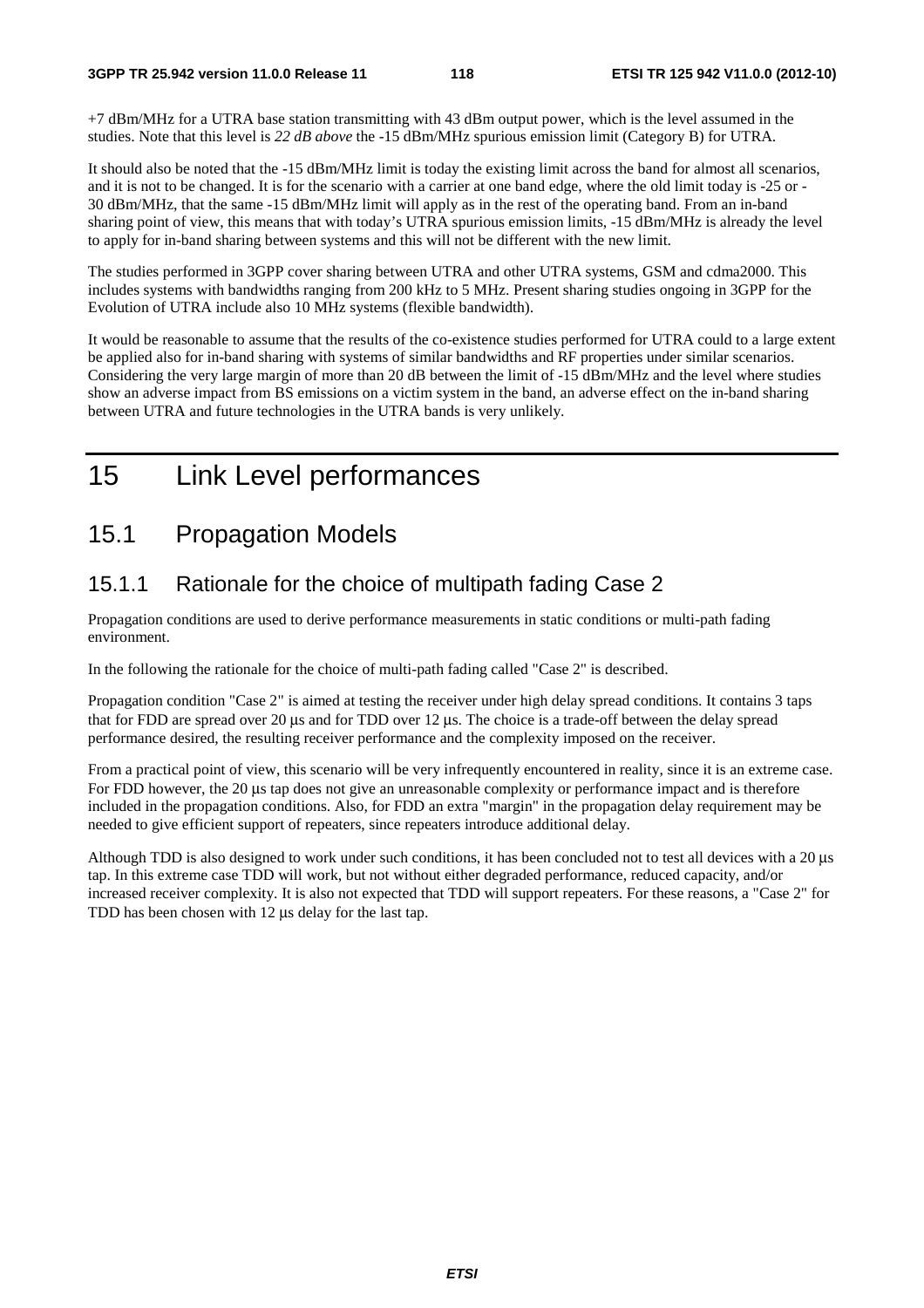+7 dBm/MHz for a UTRA base station transmitting with 43 dBm output power, which is the level assumed in the studies. Note that this level is *22 dB above* the -15 dBm/MHz spurious emission limit (Category B) for UTRA.

It should also be noted that the -15 dBm/MHz limit is today the existing limit across the band for almost all scenarios, and it is not to be changed. It is for the scenario with a carrier at one band edge, where the old limit today is -25 or -30 dBm/MHz, that the same -15 dBm/MHz limit will apply as in the rest of the operating band. From an in-band sharing point of view, this means that with today's UTRA spurious emission limits, -15 dBm/MHz is already the level to apply for in-band sharing between systems and this will not be different with the new limit.

The studies performed in 3GPP cover sharing between UTRA and other UTRA systems, GSM and cdma2000. This includes systems with bandwidths ranging from 200 kHz to 5 MHz. Present sharing studies ongoing in 3GPP for the Evolution of UTRA include also 10 MHz systems (flexible bandwidth).

It would be reasonable to assume that the results of the co-existence studies performed for UTRA could to a large extent be applied also for in-band sharing with systems of similar bandwidths and RF properties under similar scenarios. Considering the very large margin of more than 20 dB between the limit of -15 dBm/MHz and the level where studies show an adverse impact from BS emissions on a victim system in the band, an adverse effect on the in-band sharing between UTRA and future technologies in the UTRA bands is very unlikely.

# 15 Link Level performances

## 15.1 Propagation Models

### 15.1.1 Rationale for the choice of multipath fading Case 2

Propagation conditions are used to derive performance measurements in static conditions or multi-path fading environment.

In the following the rationale for the choice of multi-path fading called "Case 2" is described.

Propagation condition "Case 2" is aimed at testing the receiver under high delay spread conditions. It contains 3 taps that for FDD are spread over 20 µs and for TDD over 12 µs. The choice is a trade-off between the delay spread performance desired, the resulting receiver performance and the complexity imposed on the receiver.

From a practical point of view, this scenario will be very infrequently encountered in reality, since it is an extreme case. For FDD however, the 20 µs tap does not give an unreasonable complexity or performance impact and is therefore included in the propagation conditions. Also, for FDD an extra "margin" in the propagation delay requirement may be needed to give efficient support of repeaters, since repeaters introduce additional delay.

Although TDD is also designed to work under such conditions, it has been concluded not to test all devices with a 20 µs tap. In this extreme case TDD will work, but not without either degraded performance, reduced capacity, and/or increased receiver complexity. It is also not expected that TDD will support repeaters. For these reasons, a "Case 2" for TDD has been chosen with 12 µs delay for the last tap.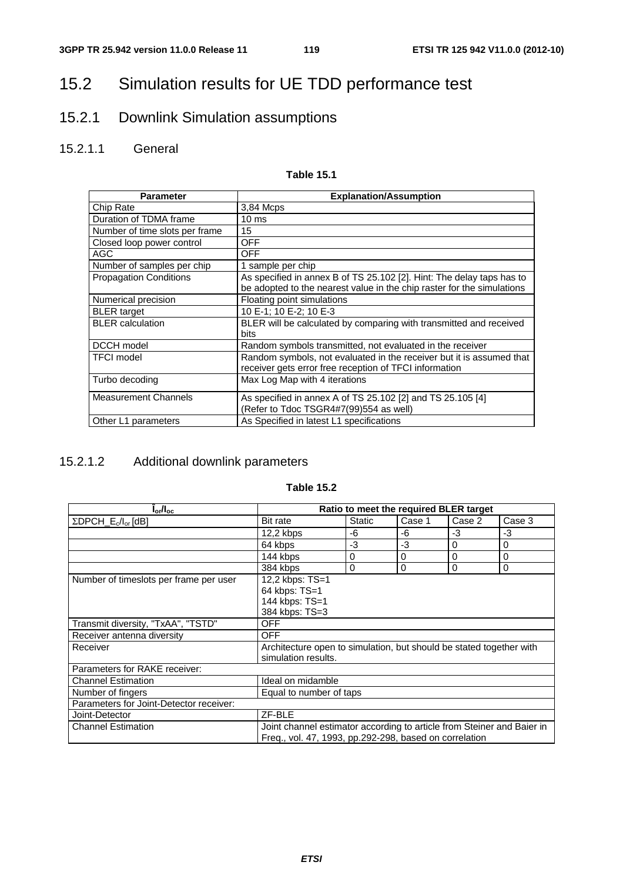# 15.2 Simulation results for UE TDD performance test

## 15.2.1 Downlink Simulation assumptions

### 15.2.1.1 General

**Table 15.1**

| Parameter | Explanation/Assumption |
|---|---|
| Chip Rate | 3,84 Mcps |
| Duration of TDMA frame | 10 ms |
| Number of time slots per frame | 15 |
| Closed loop power control | OFF |
| AGC | OFF |
| Number of samples per chip | 1 sample per chip |
| Propagation Conditions | As specified in annex B of TS 25.102 [2]. Hint: The delay taps has to be adopted to the nearest value in the chip raster for the simulations |
| Numerical precision | Floating point simulations |
| BLER target | 10 E-1; 10 E-2; 10 E-3 |
| BLER calculation | BLER will be calculated by comparing with transmitted and received bits |
| DCCH model | Random symbols transmitted, not evaluated in the receiver |
| TFCI model | Random symbols, not evaluated in the receiver but it is assumed that receiver gets error free reception of TFCI information |
| Turbo decoding | Max Log Map with 4 iterations |
| Measurement Channels | As specified in annex A of TS 25.102 [2] and TS 25.105 [4] (Refer to Tdoc TSGR4#7(99)554 as well) |
| Other L1 parameters | As Specified in latest L1 specifications |

### 15.2.1.2 Additional downlink parameters

**Table 15.2**

| $\hat{I}_{or}/I_{oc}$ | Ratio to meet the required BLER target | | | | |
|---|---|---|---|---|---|
| $\Sigma DPCH\_E_c/I_{or}$ [dB] | Bit rate | Static | Case 1 | Case 2 | Case 3 |
| | 12,2 kbps | -6 | -6 | -3 | -3 |
| | 64 kbps | -3 | -3 | 0 | 0 |
| | 144 kbps | 0 | 0 | 0 | 0 |
| | 384 kbps | 0 | 0 | 0 | 0 |
| Number of timeslots per frame per user | 12,2 kbps: TS=1<br>64 kbps: TS=1<br>144 kbps: TS=1<br>384 kbps: TS=3 | | | | |
| Transmit diversity, "TxAA", "TSTD" | OFF | | | | |
| Receiver antenna diversity | OFF | | | | |
| Receiver | Architecture open to simulation, but should be stated together with simulation results. | | | | |
| Parameters for RAKE receiver: | | | | | |
| Channel Estimation | Ideal on midamble | | | | |
| Number of fingers | Equal to number of taps | | | | |
| Parameters for Joint-Detector receiver: | | | | | |
| Joint-Detector | ZF-BLE | | | | |
| Channel Estimation | Joint channel estimator according to article from Steiner and Baier in Freq., vol. 47, 1993, pp.292-298, based on correlation | | | | |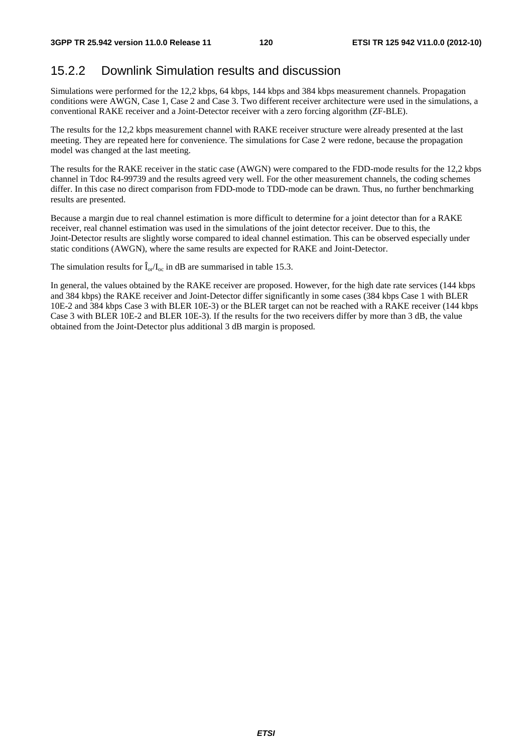## 15.2.2 Downlink Simulation results and discussion

Simulations were performed for the 12,2 kbps, 64 kbps, 144 kbps and 384 kbps measurement channels. Propagation conditions were AWGN, Case 1, Case 2 and Case 3. Two different receiver architecture were used in the simulations, a conventional RAKE receiver and a Joint-Detector receiver with a zero forcing algorithm (ZF-BLE).

The results for the 12,2 kbps measurement channel with RAKE receiver structure were already presented at the last meeting. They are repeated here for convenience. The simulations for Case 2 were redone, because the propagation model was changed at the last meeting.

The results for the RAKE receiver in the static case (AWGN) were compared to the FDD-mode results for the 12,2 kbps channel in Tdoc R4-99739 and the results agreed very well. For the other measurement channels, the coding schemes differ. In this case no direct comparison from FDD-mode to TDD-mode can be drawn. Thus, no further benchmarking results are presented.

Because a margin due to real channel estimation is more difficult to determine for a joint detector than for a RAKE receiver, real channel estimation was used in the simulations of the joint detector receiver. Due to this, the Joint-Detector results are slightly worse compared to ideal channel estimation. This can be observed especially under static conditions (AWGN), where the same results are expected for RAKE and Joint-Detector.

The simulation results for $\hat{I}_{or}/I_{oc}$ in dB are summarised in table 15.3.

In general, the values obtained by the RAKE receiver are proposed. However, for the high date rate services (144 kbps and 384 kbps) the RAKE receiver and Joint-Detector differ significantly in some cases (384 kbps Case 1 with BLER 10E-2 and 384 kbps Case 3 with BLER 10E-3) or the BLER target can not be reached with a RAKE receiver (144 kbps Case 3 with BLER 10E-2 and BLER 10E-3). If the results for the two receivers differ by more than 3 dB, the value obtained from the Joint-Detector plus additional 3 dB margin is proposed.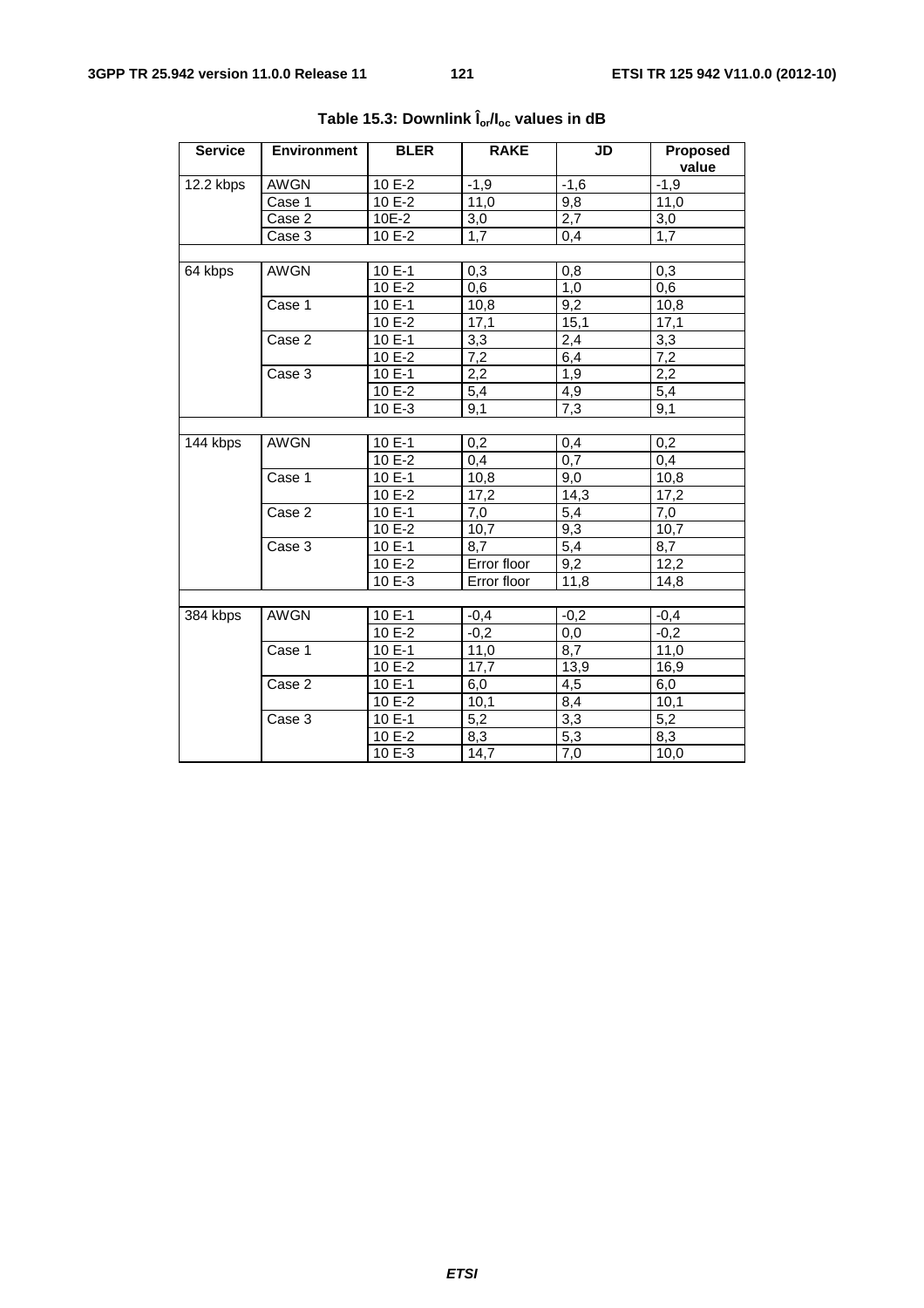**Table 15.3: Downlink $\hat{I}_{or}/I_{oc}$ values in dB**

| Service | Environment | BLER | RAKE | JD | Proposed value |
|---|---|---|---|---|---|
| 12.2 kbps | AWGN | 10 E-2 | -1,9 | -1,6 | -1,9 |
| | Case 1 | 10 E-2 | 11,0 | 9,8 | 11,0 |
| | Case 2 | 10E-2 | 3,0 | 2,7 | 3,0 |
| | Case 3 | 10 E-2 | 1,7 | 0,4 | 1,7 |
| | | | | | |
| 64 kbps | AWGN | 10 E-1 | 0,3 | 0,8 | 0,3 |
| | | 10 E-2 | 0,6 | 1,0 | 0,6 |
| | Case 1 | 10 E-1 | 10,8 | 9,2 | 10,8 |
| | | 10 E-2 | 17,1 | 15,1 | 17,1 |
| | Case 2 | 10 E-1 | 3,3 | 2,4 | 3,3 |
| | | 10 E-2 | 7,2 | 6,4 | 7,2 |
| | Case 3 | 10 E-1 | 2,2 | 1,9 | 2,2 |
| | | 10 E-2 | 5,4 | 4,9 | 5,4 |
| | | 10 E-3 | 9,1 | 7,3 | 9,1 |
| | | | | | |
| 144 kbps | AWGN | 10 E-1 | 0,2 | 0,4 | 0,2 |
| | | 10 E-2 | 0,4 | 0,7 | 0,4 |
| | Case 1 | 10 E-1 | 10,8 | 9,0 | 10,8 |
| | | 10 E-2 | 17,2 | 14,3 | 17,2 |
| | Case 2 | 10 E-1 | 7,0 | 5,4 | 7,0 |
| | | 10 E-2 | 10,7 | 9,3 | 10,7 |
| | Case 3 | 10 E-1 | 8,7 | 5,4 | 8,7 |
| | | 10 E-2 | Error floor | 9,2 | 12,2 |
| | | 10 E-3 | Error floor | 11,8 | 14,8 |
| | | | | | |
| 384 kbps | AWGN | 10 E-1 | -0,4 | -0,2 | -0,4 |
| | | 10 E-2 | -0,2 | 0,0 | -0,2 |
| | Case 1 | 10 E-1 | 11,0 | 8,7 | 11,0 |
| | | 10 E-2 | 17,7 | 13,9 | 16,9 |
| | Case 2 | 10 E-1 | 6,0 | 4,5 | 6,0 |
| | | 10 E-2 | 10,1 | 8,4 | 10,1 |
| | Case 3 | 10 E-1 | 5,2 | 3,3 | 5,2 |
| | | 10 E-2 | 8,3 | 5,3 | 8,3 |
| | | 10 E-3 | 14,7 | 7,0 | 10,0 |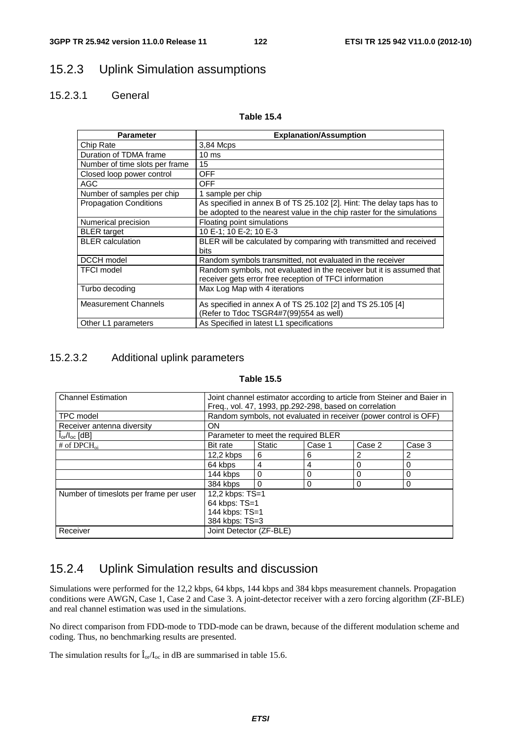## 15.2.3 Uplink Simulation assumptions

### 15.2.3.1 General

**Table 15.4**

| Parameter | Explanation/Assumption |
|---|---|
| Chip Rate | 3,84 Mcps |
| Duration of TDMA frame | 10 ms |
| Number of time slots per frame | 15 |
| Closed loop power control | OFF |
| AGC | OFF |
| Number of samples per chip | 1 sample per chip |
| Propagation Conditions | As specified in annex B of TS 25.102 [2]. Hint: The delay taps has to be adopted to the nearest value in the chip raster for the simulations |
| Numerical precision | Floating point simulations |
| BLER target | 10 E-1; 10 E-2; 10 E-3 |
| BLER calculation | BLER will be calculated by comparing with transmitted and received bits |
| DCCH model | Random symbols transmitted, not evaluated in the receiver |
| TFCI model | Random symbols, not evaluated in the receiver but it is assumed that receiver gets error free reception of TFCI information |
| Turbo decoding | Max Log Map with 4 iterations |
| Measurement Channels | As specified in annex A of TS 25.102 [2] and TS 25.105 [4] (Refer to Tdoc TSGR4#7(99)554 as well) |
| Other L1 parameters | As Specified in latest L1 specifications |

### 15.2.3.2 Additional uplink parameters

**Table 15.5**

| | | | | | |
|---|---|---|---|---|---|
| Channel Estimation | Joint channel estimator according to article from Steiner and Baier in Freq., vol. 47, 1993, pp.292-298, based on correlation | | | | |
| TPC model | Random symbols, not evaluated in receiver (power control is OFF) | | | | |
| Receiver antenna diversity | ON | | | | |
| $\hat{I}_{or}/I_{oc}$ [dB] | Parameter to meet the required BLER | | | | |
| # of $DPCH_{oi}$ | Bit rate | Static | Case 1 | Case 2 | Case 3 |
| | 12,2 kbps | 6 | 6 | 2 | 2 |
| | 64 kbps | 4 | 4 | 0 | 0 |
| | 144 kbps | 0 | 0 | 0 | 0 |
| | 384 kbps | 0 | 0 | 0 | 0 |
| Number of timeslots per frame per user | 12,2 kbps: TS=1<br>64 kbps: TS=1<br>144 kbps: TS=1<br>384 kbps: TS=3 | | | | |
| Receiver | Joint Detector (ZF-BLE) | | | | |

## 15.2.4 Uplink Simulation results and discussion

Simulations were performed for the 12,2 kbps, 64 kbps, 144 kbps and 384 kbps measurement channels. Propagation conditions were AWGN, Case 1, Case 2 and Case 3. A joint-detector receiver with a zero forcing algorithm (ZF-BLE) and real channel estimation was used in the simulations.

No direct comparison from FDD-mode to TDD-mode can be drawn, because of the different modulation scheme and coding. Thus, no benchmarking results are presented.

The simulation results for $\hat{I}_{or}/I_{oc}$ in dB are summarised in table 15.6.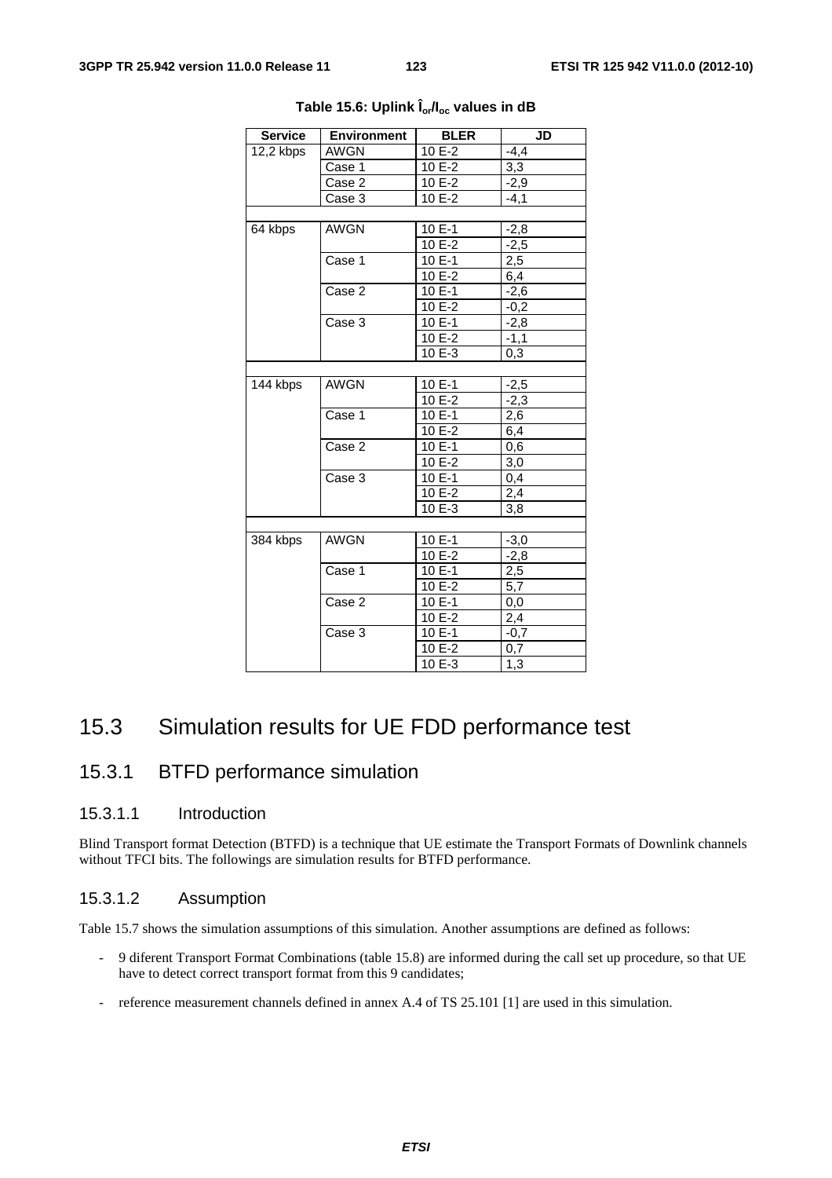Table 15.6: Uplink $\hat{I}_{or}/I_{oc}$ values in dB

| Service | Environment | BLER | JD |
|---|---|---|---|
| 12,2 kbps | AWGN | 10 E-2 | -4,4 |
| | Case 1 | 10 E-2 | 3,3 |
| | Case 2 | 10 E-2 | -2,9 |
| | Case 3 | 10 E-2 | -4,1 |
| | | | |
| 64 kbps | AWGN | 10 E-1 | -2,8 |
| | | 10 E-2 | -2,5 |
| | Case 1 | 10 E-1 | 2,5 |
| | | 10 E-2 | 6,4 |
| | Case 2 | 10 E-1 | -2,6 |
| | | 10 E-2 | -0,2 |
| | Case 3 | 10 E-1 | -2,8 |
| | | 10 E-2 | -1,1 |
| | | 10 E-3 | 0,3 |
| | | | |
| 144 kbps | AWGN | 10 E-1 | -2,5 |
| | | 10 E-2 | -2,3 |
| | Case 1 | 10 E-1 | 2,6 |
| | | 10 E-2 | 6,4 |
| | Case 2 | 10 E-1 | 0,6 |
| | | 10 E-2 | 3,0 |
| | Case 3 | 10 E-1 | 0,4 |
| | | 10 E-2 | 2,4 |
| | | 10 E-3 | 3,8 |
| | | | |
| 384 kbps | AWGN | 10 E-1 | -3,0 |
| | | 10 E-2 | -2,8 |
| | Case 1 | 10 E-1 | 2,5 |
| | | 10 E-2 | 5,7 |
| | Case 2 | 10 E-1 | 0,0 |
| | | 10 E-2 | 2,4 |
| | Case 3 | 10 E-1 | -0,7 |
| | | 10 E-2 | 0,7 |
| | | 10 E-3 | 1,3 |

## 15.3 Simulation results for UE FDD performance test

### 15.3.1 BTFD performance simulation

#### 15.3.1.1 Introduction

Blind Transport format Detection (BTFD) is a technique that UE estimate the Transport Formats of Downlink channels without TFCI bits. The followings are simulation results for BTFD performance.

#### 15.3.1.2 Assumption

Table 15.7 shows the simulation assumptions of this simulation. Another assumptions are defined as follows:

- 9 diferent Transport Format Combinations (table 15.8) are informed during the call set up procedure, so that UE have to detect correct transport format from this 9 candidates;
- reference measurement channels defined in annex A.4 of TS 25.101 [1] are used in this simulation.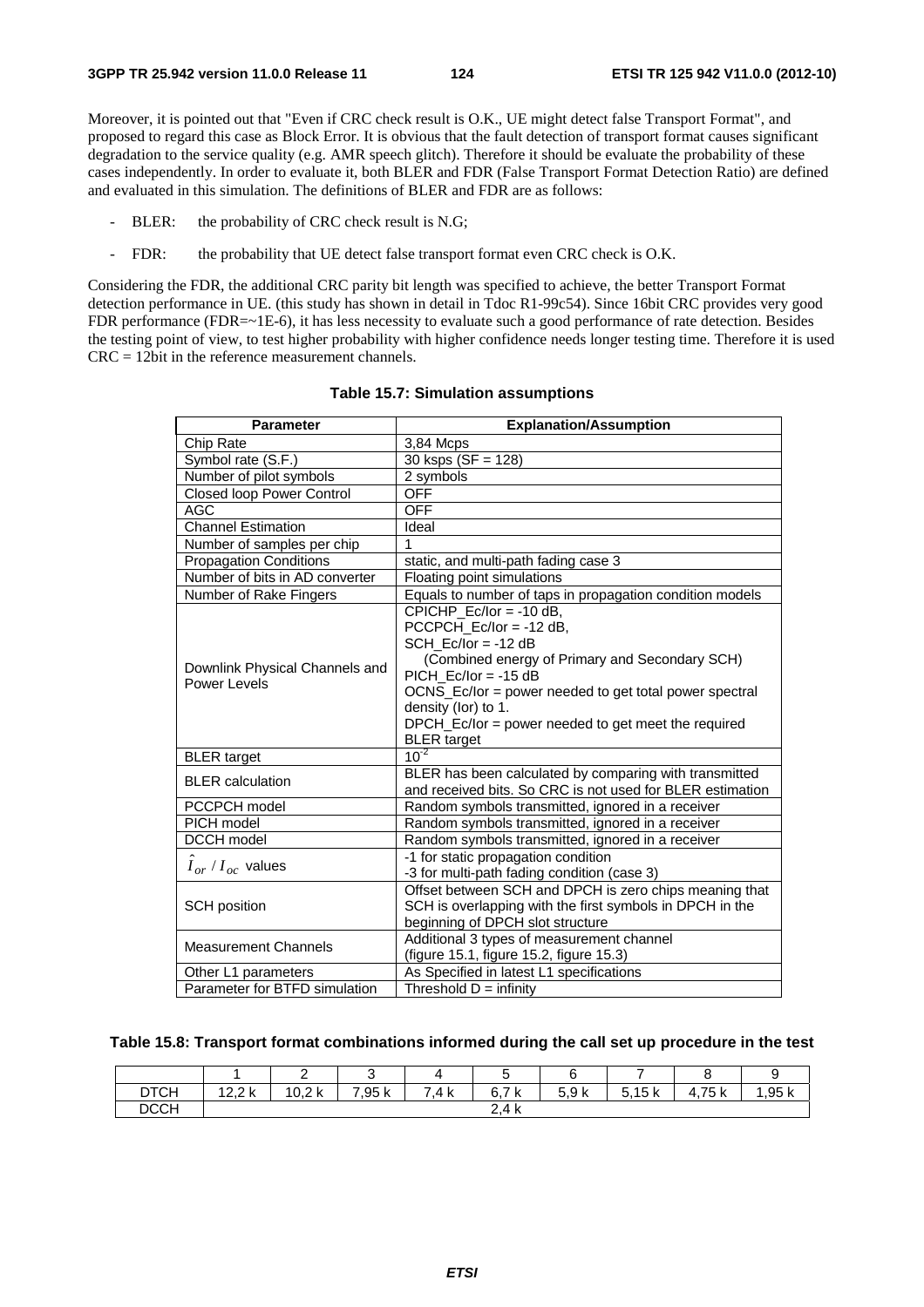Moreover, it is pointed out that "Even if CRC check result is O.K., UE might detect false Transport Format", and proposed to regard this case as Block Error. It is obvious that the fault detection of transport format causes significant degradation to the service quality (e.g. AMR speech glitch). Therefore it should be evaluate the probability of these cases independently. In order to evaluate it, both BLER and FDR (False Transport Format Detection Ratio) are defined and evaluated in this simulation. The definitions of BLER and FDR are as follows:

- BLER: the probability of CRC check result is N.G;
- FDR: the probability that UE detect false transport format even CRC check is O.K.

Considering the FDR, the additional CRC parity bit length was specified to achieve, the better Transport Format detection performance in UE. (this study has shown in detail in Tdoc R1-99c54). Since 16bit CRC provides very good FDR performance (FDR=~1E-6), it has less necessity to evaluate such a good performance of rate detection. Besides the testing point of view, to test higher probability with higher confidence needs longer testing time. Therefore it is used CRC = 12bit in the reference measurement channels.

**Table 15.7: Simulation assumptions**

| Parameter | Explanation/Assumption |
|---|---|
| Chip Rate | 3,84 Mcps |
| Symbol rate (S.F.) | 30 ksps (SF = 128) |
| Number of pilot symbols | 2 symbols |
| Closed loop Power Control | OFF |
| AGC | OFF |
| Channel Estimation | Ideal |
| Number of samples per chip | 1 |
| Propagation Conditions | static, and multi-path fading case 3 |
| Number of bits in AD converter | Floating point simulations |
| Number of Rake Fingers | Equals to number of taps in propagation condition models |
| Downlink Physical Channels and Power Levels | CPICHP_Ec/Ior = -10 dB,<br>PCCPCH_Ec/Ior = -12 dB,<br>SCH_Ec/Ior = -12 dB<br>(Combined energy of Primary and Secondary SCH)<br>PICH_Ec/Ior = -15 dB<br>OCNS_Ec/Ior = power needed to get total power spectral density (Ior) to 1.<br>DPCH_Ec/Ior = power needed to get meet the required BLER target |
| BLER target | $10^{-2}$ |
| BLER calculation | BLER has been calculated by comparing with transmitted and received bits. So CRC is not used for BLER estimation |
| PCCPCH model | Random symbols transmitted, ignored in a receiver |
| PICH model | Random symbols transmitted, ignored in a receiver |
| DCCH model | Random symbols transmitted, ignored in a receiver |
| $\hat{I}_{or} / I_{oc}$ values | -1 for static propagation condition<br>-3 for multi-path fading condition (case 3) |
| SCH position | Offset between SCH and DPCH is zero chips meaning that SCH is overlapping with the first symbols in DPCH in the beginning of DPCH slot structure |
| Measurement Channels | Additional 3 types of measurement channel<br>(figure 15.1, figure 15.2, figure 15.3) |
| Other L1 parameters | As Specified in latest L1 specifications |
| Parameter for BTFD simulation | Threshold D = infinity |

**Table 15.8: Transport format combinations informed during the call set up procedure in the test**

| | 1 | 2 | 3 | 4 | 5 | 6 | 7 | 8 | 9 |
|---|---|---|---|---|---|---|---|---|---|
| DTCH | 12,2 k | 10,2 k | 7,95 k | 7,4 k | 6,7 k | 5,9 k | 5,15 k | 4,75 k | 1,95 k |
| DCCH | 2,4 k | | | | | | | | |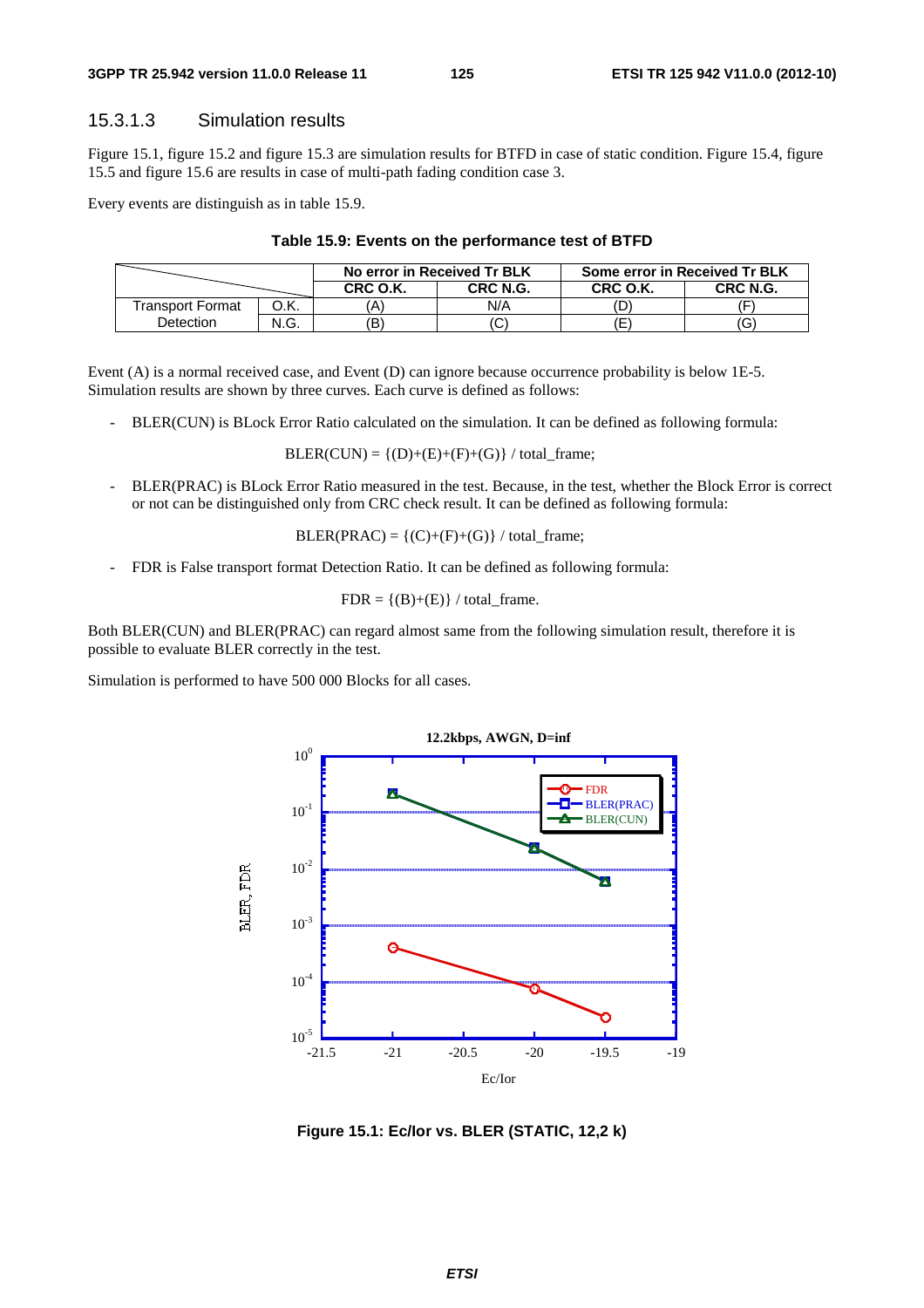### 15.3.1.3 Simulation results

Figure 15.1, figure 15.2 and figure 15.3 are simulation results for BTFD in case of static condition. Figure 15.4, figure 15.5 and figure 15.6 are results in case of multi-path fading condition case 3.

Every events are distinguish as in table 15.9.

**Table 15.9: Events on the performance test of BTFD**

| | | No error in Received Tr BLK | | Some error in Received Tr BLK | |
|---|---|---|---|---|---|
| | | CRC O.K. | CRC N.G. | CRC O.K. | CRC N.G. |
| Transport Format Detection | O.K. | (A) | N/A | (D) | (F) |
| | N.G. | (B) | (C) | (E) | (G) |

Event (A) is a normal received case, and Event (D) can ignore because occurrence probability is below 1E-5. Simulation results are shown by three curves. Each curve is defined as follows:

- BLER(CUN) is BLock Error Ratio calculated on the simulation. It can be defined as following formula:

  BLER(CUN) = {(D)+(E)+(F)+(G)} / total_frame;

- BLER(PRAC) is BLock Error Ratio measured in the test. Because, in the test, whether the Block Error is correct or not can be distinguished only from CRC check result. It can be defined as following formula:

  BLER(PRAC) = {(C)+(F)+(G)} / total_frame;

- FDR is False transport format Detection Ratio. It can be defined as following formula:

  FDR = {(B)+(E)} / total_frame.

Both BLER(CUN) and BLER(PRAC) can regard almost same from the following simulation result, therefore it is possible to evaluate BLER correctly in the test.

Simulation is performed to have 500 000 Blocks for all cases.

**Figure 15.1: Ec/Ior vs. BLER (STATIC, 12,2 k)**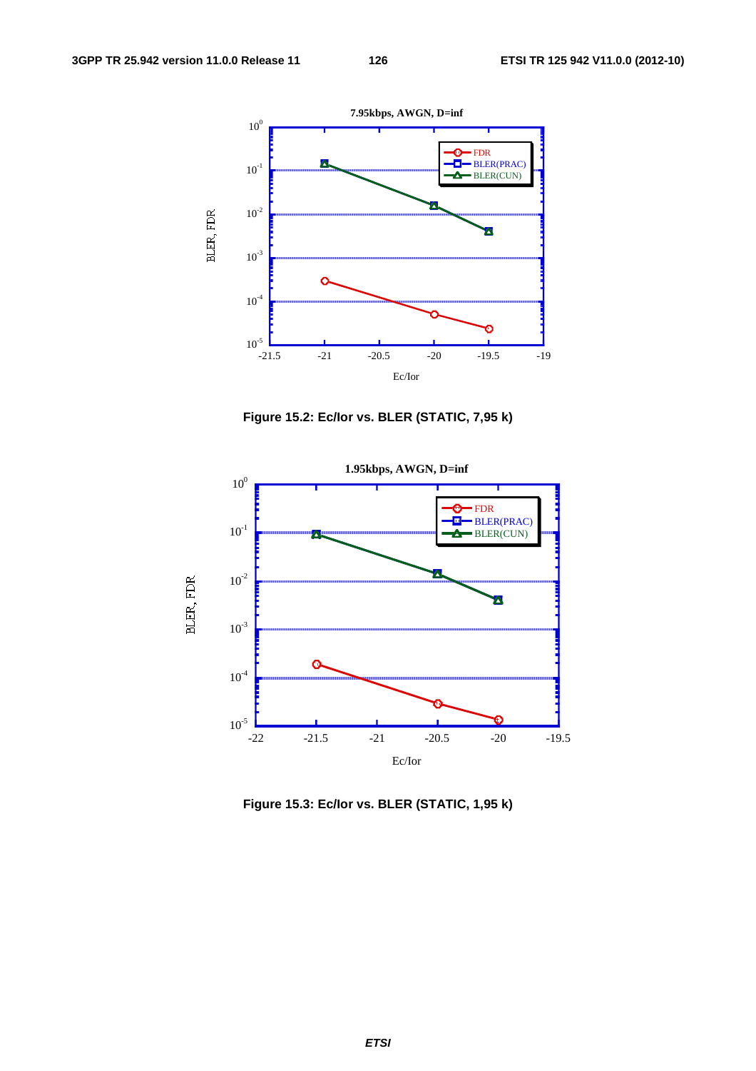Figure 15.2: Ec/Ior vs. BLER (STATIC, 7,95 k)

Figure 15.3: Ec/Ior vs. BLER (STATIC, 1,95 k)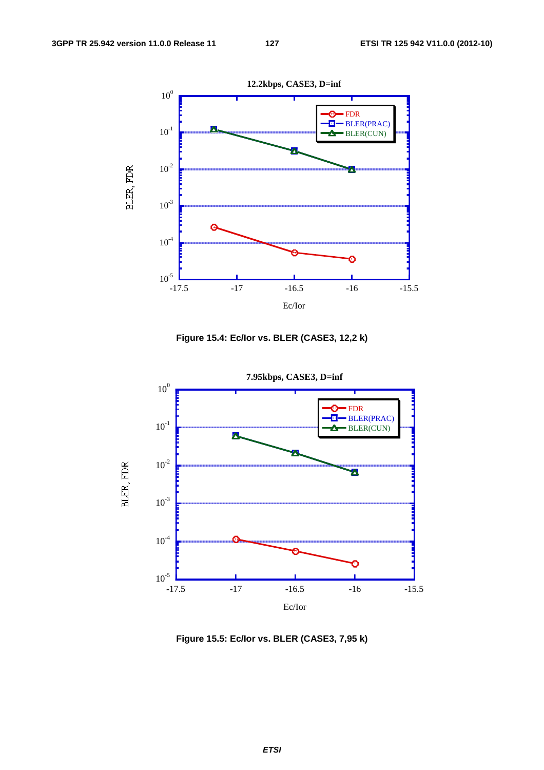Figure 15.4: Ec/Ior vs. BLER (CASE3, 12,2 k)

Figure 15.5: Ec/Ior vs. BLER (CASE3, 7,95 k)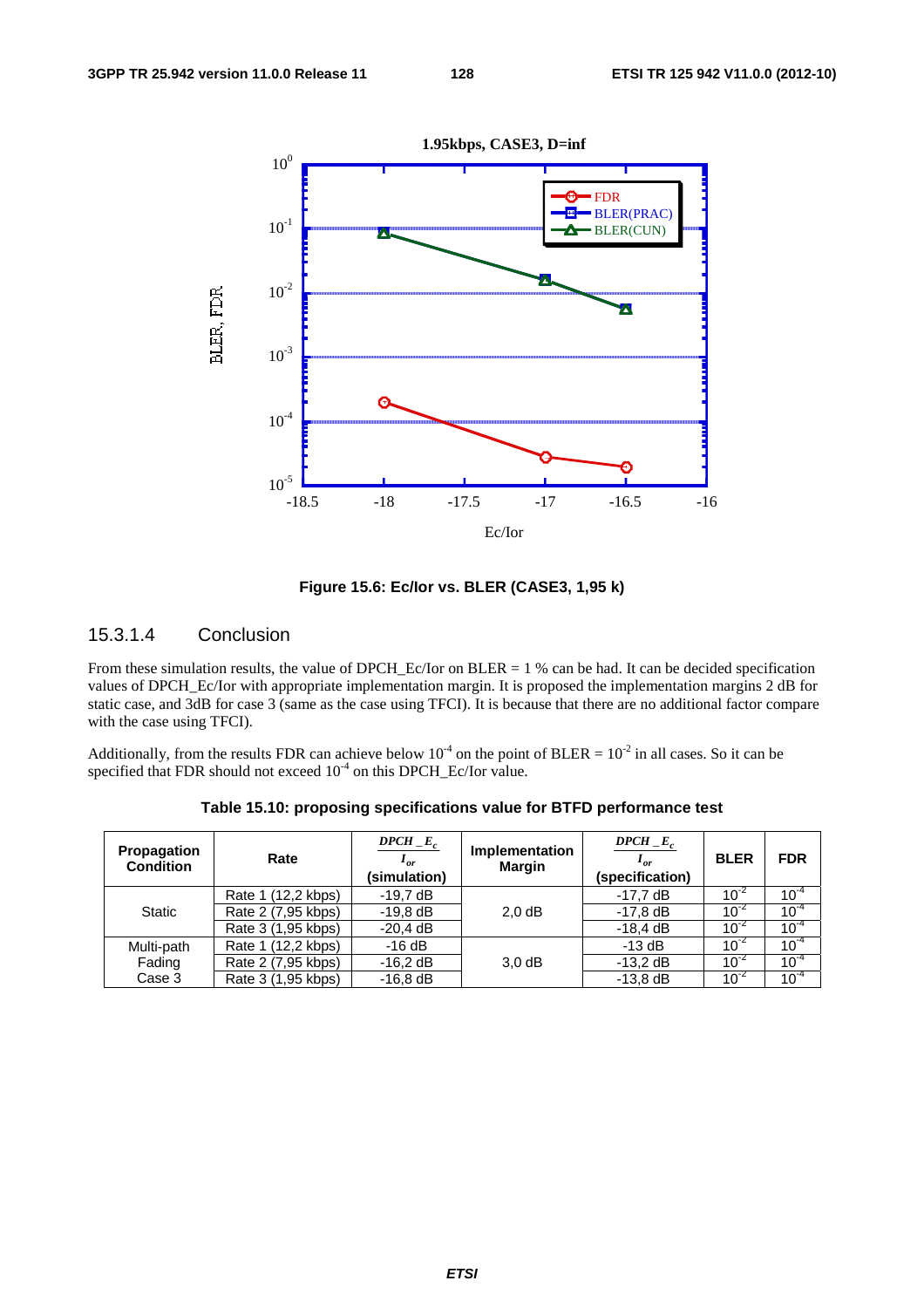Figure 15.6: Ec/Ior vs. BLER (CASE3, 1,95 k)

### 15.3.1.4 Conclusion

From these simulation results, the value of DPCH_Ec/Ior on BLER = 1 % can be had. It can be decided specification values of DPCH_Ec/Ior with appropriate implementation margin. It is proposed the implementation margins 2 dB for static case, and 3dB for case 3 (same as the case using TFCI). It is because that there are no additional factor compare with the case using TFCI).

Additionally, from the results FDR can achieve below $10^{-4}$ on the point of BLER = $10^{-2}$ in all cases. So it can be specified that FDR should not exceed $10^{-4}$ on this DPCH_Ec/Ior value.

**Table 15.10: proposing specifications value for BTFD performance test**

| Propagation Condition | Rate | $\frac{DPCH\_E_c}{I_{or}}$ (simulation) | Implementation Margin | $\frac{DPCH\_E_c}{I_{or}}$ (specification) | BLER | FDR |
|---|---|---|---|---|---|---|
| Static | Rate 1 (12,2 kbps) | -19,7 dB | 2,0 dB | -17,7 dB | $10^{-2}$ | $10^{-4}$ |
| | Rate 2 (7,95 kbps) | -19,8 dB | | -17,8 dB | $10^{-2}$ | $10^{-4}$ |
| | Rate 3 (1,95 kbps) | -20,4 dB | | -18,4 dB | $10^{-2}$ | $10^{-4}$ |
| Multi-path Fading Case 3 | Rate 1 (12,2 kbps) | -16 dB | 3,0 dB | -13 dB | $10^{-2}$ | $10^{-4}$ |
| | Rate 2 (7,95 kbps) | -16,2 dB | | -13,2 dB | $10^{-2}$ | $10^{-4}$ |
| | Rate 3 (1,95 kbps) | -16,8 dB | | -13,8 dB | $10^{-2}$ | $10^{-4}$ |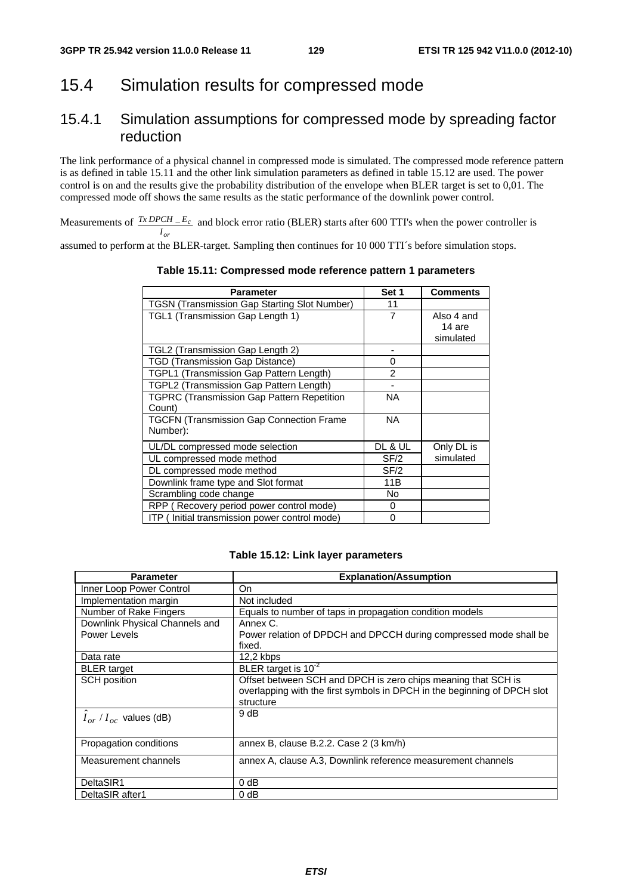## 15.4 Simulation results for compressed mode

### 15.4.1 Simulation assumptions for compressed mode by spreading factor reduction

The link performance of a physical channel in compressed mode is simulated. The compressed mode reference pattern is as defined in table 15.11 and the other link simulation parameters as defined in table 15.12 are used. The power control is on and the results give the probability distribution of the envelope when BLER target is set to 0,01. The compressed mode off shows the same results as the static performance of the downlink power control.

Measurements of $\frac{Tx\,DPCH\_E_c}{I_{or}}$ and block error ratio (BLER) starts after 600 TTI's when the power controller is assumed to perform at the BLER-target. Sampling then continues for 10 000 TTI´s before simulation stops.

**Table 15.11: Compressed mode reference pattern 1 parameters**

| Parameter | Set 1 | Comments |
|---|---|---|
| TGSN (Transmission Gap Starting Slot Number) | 11 | |
| TGL1 (Transmission Gap Length 1) | 7 | Also 4 and 14 are simulated |
| TGL2 (Transmission Gap Length 2) | - | |
| TGD (Transmission Gap Distance) | 0 | |
| TGPL1 (Transmission Gap Pattern Length) | 2 | |
| TGPL2 (Transmission Gap Pattern Length) | - | |
| TGPRC (Transmission Gap Pattern Repetition Count) | NA | |
| TGCFN (Transmission Gap Connection Frame Number): | NA | |
| UL/DL compressed mode selection | DL & UL | Only DL is simulated |
| UL compressed mode method | SF/2 | |
| DL compressed mode method | SF/2 | |
| Downlink frame type and Slot format | 11B | |
| Scrambling code change | No | |
| RPP ( Recovery period power control mode) | 0 | |
| ITP ( Initial transmission power control mode) | 0 | |

**Table 15.12: Link layer parameters**

| Parameter | Explanation/Assumption |
|---|---|
| Inner Loop Power Control | On |
| Implementation margin | Not included |
| Number of Rake Fingers | Equals to number of taps in propagation condition models |
| Downlink Physical Channels and Power Levels | Annex C.<br>Power relation of DPDCH and DPCCH during compressed mode shall be fixed. |
| Data rate | 12,2 kbps |
| BLER target | BLER target is $10^{-2}$ |
| SCH position | Offset between SCH and DPCH is zero chips meaning that SCH is overlapping with the first symbols in DPCH in the beginning of DPCH slot structure |
| $\hat{I}_{or} / I_{oc}$ values (dB) | 9 dB |
| Propagation conditions | annex B, clause B.2.2. Case 2 (3 km/h) |
| Measurement channels | annex A, clause A.3, Downlink reference measurement channels |
| DeltaSIR1 | 0 dB |
| DeltaSIR after1 | 0 dB |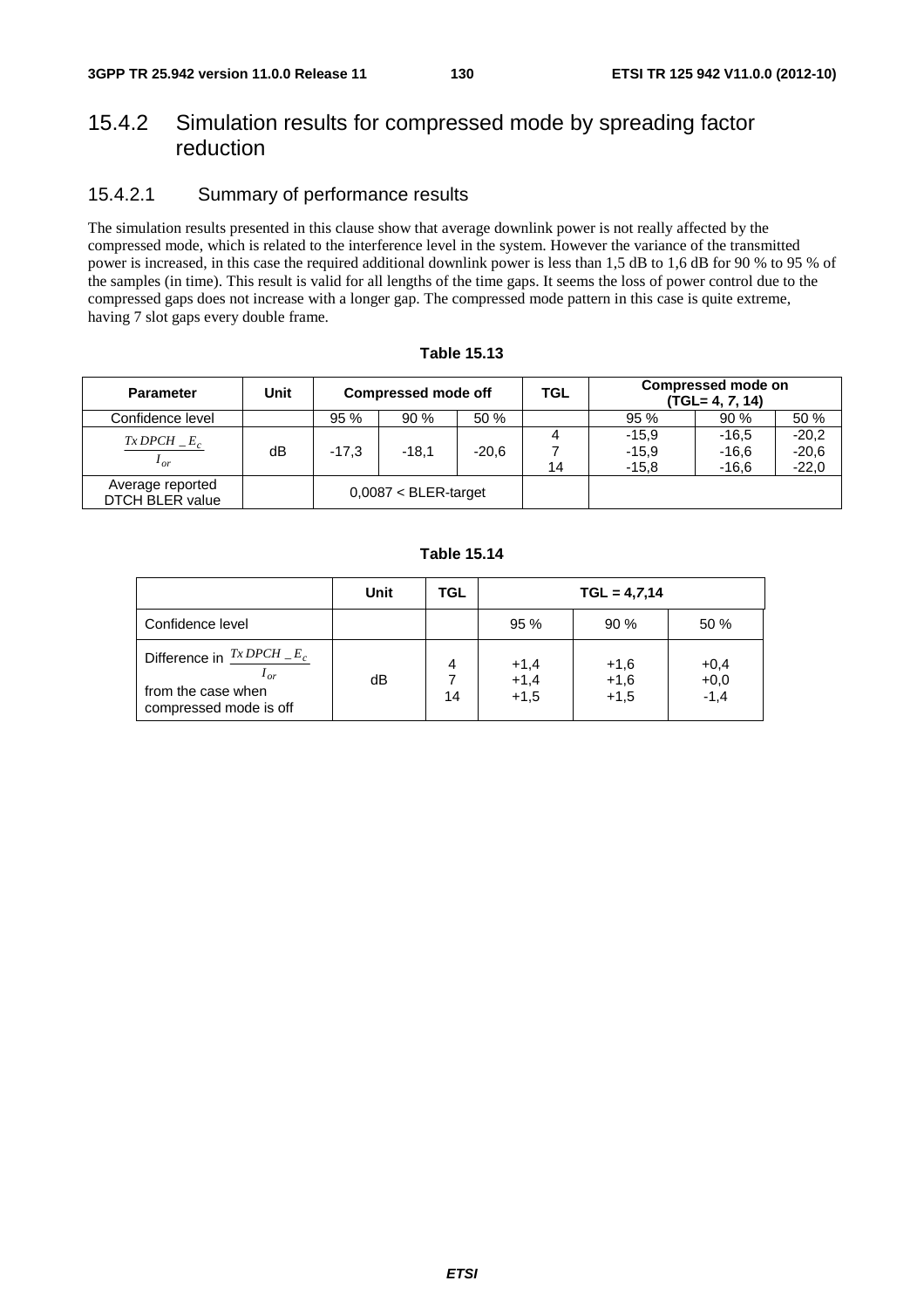## 15.4.2 Simulation results for compressed mode by spreading factor reduction

### 15.4.2.1 Summary of performance results

The simulation results presented in this clause show that average downlink power is not really affected by the compressed mode, which is related to the interference level in the system. However the variance of the transmitted power is increased, in this case the required additional downlink power is less than 1,5 dB to 1,6 dB for 90 % to 95 % of the samples (in time). This result is valid for all lengths of the time gaps. It seems the loss of power control due to the compressed gaps does not increase with a longer gap. The compressed mode pattern in this case is quite extreme, having 7 slot gaps every double frame.

**Table 15.13**

| Parameter | Unit | Compressed mode off | | | TGL | Compressed mode on (TGL= 4, 7, 14) | | |
|---|---|---|---|---|---|---|---|---|
| Confidence level | | 95 % | 90 % | 50 % | | 95 % | 90 % | 50 % |
| $\frac{Tx\,DPCH\_E_c}{I_{or}}$ | dB | -17,3 | -18,1 | -20,6 | 4<br>7<br>14 | -15,9<br>-15,9<br>-15,8 | -16,5<br>-16,6<br>-16,6 | -20,2<br>-20,6<br>-22,0 |
| Average reported DTCH BLER value | | 0,0087 < BLER-target | | | | | | |

**Table 15.14**

| | Unit | TGL | TGL = 4,7,14 | | |
|---|---|---|---|---|---|
| Confidence level | | | 95 % | 90 % | 50 % |
| Difference in $\frac{Tx\,DPCH\_E_c}{I_{or}}$ from the case when compressed mode is off | dB | 4<br>7<br>14 | +1,4<br>+1,4<br>+1,5 | +1,6<br>+1,6<br>+1,5 | +0,4<br>+0,0<br>-1,4 |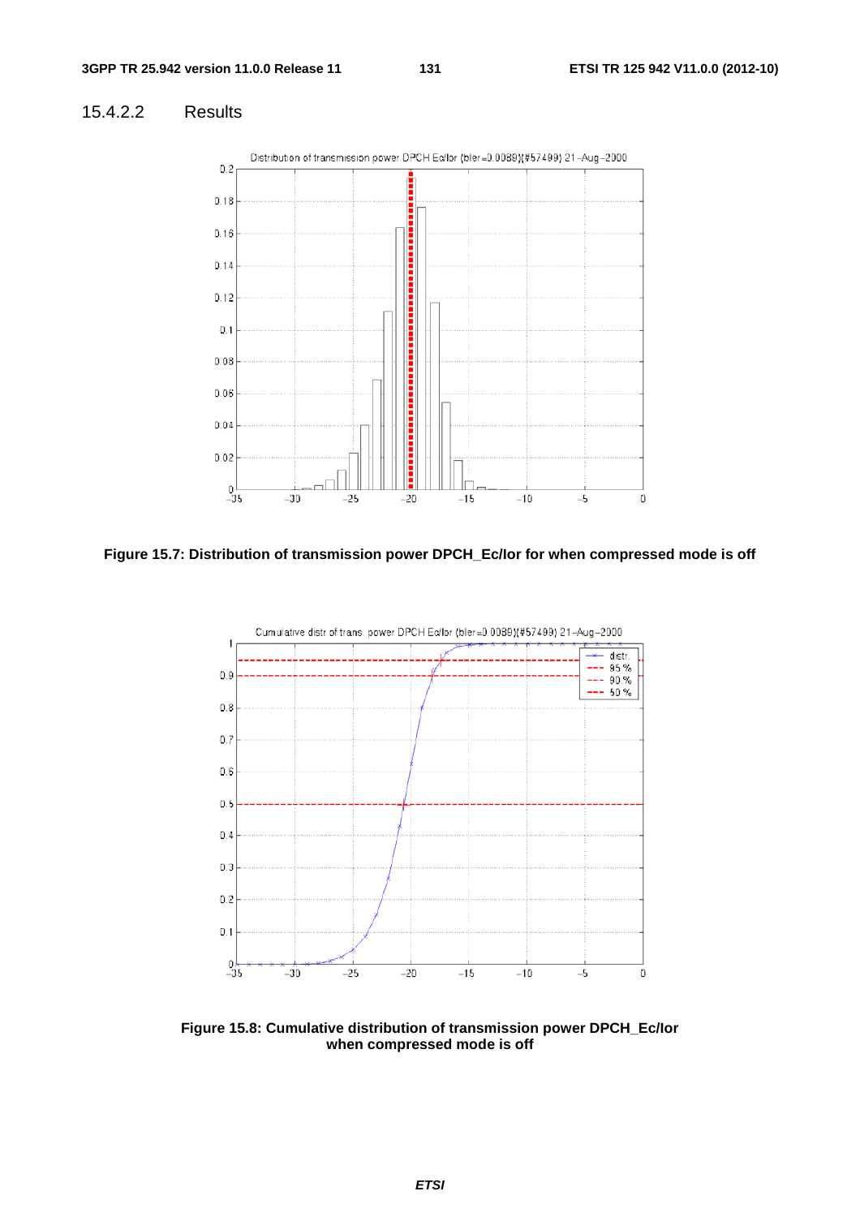### 15.4.2.2 Results

**Figure 15.7: Distribution of transmission power DPCH_Ec/Ior for when compressed mode is off**

**Figure 15.8: Cumulative distribution of transmission power DPCH_Ec/Ior when compressed mode is off**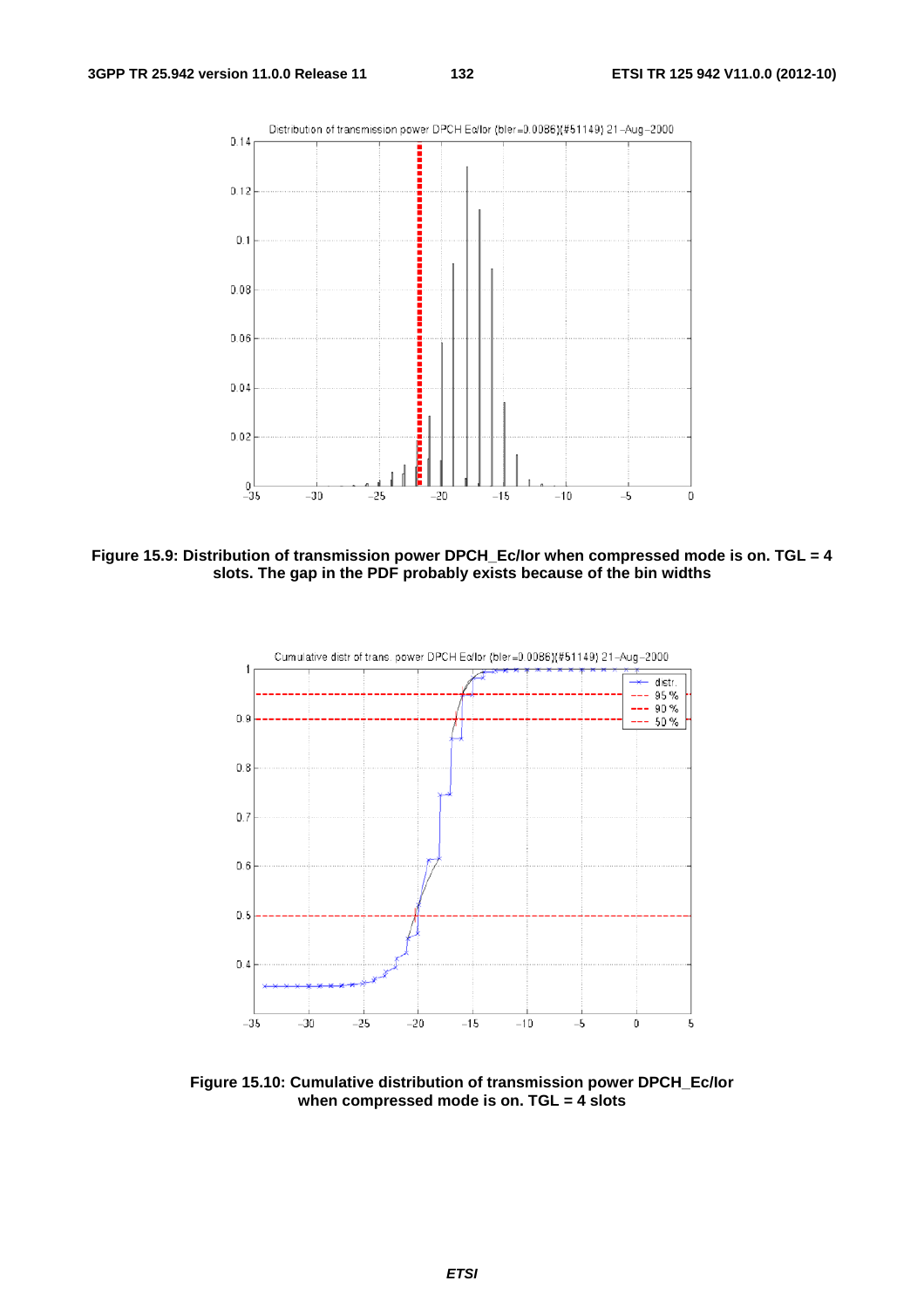Figure 15.9: Distribution of transmission power DPCH_Ec/Ior when compressed mode is on. TGL = 4 slots. The gap in the PDF probably exists because of the bin widths

Figure 15.10: Cumulative distribution of transmission power DPCH_Ec/Ior when compressed mode is on. TGL = 4 slots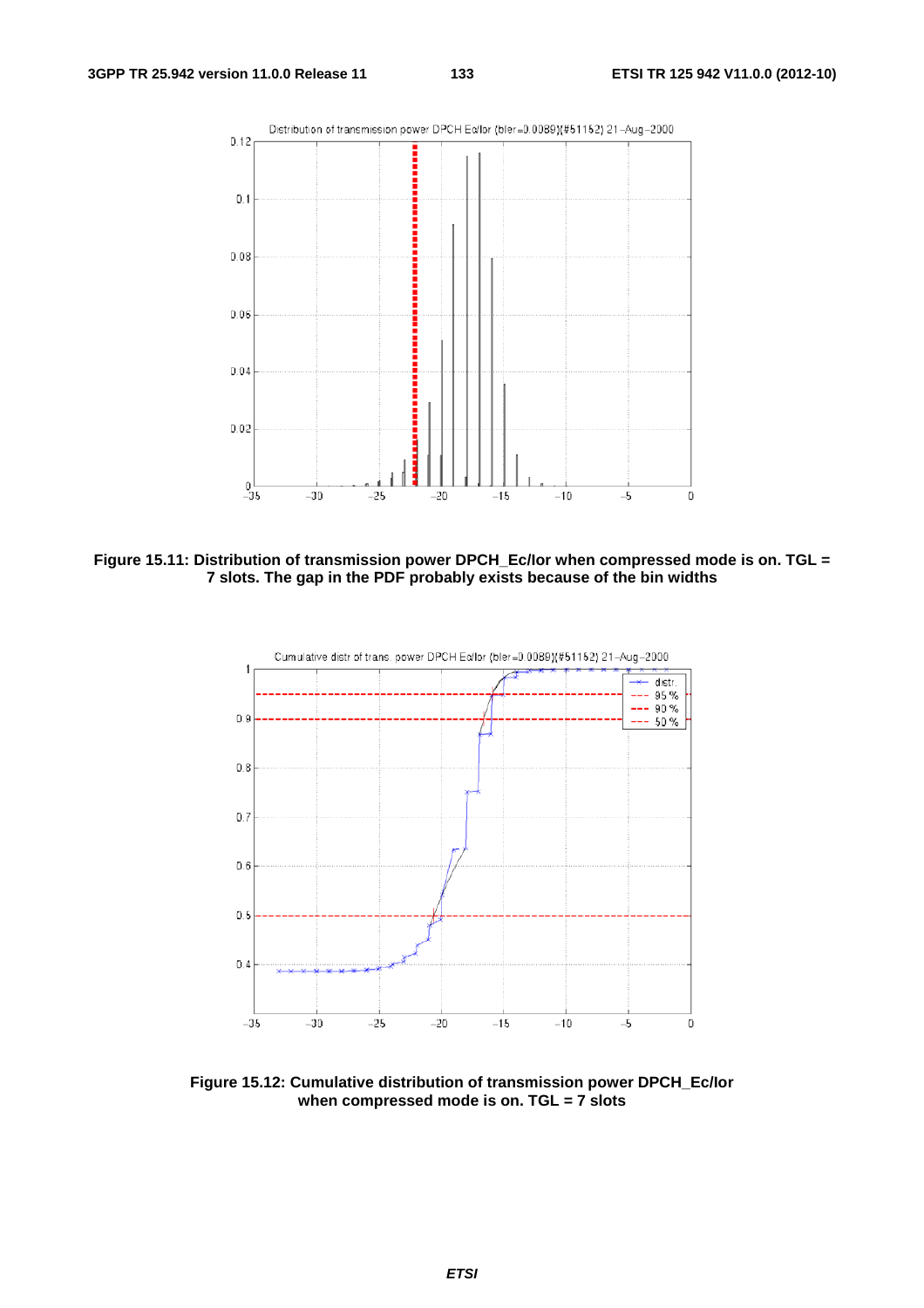Figure 15.11: Distribution of transmission power DPCH_Ec/Ior when compressed mode is on. TGL = 7 slots. The gap in the PDF probably exists because of the bin widths

Figure 15.12: Cumulative distribution of transmission power DPCH_Ec/Ior when compressed mode is on. TGL = 7 slots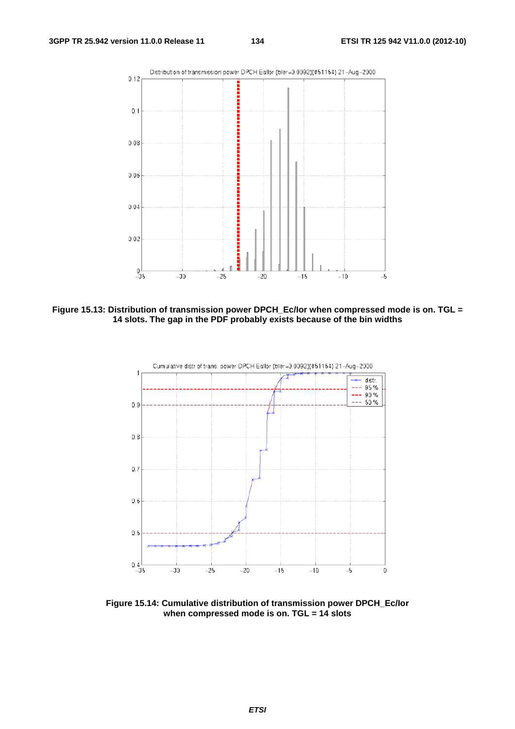Figure 15.13: Distribution of transmission power DPCH_Ec/Ior when compressed mode is on. TGL = 14 slots. The gap in the PDF probably exists because of the bin widths

Figure 15.14: Cumulative distribution of transmission power DPCH_Ec/Ior when compressed mode is on. TGL = 14 slots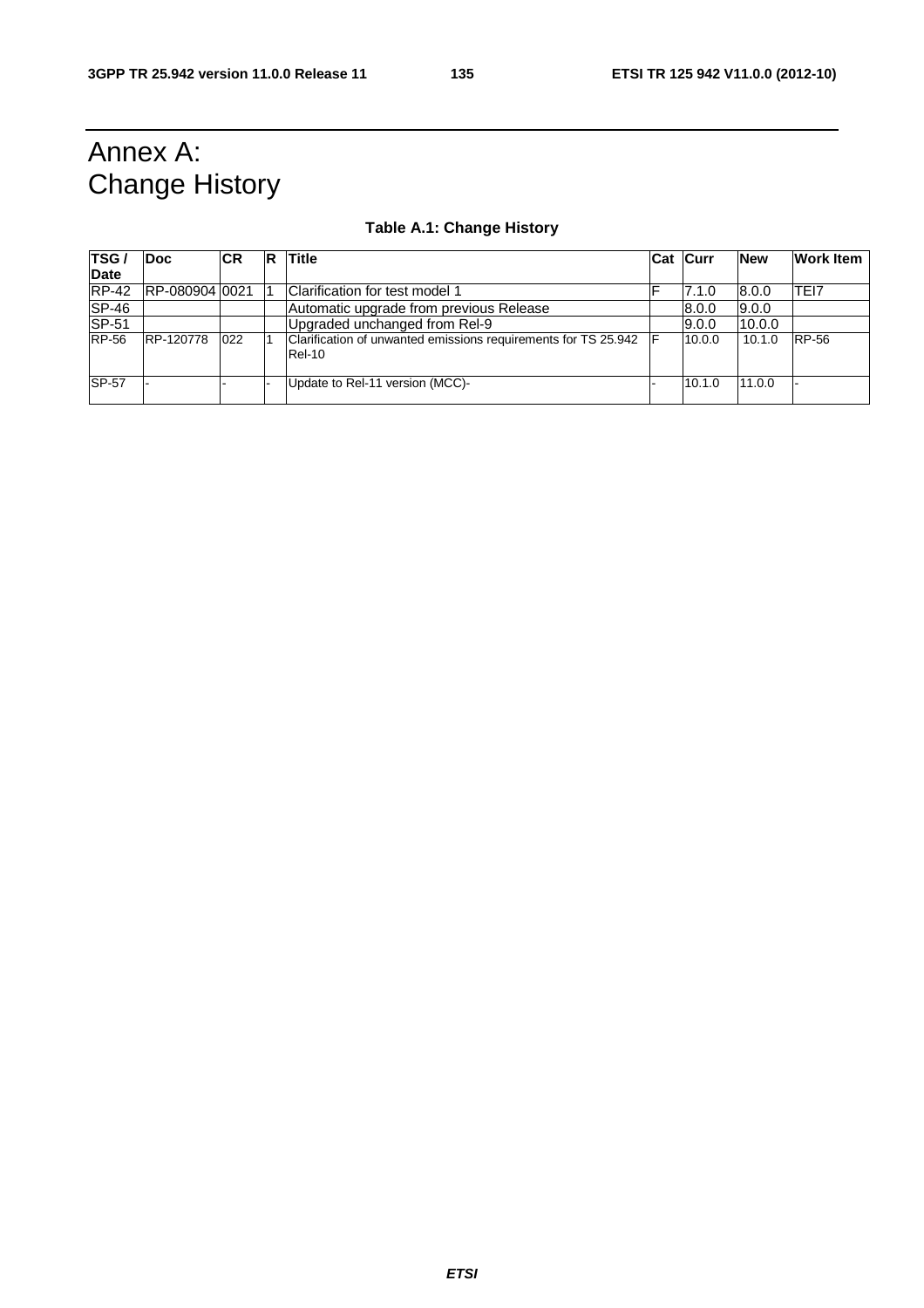# Annex A: Change History

**Table A.1: Change History**

| TSG / Date | Doc | CR | R | Title | Cat | Curr | New | Work Item |
|---|---|---|---|---|---|---|---|---|
| RP-42 | RP-080904 | 0021 | 1 | Clarification for test model 1 | F | 7.1.0 | 8.0.0 | TEI7 |
| SP-46 | | | | Automatic upgrade from previous Release | | 8.0.0 | 9.0.0 | |
| SP-51 | | | | Upgraded unchanged from Rel-9 | | 9.0.0 | 10.0.0 | |
| RP-56 | RP-120778 | 022 | 1 | Clarification of unwanted emissions requirements for TS 25.942 Rel-10 | F | 10.0.0 | 10.1.0 | RP-56 |
| SP-57 | - | - | - | Update to Rel-11 version (MCC)- | - | 10.1.0 | 11.0.0 | - |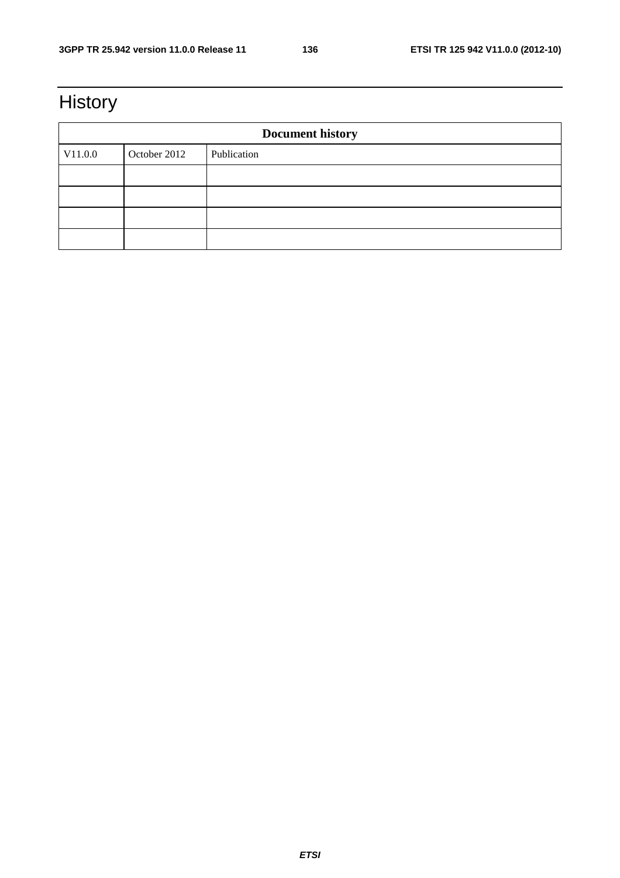# History

| Document history | | |
| --- | --- | --- |
| V11.0.0 | October 2012 | Publication |
| | | |
| | | |
| | | |
| | | |